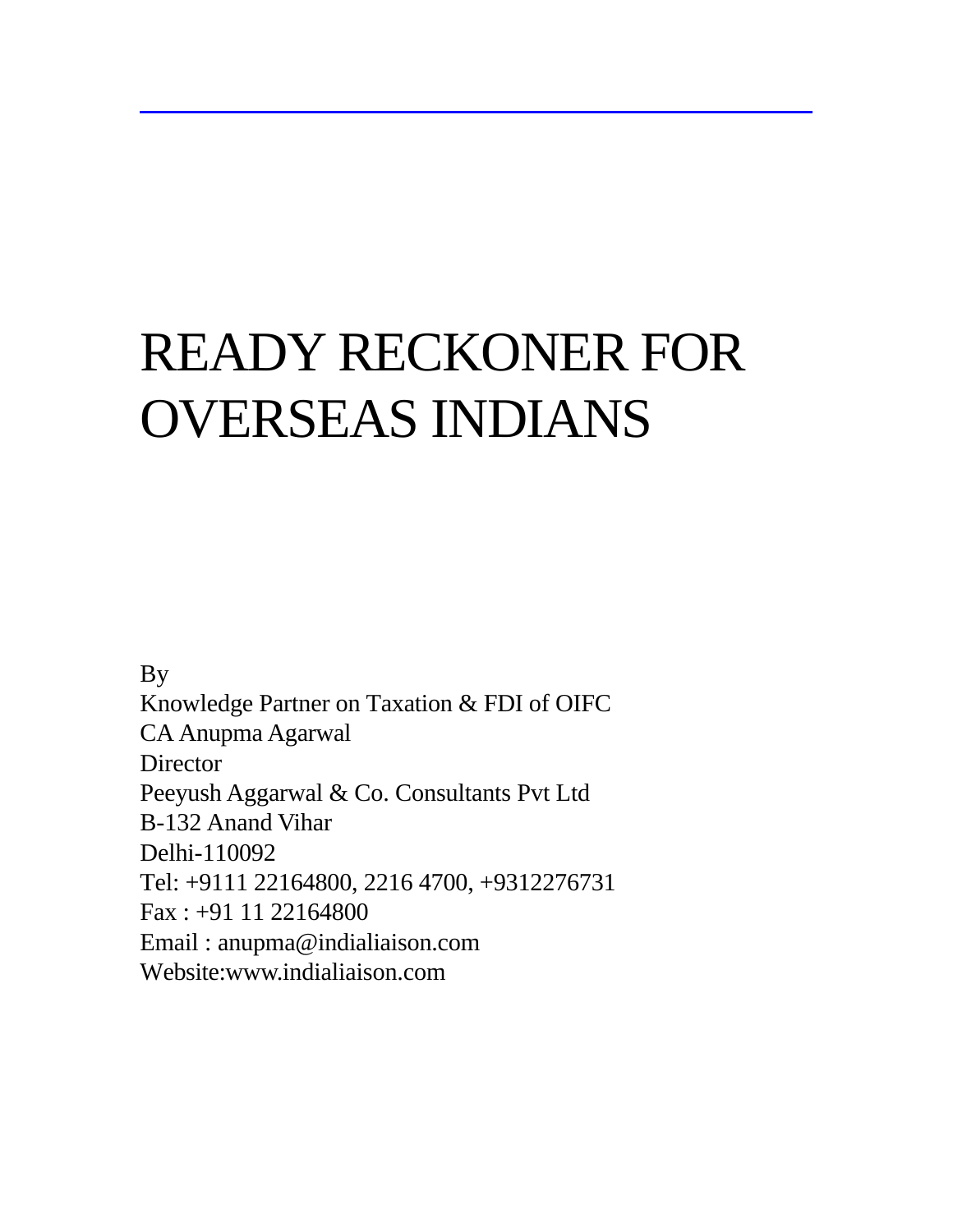# READY RECKONER FOR OVERSEAS INDIANS

By
Knowledge Partner on Taxation & FDI of OIFC
CA Anupma Agarwal
Director
Peeyush Aggarwal & Co. Consultants Pvt Ltd
B-132 Anand Vihar
Delhi-110092
Tel: +9111 22164800, 2216 4700, +9312276731
Fax : +91 11 22164800
Email : anupma@indialiaison.com
Website:www.indialiaison.com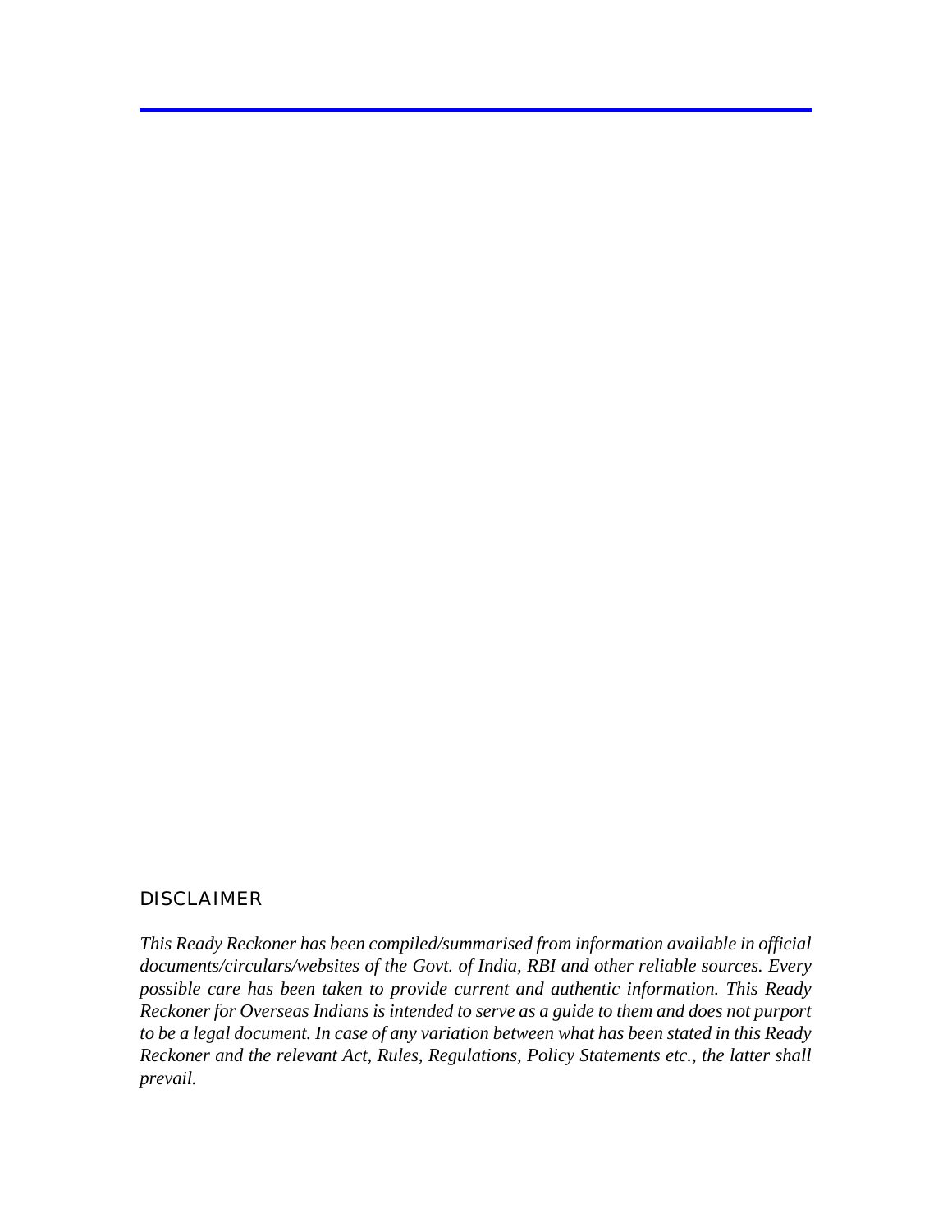## DISCLAIMER

*This Ready Reckoner has been compiled/summarised from information available in official documents/circulars/websites of the Govt. of India, RBI and other reliable sources. Every possible care has been taken to provide current and authentic information. This Ready Reckoner for Overseas Indians is intended to serve as a guide to them and does not purport to be a legal document. In case of any variation between what has been stated in this Ready Reckoner and the relevant Act, Rules, Regulations, Policy Statements etc., the latter shall prevail.*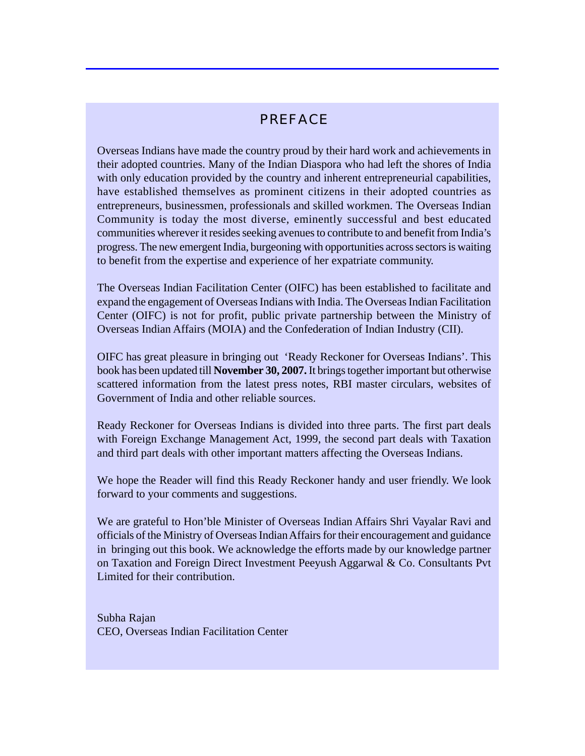# PREFACE

Overseas Indians have made the country proud by their hard work and achievements in their adopted countries. Many of the Indian Diaspora who had left the shores of India with only education provided by the country and inherent entrepreneurial capabilities, have established themselves as prominent citizens in their adopted countries as entrepreneurs, businessmen, professionals and skilled workmen. The Overseas Indian Community is today the most diverse, eminently successful and best educated communities wherever it resides seeking avenues to contribute to and benefit from India's progress. The new emergent India, burgeoning with opportunities across sectors is waiting to benefit from the expertise and experience of her expatriate community.

The Overseas Indian Facilitation Center (OIFC) has been established to facilitate and expand the engagement of Overseas Indians with India. The Overseas Indian Facilitation Center (OIFC) is not for profit, public private partnership between the Ministry of Overseas Indian Affairs (MOIA) and the Confederation of Indian Industry (CII).

OIFC has great pleasure in bringing out 'Ready Reckoner for Overseas Indians'. This book has been updated till **November 30, 2007.** It brings together important but otherwise scattered information from the latest press notes, RBI master circulars, websites of Government of India and other reliable sources.

Ready Reckoner for Overseas Indians is divided into three parts. The first part deals with Foreign Exchange Management Act, 1999, the second part deals with Taxation and third part deals with other important matters affecting the Overseas Indians.

We hope the Reader will find this Ready Reckoner handy and user friendly. We look forward to your comments and suggestions.

We are grateful to Hon'ble Minister of Overseas Indian Affairs Shri Vayalar Ravi and officials of the Ministry of Overseas Indian Affairs for their encouragement and guidance in bringing out this book. We acknowledge the efforts made by our knowledge partner on Taxation and Foreign Direct Investment Peeyush Aggarwal & Co. Consultants Pvt Limited for their contribution.

Subha Rajan
CEO, Overseas Indian Facilitation Center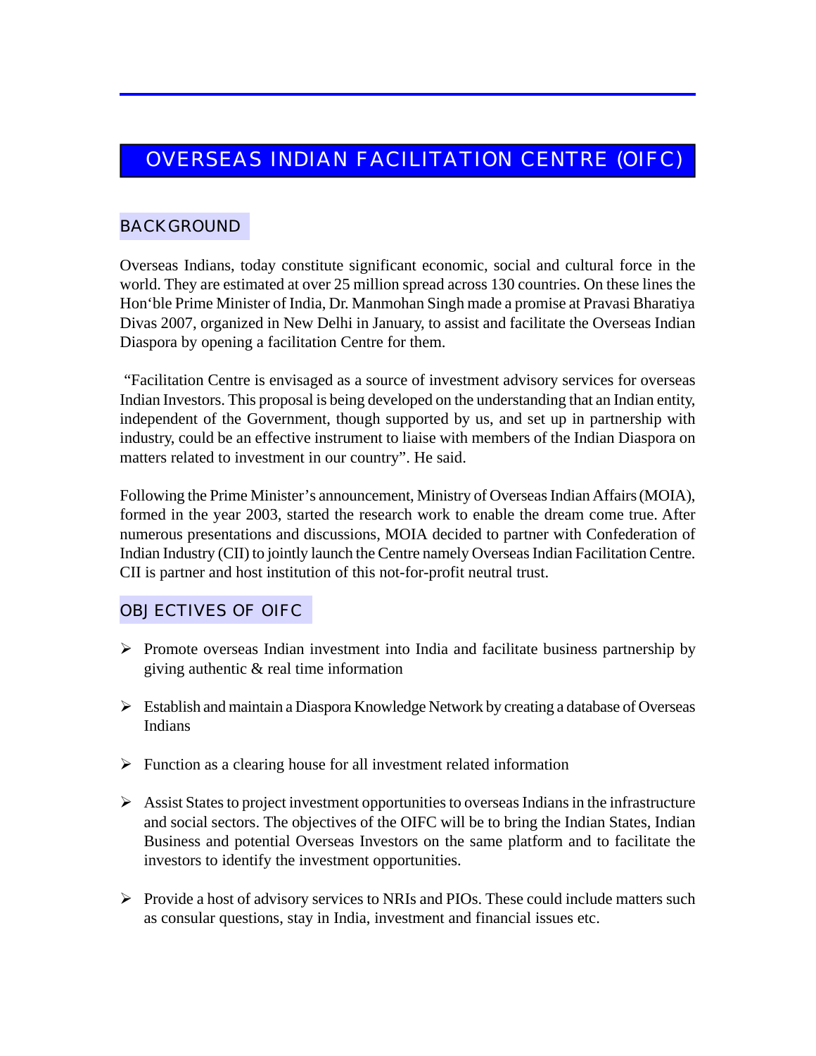# OVERSEAS INDIAN FACILITATION CENTRE (OIFC)

## BACKGROUND

Overseas Indians, today constitute significant economic, social and cultural force in the world. They are estimated at over 25 million spread across 130 countries. On these lines the Hon'ble Prime Minister of India, Dr. Manmohan Singh made a promise at Pravasi Bharatiya Divas 2007, organized in New Delhi in January, to assist and facilitate the Overseas Indian Diaspora by opening a facilitation Centre for them.

"Facilitation Centre is envisaged as a source of investment advisory services for overseas Indian Investors. This proposal is being developed on the understanding that an Indian entity, independent of the Government, though supported by us, and set up in partnership with industry, could be an effective instrument to liaise with members of the Indian Diaspora on matters related to investment in our country". He said.

Following the Prime Minister's announcement, Ministry of Overseas Indian Affairs (MOIA), formed in the year 2003, started the research work to enable the dream come true. After numerous presentations and discussions, MOIA decided to partner with Confederation of Indian Industry (CII) to jointly launch the Centre namely Overseas Indian Facilitation Centre. CII is partner and host institution of this not-for-profit neutral trust.

## OBJECTIVES OF OIFC

- Promote overseas Indian investment into India and facilitate business partnership by giving authentic & real time information
- Establish and maintain a Diaspora Knowledge Network by creating a database of Overseas Indians
- Function as a clearing house for all investment related information
- Assist States to project investment opportunities to overseas Indians in the infrastructure and social sectors. The objectives of the OIFC will be to bring the Indian States, Indian Business and potential Overseas Investors on the same platform and to facilitate the investors to identify the investment opportunities.
- Provide a host of advisory services to NRIs and PIOs. These could include matters such as consular questions, stay in India, investment and financial issues etc.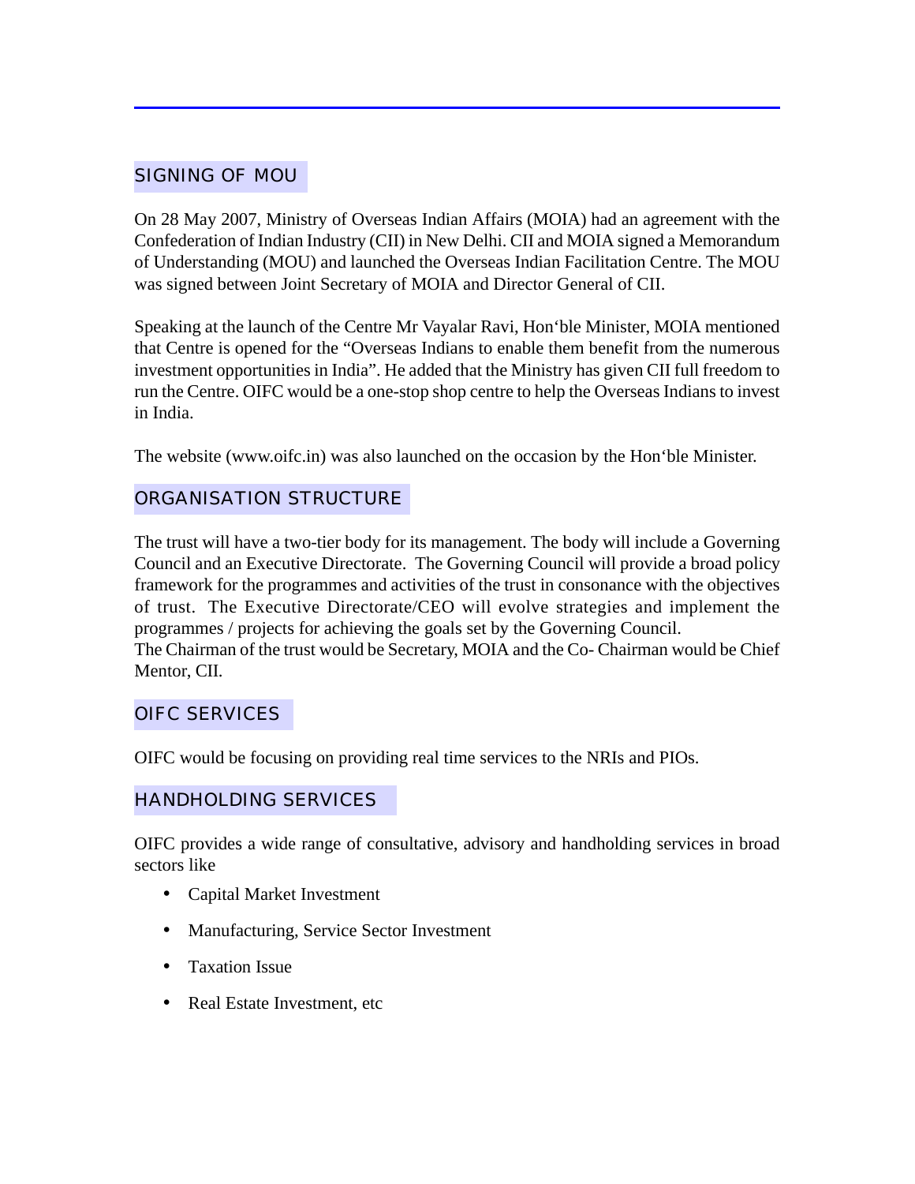## SIGNING OF MOU

On 28 May 2007, Ministry of Overseas Indian Affairs (MOIA) had an agreement with the Confederation of Indian Industry (CII) in New Delhi. CII and MOIA signed a Memorandum of Understanding (MOU) and launched the Overseas Indian Facilitation Centre. The MOU was signed between Joint Secretary of MOIA and Director General of CII.

Speaking at the launch of the Centre Mr Vayalar Ravi, Hon'ble Minister, MOIA mentioned that Centre is opened for the "Overseas Indians to enable them benefit from the numerous investment opportunities in India". He added that the Ministry has given CII full freedom to run the Centre. OIFC would be a one-stop shop centre to help the Overseas Indians to invest in India.

The website (www.oifc.in) was also launched on the occasion by the Hon'ble Minister.

## ORGANISATION STRUCTURE

The trust will have a two-tier body for its management. The body will include a Governing Council and an Executive Directorate. The Governing Council will provide a broad policy framework for the programmes and activities of the trust in consonance with the objectives of trust. The Executive Directorate/CEO will evolve strategies and implement the programmes / projects for achieving the goals set by the Governing Council.
The Chairman of the trust would be Secretary, MOIA and the Co- Chairman would be Chief Mentor, CII.

## OIFC SERVICES

OIFC would be focusing on providing real time services to the NRIs and PIOs.

## HANDHOLDING SERVICES

OIFC provides a wide range of consultative, advisory and handholding services in broad sectors like

- Capital Market Investment
- Manufacturing, Service Sector Investment
- Taxation Issue
- Real Estate Investment, etc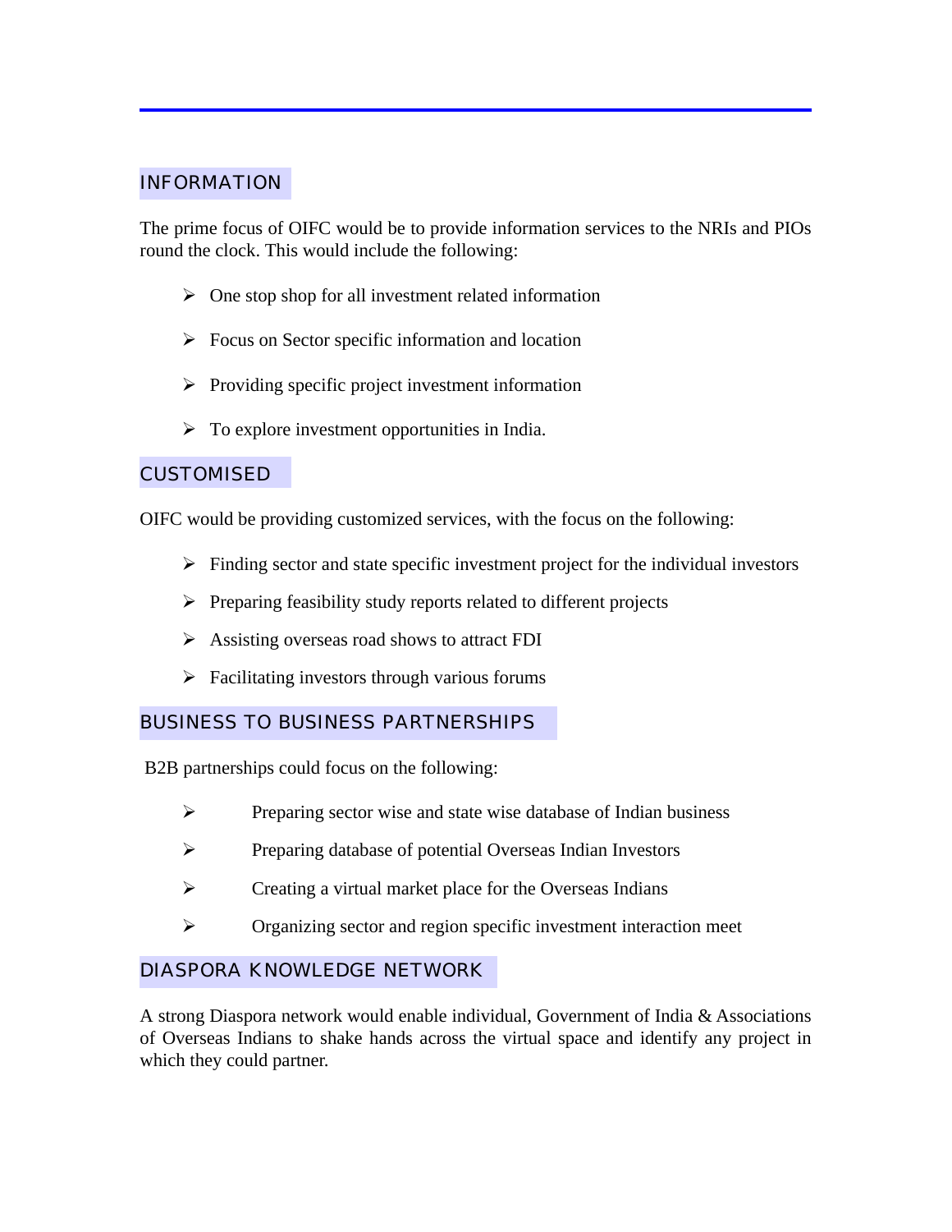## INFORMATION

The prime focus of OIFC would be to provide information services to the NRIs and PIOs round the clock. This would include the following:

- One stop shop for all investment related information
- Focus on Sector specific information and location
- Providing specific project investment information
- To explore investment opportunities in India.

## CUSTOMISED

OIFC would be providing customized services, with the focus on the following:

- Finding sector and state specific investment project for the individual investors
- Preparing feasibility study reports related to different projects
- Assisting overseas road shows to attract FDI
- Facilitating investors through various forums

## BUSINESS TO BUSINESS PARTNERSHIPS

B2B partnerships could focus on the following:

- Preparing sector wise and state wise database of Indian business
- Preparing database of potential Overseas Indian Investors
- Creating a virtual market place for the Overseas Indians
- Organizing sector and region specific investment interaction meet

## DIASPORA KNOWLEDGE NETWORK

A strong Diaspora network would enable individual, Government of India & Associations of Overseas Indians to shake hands across the virtual space and identify any project in which they could partner.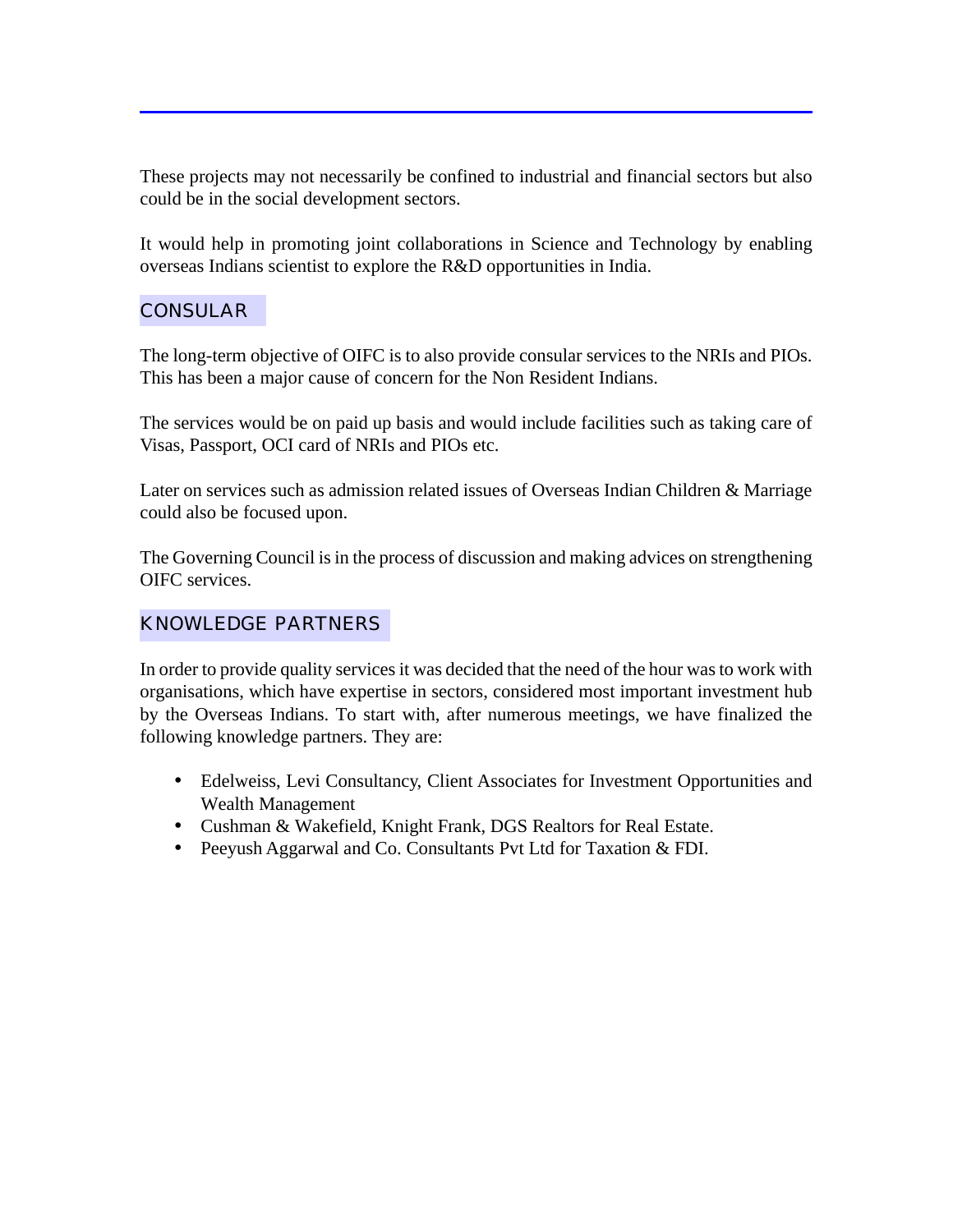These projects may not necessarily be confined to industrial and financial sectors but also could be in the social development sectors.

It would help in promoting joint collaborations in Science and Technology by enabling overseas Indians scientist to explore the R&D opportunities in India.

## CONSULAR

The long-term objective of OIFC is to also provide consular services to the NRIs and PIOs. This has been a major cause of concern for the Non Resident Indians.

The services would be on paid up basis and would include facilities such as taking care of Visas, Passport, OCI card of NRIs and PIOs etc.

Later on services such as admission related issues of Overseas Indian Children & Marriage could also be focused upon.

The Governing Council is in the process of discussion and making advices on strengthening OIFC services.

## KNOWLEDGE PARTNERS

In order to provide quality services it was decided that the need of the hour was to work with organisations, which have expertise in sectors, considered most important investment hub by the Overseas Indians. To start with, after numerous meetings, we have finalized the following knowledge partners. They are:

- Edelweiss, Levi Consultancy, Client Associates for Investment Opportunities and Wealth Management
- Cushman & Wakefield, Knight Frank, DGS Realtors for Real Estate.
- Peeyush Aggarwal and Co. Consultants Pvt Ltd for Taxation & FDI.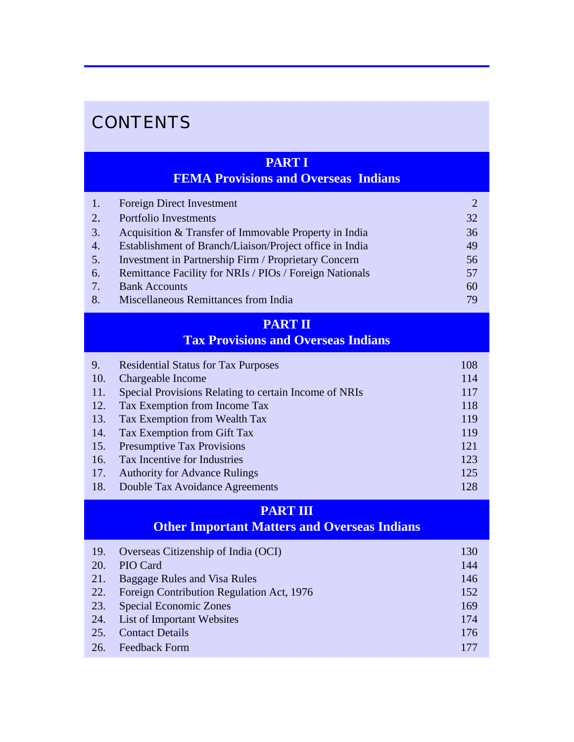# CONTENTS

## PART I
## FEMA Provisions and Overseas Indians

| | | |
|---|---|---|
| 1. | Foreign Direct Investment | 2 |
| 2. | Portfolio Investments | 32 |
| 3. | Acquisition & Transfer of Immovable Property in India | 36 |
| 4. | Establishment of Branch/Liaison/Project office in India | 49 |
| 5. | Investment in Partnership Firm / Proprietary Concern | 56 |
| 6. | Remittance Facility for NRIs / PIOs / Foreign Nationals | 57 |
| 7. | Bank Accounts | 60 |
| 8. | Miscellaneous Remittances from India | 79 |

## PART II
## Tax Provisions and Overseas Indians

| | | |
|---|---|---|
| 9. | Residential Status for Tax Purposes | 108 |
| 10. | Chargeable Income | 114 |
| 11. | Special Provisions Relating to certain Income of NRIs | 117 |
| 12. | Tax Exemption from Income Tax | 118 |
| 13. | Tax Exemption from Wealth Tax | 119 |
| 14. | Tax Exemption from Gift Tax | 119 |
| 15. | Presumptive Tax Provisions | 121 |
| 16. | Tax Incentive for Industries | 123 |
| 17. | Authority for Advance Rulings | 125 |
| 18. | Double Tax Avoidance Agreements | 128 |

## PART III
## Other Important Matters and Overseas Indians

| | | |
|---|---|---|
| 19. | Overseas Citizenship of India (OCI) | 130 |
| 20. | PIO Card | 144 |
| 21. | Baggage Rules and Visa Rules | 146 |
| 22. | Foreign Contribution Regulation Act, 1976 | 152 |
| 23. | Special Economic Zones | 169 |
| 24. | List of Important Websites | 174 |
| 25. | Contact Details | 176 |
| 26. | Feedback Form | 177 |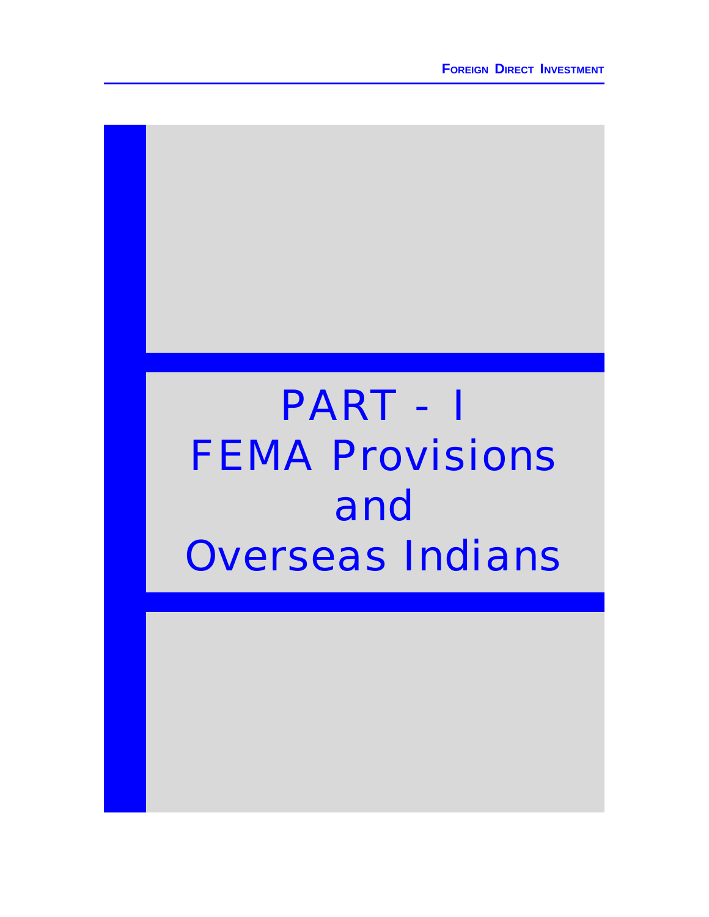# PART - I
# FEMA Provisions and Overseas Indians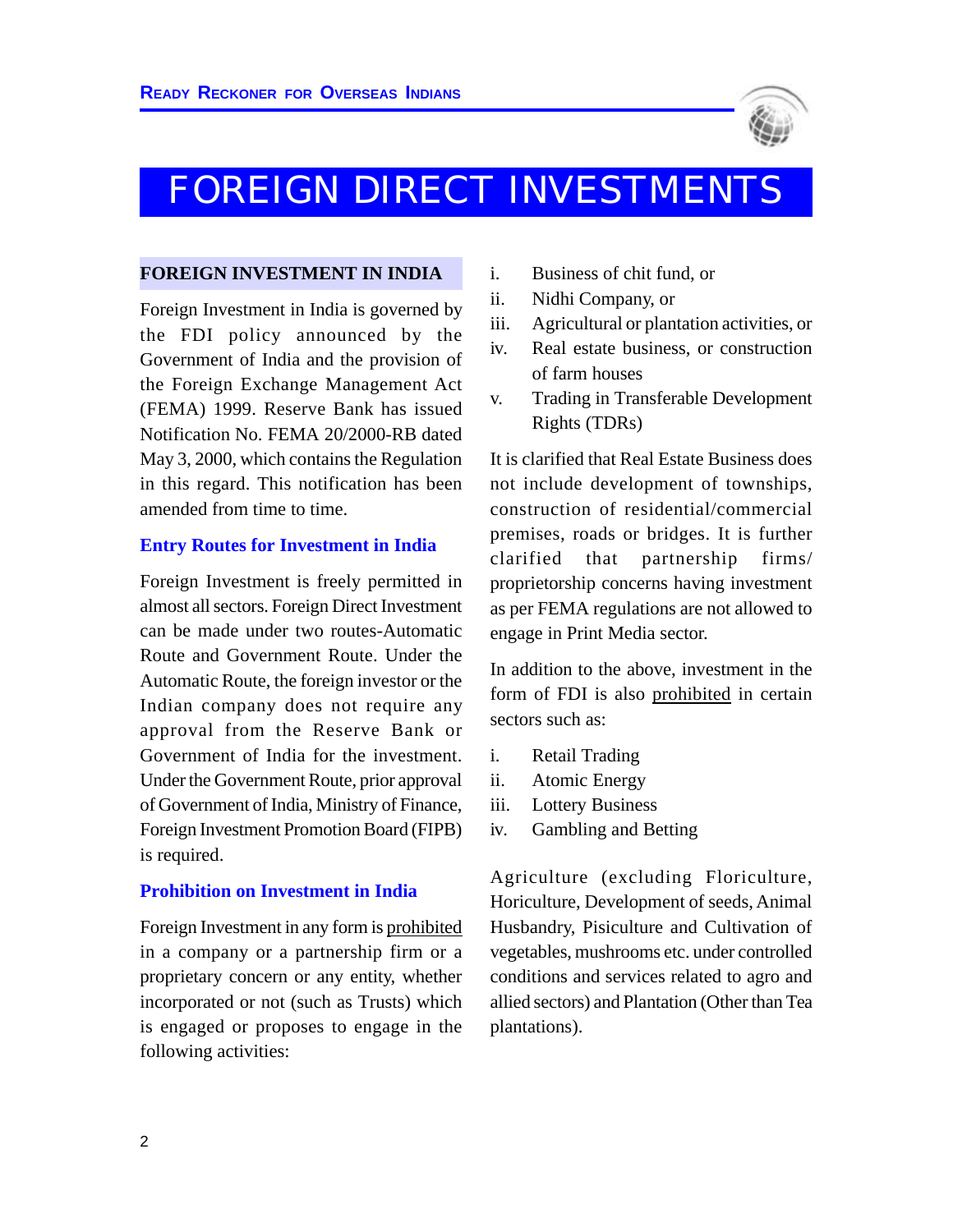# FOREIGN DIRECT INVESTMENTS

## FOREIGN INVESTMENT IN INDIA

Foreign Investment in India is governed by the FDI policy announced by the Government of India and the provision of the Foreign Exchange Management Act (FEMA) 1999. Reserve Bank has issued Notification No. FEMA 20/2000-RB dated May 3, 2000, which contains the Regulation in this regard. This notification has been amended from time to time.

### Entry Routes for Investment in India

Foreign Investment is freely permitted in almost all sectors. Foreign Direct Investment can be made under two routes-Automatic Route and Government Route. Under the Automatic Route, the foreign investor or the Indian company does not require any approval from the Reserve Bank or Government of India for the investment. Under the Government Route, prior approval of Government of India, Ministry of Finance, Foreign Investment Promotion Board (FIPB) is required.

### Prohibition on Investment in India

Foreign Investment in any form is <u>prohibited</u> in a company or a partnership firm or a proprietary concern or any entity, whether incorporated or not (such as Trusts) which is engaged or proposes to engage in the following activities:

i. Business of chit fund, or
ii. Nidhi Company, or
iii. Agricultural or plantation activities, or
iv. Real estate business, or construction of farm houses
v. Trading in Transferable Development Rights (TDRs)

It is clarified that Real Estate Business does not include development of townships, construction of residential/commercial premises, roads or bridges. It is further clarified that partnership firms/ proprietorship concerns having investment as per FEMA regulations are not allowed to engage in Print Media sector.

In addition to the above, investment in the form of FDI is also <u>prohibited</u> in certain sectors such as:

i. Retail Trading
ii. Atomic Energy
iii. Lottery Business
iv. Gambling and Betting

Agriculture (excluding Floriculture, Horiculture, Development of seeds, Animal Husbandry, Pisiculture and Cultivation of vegetables, mushrooms etc. under controlled conditions and services related to agro and allied sectors) and Plantation (Other than Tea plantations).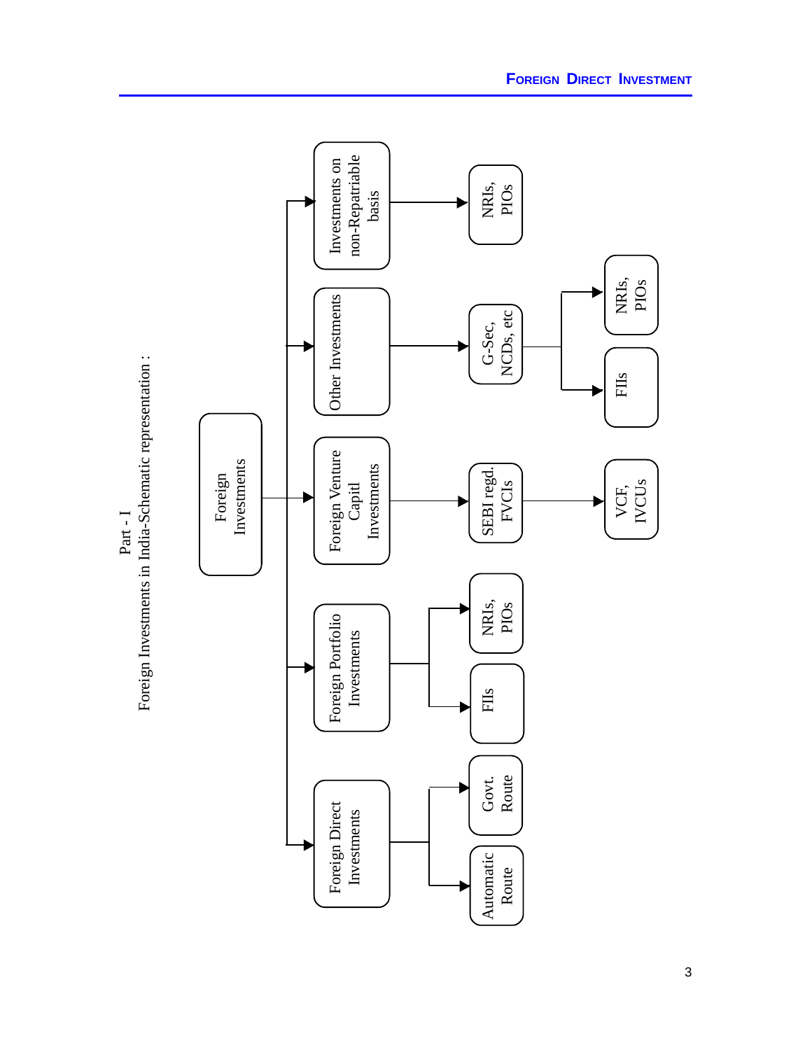## Part - I

Foreign Investments in India-Schematic representation :

- **Foreign Investments**
  - Foreign Direct Investments
    - Automatic Route
    - Govt. Route
  - Foreign Portfolio Investments
    - FIIs
    - NRIs, PIOs
  - Foreign Venture Capitl Investments
    - SEBI regd. FVCIs
      - VCF, IVCUs
  - Other Investments
    - G-Sec, NCDs, etc
      - FIIs
      - NRIs, PIOs
  - Investments on non-Repatriable basis
    - NRIs, PIOs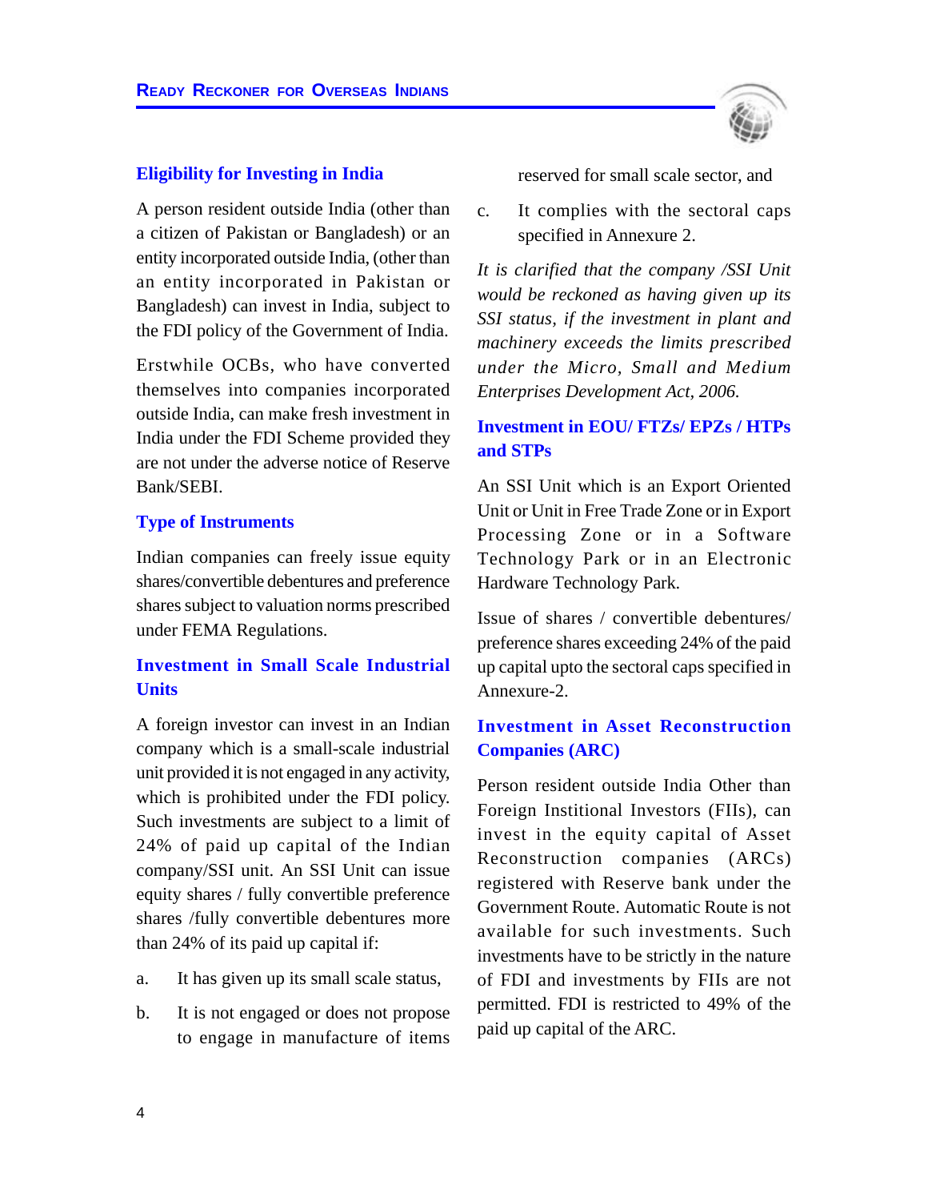### Eligibility for Investing in India

A person resident outside India (other than a citizen of Pakistan or Bangladesh) or an entity incorporated outside India, (other than an entity incorporated in Pakistan or Bangladesh) can invest in India, subject to the FDI policy of the Government of India.

Erstwhile OCBs, who have converted themselves into companies incorporated outside India, can make fresh investment in India under the FDI Scheme provided they are not under the adverse notice of Reserve Bank/SEBI.

### Type of Instruments

Indian companies can freely issue equity shares/convertible debentures and preference shares subject to valuation norms prescribed under FEMA Regulations.

### Investment in Small Scale Industrial Units

A foreign investor can invest in an Indian company which is a small-scale industrial unit provided it is not engaged in any activity, which is prohibited under the FDI policy. Such investments are subject to a limit of 24% of paid up capital of the Indian company/SSI unit. An SSI Unit can issue equity shares / fully convertible preference shares /fully convertible debentures more than 24% of its paid up capital if:

a. It has given up its small scale status,

b. It is not engaged or does not propose to engage in manufacture of items reserved for small scale sector, and

c. It complies with the sectoral caps specified in Annexure 2.

*It is clarified that the company /SSI Unit would be reckoned as having given up its SSI status, if the investment in plant and machinery exceeds the limits prescribed under the Micro, Small and Medium Enterprises Development Act, 2006.*

### Investment in EOU/ FTZs/ EPZs / HTPs and STPs

An SSI Unit which is an Export Oriented Unit or Unit in Free Trade Zone or in Export Processing Zone or in a Software Technology Park or in an Electronic Hardware Technology Park.

Issue of shares / convertible debentures/ preference shares exceeding 24% of the paid up capital upto the sectoral caps specified in Annexure-2.

### Investment in Asset Reconstruction Companies (ARC)

Person resident outside India Other than Foreign Institutional Investors (FIIs), can invest in the equity capital of Asset Reconstruction companies (ARCs) registered with Reserve bank under the Government Route. Automatic Route is not available for such investments. Such investments have to be strictly in the nature of FDI and investments by FIIs are not permitted. FDI is restricted to 49% of the paid up capital of the ARC.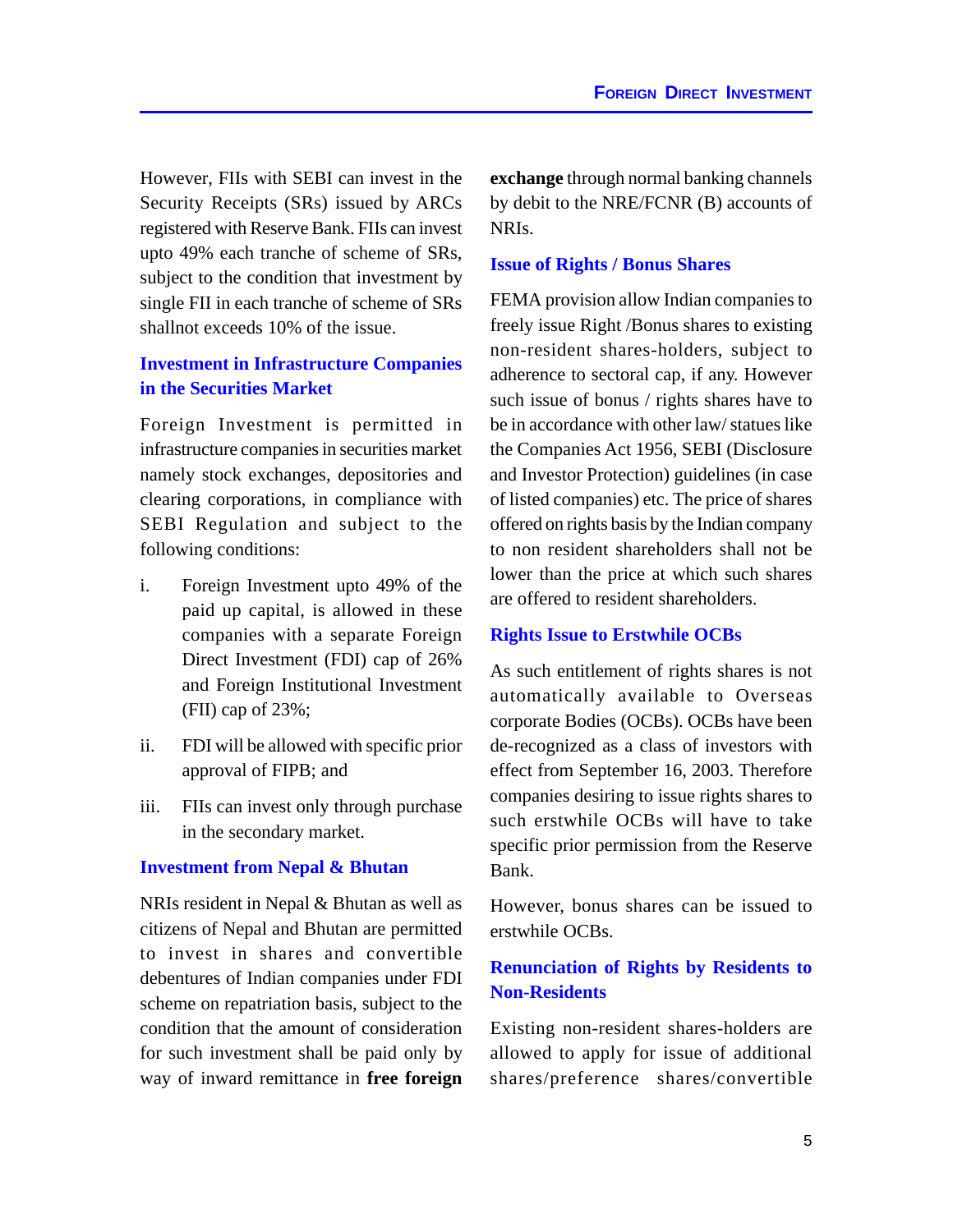However, FIIs with SEBI can invest in the Security Receipts (SRs) issued by ARCs registered with Reserve Bank. FIIs can invest upto 49% each tranche of scheme of SRs, subject to the condition that investment by single FII in each tranche of scheme of SRs shallnot exceeds 10% of the issue.

### Investment in Infrastructure Companies in the Securities Market

Foreign Investment is permitted in infrastructure companies in securities market namely stock exchanges, depositories and clearing corporations, in compliance with SEBI Regulation and subject to the following conditions:

i. Foreign Investment upto 49% of the paid up capital, is allowed in these companies with a separate Foreign Direct Investment (FDI) cap of 26% and Foreign Institutional Investment (FII) cap of 23%;

ii. FDI will be allowed with specific prior approval of FIPB; and

iii. FIIs can invest only through purchase in the secondary market.

### Investment from Nepal & Bhutan

NRIs resident in Nepal & Bhutan as well as citizens of Nepal and Bhutan are permitted to invest in shares and convertible debentures of Indian companies under FDI scheme on repatriation basis, subject to the condition that the amount of consideration for such investment shall be paid only by way of inward remittance in **free foreign exchange** through normal banking channels by debit to the NRE/FCNR (B) accounts of NRIs.

### Issue of Rights / Bonus Shares

FEMA provision allow Indian companies to freely issue Right /Bonus shares to existing non-resident shares-holders, subject to adherence to sectoral cap, if any. However such issue of bonus / rights shares have to be in accordance with other law/ statues like the Companies Act 1956, SEBI (Disclosure and Investor Protection) guidelines (in case of listed companies) etc. The price of shares offered on rights basis by the Indian company to non resident shareholders shall not be lower than the price at which such shares are offered to resident shareholders.

### Rights Issue to Erstwhile OCBs

As such entitlement of rights shares is not automatically available to Overseas corporate Bodies (OCBs). OCBs have been de-recognized as a class of investors with effect from September 16, 2003. Therefore companies desiring to issue rights shares to such erstwhile OCBs will have to take specific prior permission from the Reserve Bank.

However, bonus shares can be issued to erstwhile OCBs.

### Renunciation of Rights by Residents to Non-Residents

Existing non-resident shares-holders are allowed to apply for issue of additional shares/preference shares/convertible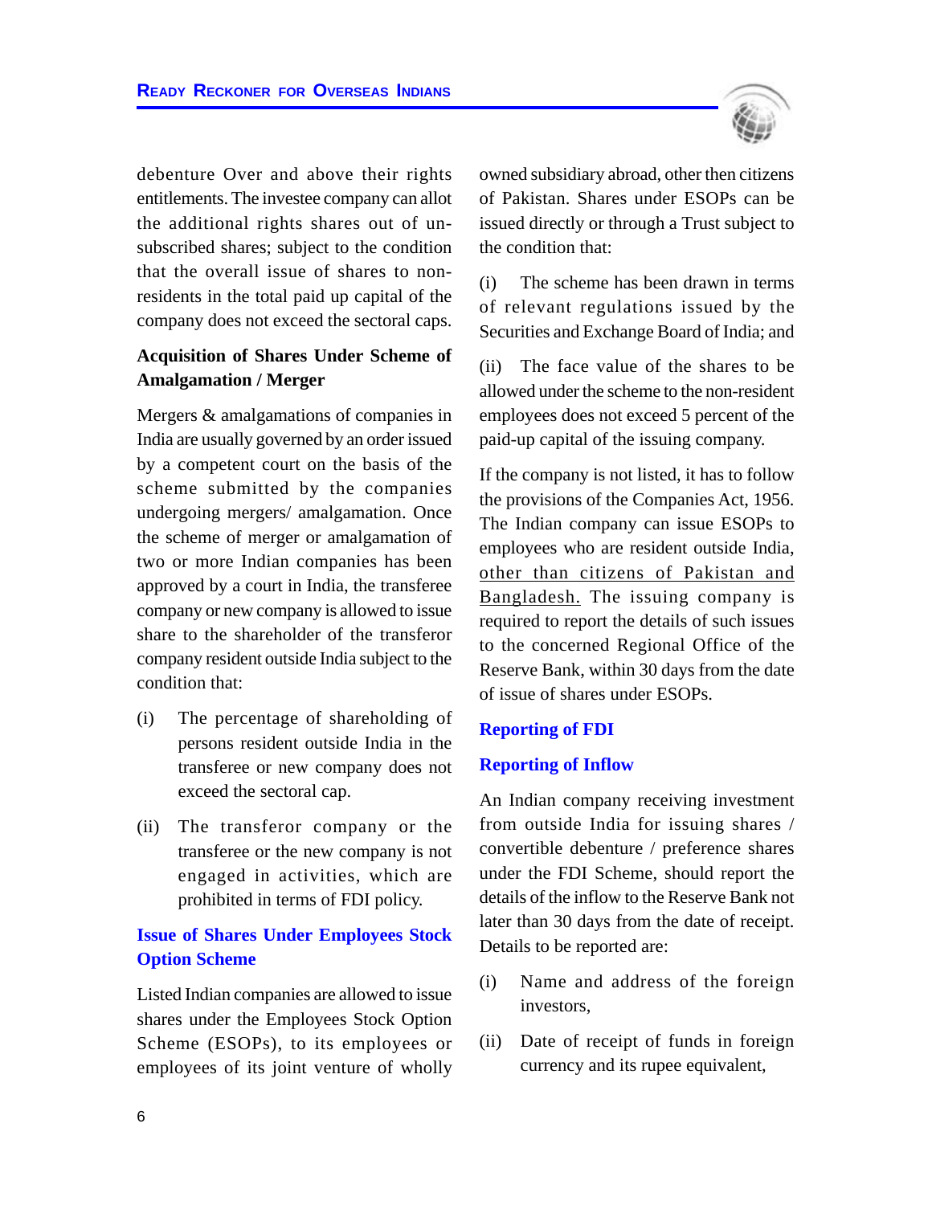debenture Over and above their rights entitlements. The investee company can allot the additional rights shares out of un-subscribed shares; subject to the condition that the overall issue of shares to non-residents in the total paid up capital of the company does not exceed the sectoral caps.

**Acquisition of Shares Under Scheme of Amalgamation / Merger**

Mergers & amalgamations of companies in India are usually governed by an order issued by a competent court on the basis of the scheme submitted by the companies undergoing mergers/ amalgamation. Once the scheme of merger or amalgamation of two or more Indian companies has been approved by a court in India, the transferee company or new company is allowed to issue share to the shareholder of the transferor company resident outside India subject to the condition that:

(i) The percentage of shareholding of persons resident outside India in the transferee or new company does not exceed the sectoral cap.

(ii) The transferor company or the transferee or the new company is not engaged in activities, which are prohibited in terms of FDI policy.

## Issue of Shares Under Employees Stock Option Scheme

Listed Indian companies are allowed to issue shares under the Employees Stock Option Scheme (ESOPs), to its employees or employees of its joint venture of wholly owned subsidiary abroad, other then citizens of Pakistan. Shares under ESOPs can be issued directly or through a Trust subject to the condition that:

(i) The scheme has been drawn in terms of relevant regulations issued by the Securities and Exchange Board of India; and

(ii) The face value of the shares to be allowed under the scheme to the non-resident employees does not exceed 5 percent of the paid-up capital of the issuing company.

If the company is not listed, it has to follow the provisions of the Companies Act, 1956. The Indian company can issue ESOPs to employees who are resident outside India, <u>other than citizens of Pakistan and Bangladesh.</u> The issuing company is required to report the details of such issues to the concerned Regional Office of the Reserve Bank, within 30 days from the date of issue of shares under ESOPs.

## Reporting of FDI

### Reporting of Inflow

An Indian company receiving investment from outside India for issuing shares / convertible debenture / preference shares under the FDI Scheme, should report the details of the inflow to the Reserve Bank not later than 30 days from the date of receipt. Details to be reported are:

(i) Name and address of the foreign investors,

(ii) Date of receipt of funds in foreign currency and its rupee equivalent,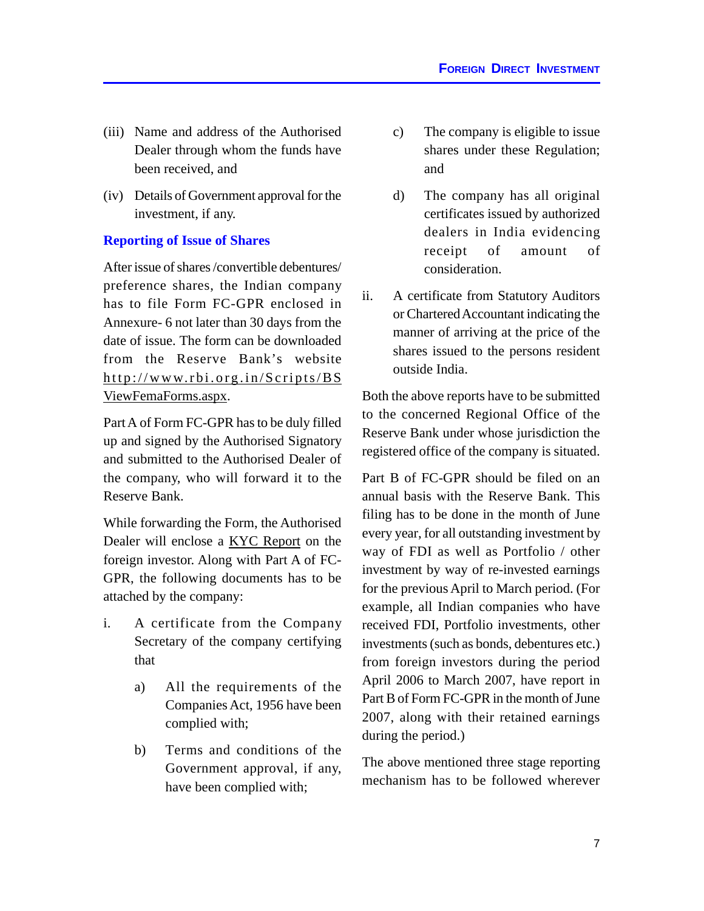(iii) Name and address of the Authorised Dealer through whom the funds have been received, and

(iv) Details of Government approval for the investment, if any.

### Reporting of Issue of Shares

After issue of shares /convertible debentures/ preference shares, the Indian company has to file Form FC-GPR enclosed in Annexure- 6 not later than 30 days from the date of issue. The form can be downloaded from the Reserve Bank's website http://www.rbi.org.in/Scripts/BSViewFemaForms.aspx.

Part A of Form FC-GPR has to be duly filled up and signed by the Authorised Signatory and submitted to the Authorised Dealer of the company, who will forward it to the Reserve Bank.

While forwarding the Form, the Authorised Dealer will enclose a KYC Report on the foreign investor. Along with Part A of FC-GPR, the following documents has to be attached by the company:

i. A certificate from the Company Secretary of the company certifying that

   a) All the requirements of the Companies Act, 1956 have been complied with;

   b) Terms and conditions of the Government approval, if any, have been complied with;

   c) The company is eligible to issue shares under these Regulation; and

   d) The company has all original certificates issued by authorized dealers in India evidencing receipt of amount of consideration.

ii. A certificate from Statutory Auditors or Chartered Accountant indicating the manner of arriving at the price of the shares issued to the persons resident outside India.

Both the above reports have to be submitted to the concerned Regional Office of the Reserve Bank under whose jurisdiction the registered office of the company is situated.

Part B of FC-GPR should be filed on an annual basis with the Reserve Bank. This filing has to be done in the month of June every year, for all outstanding investment by way of FDI as well as Portfolio / other investment by way of re-invested earnings for the previous April to March period. (For example, all Indian companies who have received FDI, Portfolio investments, other investments (such as bonds, debentures etc.) from foreign investors during the period April 2006 to March 2007, have report in Part B of Form FC-GPR in the month of June 2007, along with their retained earnings during the period.)

The above mentioned three stage reporting mechanism has to be followed wherever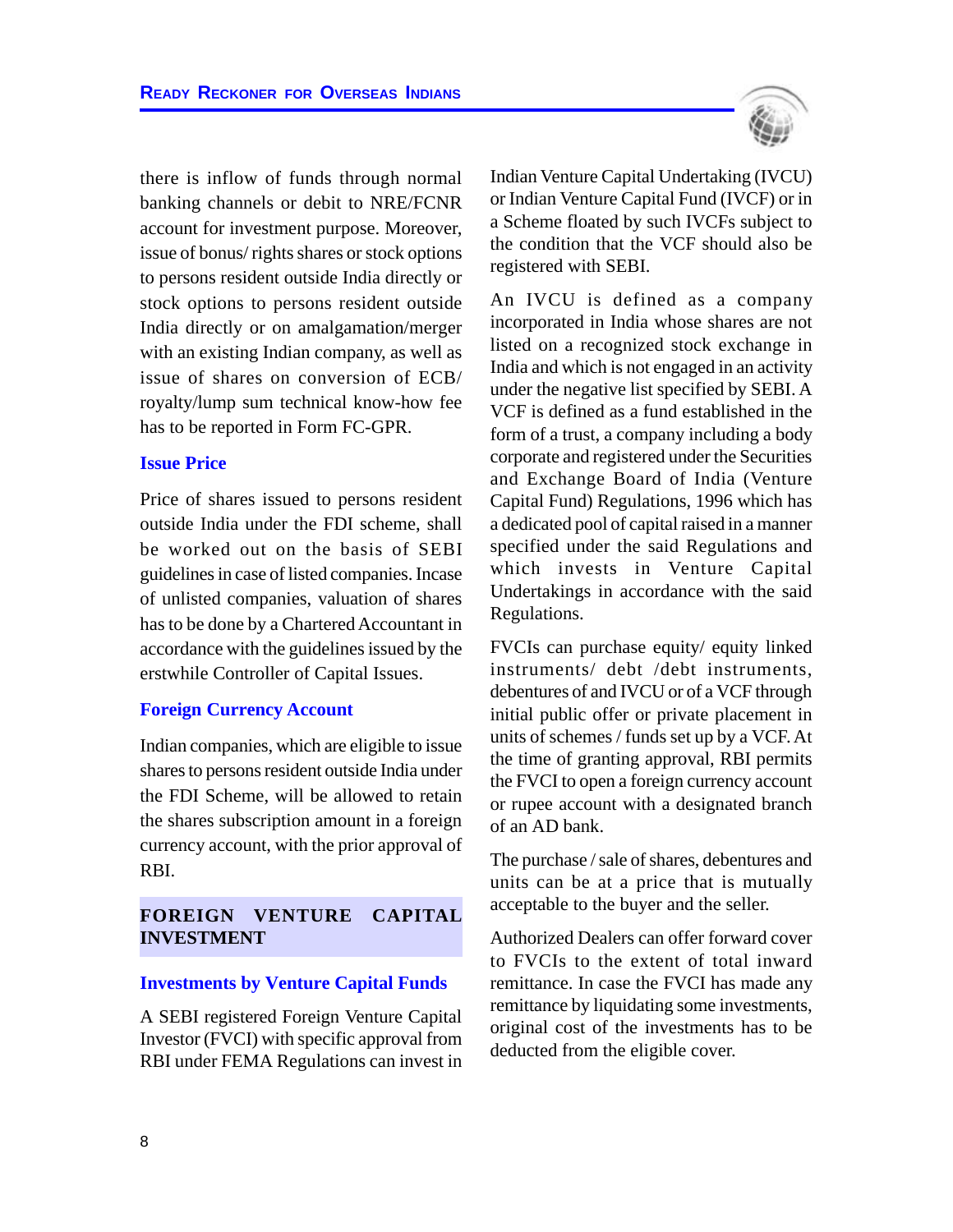there is inflow of funds through normal banking channels or debit to NRE/FCNR account for investment purpose. Moreover, issue of bonus/ rights shares or stock options to persons resident outside India directly or stock options to persons resident outside India directly or on amalgamation/merger with an existing Indian company, as well as issue of shares on conversion of ECB/ royalty/lump sum technical know-how fee has to be reported in Form FC-GPR.

### Issue Price

Price of shares issued to persons resident outside India under the FDI scheme, shall be worked out on the basis of SEBI guidelines in case of listed companies. Incase of unlisted companies, valuation of shares has to be done by a Chartered Accountant in accordance with the guidelines issued by the erstwhile Controller of Capital Issues.

### Foreign Currency Account

Indian companies, which are eligible to issue shares to persons resident outside India under the FDI Scheme, will be allowed to retain the shares subscription amount in a foreign currency account, with the prior approval of RBI.

## FOREIGN VENTURE CAPITAL INVESTMENT

### Investments by Venture Capital Funds

A SEBI registered Foreign Venture Capital Investor (FVCI) with specific approval from RBI under FEMA Regulations can invest in Indian Venture Capital Undertaking (IVCU) or Indian Venture Capital Fund (IVCF) or in a Scheme floated by such IVCFs subject to the condition that the VCF should also be registered with SEBI.

An IVCU is defined as a company incorporated in India whose shares are not listed on a recognized stock exchange in India and which is not engaged in an activity under the negative list specified by SEBI. A VCF is defined as a fund established in the form of a trust, a company including a body corporate and registered under the Securities and Exchange Board of India (Venture Capital Fund) Regulations, 1996 which has a dedicated pool of capital raised in a manner specified under the said Regulations and which invests in Venture Capital Undertakings in accordance with the said Regulations.

FVCIs can purchase equity/ equity linked instruments/ debt /debt instruments, debentures of and IVCU or of a VCF through initial public offer or private placement in units of schemes / funds set up by a VCF. At the time of granting approval, RBI permits the FVCI to open a foreign currency account or rupee account with a designated branch of an AD bank.

The purchase / sale of shares, debentures and units can be at a price that is mutually acceptable to the buyer and the seller.

Authorized Dealers can offer forward cover to FVCIs to the extent of total inward remittance. In case the FVCI has made any remittance by liquidating some investments, original cost of the investments has to be deducted from the eligible cover.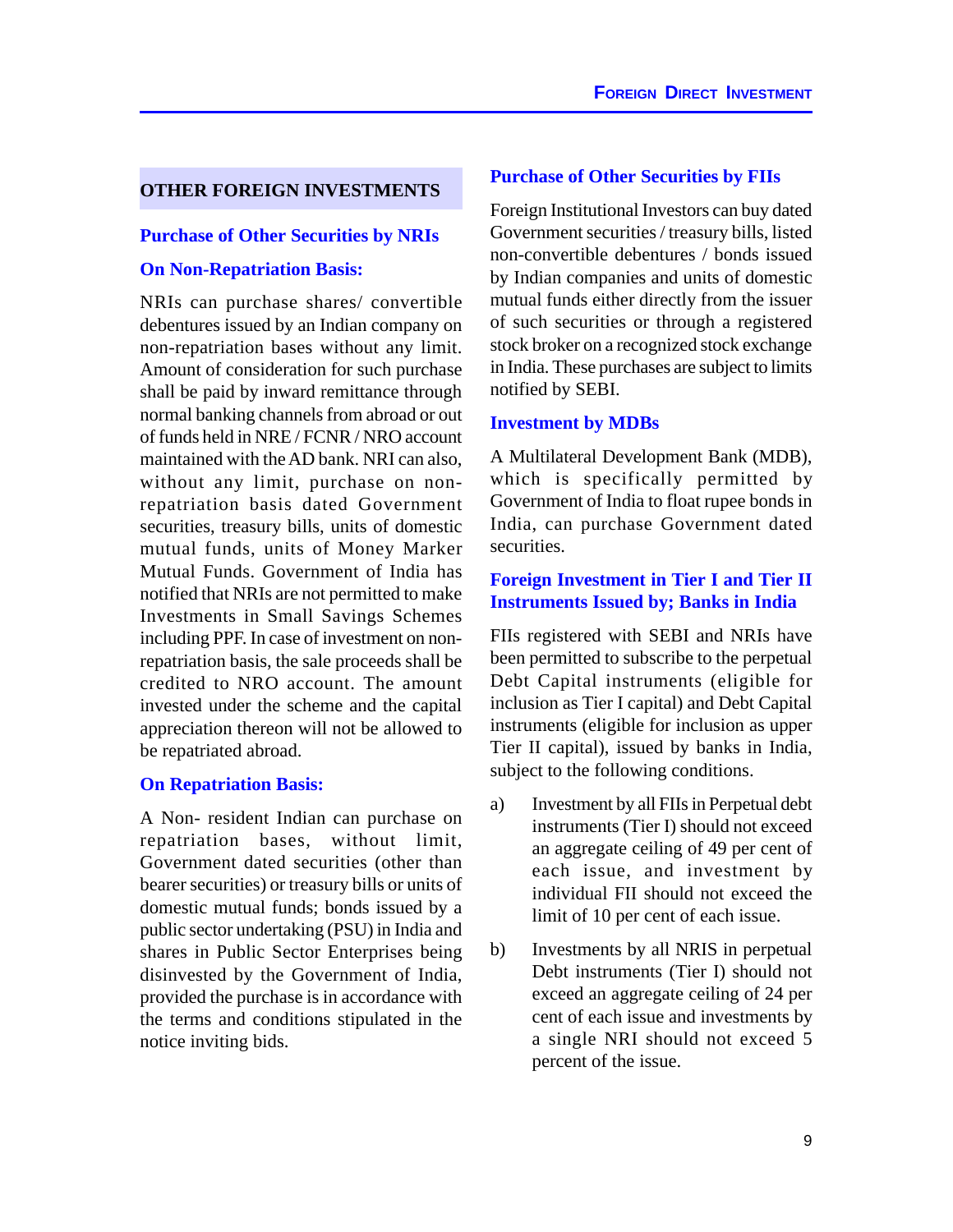## OTHER FOREIGN INVESTMENTS

### Purchase of Other Securities by NRIs

### On Non-Repatriation Basis:

NRIs can purchase shares/ convertible debentures issued by an Indian company on non-repatriation bases without any limit. Amount of consideration for such purchase shall be paid by inward remittance through normal banking channels from abroad or out of funds held in NRE / FCNR / NRO account maintained with the AD bank. NRI can also, without any limit, purchase on non-repatriation basis dated Government securities, treasury bills, units of domestic mutual funds, units of Money Marker Mutual Funds. Government of India has notified that NRIs are not permitted to make Investments in Small Savings Schemes including PPF. In case of investment on non-repatriation basis, the sale proceeds shall be credited to NRO account. The amount invested under the scheme and the capital appreciation thereon will not be allowed to be repatriated abroad.

### On Repatriation Basis:

A Non- resident Indian can purchase on repatriation bases, without limit, Government dated securities (other than bearer securities) or treasury bills or units of domestic mutual funds; bonds issued by a public sector undertaking (PSU) in India and shares in Public Sector Enterprises being disinvested by the Government of India, provided the purchase is in accordance with the terms and conditions stipulated in the notice inviting bids.

### Purchase of Other Securities by FIIs

Foreign Institutional Investors can buy dated Government securities / treasury bills, listed non-convertible debentures / bonds issued by Indian companies and units of domestic mutual funds either directly from the issuer of such securities or through a registered stock broker on a recognized stock exchange in India. These purchases are subject to limits notified by SEBI.

### Investment by MDBs

A Multilateral Development Bank (MDB), which is specifically permitted by Government of India to float rupee bonds in India, can purchase Government dated securities.

### Foreign Investment in Tier I and Tier II Instruments Issued by; Banks in India

FIIs registered with SEBI and NRIs have been permitted to subscribe to the perpetual Debt Capital instruments (eligible for inclusion as Tier I capital) and Debt Capital instruments (eligible for inclusion as upper Tier II capital), issued by banks in India, subject to the following conditions.

a) Investment by all FIIs in Perpetual debt instruments (Tier I) should not exceed an aggregate ceiling of 49 per cent of each issue, and investment by individual FII should not exceed the limit of 10 per cent of each issue.

b) Investments by all NRIS in perpetual Debt instruments (Tier I) should not exceed an aggregate ceiling of 24 per cent of each issue and investments by a single NRI should not exceed 5 percent of the issue.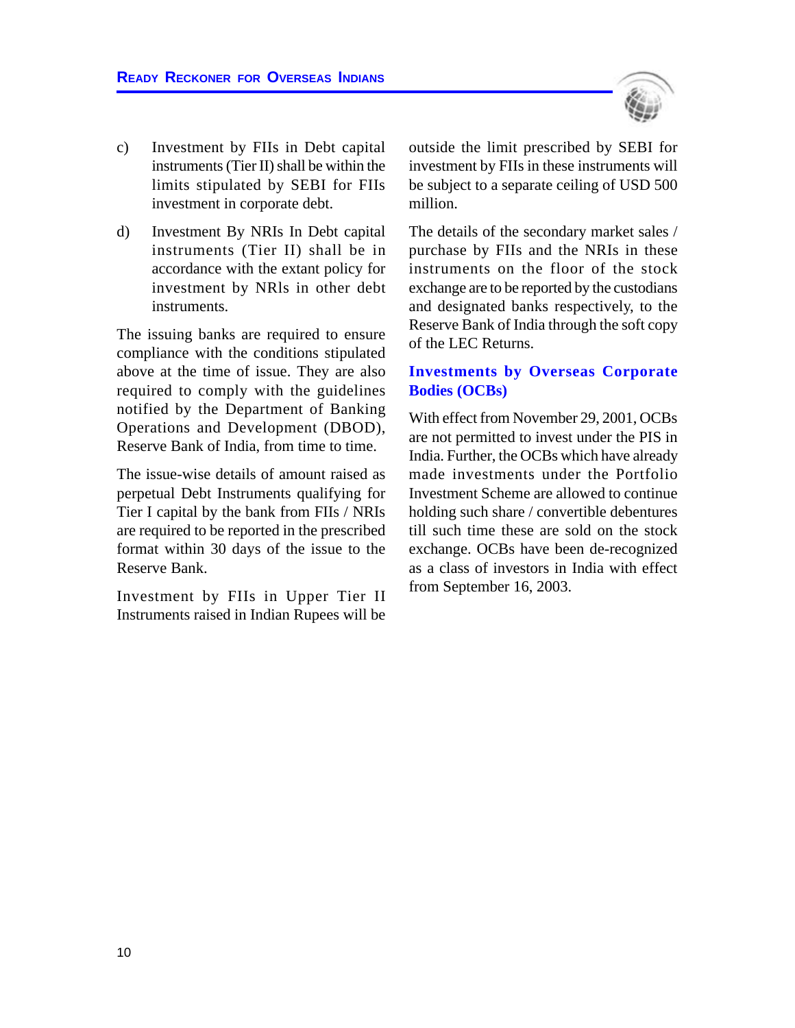c) Investment by FIIs in Debt capital instruments (Tier II) shall be within the limits stipulated by SEBI for FIIs investment in corporate debt.

d) Investment By NRIs In Debt capital instruments (Tier II) shall be in accordance with the extant policy for investment by NRls in other debt instruments.

The issuing banks are required to ensure compliance with the conditions stipulated above at the time of issue. They are also required to comply with the guidelines notified by the Department of Banking Operations and Development (DBOD), Reserve Bank of India, from time to time.

The issue-wise details of amount raised as perpetual Debt Instruments qualifying for Tier I capital by the bank from FIIs / NRIs are required to be reported in the prescribed format within 30 days of the issue to the Reserve Bank.

Investment by FIIs in Upper Tier II Instruments raised in Indian Rupees will be outside the limit prescribed by SEBI for investment by FIIs in these instruments will be subject to a separate ceiling of USD 500 million.

The details of the secondary market sales / purchase by FIIs and the NRIs in these instruments on the floor of the stock exchange are to be reported by the custodians and designated banks respectively, to the Reserve Bank of India through the soft copy of the LEC Returns.

### Investments by Overseas Corporate Bodies (OCBs)

With effect from November 29, 2001, OCBs are not permitted to invest under the PIS in India. Further, the OCBs which have already made investments under the Portfolio Investment Scheme are allowed to continue holding such share / convertible debentures till such time these are sold on the stock exchange. OCBs have been de-recognized as a class of investors in India with effect from September 16, 2003.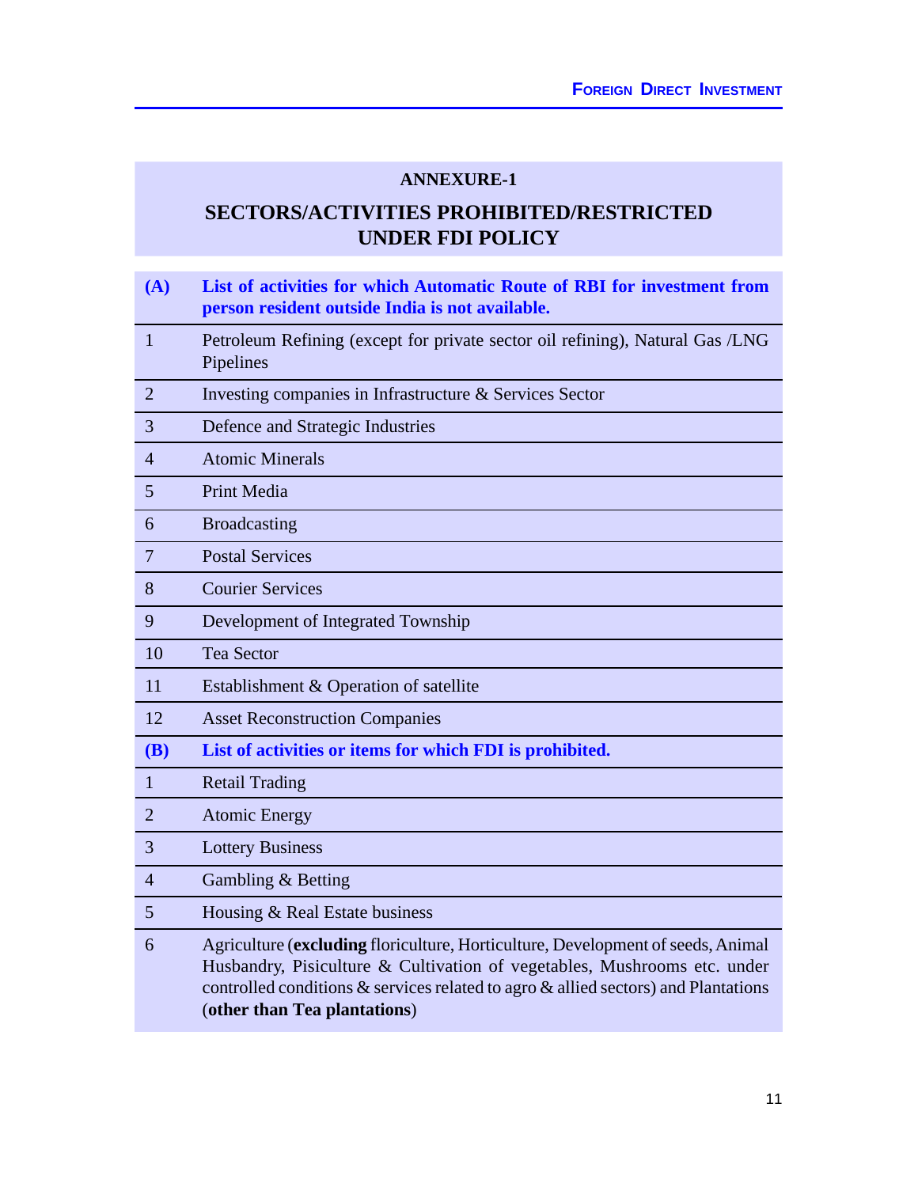## ANNEXURE-1

## SECTORS/ACTIVITIES PROHIBITED/RESTRICTED UNDER FDI POLICY

| | |
|---|---|
| **(A)** | **List of activities for which Automatic Route of RBI for investment from person resident outside India is not available.** |
| 1 | Petroleum Refining (except for private sector oil refining), Natural Gas /LNG Pipelines |
| 2 | Investing companies in Infrastructure & Services Sector |
| 3 | Defence and Strategic Industries |
| 4 | Atomic Minerals |
| 5 | Print Media |
| 6 | Broadcasting |
| 7 | Postal Services |
| 8 | Courier Services |
| 9 | Development of Integrated Township |
| 10 | Tea Sector |
| 11 | Establishment & Operation of satellite |
| 12 | Asset Reconstruction Companies |
| **(B)** | **List of activities or items for which FDI is prohibited.** |
| 1 | Retail Trading |
| 2 | Atomic Energy |
| 3 | Lottery Business |
| 4 | Gambling & Betting |
| 5 | Housing & Real Estate business |
| 6 | Agriculture (**excluding** floriculture, Horticulture, Development of seeds, Animal Husbandry, Pisiculture & Cultivation of vegetables, Mushrooms etc. under controlled conditions & services related to agro & allied sectors) and Plantations (**other than Tea plantations**) |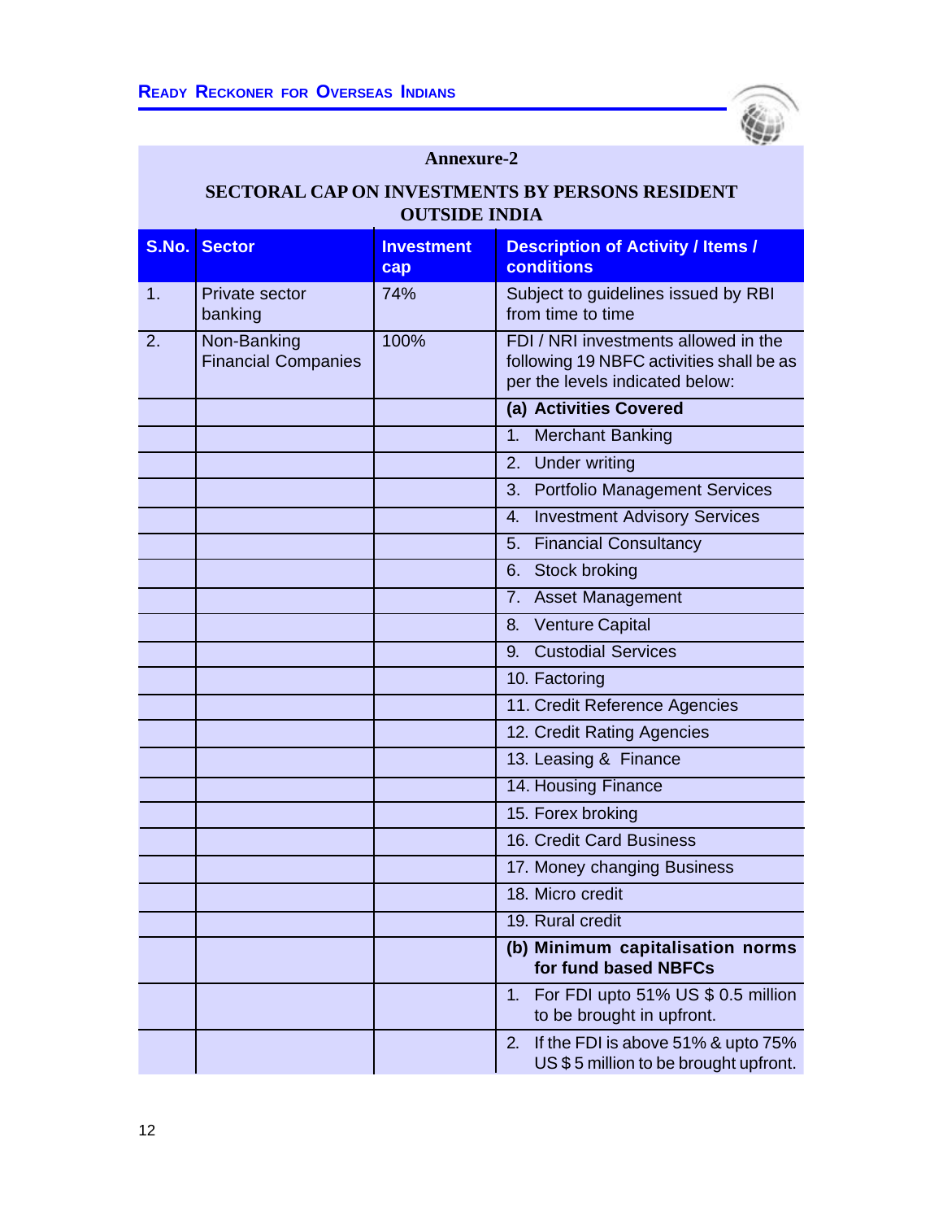## Annexure-2

### SECTORAL CAP ON INVESTMENTS BY PERSONS RESIDENT OUTSIDE INDIA

| S.No. | Sector | Investment cap | Description of Activity / Items / conditions |
|---|---|---|---|
| 1. | Private sector banking | 74% | Subject to guidelines issued by RBI from time to time |
| 2. | Non-Banking Financial Companies | 100% | FDI / NRI investments allowed in the following 19 NBFC activities shall be as per the levels indicated below: |
| | | | **(a) Activities Covered** |
| | | | 1. Merchant Banking |
| | | | 2. Under writing |
| | | | 3. Portfolio Management Services |
| | | | 4. Investment Advisory Services |
| | | | 5. Financial Consultancy |
| | | | 6. Stock broking |
| | | | 7. Asset Management |
| | | | 8. Venture Capital |
| | | | 9. Custodial Services |
| | | | 10. Factoring |
| | | | 11. Credit Reference Agencies |
| | | | 12. Credit Rating Agencies |
| | | | 13. Leasing & Finance |
| | | | 14. Housing Finance |
| | | | 15. Forex broking |
| | | | 16. Credit Card Business |
| | | | 17. Money changing Business |
| | | | 18. Micro credit |
| | | | 19. Rural credit |
| | | | **(b) Minimum capitalisation norms for fund based NBFCs** |
| | | | 1. For FDI upto 51% US $ 0.5 million to be brought in upfront. |
| | | | 2. If the FDI is above 51% & upto 75% US $ 5 million to be brought upfront. |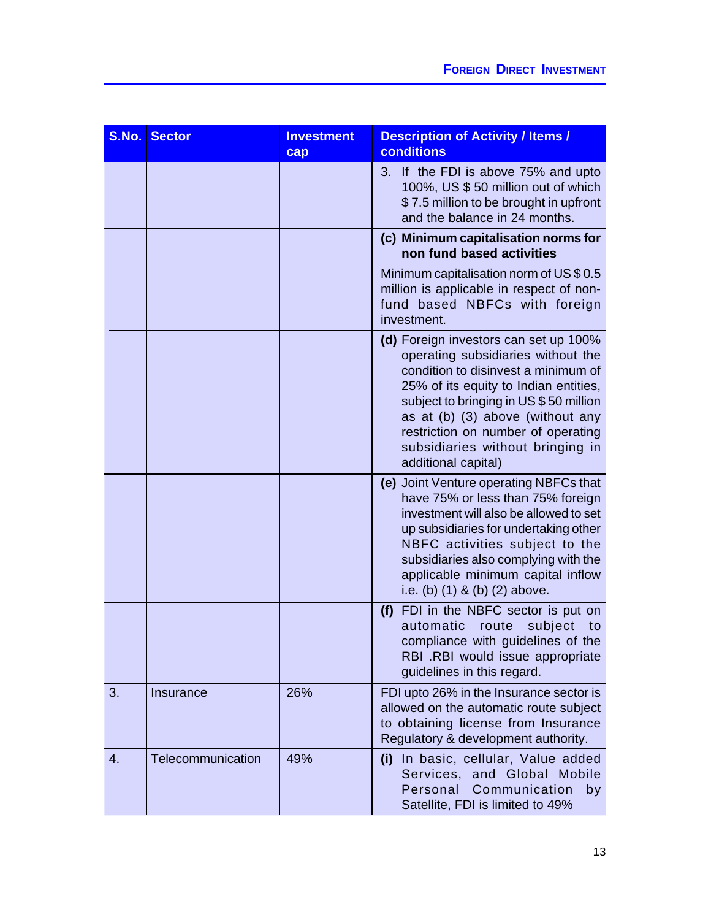| S.No. | Sector | Investment cap | Description of Activity / Items / conditions |
|---|---|---|---|
| | | | 3. If the FDI is above 75% and upto 100%, US $ 50 million out of which $ 7.5 million to be brought in upfront and the balance in 24 months. |
| | | | **(c) Minimum capitalisation norms for non fund based activities** Minimum capitalisation norm of US $ 0.5 million is applicable in respect of non-fund based NBFCs with foreign investment. |
| | | | **(d)** Foreign investors can set up 100% operating subsidiaries without the condition to disinvest a minimum of 25% of its equity to Indian entities, subject to bringing in US $ 50 million as at (b) (3) above (without any restriction on number of operating subsidiaries without bringing in additional capital) |
| | | | **(e)** Joint Venture operating NBFCs that have 75% or less than 75% foreign investment will also be allowed to set up subsidiaries for undertaking other NBFC activities subject to the subsidiaries also complying with the applicable minimum capital inflow i.e. (b) (1) & (b) (2) above. |
| | | | **(f)** FDI in the NBFC sector is put on automatic route subject to compliance with guidelines of the RBI .RBI would issue appropriate guidelines in this regard. |
| 3. | Insurance | 26% | FDI upto 26% in the Insurance sector is allowed on the automatic route subject to obtaining license from Insurance Regulatory & development authority. |
| 4. | Telecommunication | 49% | **(i)** In basic, cellular, Value added Services, and Global Mobile Personal Communication by Satellite, FDI is limited to 49% |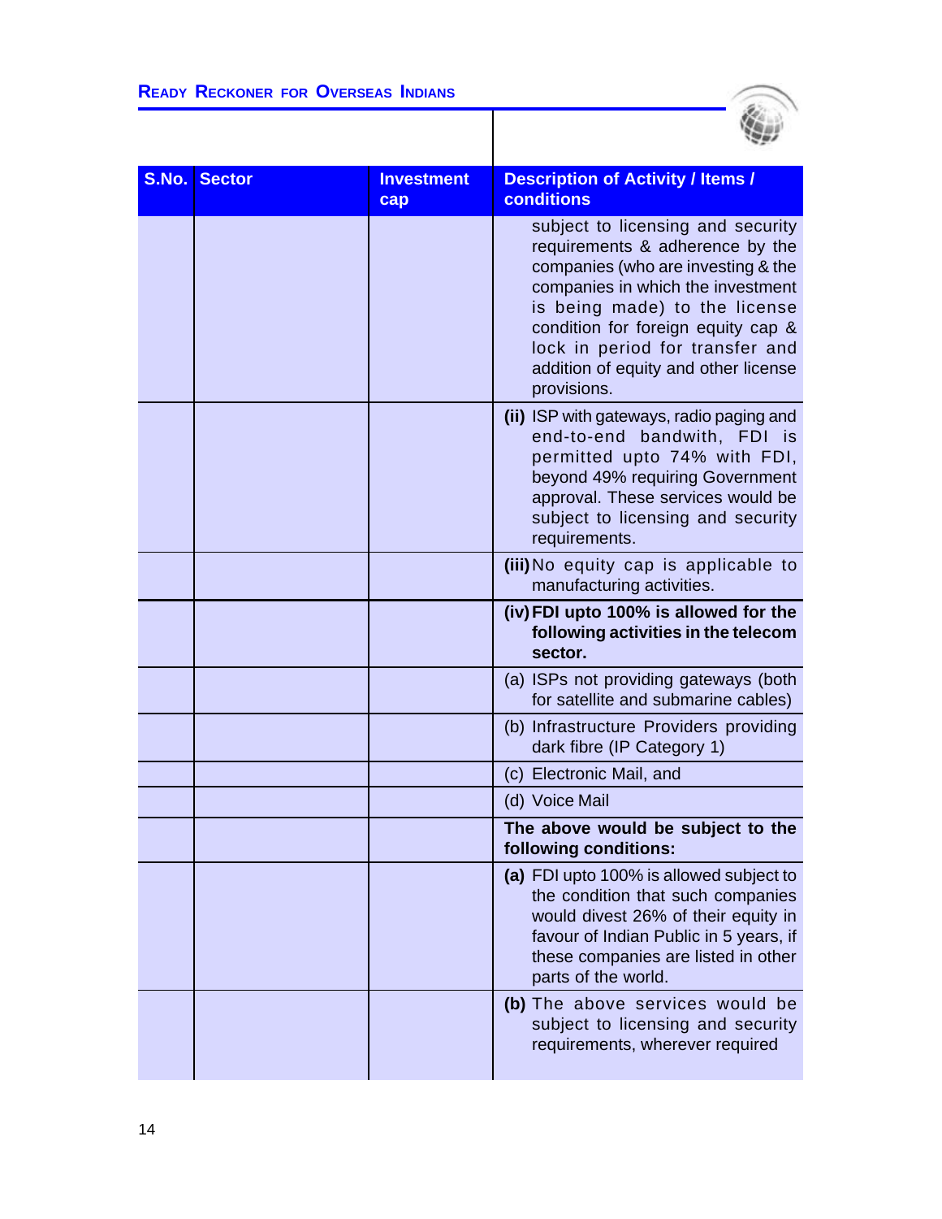| S.No. | Sector | Investment cap | Description of Activity / Items / conditions |
|---|---|---|---|
| | | | subject to licensing and security requirements & adherence by the companies (who are investing & the companies in which the investment is being made) to the license condition for foreign equity cap & lock in period for transfer and addition of equity and other license provisions. |
| | | | **(ii)** ISP with gateways, radio paging and end-to-end bandwith, FDI is permitted upto 74% with FDI, beyond 49% requiring Government approval. These services would be subject to licensing and security requirements. |
| | | | **(iii)** No equity cap is applicable to manufacturing activities. |
| | | | **(iv) FDI upto 100% is allowed for the following activities in the telecom sector.** |
| | | | (a) ISPs not providing gateways (both for satellite and submarine cables) |
| | | | (b) Infrastructure Providers providing dark fibre (IP Category 1) |
| | | | (c) Electronic Mail, and |
| | | | (d) Voice Mail |
| | | | **The above would be subject to the following conditions:** |
| | | | **(a)** FDI upto 100% is allowed subject to the condition that such companies would divest 26% of their equity in favour of Indian Public in 5 years, if these companies are listed in other parts of the world. |
| | | | **(b)** The above services would be subject to licensing and security requirements, wherever required |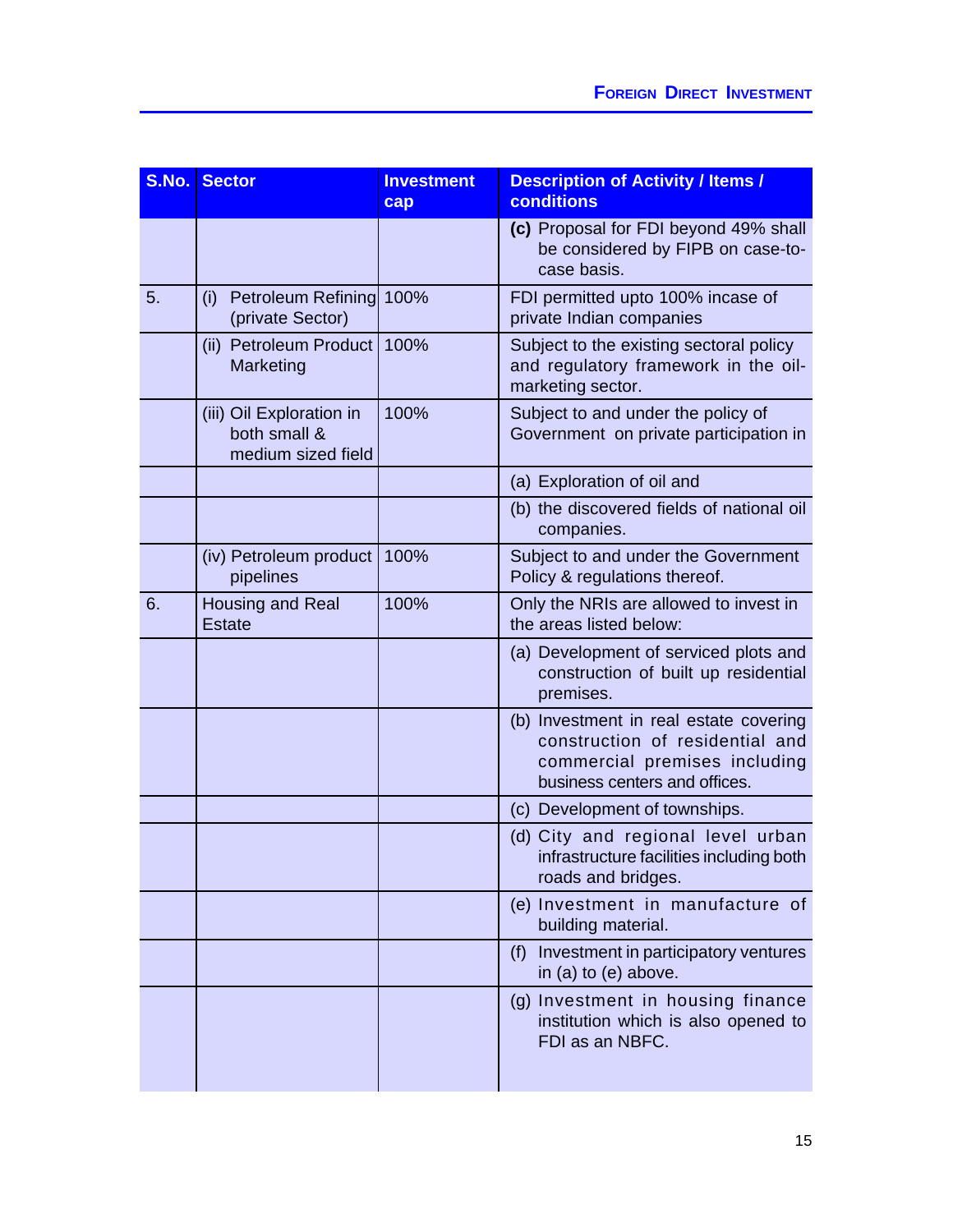| S.No. | Sector | Investment cap | Description of Activity / Items / conditions |
|---|---|---|---|
| | | | **(c)** Proposal for FDI beyond 49% shall be considered by FIPB on case-to-case basis. |
| 5. | (i) Petroleum Refining (private Sector) | 100% | FDI permitted upto 100% incase of private Indian companies |
| | (ii) Petroleum Product Marketing | 100% | Subject to the existing sectoral policy and regulatory framework in the oil-marketing sector. |
| | (iii) Oil Exploration in both small & medium sized field | 100% | Subject to and under the policy of Government on private participation in |
| | | | (a) Exploration of oil and |
| | | | (b) the discovered fields of national oil companies. |
| | (iv) Petroleum product pipelines | 100% | Subject to and under the Government Policy & regulations thereof. |
| 6. | Housing and Real Estate | 100% | Only the NRIs are allowed to invest in the areas listed below: |
| | | | (a) Development of serviced plots and construction of built up residential premises. |
| | | | (b) Investment in real estate covering construction of residential and commercial premises including business centers and offices. |
| | | | (c) Development of townships. |
| | | | (d) City and regional level urban infrastructure facilities including both roads and bridges. |
| | | | (e) Investment in manufacture of building material. |
| | | | (f) Investment in participatory ventures in (a) to (e) above. |
| | | | (g) Investment in housing finance institution which is also opened to FDI as an NBFC. |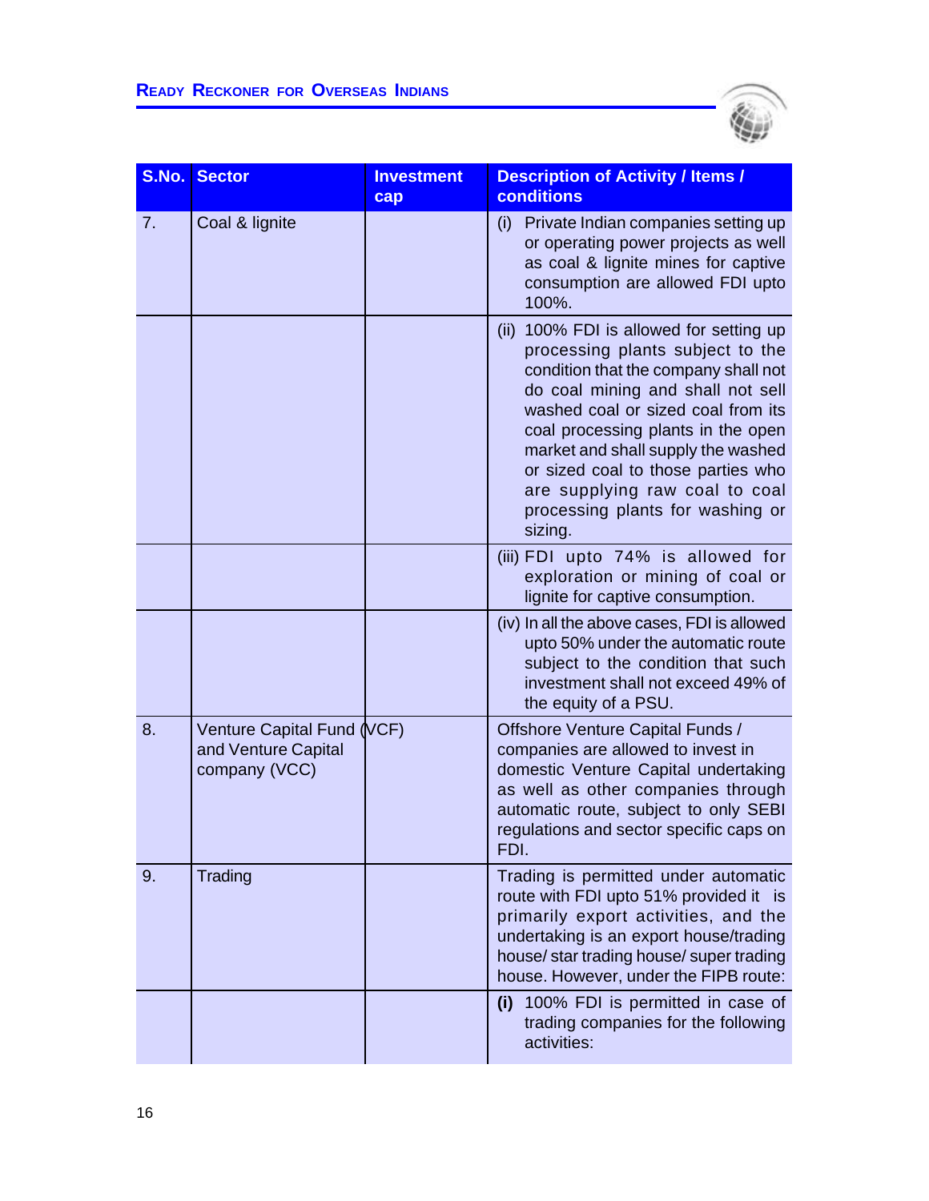| S.No. | Sector | Investment cap | Description of Activity / Items / conditions |
|---|---|---|---|
| 7. | Coal & lignite | | (i) Private Indian companies setting up or operating power projects as well as coal & lignite mines for captive consumption are allowed FDI upto 100%. |
| | | | (ii) 100% FDI is allowed for setting up processing plants subject to the condition that the company shall not do coal mining and shall not sell washed coal or sized coal from its coal processing plants in the open market and shall supply the washed or sized coal to those parties who are supplying raw coal to coal processing plants for washing or sizing. |
| | | | (iii) FDI upto 74% is allowed for exploration or mining of coal or lignite for captive consumption. |
| | | | (iv) In all the above cases, FDI is allowed upto 50% under the automatic route subject to the condition that such investment shall not exceed 49% of the equity of a PSU. |
| 8. | Venture Capital Fund (VCF) and Venture Capital company (VCC) | | Offshore Venture Capital Funds / companies are allowed to invest in domestic Venture Capital undertaking as well as other companies through automatic route, subject to only SEBI regulations and sector specific caps on FDI. |
| 9. | Trading | | Trading is permitted under automatic route with FDI upto 51% provided it is primarily export activities, and the undertaking is an export house/trading house/ star trading house/ super trading house. However, under the FIPB route: |
| | | | **(i)** 100% FDI is permitted in case of trading companies for the following activities: |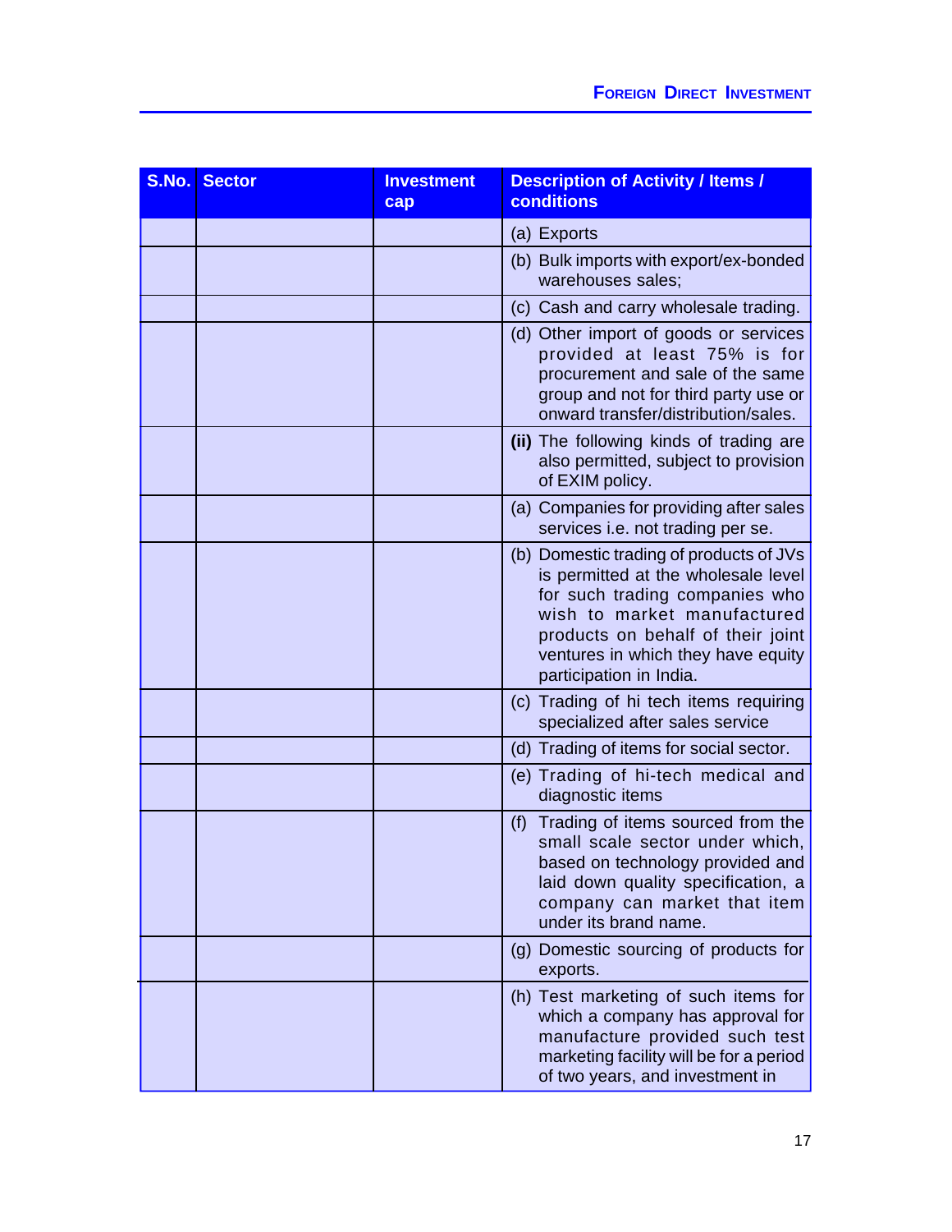| S.No. | Sector | Investment cap | Description of Activity / Items / conditions |
|---|---|---|---|
| | | | (a) Exports |
| | | | (b) Bulk imports with export/ex-bonded warehouses sales; |
| | | | (c) Cash and carry wholesale trading. |
| | | | (d) Other import of goods or services provided at least 75% is for procurement and sale of the same group and not for third party use or onward transfer/distribution/sales. |
| | | | **(ii)** The following kinds of trading are also permitted, subject to provision of EXIM policy. |
| | | | (a) Companies for providing after sales services i.e. not trading per se. |
| | | | (b) Domestic trading of products of JVs is permitted at the wholesale level for such trading companies who wish to market manufactured products on behalf of their joint ventures in which they have equity participation in India. |
| | | | (c) Trading of hi tech items requiring specialized after sales service |
| | | | (d) Trading of items for social sector. |
| | | | (e) Trading of hi-tech medical and diagnostic items |
| | | | (f) Trading of items sourced from the small scale sector under which, based on technology provided and laid down quality specification, a company can market that item under its brand name. |
| | | | (g) Domestic sourcing of products for exports. |
| | | | (h) Test marketing of such items for which a company has approval for manufacture provided such test marketing facility will be for a period of two years, and investment in |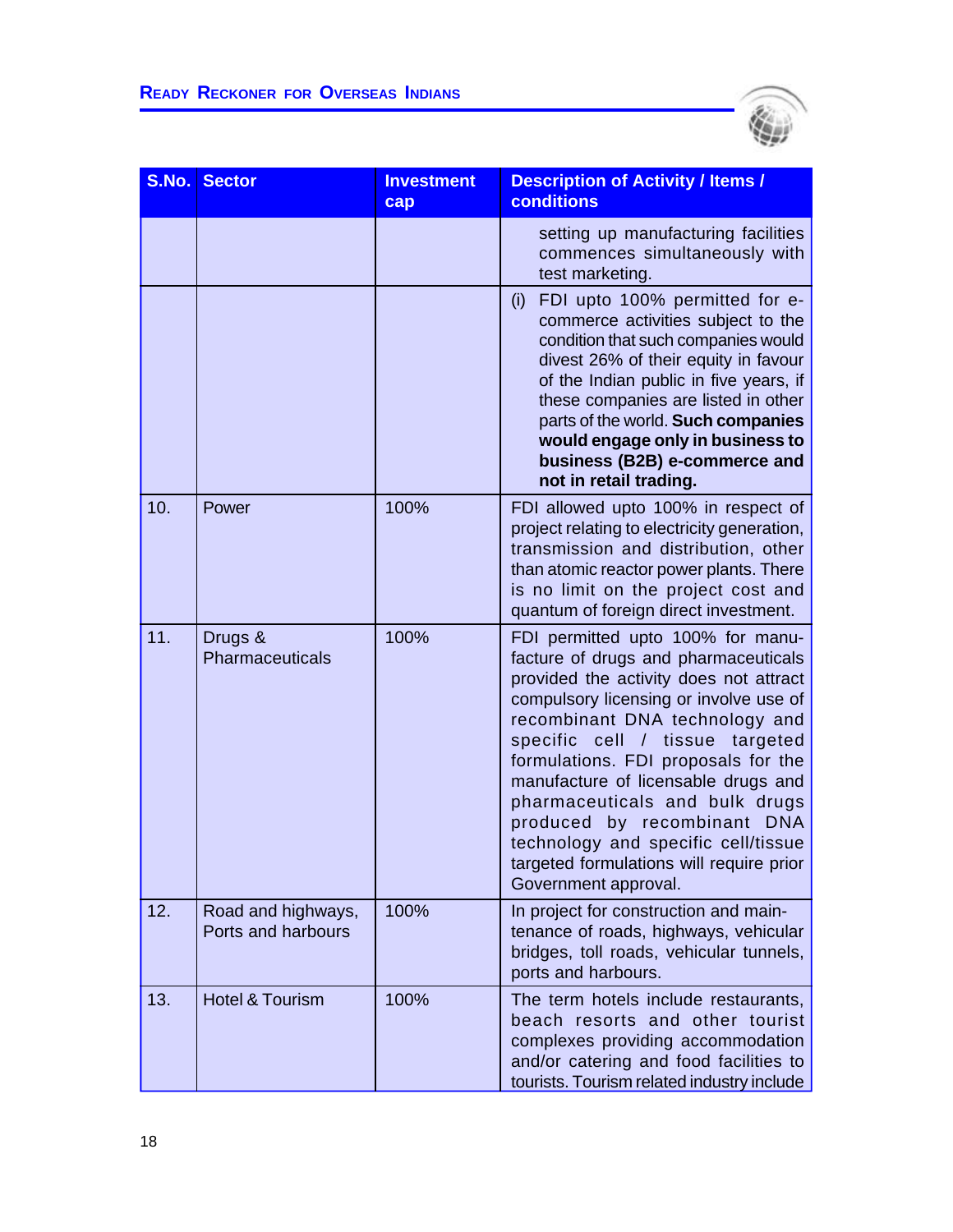| S.No. | Sector | Investment cap | Description of Activity / Items / conditions |
|---|---|---|---|
| | | | setting up manufacturing facilities commences simultaneously with test marketing. |
| | | | (i) FDI upto 100% permitted for e-commerce activities subject to the condition that such companies would divest 26% of their equity in favour of the Indian public in five years, if these companies are listed in other parts of the world. **Such companies would engage only in business to business (B2B) e-commerce and not in retail trading.** |
| 10. | Power | 100% | FDI allowed upto 100% in respect of project relating to electricity generation, transmission and distribution, other than atomic reactor power plants. There is no limit on the project cost and quantum of foreign direct investment. |
| 11. | Drugs & Pharmaceuticals | 100% | FDI permitted upto 100% for manufacture of drugs and pharmaceuticals provided the activity does not attract compulsory licensing or involve use of recombinant DNA technology and specific cell / tissue targeted formulations. FDI proposals for the manufacture of licensable drugs and pharmaceuticals and bulk drugs produced by recombinant DNA technology and specific cell/tissue targeted formulations will require prior Government approval. |
| 12. | Road and highways, Ports and harbours | 100% | In project for construction and maintenance of roads, highways, vehicular bridges, toll roads, vehicular tunnels, ports and harbours. |
| 13. | Hotel & Tourism | 100% | The term hotels include restaurants, beach resorts and other tourist complexes providing accommodation and/or catering and food facilities to tourists. Tourism related industry include |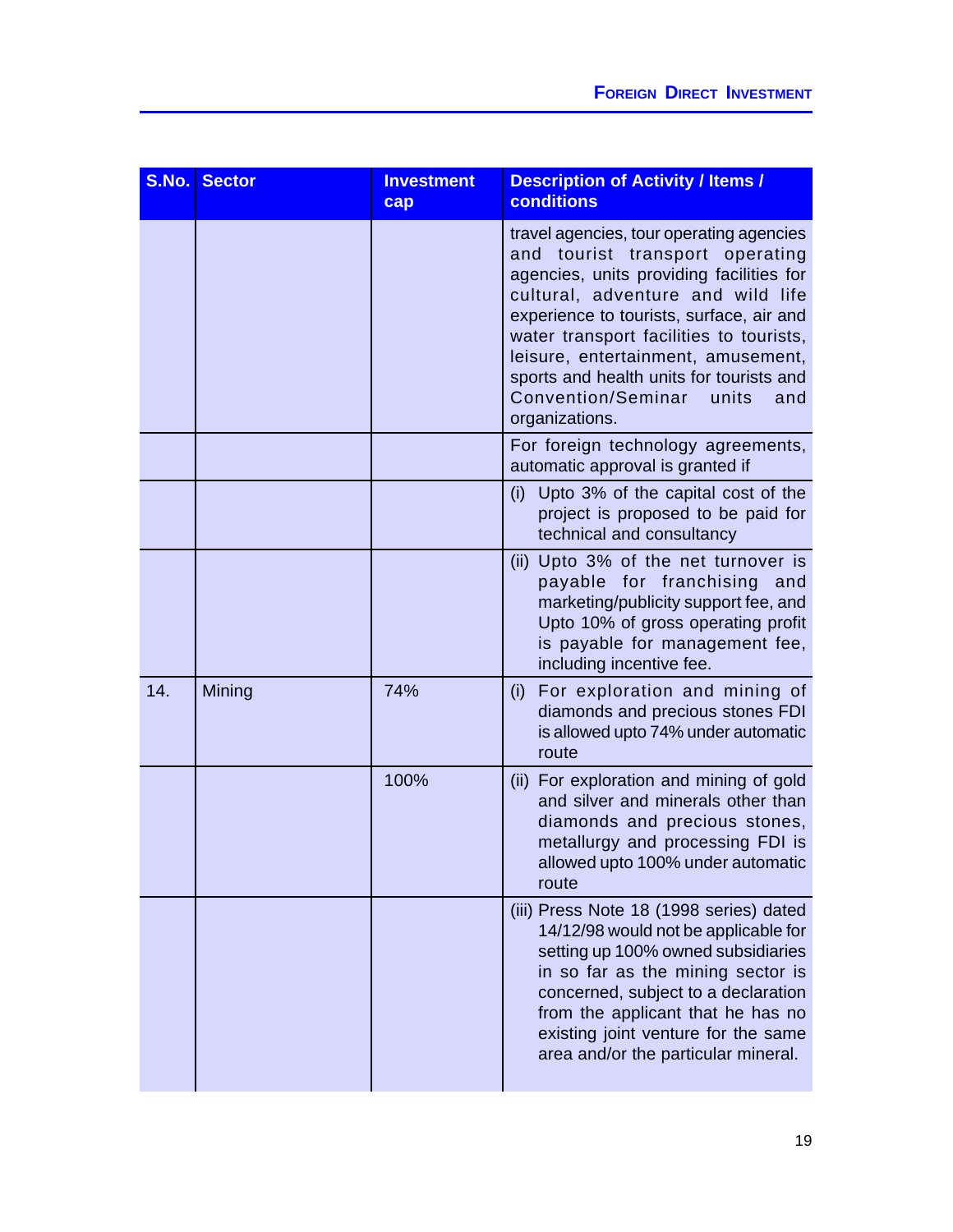| S.No. | Sector | Investment cap | Description of Activity / Items / conditions |
|---|---|---|---|
| | | | travel agencies, tour operating agencies and tourist transport operating agencies, units providing facilities for cultural, adventure and wild life experience to tourists, surface, air and water transport facilities to tourists, leisure, entertainment, amusement, sports and health units for tourists and Convention/Seminar units and organizations. |
| | | | For foreign technology agreements, automatic approval is granted if |
| | | | (i) Upto 3% of the capital cost of the project is proposed to be paid for technical and consultancy |
| | | | (ii) Upto 3% of the net turnover is payable for franchising and marketing/publicity support fee, and Upto 10% of gross operating profit is payable for management fee, including incentive fee. |
| 14. | Mining | 74% | (i) For exploration and mining of diamonds and precious stones FDI is allowed upto 74% under automatic route |
| | | 100% | (ii) For exploration and mining of gold and silver and minerals other than diamonds and precious stones, metallurgy and processing FDI is allowed upto 100% under automatic route |
| | | | (iii) Press Note 18 (1998 series) dated 14/12/98 would not be applicable for setting up 100% owned subsidiaries in so far as the mining sector is concerned, subject to a declaration from the applicant that he has no existing joint venture for the same area and/or the particular mineral. |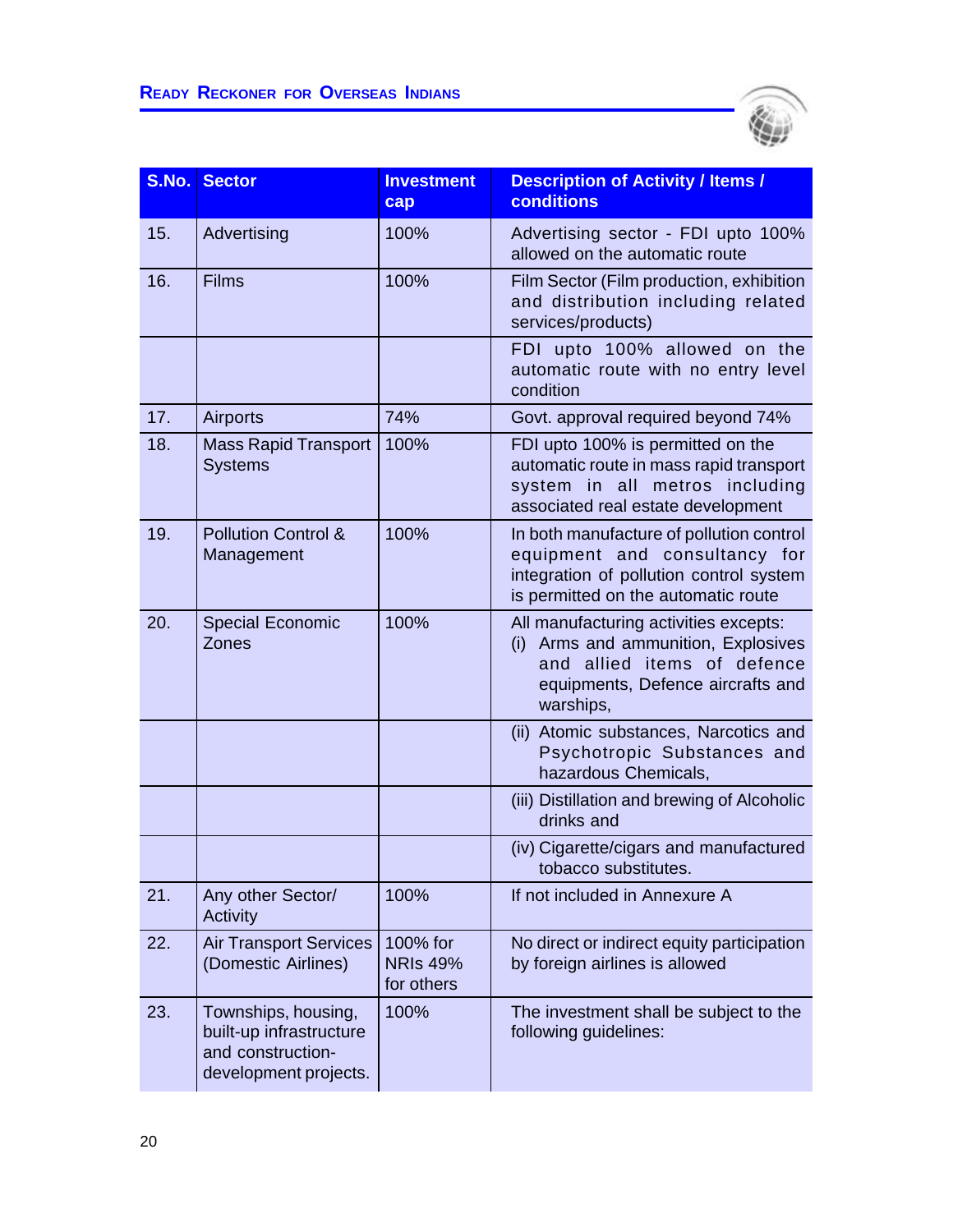| S.No. | Sector | Investment cap | Description of Activity / Items / conditions |
|---|---|---|---|
| 15. | Advertising | 100% | Advertising sector - FDI upto 100% allowed on the automatic route |
| 16. | Films | 100% | Film Sector (Film production, exhibition and distribution including related services/products) |
| | | | FDI upto 100% allowed on the automatic route with no entry level condition |
| 17. | Airports | 74% | Govt. approval required beyond 74% |
| 18. | Mass Rapid Transport Systems | 100% | FDI upto 100% is permitted on the automatic route in mass rapid transport system in all metros including associated real estate development |
| 19. | Pollution Control & Management | 100% | In both manufacture of pollution control equipment and consultancy for integration of pollution control system is permitted on the automatic route |
| 20. | Special Economic Zones | 100% | All manufacturing activities excepts: (i) Arms and ammunition, Explosives and allied items of defence equipments, Defence aircrafts and warships, |
| | | | (ii) Atomic substances, Narcotics and Psychotropic Substances and hazardous Chemicals, |
| | | | (iii) Distillation and brewing of Alcoholic drinks and |
| | | | (iv) Cigarette/cigars and manufactured tobacco substitutes. |
| 21. | Any other Sector/ Activity | 100% | If not included in Annexure A |
| 22. | Air Transport Services (Domestic Airlines) | 100% for NRIs 49% for others | No direct or indirect equity participation by foreign airlines is allowed |
| 23. | Townships, housing, built-up infrastructure and construction-development projects. | 100% | The investment shall be subject to the following guidelines: |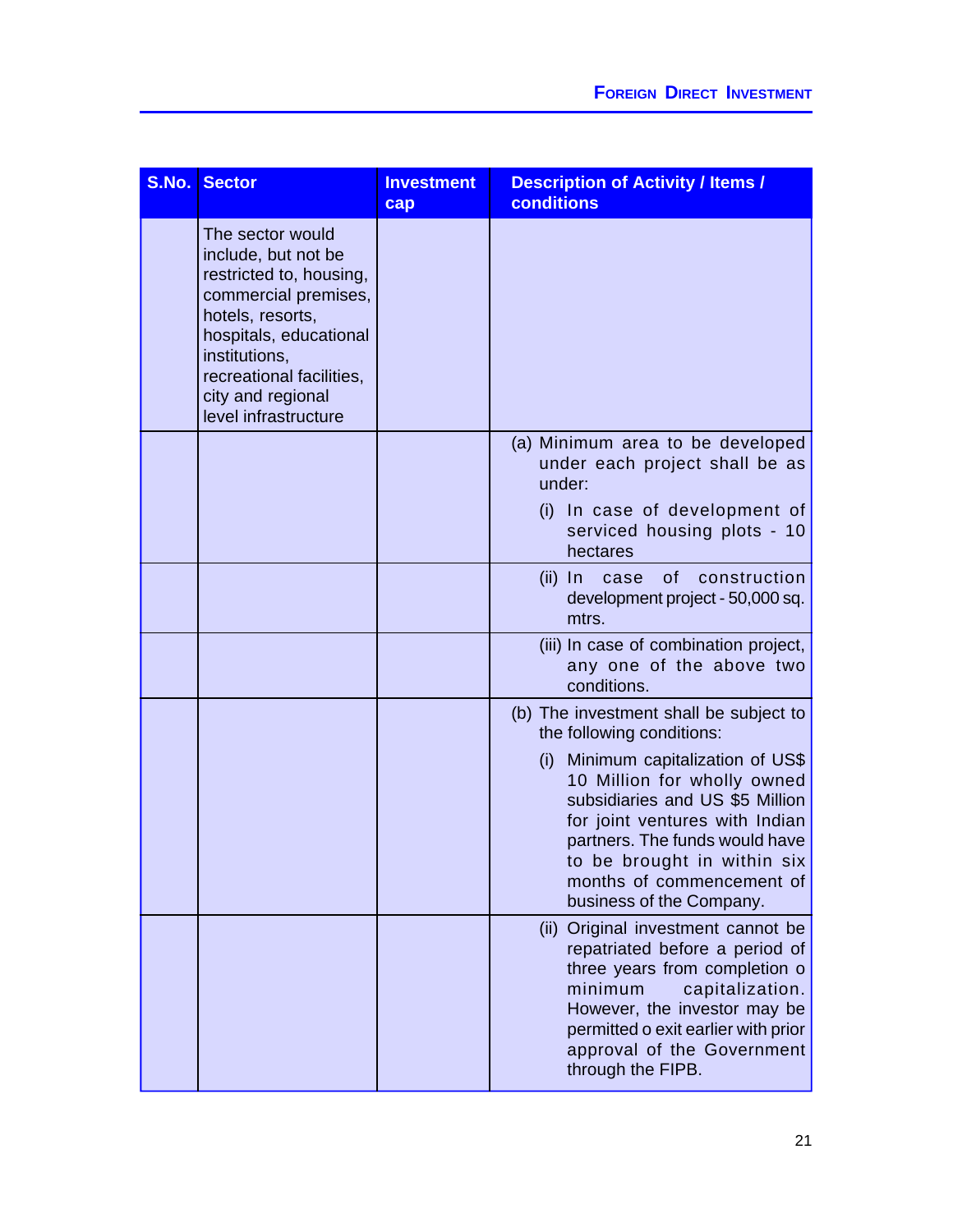| S.No. | Sector | Investment cap | Description of Activity / Items / conditions |
|---|---|---|---|
| | The sector would include, but not be restricted to, housing, commercial premises, hotels, resorts, hospitals, educational institutions, recreational facilities, city and regional level infrastructure | | |
| | | | (a) Minimum area to be developed under each project shall be as under: (i) In case of development of serviced housing plots - 10 hectares |
| | | | (ii) In case of construction development project - 50,000 sq. mtrs. |
| | | | (iii) In case of combination project, any one of the above two conditions. |
| | | | (b) The investment shall be subject to the following conditions: (i) Minimum capitalization of US$ 10 Million for wholly owned subsidiaries and US $5 Million for joint ventures with Indian partners. The funds would have to be brought in within six months of commencement of business of the Company. |
| | | | (ii) Original investment cannot be repatriated before a period of three years from completion o minimum capitalization. However, the investor may be permitted o exit earlier with prior approval of the Government through the FIPB. |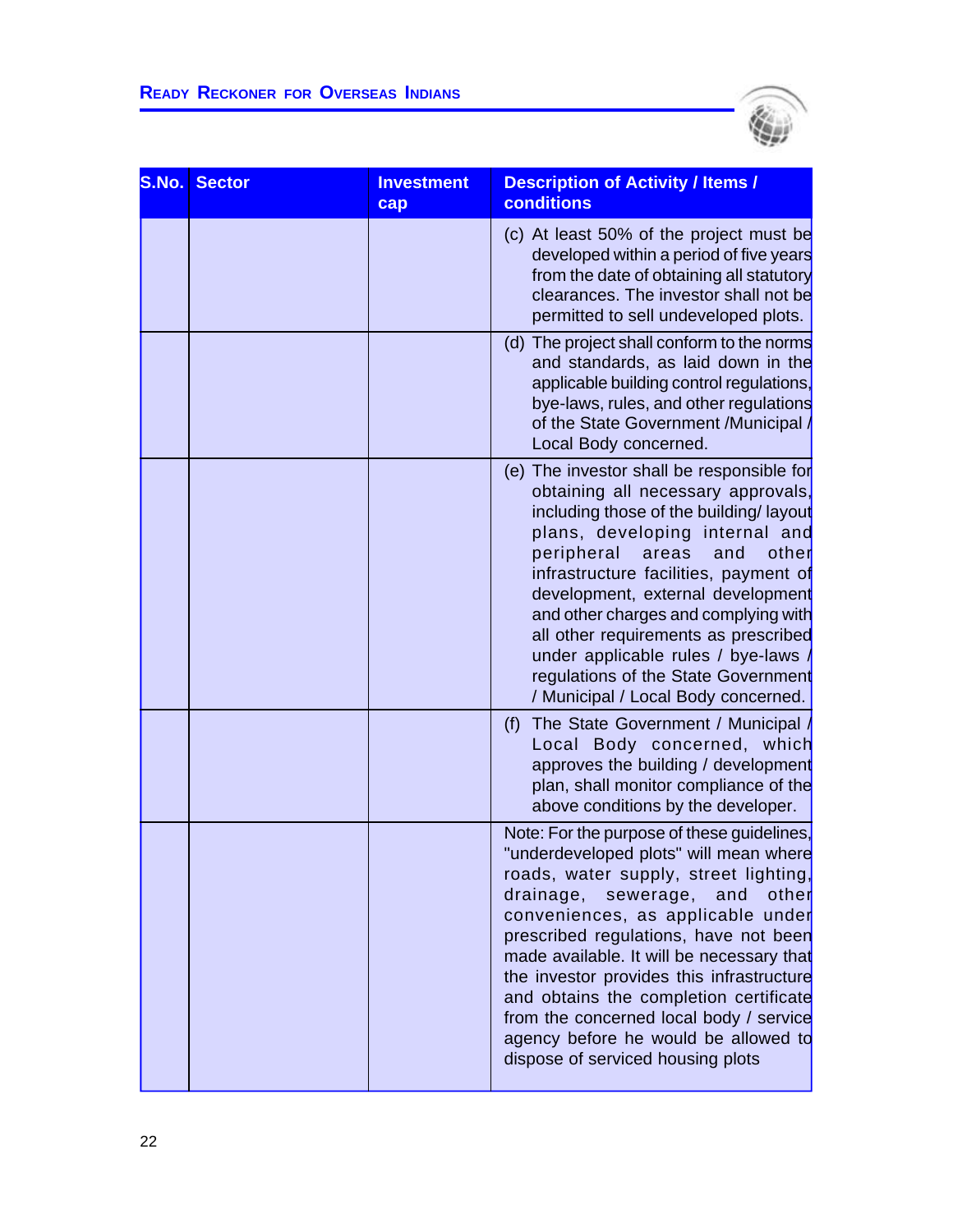| S.No. | Sector | Investment cap | Description of Activity / Items / conditions |
|---|---|---|---|
| | | | (c) At least 50% of the project must be developed within a period of five years from the date of obtaining all statutory clearances. The investor shall not be permitted to sell undeveloped plots. |
| | | | (d) The project shall conform to the norms and standards, as laid down in the applicable building control regulations, bye-laws, rules, and other regulations of the State Government /Municipal / Local Body concerned. |
| | | | (e) The investor shall be responsible for obtaining all necessary approvals, including those of the building/ layout plans, developing internal and peripheral areas and other infrastructure facilities, payment of development, external development and other charges and complying with all other requirements as prescribed under applicable rules / bye-laws / regulations of the State Government / Municipal / Local Body concerned. |
| | | | (f) The State Government / Municipal / Local Body concerned, which approves the building / development plan, shall monitor compliance of the above conditions by the developer. |
| | | | Note: For the purpose of these guidelines, "underdeveloped plots" will mean where roads, water supply, street lighting, drainage, sewerage, and other conveniences, as applicable under prescribed regulations, have not been made available. It will be necessary that the investor provides this infrastructure and obtains the completion certificate from the concerned local body / service agency before he would be allowed to dispose of serviced housing plots |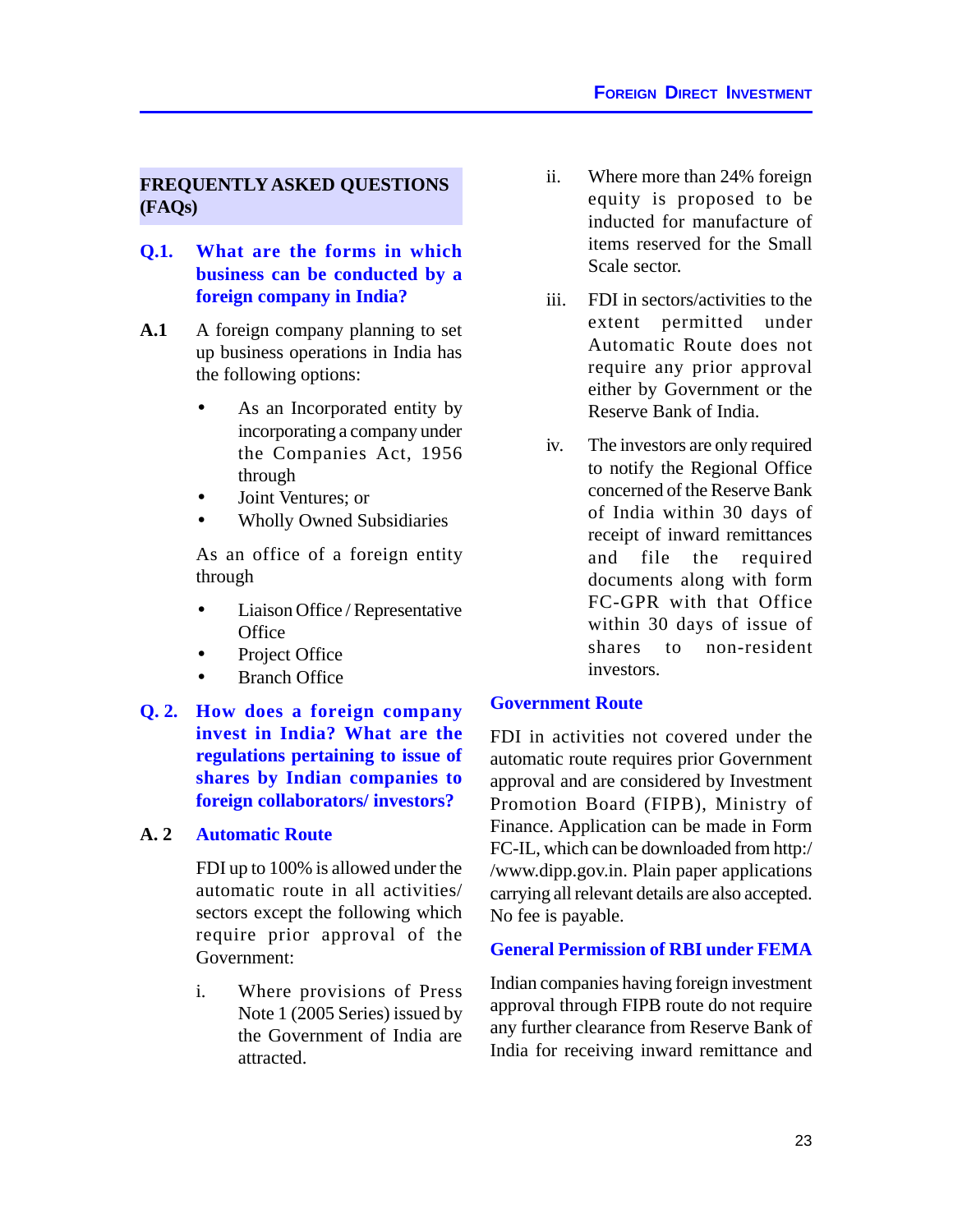## FREQUENTLY ASKED QUESTIONS (FAQs)

### Q.1. What are the forms in which business can be conducted by a foreign company in India?

**A.1** A foreign company planning to set up business operations in India has the following options:

- As an Incorporated entity by incorporating a company under the Companies Act, 1956 through
- Joint Ventures; or
- Wholly Owned Subsidiaries

As an office of a foreign entity through

- Liaison Office / Representative Office
- Project Office
- Branch Office

### Q. 2. How does a foreign company invest in India? What are the regulations pertaining to issue of shares by Indian companies to foreign collaborators/ investors?

**A. 2** **Automatic Route**

FDI up to 100% is allowed under the automatic route in all activities/ sectors except the following which require prior approval of the Government:

i. Where provisions of Press Note 1 (2005 Series) issued by the Government of India are attracted.

ii. Where more than 24% foreign equity is proposed to be inducted for manufacture of items reserved for the Small Scale sector.

iii. FDI in sectors/activities to the extent permitted under Automatic Route does not require any prior approval either by Government or the Reserve Bank of India.

iv. The investors are only required to notify the Regional Office concerned of the Reserve Bank of India within 30 days of receipt of inward remittances and file the required documents along with form FC-GPR with that Office within 30 days of issue of shares to non-resident investors.

**Government Route**

FDI in activities not covered under the automatic route requires prior Government approval and are considered by Investment Promotion Board (FIPB), Ministry of Finance. Application can be made in Form FC-IL, which can be downloaded from http://www.dipp.gov.in. Plain paper applications carrying all relevant details are also accepted. No fee is payable.

**General Permission of RBI under FEMA**

Indian companies having foreign investment approval through FIPB route do not require any further clearance from Reserve Bank of India for receiving inward remittance and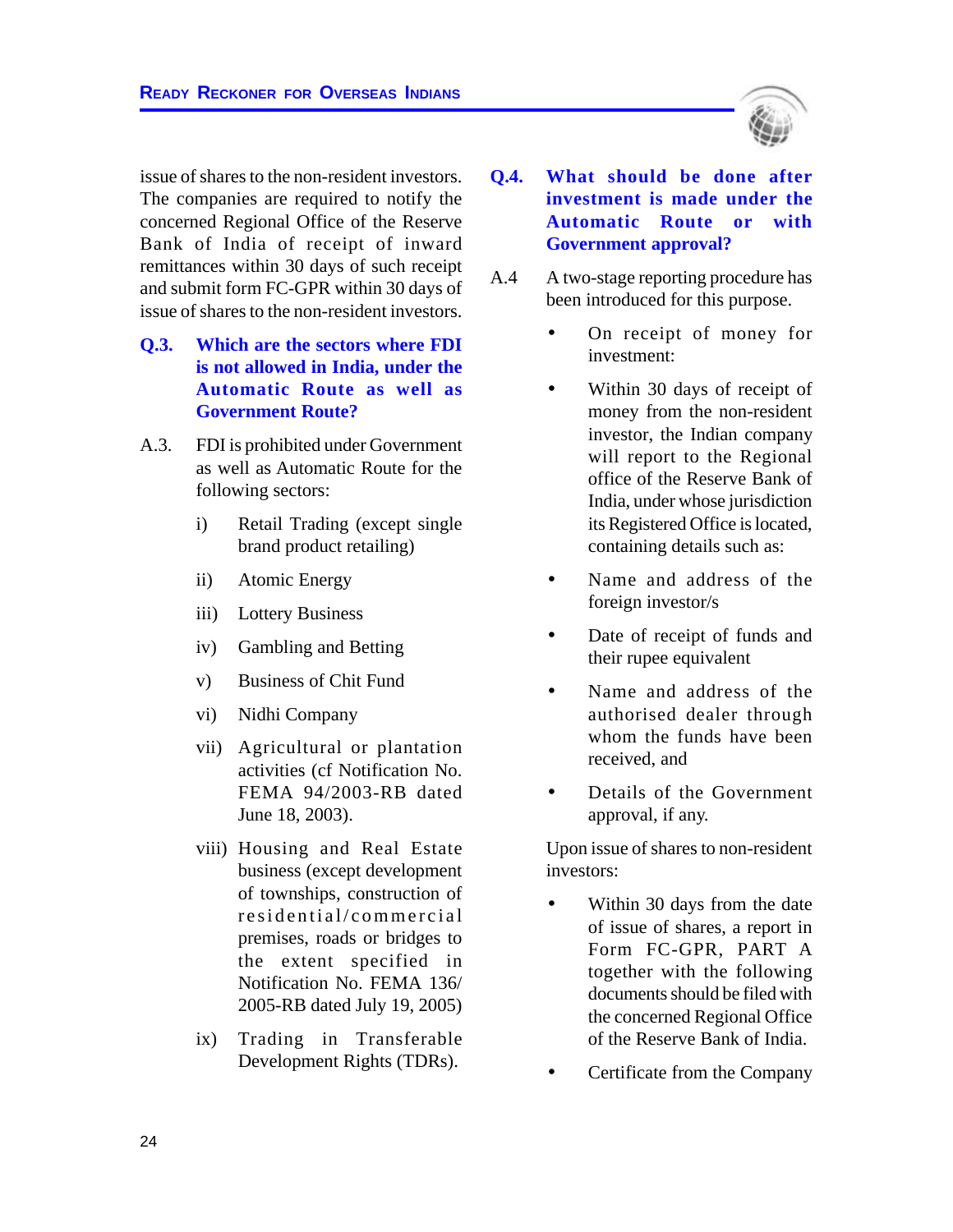issue of shares to the non-resident investors. The companies are required to notify the concerned Regional Office of the Reserve Bank of India of receipt of inward remittances within 30 days of such receipt and submit form FC-GPR within 30 days of issue of shares to the non-resident investors.

**Q.3. Which are the sectors where FDI is not allowed in India, under the Automatic Route as well as Government Route?**

A.3. FDI is prohibited under Government as well as Automatic Route for the following sectors:

i) Retail Trading (except single brand product retailing)

ii) Atomic Energy

iii) Lottery Business

iv) Gambling and Betting

v) Business of Chit Fund

vi) Nidhi Company

vii) Agricultural or plantation activities (cf Notification No. FEMA 94/2003-RB dated June 18, 2003).

viii) Housing and Real Estate business (except development of townships, construction of residential/commercial premises, roads or bridges to the extent specified in Notification No. FEMA 136/ 2005-RB dated July 19, 2005)

ix) Trading in Transferable Development Rights (TDRs).

**Q.4. What should be done after investment is made under the Automatic Route or with Government approval?**

A.4 A two-stage reporting procedure has been introduced for this purpose.

- On receipt of money for investment:
- Within 30 days of receipt of money from the non-resident investor, the Indian company will report to the Regional office of the Reserve Bank of India, under whose jurisdiction its Registered Office is located, containing details such as:
- Name and address of the foreign investor/s
- Date of receipt of funds and their rupee equivalent
- Name and address of the authorised dealer through whom the funds have been received, and
- Details of the Government approval, if any.

Upon issue of shares to non-resident investors:

- Within 30 days from the date of issue of shares, a report in Form FC-GPR, PART A together with the following documents should be filed with the concerned Regional Office of the Reserve Bank of India.
- Certificate from the Company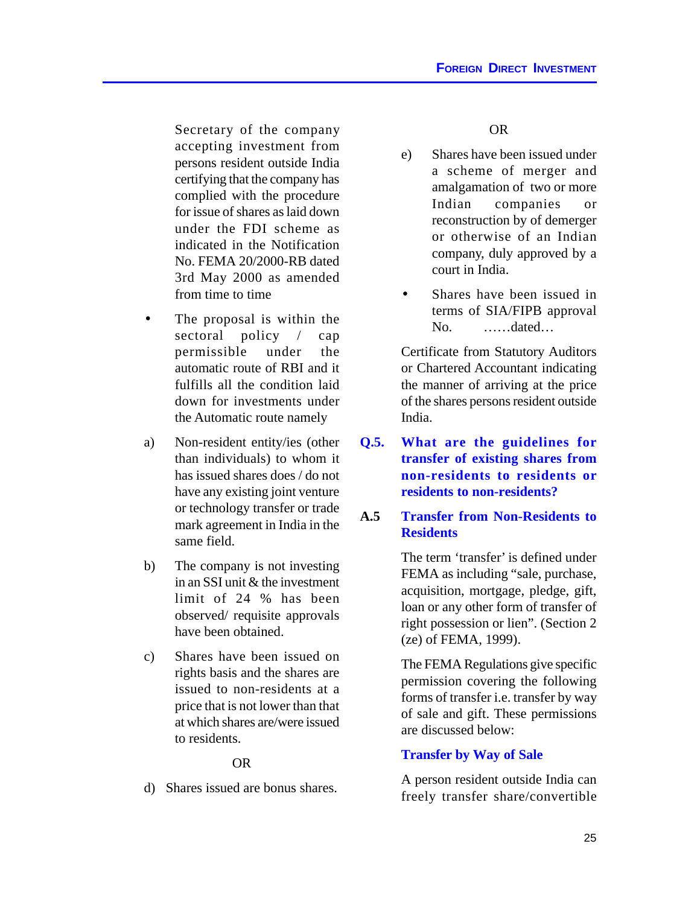Secretary of the company accepting investment from persons resident outside India certifying that the company has complied with the procedure for issue of shares as laid down under the FDI scheme as indicated in the Notification No. FEMA 20/2000-RB dated 3rd May 2000 as amended from time to time

- The proposal is within the sectoral policy / cap permissible under the automatic route of RBI and it fulfills all the condition laid down for investments under the Automatic route namely

a) Non-resident entity/ies (other than individuals) to whom it has issued shares does / do not have any existing joint venture or technology transfer or trade mark agreement in India in the same field.

b) The company is not investing in an SSI unit & the investment limit of 24 % has been observed/ requisite approvals have been obtained.

c) Shares have been issued on rights basis and the shares are issued to non-residents at a price that is not lower than that at which shares are/were issued to residents.

OR

d) Shares issued are bonus shares.

OR

e) Shares have been issued under a scheme of merger and amalgamation of two or more Indian companies or reconstruction by of demerger or otherwise of an Indian company, duly approved by a court in India.

- Shares have been issued in terms of SIA/FIPB approval No. ……dated…

Certificate from Statutory Auditors or Chartered Accountant indicating the manner of arriving at the price of the shares persons resident outside India.

**Q.5. What are the guidelines for transfer of existing shares from non-residents to residents or residents to non-residents?**

**A.5 Transfer from Non-Residents to Residents**

The term 'transfer' is defined under FEMA as including "sale, purchase, acquisition, mortgage, pledge, gift, loan or any other form of transfer of right possession or lien". (Section 2 (ze) of FEMA, 1999).

The FEMA Regulations give specific permission covering the following forms of transfer i.e. transfer by way of sale and gift. These permissions are discussed below:

**Transfer by Way of Sale**

A person resident outside India can freely transfer share/convertible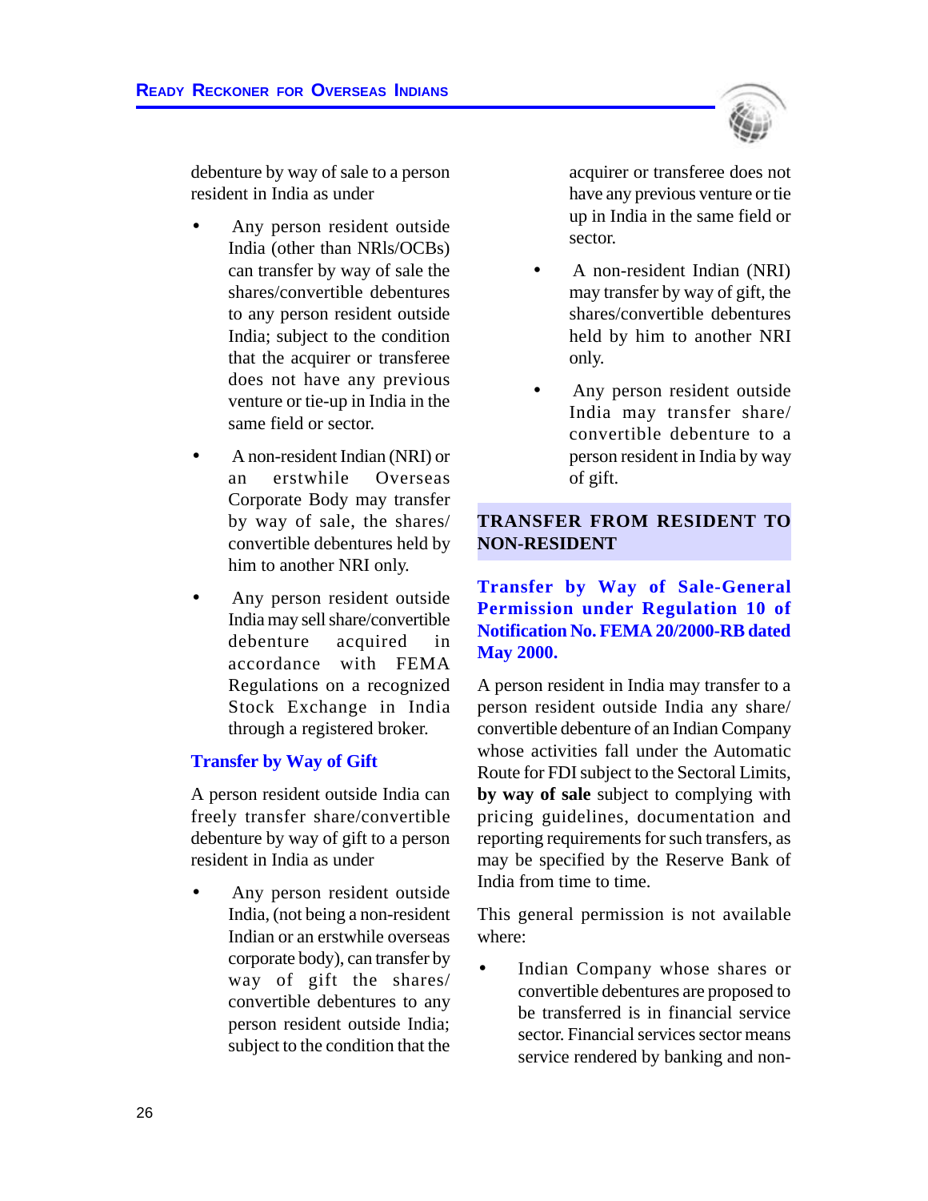debenture by way of sale to a person resident in India as under

- Any person resident outside India (other than NRIs/OCBs) can transfer by way of sale the shares/convertible debentures to any person resident outside India; subject to the condition that the acquirer or transferee does not have any previous venture or tie-up in India in the same field or sector.

- A non-resident Indian (NRI) or an erstwhile Overseas Corporate Body may transfer by way of sale, the shares/ convertible debentures held by him to another NRI only.

- Any person resident outside India may sell share/convertible debenture acquired in accordance with FEMA Regulations on a recognized Stock Exchange in India through a registered broker.

### Transfer by Way of Gift

A person resident outside India can freely transfer share/convertible debenture by way of gift to a person resident in India as under

- Any person resident outside India, (not being a non-resident Indian or an erstwhile overseas corporate body), can transfer by way of gift the shares/ convertible debentures to any person resident outside India; subject to the condition that the acquirer or transferee does not have any previous venture or tie up in India in the same field or sector.

- A non-resident Indian (NRI) may transfer by way of gift, the shares/convertible debentures held by him to another NRI only.

- Any person resident outside India may transfer share/ convertible debenture to a person resident in India by way of gift.

## TRANSFER FROM RESIDENT TO NON-RESIDENT

### Transfer by Way of Sale-General Permission under Regulation 10 of Notification No. FEMA 20/2000-RB dated May 2000.

A person resident in India may transfer to a person resident outside India any share/ convertible debenture of an Indian Company whose activities fall under the Automatic Route for FDI subject to the Sectoral Limits, **by way of sale** subject to complying with pricing guidelines, documentation and reporting requirements for such transfers, as may be specified by the Reserve Bank of India from time to time.

This general permission is not available where:

- Indian Company whose shares or convertible debentures are proposed to be transferred is in financial service sector. Financial services sector means service rendered by banking and non-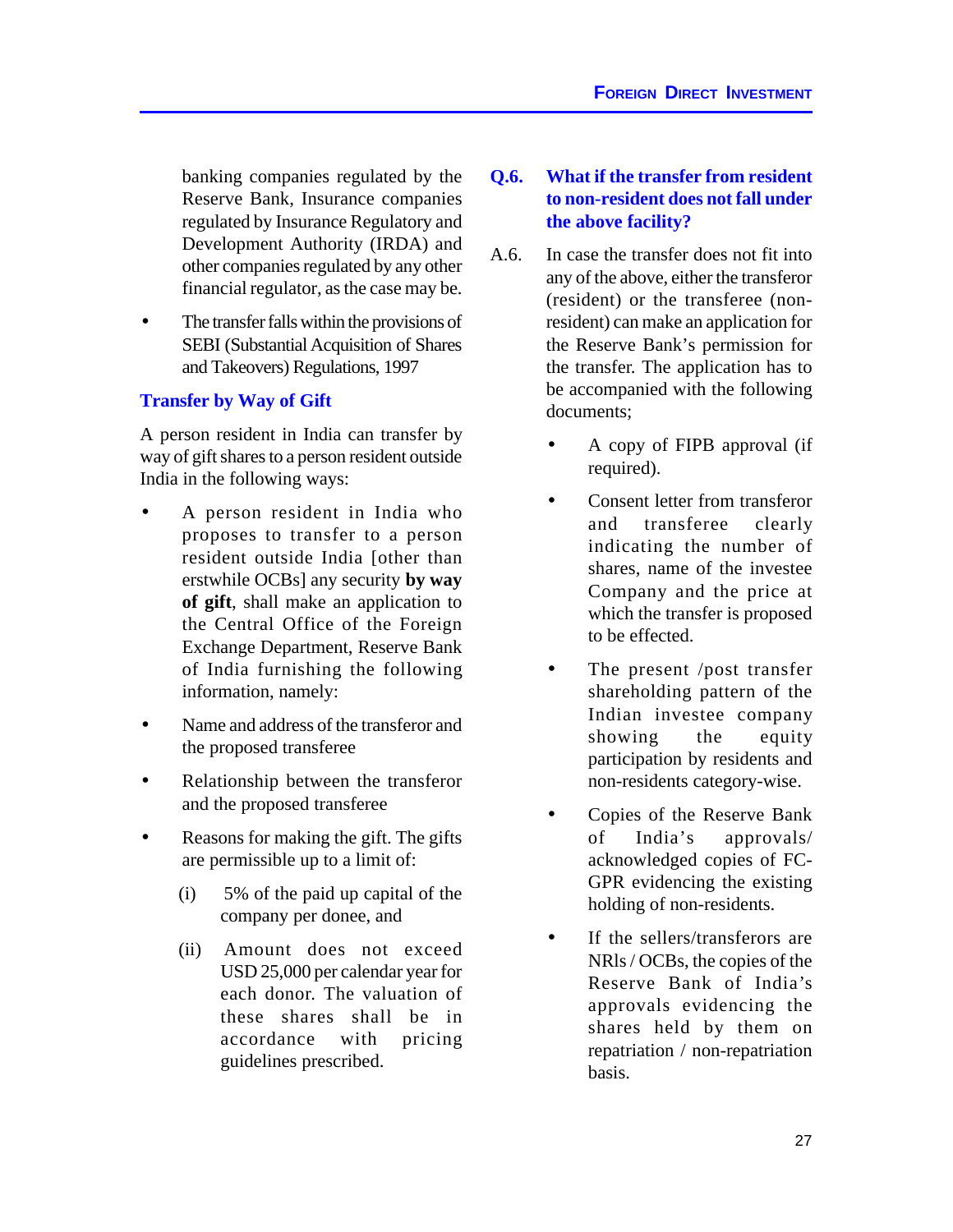banking companies regulated by the Reserve Bank, Insurance companies regulated by Insurance Regulatory and Development Authority (IRDA) and other companies regulated by any other financial regulator, as the case may be.

- The transfer falls within the provisions of SEBI (Substantial Acquisition of Shares and Takeovers) Regulations, 1997

### Transfer by Way of Gift

A person resident in India can transfer by way of gift shares to a person resident outside India in the following ways:

- A person resident in India who proposes to transfer to a person resident outside India [other than erstwhile OCBs] any security **by way of gift**, shall make an application to the Central Office of the Foreign Exchange Department, Reserve Bank of India furnishing the following information, namely:
- Name and address of the transferor and the proposed transferee
- Relationship between the transferor and the proposed transferee
- Reasons for making the gift. The gifts are permissible up to a limit of:
  - (i) 5% of the paid up capital of the company per donee, and
  - (ii) Amount does not exceed USD 25,000 per calendar year for each donor. The valuation of these shares shall be in accordance with pricing guidelines prescribed.

### Q.6. What if the transfer from resident to non-resident does not fall under the above facility?

A.6. In case the transfer does not fit into any of the above, either the transferor (resident) or the transferee (non-resident) can make an application for the Reserve Bank's permission for the transfer. The application has to be accompanied with the following documents;

- A copy of FIPB approval (if required).
- Consent letter from transferor and transferee clearly indicating the number of shares, name of the investee Company and the price at which the transfer is proposed to be effected.
- The present /post transfer shareholding pattern of the Indian investee company showing the equity participation by residents and non-residents category-wise.
- Copies of the Reserve Bank of India's approvals/ acknowledged copies of FC-GPR evidencing the existing holding of non-residents.
- If the sellers/transferors are NRIs / OCBs, the copies of the Reserve Bank of India's approvals evidencing the shares held by them on repatriation / non-repatriation basis.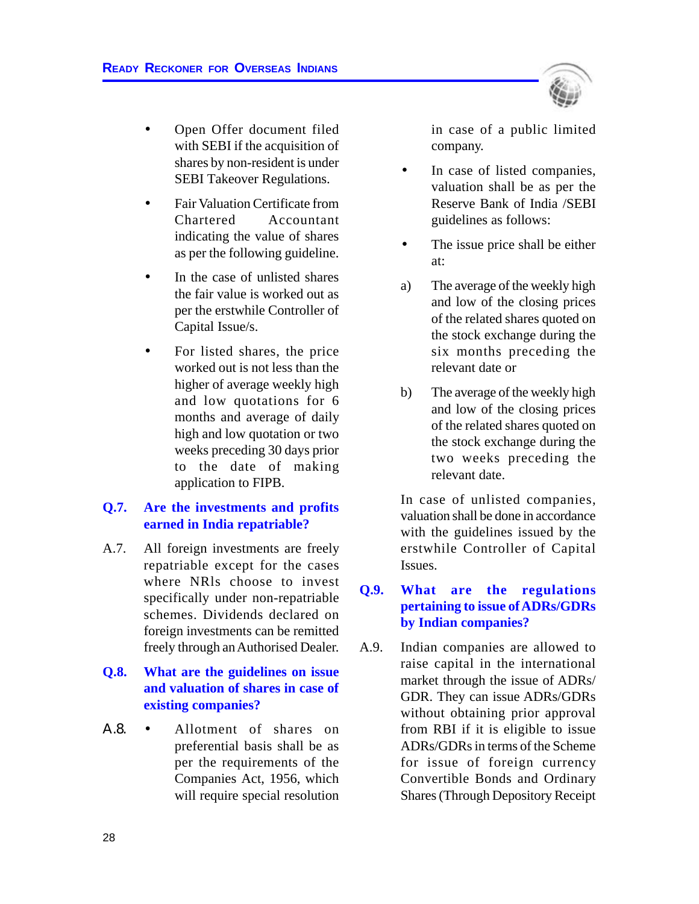- Open Offer document filed with SEBI if the acquisition of shares by non-resident is under SEBI Takeover Regulations.

- Fair Valuation Certificate from Chartered Accountant indicating the value of shares as per the following guideline.

- In the case of unlisted shares the fair value is worked out as per the erstwhile Controller of Capital Issue/s.

- For listed shares, the price worked out is not less than the higher of average weekly high and low quotations for 6 months and average of daily high and low quotation or two weeks preceding 30 days prior to the date of making application to FIPB.

### Q.7. Are the investments and profits earned in India repatriable?

A.7. All foreign investments are freely repatriable except for the cases where NRIs choose to invest specifically under non-repatriable schemes. Dividends declared on foreign investments can be remitted freely through an Authorised Dealer.

### Q.8. What are the guidelines on issue and valuation of shares in case of existing companies?

A.8.

- Allotment of shares on preferential basis shall be as per the requirements of the Companies Act, 1956, which will require special resolution in case of a public limited company.

- In case of listed companies, valuation shall be as per the Reserve Bank of India /SEBI guidelines as follows:

- The issue price shall be either at:

a) The average of the weekly high and low of the closing prices of the related shares quoted on the stock exchange during the six months preceding the relevant date or

b) The average of the weekly high and low of the closing prices of the related shares quoted on the stock exchange during the two weeks preceding the relevant date.

In case of unlisted companies, valuation shall be done in accordance with the guidelines issued by the erstwhile Controller of Capital Issues.

### Q.9. What are the regulations pertaining to issue of ADRs/GDRs by Indian companies?

A.9. Indian companies are allowed to raise capital in the international market through the issue of ADRs/ GDR. They can issue ADRs/GDRs without obtaining prior approval from RBI if it is eligible to issue ADRs/GDRs in terms of the Scheme for issue of foreign currency Convertible Bonds and Ordinary Shares (Through Depository Receipt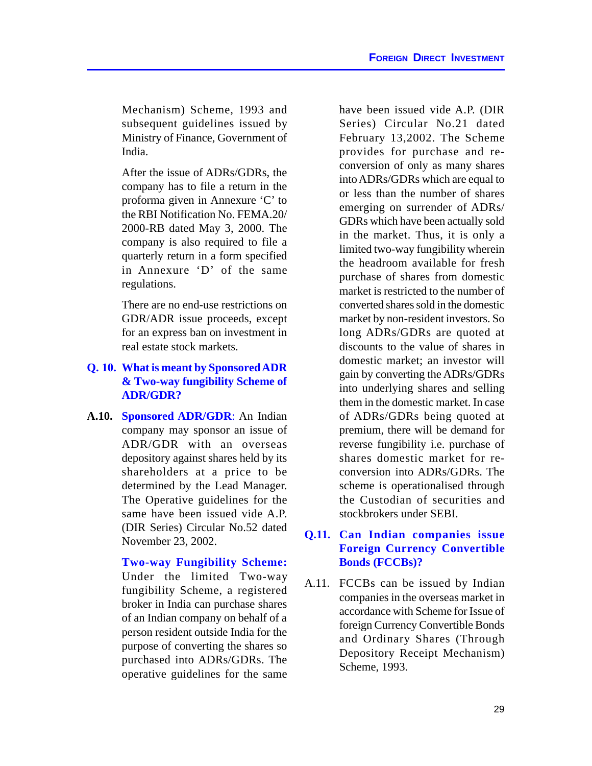Mechanism) Scheme, 1993 and subsequent guidelines issued by Ministry of Finance, Government of India.

After the issue of ADRs/GDRs, the company has to file a return in the proforma given in Annexure 'C' to the RBI Notification No. FEMA.20/ 2000-RB dated May 3, 2000. The company is also required to file a quarterly return in a form specified in Annexure 'D' of the same regulations.

There are no end-use restrictions on GDR/ADR issue proceeds, except for an express ban on investment in real estate stock markets.

**Q. 10. What is meant by Sponsored ADR & Two-way fungibility Scheme of ADR/GDR?**

**A.10.** **Sponsored ADR/GDR**: An Indian company may sponsor an issue of ADR/GDR with an overseas depository against shares held by its shareholders at a price to be determined by the Lead Manager. The Operative guidelines for the same have been issued vide A.P. (DIR Series) Circular No.52 dated November 23, 2002.

**Two-way Fungibility Scheme:** Under the limited Two-way fungibility Scheme, a registered broker in India can purchase shares of an Indian company on behalf of a person resident outside India for the purpose of converting the shares so purchased into ADRs/GDRs. The operative guidelines for the same have been issued vide A.P. (DIR Series) Circular No.21 dated February 13,2002. The Scheme provides for purchase and re-conversion of only as many shares into ADRs/GDRs which are equal to or less than the number of shares emerging on surrender of ADRs/ GDRs which have been actually sold in the market. Thus, it is only a limited two-way fungibility wherein the headroom available for fresh purchase of shares from domestic market is restricted to the number of converted shares sold in the domestic market by non-resident investors. So long ADRs/GDRs are quoted at discounts to the value of shares in domestic market; an investor will gain by converting the ADRs/GDRs into underlying shares and selling them in the domestic market. In case of ADRs/GDRs being quoted at premium, there will be demand for reverse fungibility i.e. purchase of shares domestic market for re-conversion into ADRs/GDRs. The scheme is operationalised through the Custodian of securities and stockbrokers under SEBI.

**Q.11. Can Indian companies issue Foreign Currency Convertible Bonds (FCCBs)?**

A.11. FCCBs can be issued by Indian companies in the overseas market in accordance with Scheme for Issue of foreign Currency Convertible Bonds and Ordinary Shares (Through Depository Receipt Mechanism) Scheme, 1993.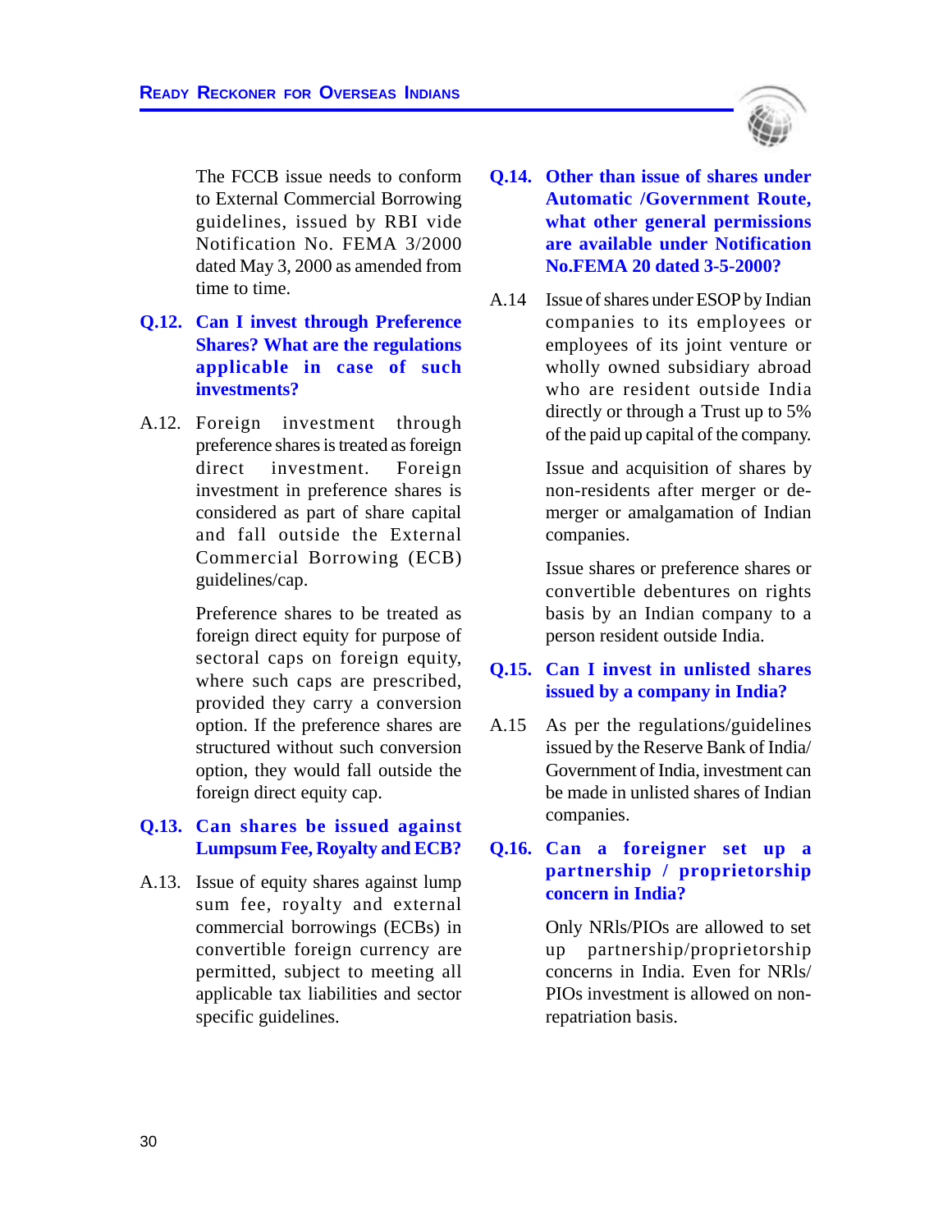The FCCB issue needs to conform to External Commercial Borrowing guidelines, issued by RBI vide Notification No. FEMA 3/2000 dated May 3, 2000 as amended from time to time.

**Q.12. Can I invest through Preference Shares? What are the regulations applicable in case of such investments?**

A.12. Foreign investment through preference shares is treated as foreign direct investment. Foreign investment in preference shares is considered as part of share capital and fall outside the External Commercial Borrowing (ECB) guidelines/cap.

Preference shares to be treated as foreign direct equity for purpose of sectoral caps on foreign equity, where such caps are prescribed, provided they carry a conversion option. If the preference shares are structured without such conversion option, they would fall outside the foreign direct equity cap.

**Q.13. Can shares be issued against Lumpsum Fee, Royalty and ECB?**

A.13. Issue of equity shares against lump sum fee, royalty and external commercial borrowings (ECBs) in convertible foreign currency are permitted, subject to meeting all applicable tax liabilities and sector specific guidelines.

**Q.14. Other than issue of shares under Automatic /Government Route, what other general permissions are available under Notification No.FEMA 20 dated 3-5-2000?**

A.14 Issue of shares under ESOP by Indian companies to its employees or employees of its joint venture or wholly owned subsidiary abroad who are resident outside India directly or through a Trust up to 5% of the paid up capital of the company.

Issue and acquisition of shares by non-residents after merger or de-merger or amalgamation of Indian companies.

Issue shares or preference shares or convertible debentures on rights basis by an Indian company to a person resident outside India.

**Q.15. Can I invest in unlisted shares issued by a company in India?**

A.15 As per the regulations/guidelines issued by the Reserve Bank of India/ Government of India, investment can be made in unlisted shares of Indian companies.

**Q.16. Can a foreigner set up a partnership / proprietorship concern in India?**

Only NRIs/PIOs are allowed to set up partnership/proprietorship concerns in India. Even for NRIs/ PIOs investment is allowed on non-repatriation basis.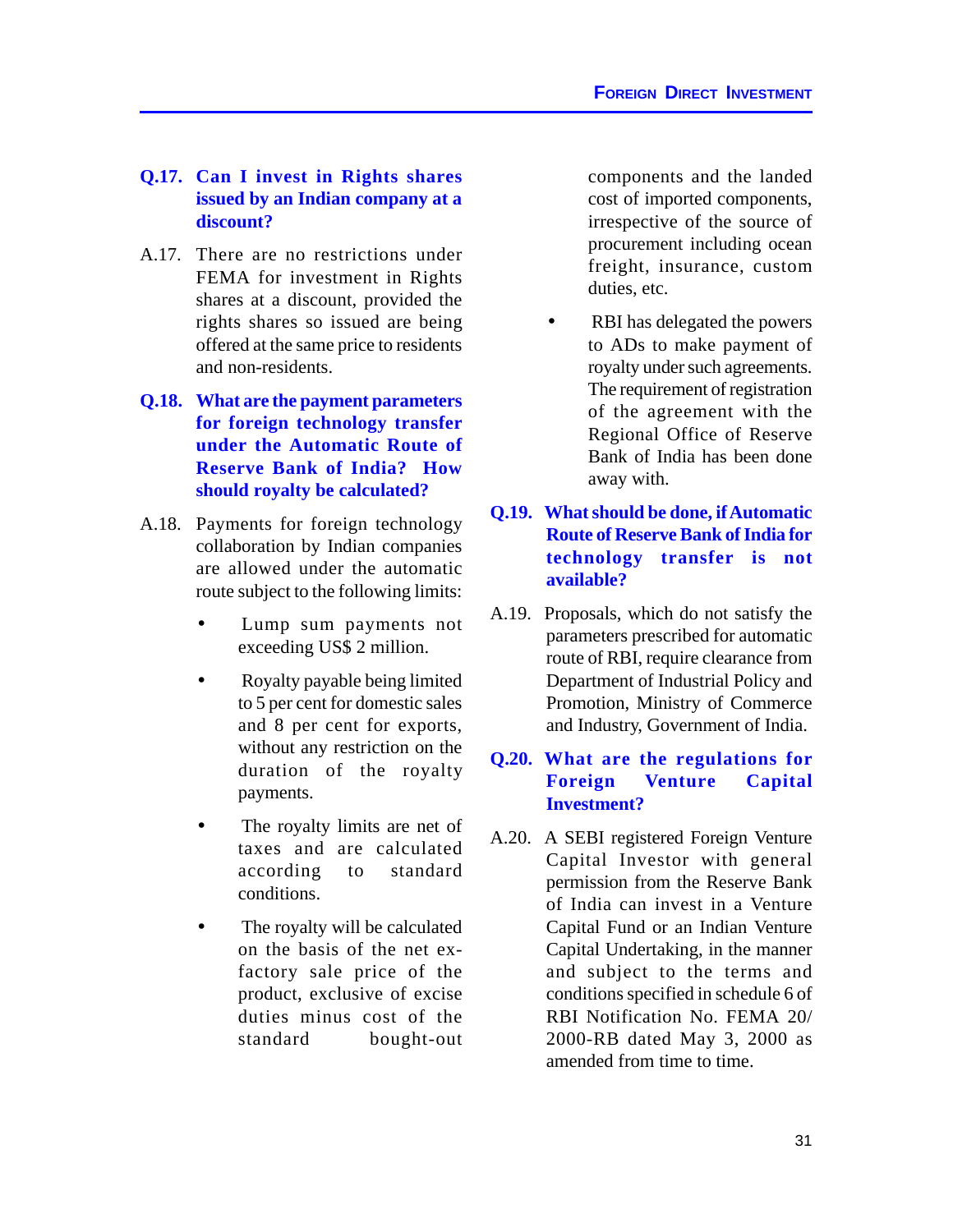**Q.17. Can I invest in Rights shares issued by an Indian company at a discount?**

A.17. There are no restrictions under FEMA for investment in Rights shares at a discount, provided the rights shares so issued are being offered at the same price to residents and non-residents.

**Q.18. What are the payment parameters for foreign technology transfer under the Automatic Route of Reserve Bank of India? How should royalty be calculated?**

A.18. Payments for foreign technology collaboration by Indian companies are allowed under the automatic route subject to the following limits:

- Lump sum payments not exceeding US$ 2 million.
- Royalty payable being limited to 5 per cent for domestic sales and 8 per cent for exports, without any restriction on the duration of the royalty payments.
- The royalty limits are net of taxes and are calculated according to standard conditions.
- The royalty will be calculated on the basis of the net ex-factory sale price of the product, exclusive of excise duties minus cost of the standard bought-out components and the landed cost of imported components, irrespective of the source of procurement including ocean freight, insurance, custom duties, etc.
- RBI has delegated the powers to ADs to make payment of royalty under such agreements. The requirement of registration of the agreement with the Regional Office of Reserve Bank of India has been done away with.

**Q.19. What should be done, if Automatic Route of Reserve Bank of India for technology transfer is not available?**

A.19. Proposals, which do not satisfy the parameters prescribed for automatic route of RBI, require clearance from Department of Industrial Policy and Promotion, Ministry of Commerce and Industry, Government of India.

**Q.20. What are the regulations for Foreign Venture Capital Investment?**

A.20. A SEBI registered Foreign Venture Capital Investor with general permission from the Reserve Bank of India can invest in a Venture Capital Fund or an Indian Venture Capital Undertaking, in the manner and subject to the terms and conditions specified in schedule 6 of RBI Notification No. FEMA 20/ 2000-RB dated May 3, 2000 as amended from time to time.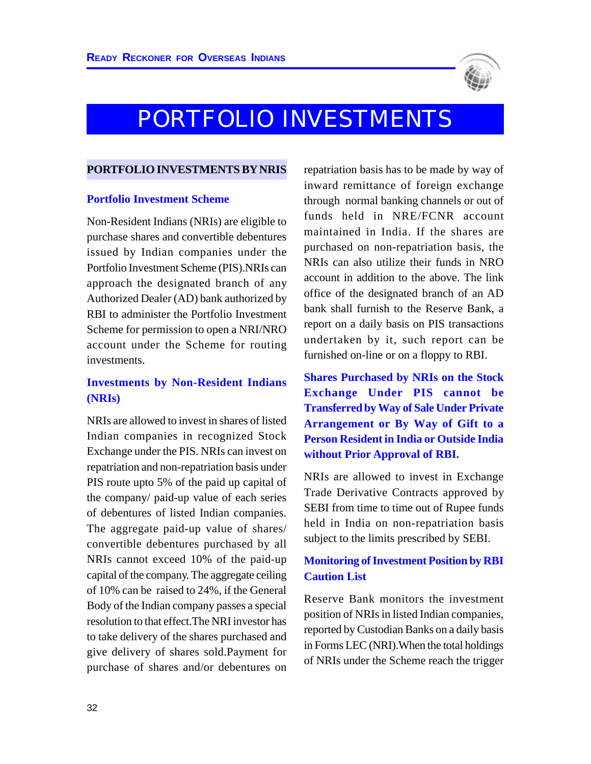# PORTFOLIO INVESTMENTS

## PORTFOLIO INVESTMENTS BY NRIS

### Portfolio Investment Scheme

Non-Resident Indians (NRIs) are eligible to purchase shares and convertible debentures issued by Indian companies under the Portfolio Investment Scheme (PIS).NRIs can approach the designated branch of any Authorized Dealer (AD) bank authorized by RBI to administer the Portfolio Investment Scheme for permission to open a NRI/NRO account under the Scheme for routing investments.

### Investments by Non-Resident Indians (NRIs)

NRIs are allowed to invest in shares of listed Indian companies in recognized Stock Exchange under the PIS. NRIs can invest on repatriation and non-repatriation basis under PIS route upto 5% of the paid up capital of the company/ paid-up value of each series of debentures of listed Indian companies. The aggregate paid-up value of shares/ convertible debentures purchased by all NRIs cannot exceed 10% of the paid-up capital of the company. The aggregate ceiling of 10% can be raised to 24%, if the General Body of the Indian company passes a special resolution to that effect.The NRI investor has to take delivery of the shares purchased and give delivery of shares sold.Payment for purchase of shares and/or debentures on repatriation basis has to be made by way of inward remittance of foreign exchange through normal banking channels or out of funds held in NRE/FCNR account maintained in India. If the shares are purchased on non-repatriation basis, the NRIs can also utilize their funds in NRO account in addition to the above. The link office of the designated branch of an AD bank shall furnish to the Reserve Bank, a report on a daily basis on PIS transactions undertaken by it, such report can be furnished on-line or on a floppy to RBI.

### Shares Purchased by NRIs on the Stock Exchange Under PIS cannot be Transferred by Way of Sale Under Private Arrangement or By Way of Gift to a Person Resident in India or Outside India without Prior Approval of RBI.

NRIs are allowed to invest in Exchange Trade Derivative Contracts approved by SEBI from time to time out of Rupee funds held in India on non-repatriation basis subject to the limits prescribed by SEBI.

### Monitoring of Investment Position by RBI Caution List

Reserve Bank monitors the investment position of NRIs in listed Indian companies, reported by Custodian Banks on a daily basis in Forms LEC (NRI).When the total holdings of NRIs under the Scheme reach the trigger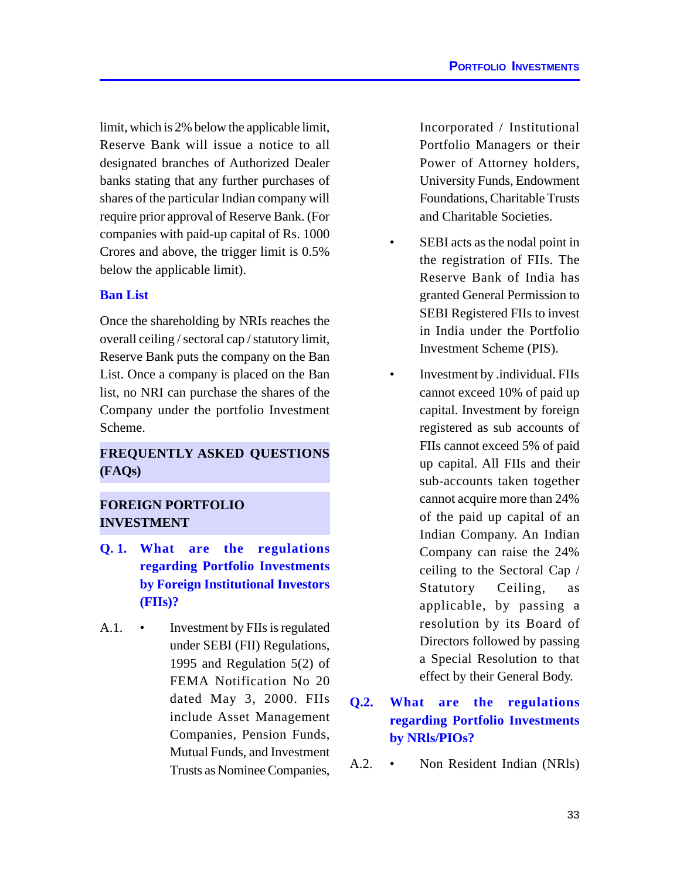limit, which is 2% below the applicable limit, Reserve Bank will issue a notice to all designated branches of Authorized Dealer banks stating that any further purchases of shares of the particular Indian company will require prior approval of Reserve Bank. (For companies with paid-up capital of Rs. 1000 Crores and above, the trigger limit is 0.5% below the applicable limit).

### Ban List

Once the shareholding by NRIs reaches the overall ceiling / sectoral cap / statutory limit, Reserve Bank puts the company on the Ban List. Once a company is placed on the Ban list, no NRI can purchase the shares of the Company under the portfolio Investment Scheme.

## FREQUENTLY ASKED QUESTIONS (FAQs)

## FOREIGN PORTFOLIO INVESTMENT

**Q. 1. What are the regulations regarding Portfolio Investments by Foreign Institutional Investors (FIIs)?**

A.1.

- Investment by FIIs is regulated under SEBI (FII) Regulations, 1995 and Regulation 5(2) of FEMA Notification No 20 dated May 3, 2000. FIIs include Asset Management Companies, Pension Funds, Mutual Funds, and Investment Trusts as Nominee Companies, Incorporated / Institutional Portfolio Managers or their Power of Attorney holders, University Funds, Endowment Foundations, Charitable Trusts and Charitable Societies.
- SEBI acts as the nodal point in the registration of FIIs. The Reserve Bank of India has granted General Permission to SEBI Registered FIIs to invest in India under the Portfolio Investment Scheme (PIS).
- Investment by .individual. FIIs cannot exceed 10% of paid up capital. Investment by foreign registered as sub accounts of FIIs cannot exceed 5% of paid up capital. All FIIs and their sub-accounts taken together cannot acquire more than 24% of the paid up capital of an Indian Company. An Indian Company can raise the 24% ceiling to the Sectoral Cap / Statutory Ceiling, as applicable, by passing a resolution by its Board of Directors followed by passing a Special Resolution to that effect by their General Body.

**Q.2. What are the regulations regarding Portfolio Investments by NRls/PIOs?**

A.2.

- Non Resident Indian (NRIs)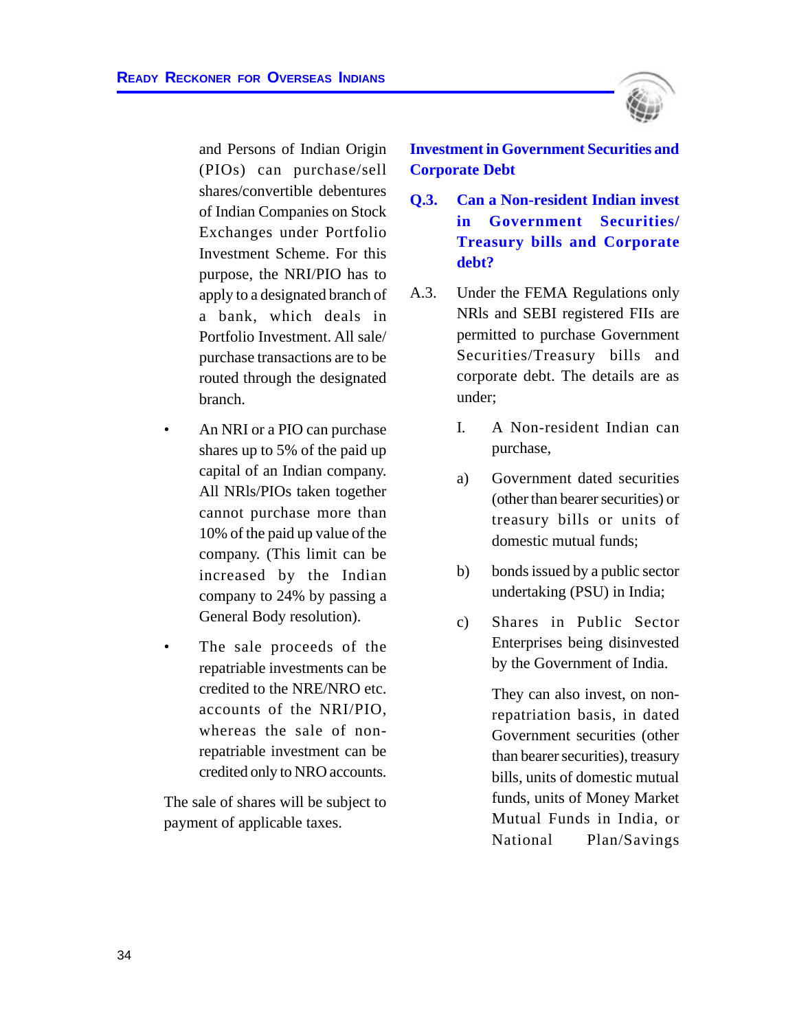and Persons of Indian Origin (PIOs) can purchase/sell shares/convertible debentures of Indian Companies on Stock Exchanges under Portfolio Investment Scheme. For this purpose, the NRI/PIO has to apply to a designated branch of a bank, which deals in Portfolio Investment. All sale/ purchase transactions are to be routed through the designated branch.

- An NRI or a PIO can purchase shares up to 5% of the paid up capital of an Indian company. All NRIs/PIOs taken together cannot purchase more than 10% of the paid up value of the company. (This limit can be increased by the Indian company to 24% by passing a General Body resolution).

- The sale proceeds of the repatriable investments can be credited to the NRE/NRO etc. accounts of the NRI/PIO, whereas the sale of non-repatriable investment can be credited only to NRO accounts.

The sale of shares will be subject to payment of applicable taxes.

## Investment in Government Securities and Corporate Debt

**Q.3. Can a Non-resident Indian invest in Government Securities/ Treasury bills and Corporate debt?**

A.3. Under the FEMA Regulations only NRIs and SEBI registered FIIs are permitted to purchase Government Securities/Treasury bills and corporate debt. The details are as under;

I. A Non-resident Indian can purchase,

a) Government dated securities (other than bearer securities) or treasury bills or units of domestic mutual funds;

b) bonds issued by a public sector undertaking (PSU) in India;

c) Shares in Public Sector Enterprises being disinvested by the Government of India.

They can also invest, on non-repatriation basis, in dated Government securities (other than bearer securities), treasury bills, units of domestic mutual funds, units of Money Market Mutual Funds in India, or National Plan/Savings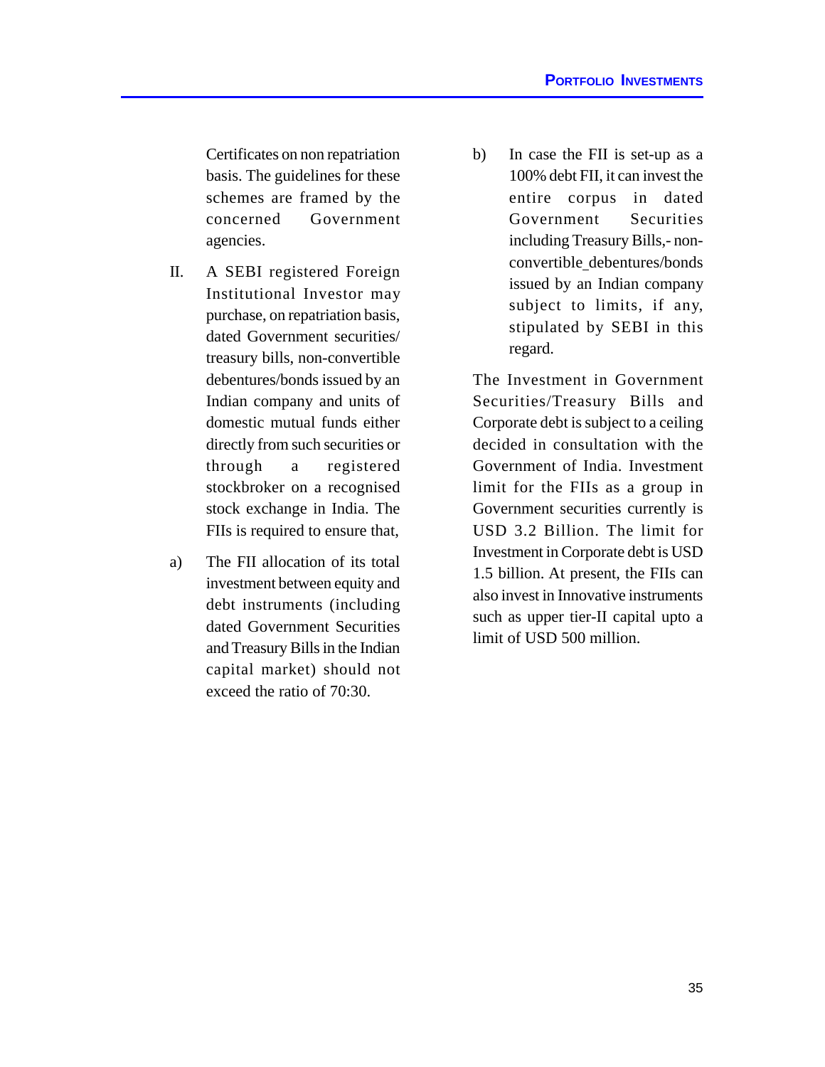Certificates on non repatriation basis. The guidelines for these schemes are framed by the concerned Government agencies.

II. A SEBI registered Foreign Institutional Investor may purchase, on repatriation basis, dated Government securities/ treasury bills, non-convertible debentures/bonds issued by an Indian company and units of domestic mutual funds either directly from such securities or through a registered stockbroker on a recognised stock exchange in India. The FIIs is required to ensure that,

a) The FII allocation of its total investment between equity and debt instruments (including dated Government Securities and Treasury Bills in the Indian capital market) should not exceed the ratio of 70:30.

b) In case the FII is set-up as a 100% debt FII, it can invest the entire corpus in dated Government Securities including Treasury Bills,- non-convertible_debentures/bonds issued by an Indian company subject to limits, if any, stipulated by SEBI in this regard.

The Investment in Government Securities/Treasury Bills and Corporate debt is subject to a ceiling decided in consultation with the Government of India. Investment limit for the FIIs as a group in Government securities currently is USD 3.2 Billion. The limit for Investment in Corporate debt is USD 1.5 billion. At present, the FIIs can also invest in Innovative instruments such as upper tier-II capital upto a limit of USD 500 million.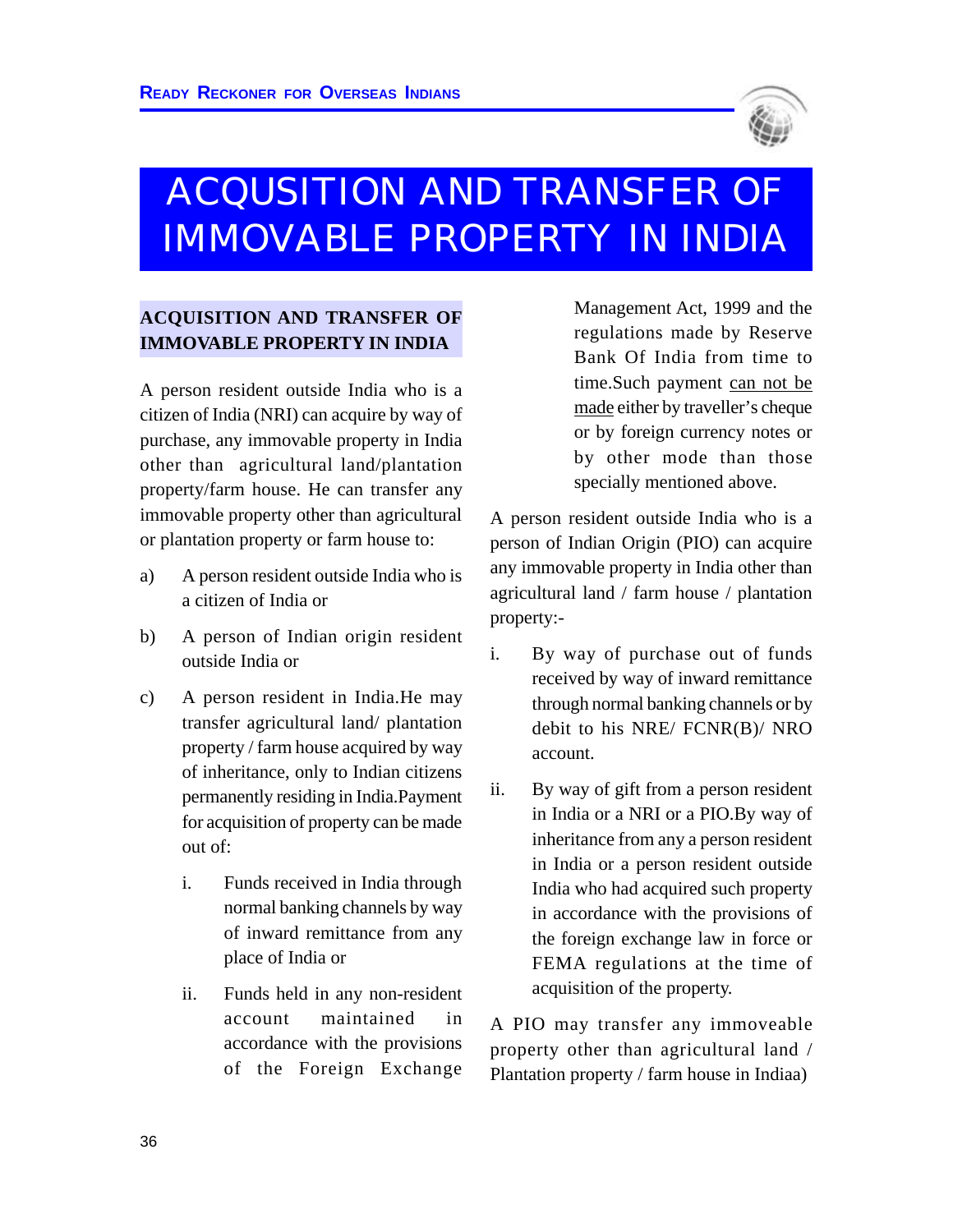# ACQUSITION AND TRANSFER OF IMMOVABLE PROPERTY IN INDIA

## ACQUISITION AND TRANSFER OF IMMOVABLE PROPERTY IN INDIA

A person resident outside India who is a citizen of India (NRI) can acquire by way of purchase, any immovable property in India other than agricultural land/plantation property/farm house. He can transfer any immovable property other than agricultural or plantation property or farm house to:

a) A person resident outside India who is a citizen of India or

b) A person of Indian origin resident outside India or

c) A person resident in India.He may transfer agricultural land/ plantation property / farm house acquired by way of inheritance, only to Indian citizens permanently residing in India.Payment for acquisition of property can be made out of:

   i. Funds received in India through normal banking channels by way of inward remittance from any place of India or

   ii. Funds held in any non-resident account maintained in accordance with the provisions of the Foreign Exchange Management Act, 1999 and the regulations made by Reserve Bank Of India from time to time.Such payment <u>can not be made</u> either by traveller's cheque or by foreign currency notes or by other mode than those specially mentioned above.

A person resident outside India who is a person of Indian Origin (PIO) can acquire any immovable property in India other than agricultural land / farm house / plantation property:-

i. By way of purchase out of funds received by way of inward remittance through normal banking channels or by debit to his NRE/ FCNR(B)/ NRO account.

ii. By way of gift from a person resident in India or a NRI or a PIO.By way of inheritance from any a person resident in India or a person resident outside India who had acquired such property in accordance with the provisions of the foreign exchange law in force or FEMA regulations at the time of acquisition of the property.

A PIO may transfer any immoveable property other than agricultural land / Plantation property / farm house in Indiaa)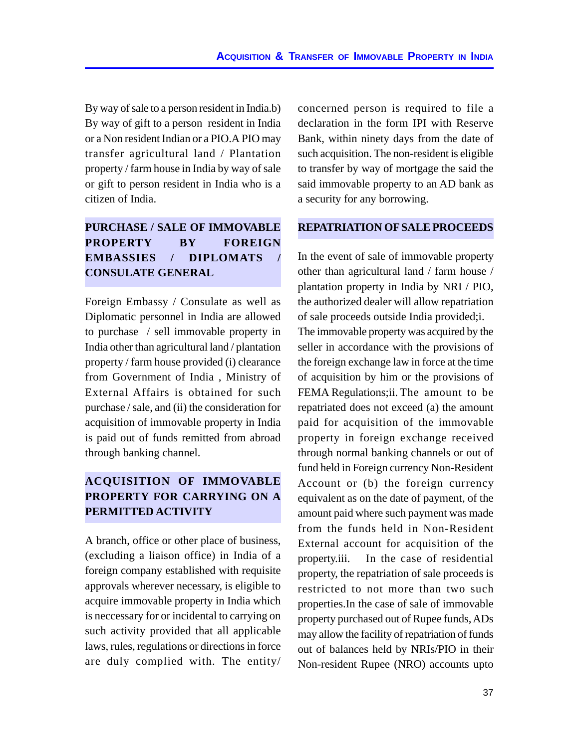By way of sale to a person resident in India.b) By way of gift to a person resident in India or a Non resident Indian or a PIO.A PIO may transfer agricultural land / Plantation property / farm house in India by way of sale or gift to person resident in India who is a citizen of India.

## PURCHASE / SALE OF IMMOVABLE PROPERTY BY FOREIGN EMBASSIES / DIPLOMATS / CONSULATE GENERAL

Foreign Embassy / Consulate as well as Diplomatic personnel in India are allowed to purchase / sell immovable property in India other than agricultural land / plantation property / farm house provided (i) clearance from Government of India , Ministry of External Affairs is obtained for such purchase / sale, and (ii) the consideration for acquisition of immovable property in India is paid out of funds remitted from abroad through banking channel.

## ACQUISITION OF IMMOVABLE PROPERTY FOR CARRYING ON A PERMITTED ACTIVITY

A branch, office or other place of business, (excluding a liaison office) in India of a foreign company established with requisite approvals wherever necessary, is eligible to acquire immovable property in India which is neccessary for or incidental to carrying on such activity provided that all applicable laws, rules, regulations or directions in force are duly complied with. The entity/ concerned person is required to file a declaration in the form IPI with Reserve Bank, within ninety days from the date of such acquisition. The non-resident is eligible to transfer by way of mortgage the said the said immovable property to an AD bank as a security for any borrowing.

## REPATRIATION OF SALE PROCEEDS

In the event of sale of immovable property other than agricultural land / farm house / plantation property in India by NRI / PIO, the authorized dealer will allow repatriation of sale proceeds outside India provided;i. The immovable property was acquired by the seller in accordance with the provisions of the foreign exchange law in force at the time of acquisition by him or the provisions of FEMA Regulations;ii. The amount to be repatriated does not exceed (a) the amount paid for acquisition of the immovable property in foreign exchange received through normal banking channels or out of fund held in Foreign currency Non-Resident Account or (b) the foreign currency equivalent as on the date of payment, of the amount paid where such payment was made from the funds held in Non-Resident External account for acquisition of the property.iii. In the case of residential property, the repatriation of sale proceeds is restricted to not more than two such properties.In the case of sale of immovable property purchased out of Rupee funds, ADs may allow the facility of repatriation of funds out of balances held by NRIs/PIO in their Non-resident Rupee (NRO) accounts upto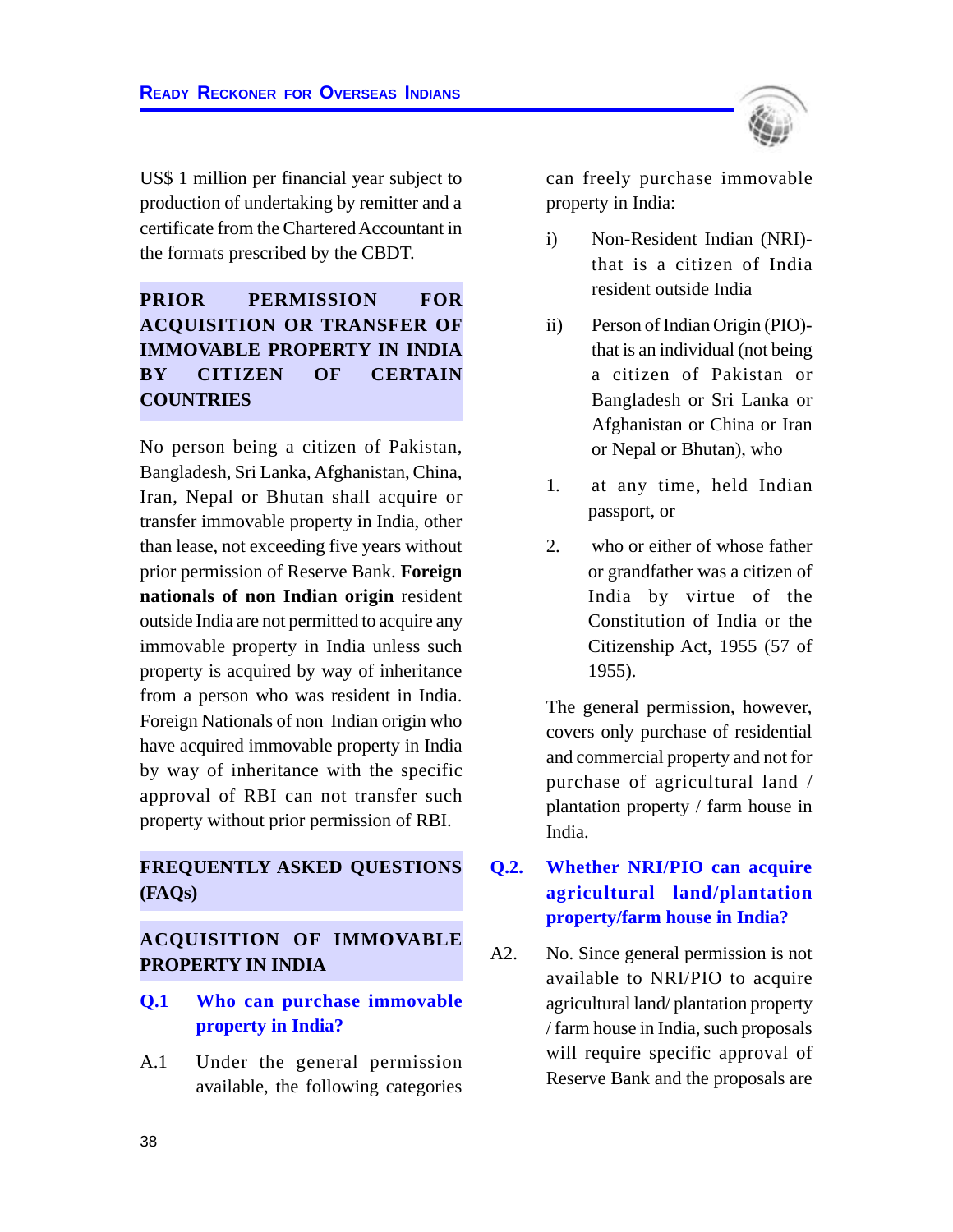US$ 1 million per financial year subject to production of undertaking by remitter and a certificate from the Chartered Accountant in the formats prescribed by the CBDT.

## PRIOR PERMISSION FOR ACQUISITION OR TRANSFER OF IMMOVABLE PROPERTY IN INDIA BY CITIZEN OF CERTAIN COUNTRIES

No person being a citizen of Pakistan, Bangladesh, Sri Lanka, Afghanistan, China, Iran, Nepal or Bhutan shall acquire or transfer immovable property in India, other than lease, not exceeding five years without prior permission of Reserve Bank. **Foreign nationals of non Indian origin** resident outside India are not permitted to acquire any immovable property in India unless such property is acquired by way of inheritance from a person who was resident in India. Foreign Nationals of non Indian origin who have acquired immovable property in India by way of inheritance with the specific approval of RBI can not transfer such property without prior permission of RBI.

## FREQUENTLY ASKED QUESTIONS (FAQs)

## ACQUISITION OF IMMOVABLE PROPERTY IN INDIA

**Q.1 Who can purchase immovable property in India?**

A.1 Under the general permission available, the following categories can freely purchase immovable property in India:

i) Non-Resident Indian (NRI)- that is a citizen of India resident outside India

ii) Person of Indian Origin (PIO)- that is an individual (not being a citizen of Pakistan or Bangladesh or Sri Lanka or Afghanistan or China or Iran or Nepal or Bhutan), who

1. at any time, held Indian passport, or

2. who or either of whose father or grandfather was a citizen of India by virtue of the Constitution of India or the Citizenship Act, 1955 (57 of 1955).

The general permission, however, covers only purchase of residential and commercial property and not for purchase of agricultural land / plantation property / farm house in India.

**Q.2. Whether NRI/PIO can acquire agricultural land/plantation property/farm house in India?**

A2. No. Since general permission is not available to NRI/PIO to acquire agricultural land/ plantation property / farm house in India, such proposals will require specific approval of Reserve Bank and the proposals are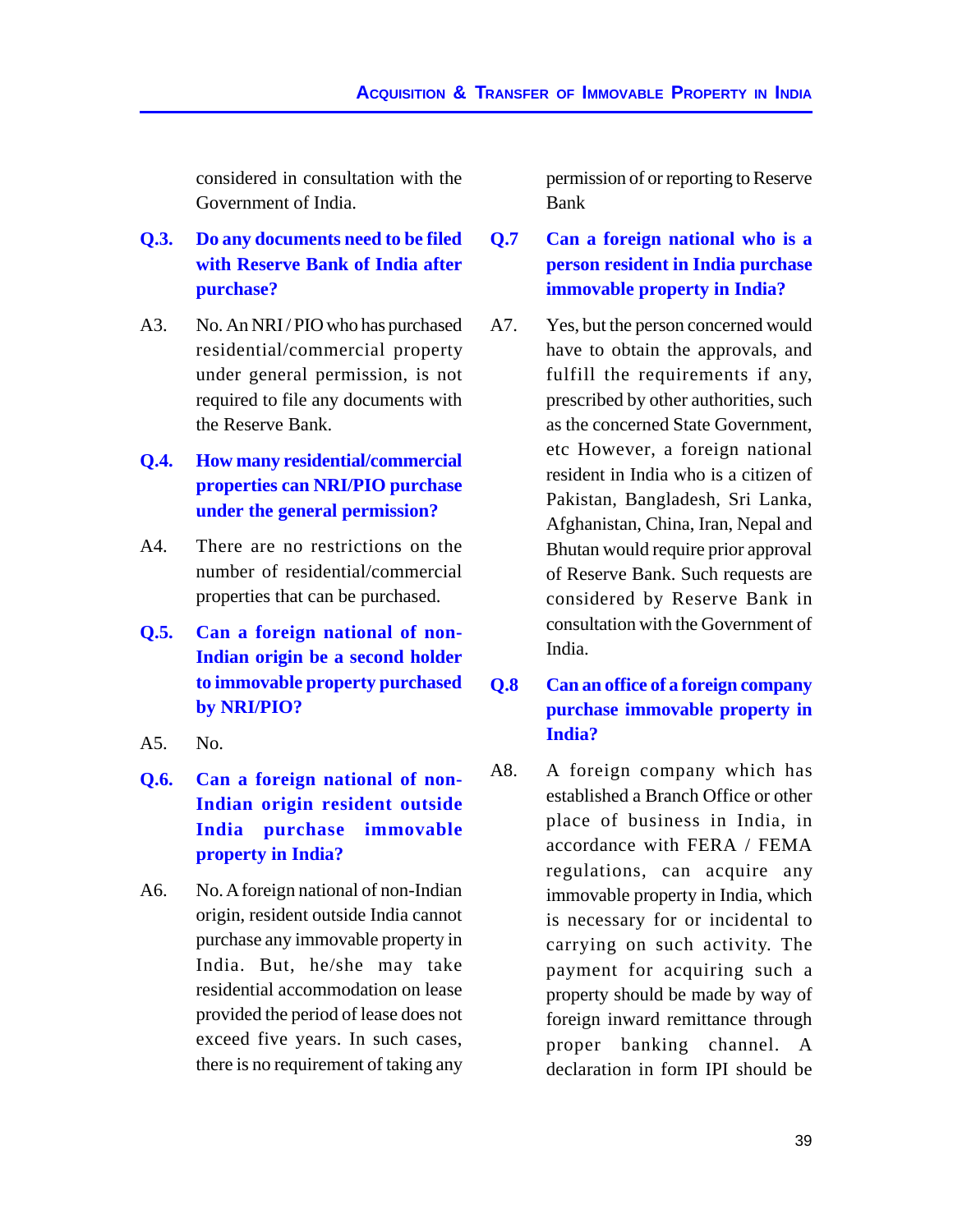considered in consultation with the Government of India.

**Q.3. Do any documents need to be filed with Reserve Bank of India after purchase?**

A3. No. An NRI / PIO who has purchased residential/commercial property under general permission, is not required to file any documents with the Reserve Bank.

**Q.4. How many residential/commercial properties can NRI/PIO purchase under the general permission?**

A4. There are no restrictions on the number of residential/commercial properties that can be purchased.

**Q.5. Can a foreign national of non-Indian origin be a second holder to immovable property purchased by NRI/PIO?**

A5. No.

**Q.6. Can a foreign national of non-Indian origin resident outside India purchase immovable property in India?**

A6. No. A foreign national of non-Indian origin, resident outside India cannot purchase any immovable property in India. But, he/she may take residential accommodation on lease provided the period of lease does not exceed five years. In such cases, there is no requirement of taking any permission of or reporting to Reserve Bank

**Q.7 Can a foreign national who is a person resident in India purchase immovable property in India?**

A7. Yes, but the person concerned would have to obtain the approvals, and fulfill the requirements if any, prescribed by other authorities, such as the concerned State Government, etc However, a foreign national resident in India who is a citizen of Pakistan, Bangladesh, Sri Lanka, Afghanistan, China, Iran, Nepal and Bhutan would require prior approval of Reserve Bank. Such requests are considered by Reserve Bank in consultation with the Government of India.

**Q.8 Can an office of a foreign company purchase immovable property in India?**

A8. A foreign company which has established a Branch Office or other place of business in India, in accordance with FERA / FEMA regulations, can acquire any immovable property in India, which is necessary for or incidental to carrying on such activity. The payment for acquiring such a property should be made by way of foreign inward remittance through proper banking channel. A declaration in form IPI should be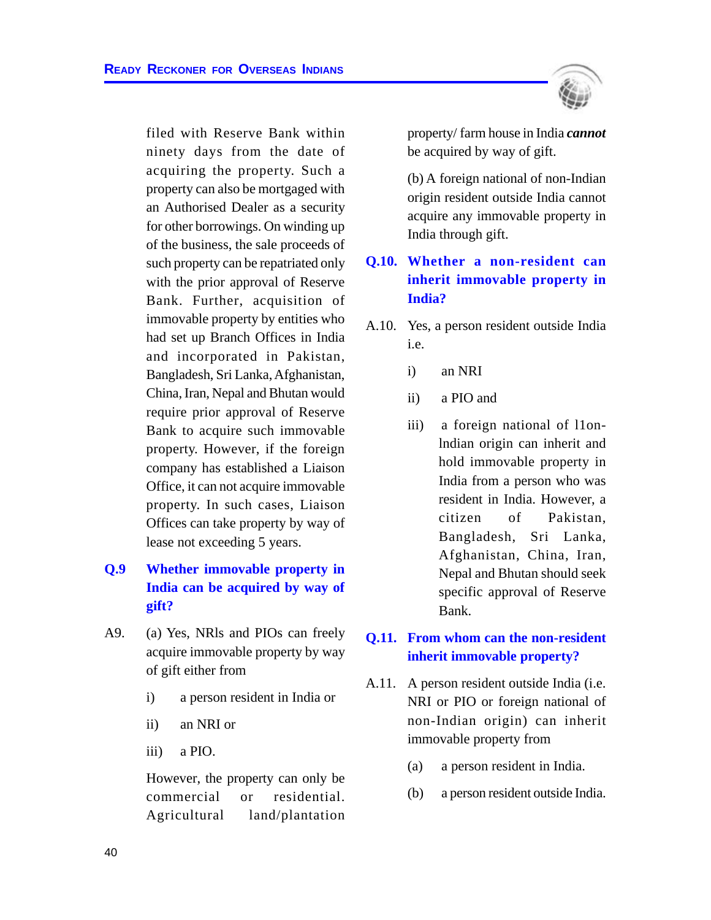filed with Reserve Bank within ninety days from the date of acquiring the property. Such a property can also be mortgaged with an Authorised Dealer as a security for other borrowings. On winding up of the business, the sale proceeds of such property can be repatriated only with the prior approval of Reserve Bank. Further, acquisition of immovable property by entities who had set up Branch Offices in India and incorporated in Pakistan, Bangladesh, Sri Lanka, Afghanistan, China, Iran, Nepal and Bhutan would require prior approval of Reserve Bank to acquire such immovable property. However, if the foreign company has established a Liaison Office, it can not acquire immovable property. In such cases, Liaison Offices can take property by way of lease not exceeding 5 years.

### Q.9 Whether immovable property in India can be acquired by way of gift?

A9. (a) Yes, NRIs and PIOs can freely acquire immovable property by way of gift either from

i) a person resident in India or

ii) an NRI or

iii) a PIO.

However, the property can only be commercial or residential. Agricultural land/plantation property/ farm house in India ***cannot*** be acquired by way of gift.

(b) A foreign national of non-Indian origin resident outside India cannot acquire any immovable property in India through gift.

### Q.10. Whether a non-resident can inherit immovable property in India?

A.10. Yes, a person resident outside India i.e.

i) an NRI

ii) a PIO and

iii) a foreign national of l1on-lndian origin can inherit and hold immovable property in India from a person who was resident in India. However, a citizen of Pakistan, Bangladesh, Sri Lanka, Afghanistan, China, Iran, Nepal and Bhutan should seek specific approval of Reserve Bank.

### Q.11. From whom can the non-resident inherit immovable property?

A.11. A person resident outside India (i.e. NRI or PIO or foreign national of non-Indian origin) can inherit immovable property from

(a) a person resident in India.

(b) a person resident outside India.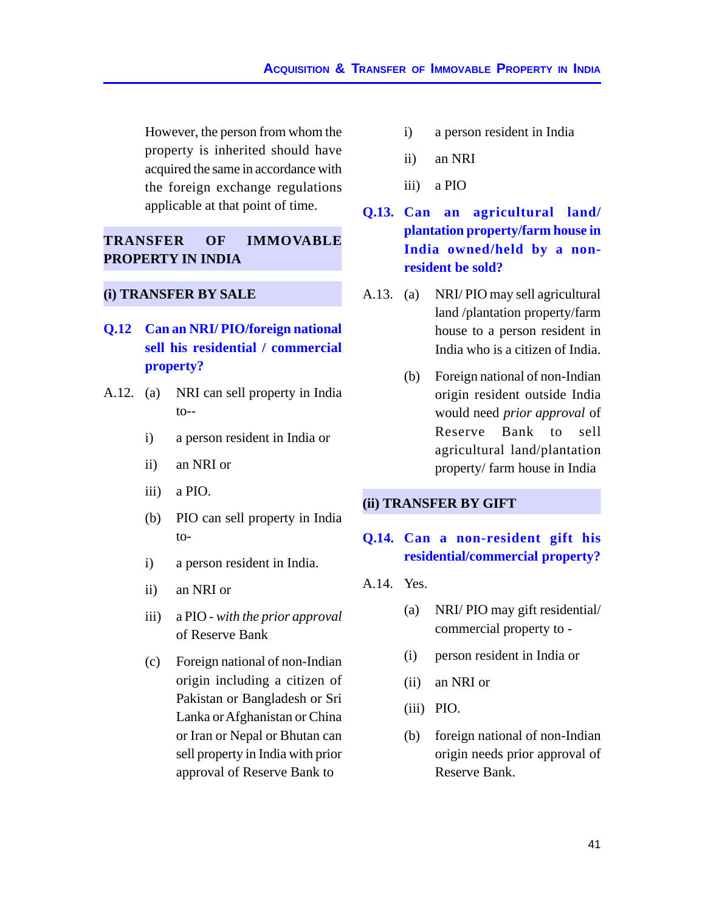However, the person from whom the property is inherited should have acquired the same in accordance with the foreign exchange regulations applicable at that point of time.

## TRANSFER OF IMMOVABLE PROPERTY IN INDIA

### (i) TRANSFER BY SALE

**Q.12 Can an NRI/ PIO/foreign national sell his residential / commercial property?**

A.12. (a) NRI can sell property in India to--

i) a person resident in India or

ii) an NRI or

iii) a PIO.

(b) PIO can sell property in India to-

i) a person resident in India.

ii) an NRI or

iii) a PIO - *with the prior approval* of Reserve Bank

(c) Foreign national of non-Indian origin including a citizen of Pakistan or Bangladesh or Sri Lanka or Afghanistan or China or Iran or Nepal or Bhutan can sell property in India with prior approval of Reserve Bank to

i) a person resident in India

ii) an NRI

iii) a PIO

**Q.13. Can an agricultural land/ plantation property/farm house in India owned/held by a non-resident be sold?**

A.13. (a) NRI/ PIO may sell agricultural land /plantation property/farm house to a person resident in India who is a citizen of India.

(b) Foreign national of non-Indian origin resident outside India would need *prior approval* of Reserve Bank to sell agricultural land/plantation property/ farm house in India

### (ii) TRANSFER BY GIFT

**Q.14. Can a non-resident gift his residential/commercial property?**

A.14. Yes.

(a) NRI/ PIO may gift residential/ commercial property to -

(i) person resident in India or

(ii) an NRI or

(iii) PIO.

(b) foreign national of non-Indian origin needs prior approval of Reserve Bank.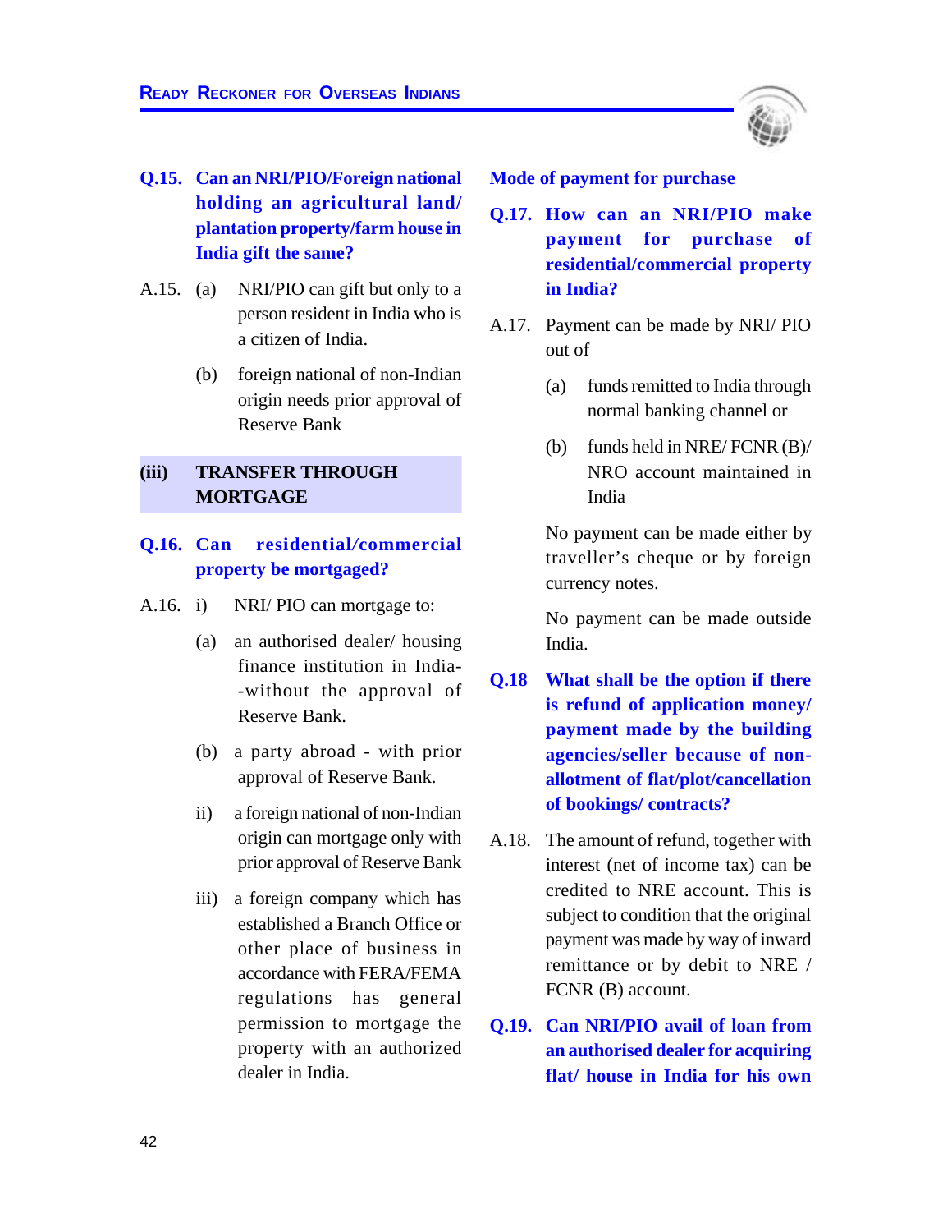**Q.15. Can an NRI/PIO/Foreign national holding an agricultural land/ plantation property/farm house in India gift the same?**

A.15. (a) NRI/PIO can gift but only to a person resident in India who is a citizen of India.

(b) foreign national of non-Indian origin needs prior approval of Reserve Bank

## (iii) TRANSFER THROUGH MORTGAGE

**Q.16. Can residential/commercial property be mortgaged?**

A.16. i) NRI/ PIO can mortgage to:

(a) an authorised dealer/ housing finance institution in India--without the approval of Reserve Bank.

(b) a party abroad - with prior approval of Reserve Bank.

ii) a foreign national of non-Indian origin can mortgage only with prior approval of Reserve Bank

iii) a foreign company which has established a Branch Office or other place of business in accordance with FERA/FEMA regulations has general permission to mortgage the property with an authorized dealer in India.

### Mode of payment for purchase

**Q.17. How can an NRI/PIO make payment for purchase of residential/commercial property in India?**

A.17. Payment can be made by NRI/ PIO out of

(a) funds remitted to India through normal banking channel or

(b) funds held in NRE/ FCNR (B)/ NRO account maintained in India

No payment can be made either by traveller's cheque or by foreign currency notes.

No payment can be made outside India.

**Q.18 What shall be the option if there is refund of application money/ payment made by the building agencies/seller because of non-allotment of flat/plot/cancellation of bookings/ contracts?**

A.18. The amount of refund, together with interest (net of income tax) can be credited to NRE account. This is subject to condition that the original payment was made by way of inward remittance or by debit to NRE / FCNR (B) account.

**Q.19. Can NRI/PIO avail of loan from an authorised dealer for acquiring flat/ house in India for his own**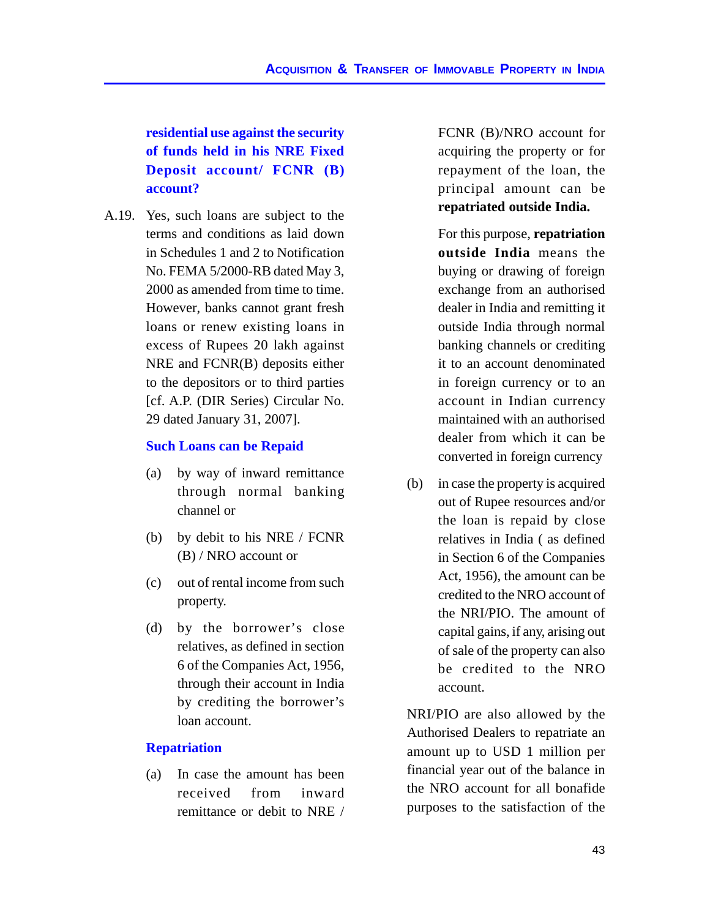**residential use against the security of funds held in his NRE Fixed Deposit account/ FCNR (B) account?**

A.19. Yes, such loans are subject to the terms and conditions as laid down in Schedules 1 and 2 to Notification No. FEMA 5/2000-RB dated May 3, 2000 as amended from time to time. However, banks cannot grant fresh loans or renew existing loans in excess of Rupees 20 lakh against NRE and FCNR(B) deposits either to the depositors or to third parties [cf. A.P. (DIR Series) Circular No. 29 dated January 31, 2007].

**Such Loans can be Repaid**

(a) by way of inward remittance through normal banking channel or

(b) by debit to his NRE / FCNR (B) / NRO account or

(c) out of rental income from such property.

(d) by the borrower's close relatives, as defined in section 6 of the Companies Act, 1956, through their account in India by crediting the borrower's loan account.

**Repatriation**

(a) In case the amount has been received from inward remittance or debit to NRE / FCNR (B)/NRO account for acquiring the property or for repayment of the loan, the principal amount can be **repatriated outside India.**

For this purpose, **repatriation outside India** means the buying or drawing of foreign exchange from an authorised dealer in India and remitting it outside India through normal banking channels or crediting it to an account denominated in foreign currency or to an account in Indian currency maintained with an authorised dealer from which it can be converted in foreign currency

(b) in case the property is acquired out of Rupee resources and/or the loan is repaid by close relatives in India ( as defined in Section 6 of the Companies Act, 1956), the amount can be credited to the NRO account of the NRI/PIO. The amount of capital gains, if any, arising out of sale of the property can also be credited to the NRO account.

NRI/PIO are also allowed by the Authorised Dealers to repatriate an amount up to USD 1 million per financial year out of the balance in the NRO account for all bonafide purposes to the satisfaction of the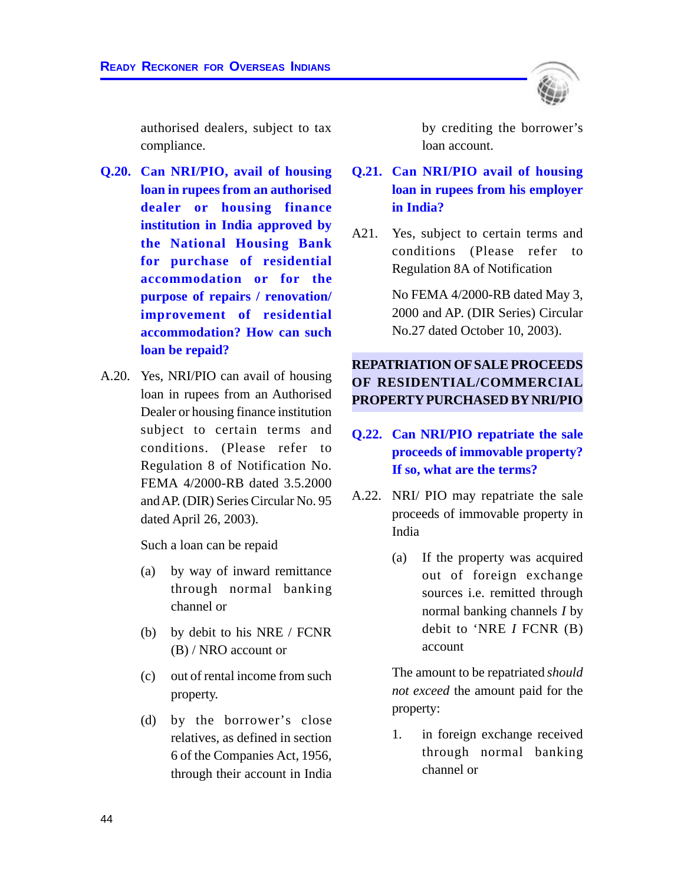authorised dealers, subject to tax compliance.

**Q.20. Can NRI/PIO, avail of housing loan in rupees from an authorised dealer or housing finance institution in India approved by the National Housing Bank for purchase of residential accommodation or for the purpose of repairs / renovation/ improvement of residential accommodation? How can such loan be repaid?**

A.20. Yes, NRI/PIO can avail of housing loan in rupees from an Authorised Dealer or housing finance institution subject to certain terms and conditions. (Please refer to Regulation 8 of Notification No. FEMA 4/2000-RB dated 3.5.2000 and AP. (DIR) Series Circular No. 95 dated April 26, 2003).

Such a loan can be repaid

(a) by way of inward remittance through normal banking channel or

(b) by debit to his NRE / FCNR (B) / NRO account or

(c) out of rental income from such property.

(d) by the borrower's close relatives, as defined in section 6 of the Companies Act, 1956, through their account in India by crediting the borrower's loan account.

**Q.21. Can NRI/PIO avail of housing loan in rupees from his employer in India?**

A21. Yes, subject to certain terms and conditions (Please refer to Regulation 8A of Notification

No FEMA 4/2000-RB dated May 3, 2000 and AP. (DIR Series) Circular No.27 dated October 10, 2003).

## REPATRIATION OF SALE PROCEEDS OF RESIDENTIAL/COMMERCIAL PROPERTY PURCHASED BY NRI/PIO

**Q.22. Can NRI/PIO repatriate the sale proceeds of immovable property? If so, what are the terms?**

A.22. NRI/ PIO may repatriate the sale proceeds of immovable property in India

(a) If the property was acquired out of foreign exchange sources i.e. remitted through normal banking channels *I* by debit to 'NRE *I* FCNR (B) account

The amount to be repatriated *should not exceed* the amount paid for the property:

1. in foreign exchange received through normal banking channel or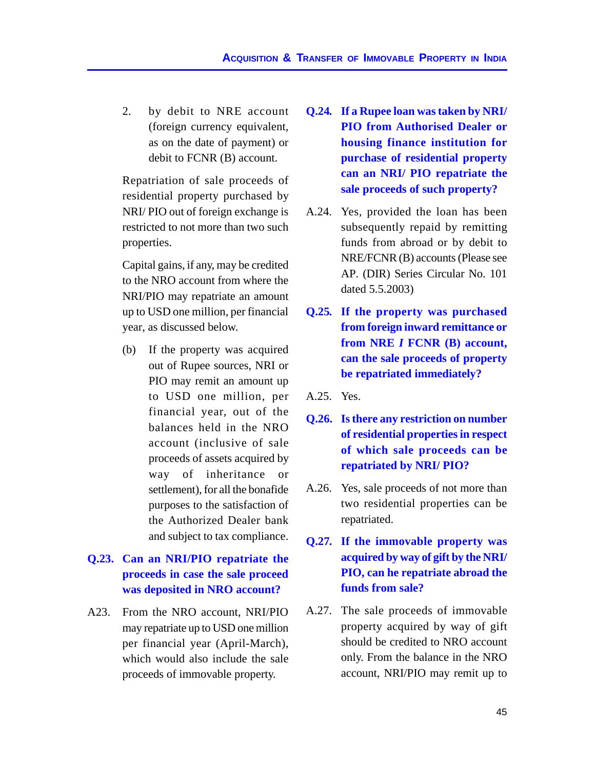2. by debit to NRE account (foreign currency equivalent, as on the date of payment) or debit to FCNR (B) account.

Repatriation of sale proceeds of residential property purchased by NRI/ PIO out of foreign exchange is restricted to not more than two such properties.

Capital gains, if any, may be credited to the NRO account from where the NRI/PIO may repatriate an amount up to USD one million, per financial year, as discussed below.

(b) If the property was acquired out of Rupee sources, NRI or PIO may remit an amount up to USD one million, per financial year, out of the balances held in the NRO account (inclusive of sale proceeds of assets acquired by way of inheritance or settlement), for all the bonafide purposes to the satisfaction of the Authorized Dealer bank and subject to tax compliance.

**Q.23. Can an NRI/PIO repatriate the proceeds in case the sale proceed was deposited in NRO account?**

A23. From the NRO account, NRI/PIO may repatriate up to USD one million per financial year (April-March), which would also include the sale proceeds of immovable property.

**Q.24. If a Rupee loan was taken by NRI/ PIO from Authorised Dealer or housing finance institution for purchase of residential property can an NRI/ PIO repatriate the sale proceeds of such property?**

A.24. Yes, provided the loan has been subsequently repaid by remitting funds from abroad or by debit to NRE/FCNR (B) accounts (Please see AP. (DIR) Series Circular No. 101 dated 5.5.2003)

**Q.25. If the property was purchased from foreign inward remittance or from NRE *I* FCNR (B) account, can the sale proceeds of property be repatriated immediately?**

A.25. Yes.

**Q.26. Is there any restriction on number of residential properties in respect of which sale proceeds can be repatriated by NRI/ PIO?**

A.26. Yes, sale proceeds of not more than two residential properties can be repatriated.

**Q.27. If the immovable property was acquired by way of gift by the NRI/ PIO, can he repatriate abroad the funds from sale?**

A.27. The sale proceeds of immovable property acquired by way of gift should be credited to NRO account only. From the balance in the NRO account, NRI/PIO may remit up to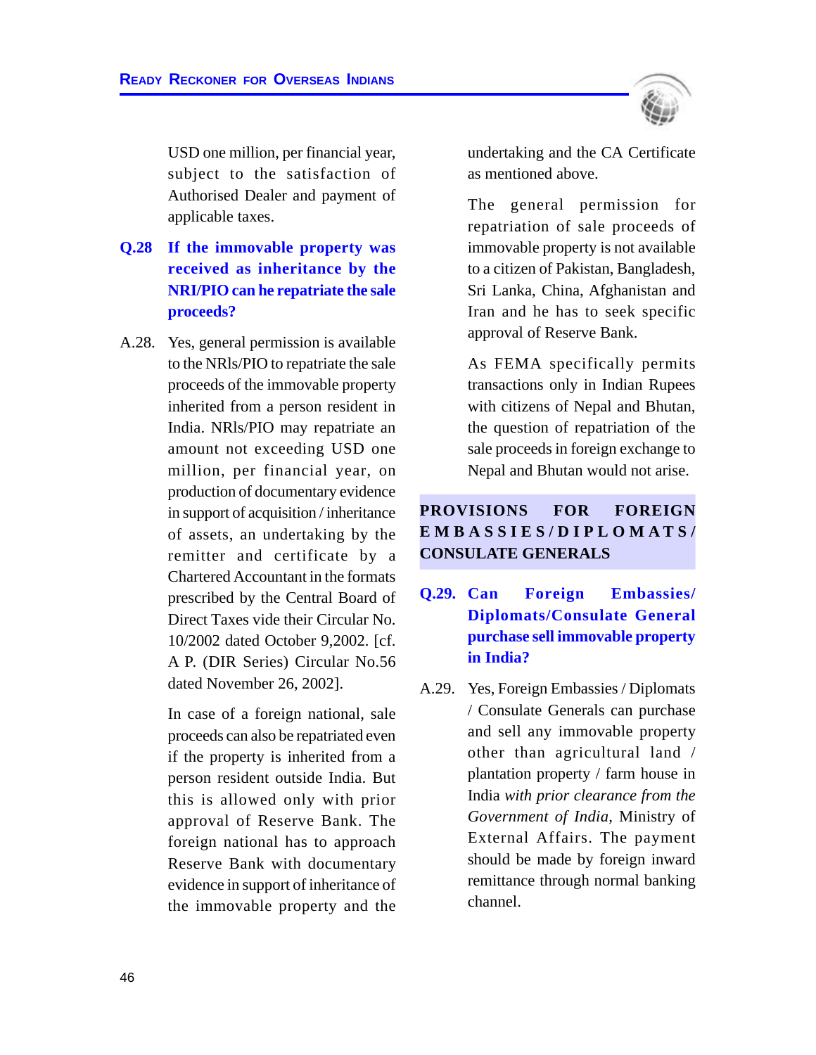USD one million, per financial year, subject to the satisfaction of Authorised Dealer and payment of applicable taxes.

**Q.28 If the immovable property was received as inheritance by the NRI/PIO can he repatriate the sale proceeds?**

A.28. Yes, general permission is available to the NRIs/PIO to repatriate the sale proceeds of the immovable property inherited from a person resident in India. NRIs/PIO may repatriate an amount not exceeding USD one million, per financial year, on production of documentary evidence in support of acquisition / inheritance of assets, an undertaking by the remitter and certificate by a Chartered Accountant in the formats prescribed by the Central Board of Direct Taxes vide their Circular No. 10/2002 dated October 9,2002. [cf. A P. (DIR Series) Circular No.56 dated November 26, 2002].

In case of a foreign national, sale proceeds can also be repatriated even if the property is inherited from a person resident outside India. But this is allowed only with prior approval of Reserve Bank. The foreign national has to approach Reserve Bank with documentary evidence in support of inheritance of the immovable property and the undertaking and the CA Certificate as mentioned above.

The general permission for repatriation of sale proceeds of immovable property is not available to a citizen of Pakistan, Bangladesh, Sri Lanka, China, Afghanistan and Iran and he has to seek specific approval of Reserve Bank.

As FEMA specifically permits transactions only in Indian Rupees with citizens of Nepal and Bhutan, the question of repatriation of the sale proceeds in foreign exchange to Nepal and Bhutan would not arise.

## PROVISIONS FOR FOREIGN EMBASSIES/DIPLOMATS/ CONSULATE GENERALS

**Q.29. Can Foreign Embassies/ Diplomats/Consulate General purchase sell immovable property in India?**

A.29. Yes, Foreign Embassies / Diplomats / Consulate Generals can purchase and sell any immovable property other than agricultural land / plantation property / farm house in India *with prior clearance from the Government of India,* Ministry of External Affairs. The payment should be made by foreign inward remittance through normal banking channel.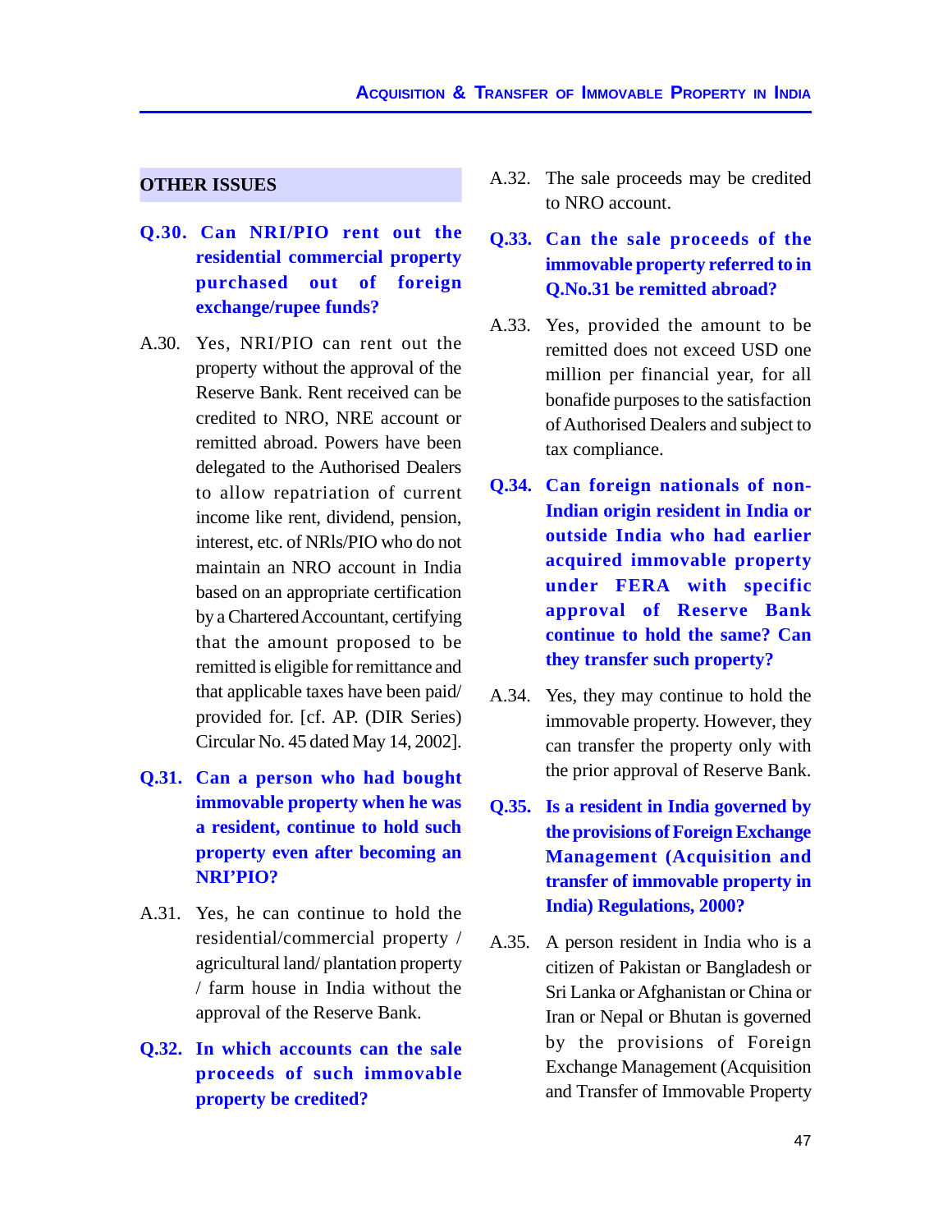## OTHER ISSUES

**Q.30. Can NRI/PIO rent out the residential commercial property purchased out of foreign exchange/rupee funds?**

A.30. Yes, NRI/PIO can rent out the property without the approval of the Reserve Bank. Rent received can be credited to NRO, NRE account or remitted abroad. Powers have been delegated to the Authorised Dealers to allow repatriation of current income like rent, dividend, pension, interest, etc. of NRIs/PIO who do not maintain an NRO account in India based on an appropriate certification by a Chartered Accountant, certifying that the amount proposed to be remitted is eligible for remittance and that applicable taxes have been paid/ provided for. [cf. AP. (DIR Series) Circular No. 45 dated May 14, 2002].

**Q.31. Can a person who had bought immovable property when he was a resident, continue to hold such property even after becoming an NRI'PIO?**

A.31. Yes, he can continue to hold the residential/commercial property / agricultural land/ plantation property / farm house in India without the approval of the Reserve Bank.

**Q.32. In which accounts can the sale proceeds of such immovable property be credited?**

A.32. The sale proceeds may be credited to NRO account.

**Q.33. Can the sale proceeds of the immovable property referred to in Q.No.31 be remitted abroad?**

A.33. Yes, provided the amount to be remitted does not exceed USD one million per financial year, for all bonafide purposes to the satisfaction of Authorised Dealers and subject to tax compliance.

**Q.34. Can foreign nationals of non-Indian origin resident in India or outside India who had earlier acquired immovable property under FERA with specific approval of Reserve Bank continue to hold the same? Can they transfer such property?**

A.34. Yes, they may continue to hold the immovable property. However, they can transfer the property only with the prior approval of Reserve Bank.

**Q.35. Is a resident in India governed by the provisions of Foreign Exchange Management (Acquisition and transfer of immovable property in India) Regulations, 2000?**

A.35. A person resident in India who is a citizen of Pakistan or Bangladesh or Sri Lanka or Afghanistan or China or Iran or Nepal or Bhutan is governed by the provisions of Foreign Exchange Management (Acquisition and Transfer of Immovable Property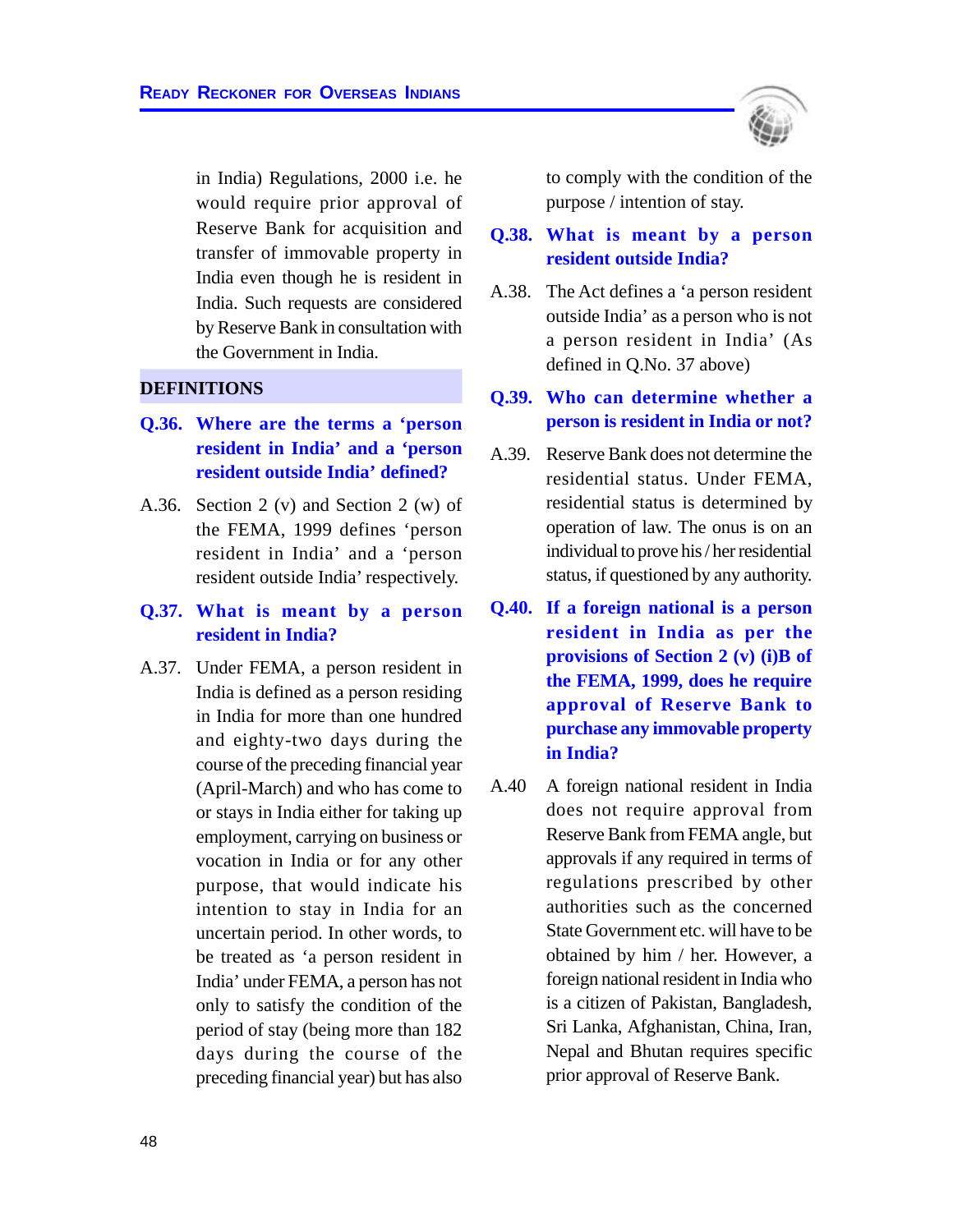in India) Regulations, 2000 i.e. he would require prior approval of Reserve Bank for acquisition and transfer of immovable property in India even though he is resident in India. Such requests are considered by Reserve Bank in consultation with the Government in India.

## DEFINITIONS

**Q.36. Where are the terms a 'person resident in India' and a 'person resident outside India' defined?**

A.36. Section 2 (v) and Section 2 (w) of the FEMA, 1999 defines 'person resident in India' and a 'person resident outside India' respectively.

**Q.37. What is meant by a person resident in India?**

A.37. Under FEMA, a person resident in India is defined as a person residing in India for more than one hundred and eighty-two days during the course of the preceding financial year (April-March) and who has come to or stays in India either for taking up employment, carrying on business or vocation in India or for any other purpose, that would indicate his intention to stay in India for an uncertain period. In other words, to be treated as 'a person resident in India' under FEMA, a person has not only to satisfy the condition of the period of stay (being more than 182 days during the course of the preceding financial year) but has also to comply with the condition of the purpose / intention of stay.

**Q.38. What is meant by a person resident outside India?**

A.38. The Act defines a 'a person resident outside India' as a person who is not a person resident in India' (As defined in Q.No. 37 above)

**Q.39. Who can determine whether a person is resident in India or not?**

A.39. Reserve Bank does not determine the residential status. Under FEMA, residential status is determined by operation of law. The onus is on an individual to prove his / her residential status, if questioned by any authority.

**Q.40. If a foreign national is a person resident in India as per the provisions of Section 2 (v) (i)B of the FEMA, 1999, does he require approval of Reserve Bank to purchase any immovable property in India?**

A.40 A foreign national resident in India does not require approval from Reserve Bank from FEMA angle, but approvals if any required in terms of regulations prescribed by other authorities such as the concerned State Government etc. will have to be obtained by him / her. However, a foreign national resident in India who is a citizen of Pakistan, Bangladesh, Sri Lanka, Afghanistan, China, Iran, Nepal and Bhutan requires specific prior approval of Reserve Bank.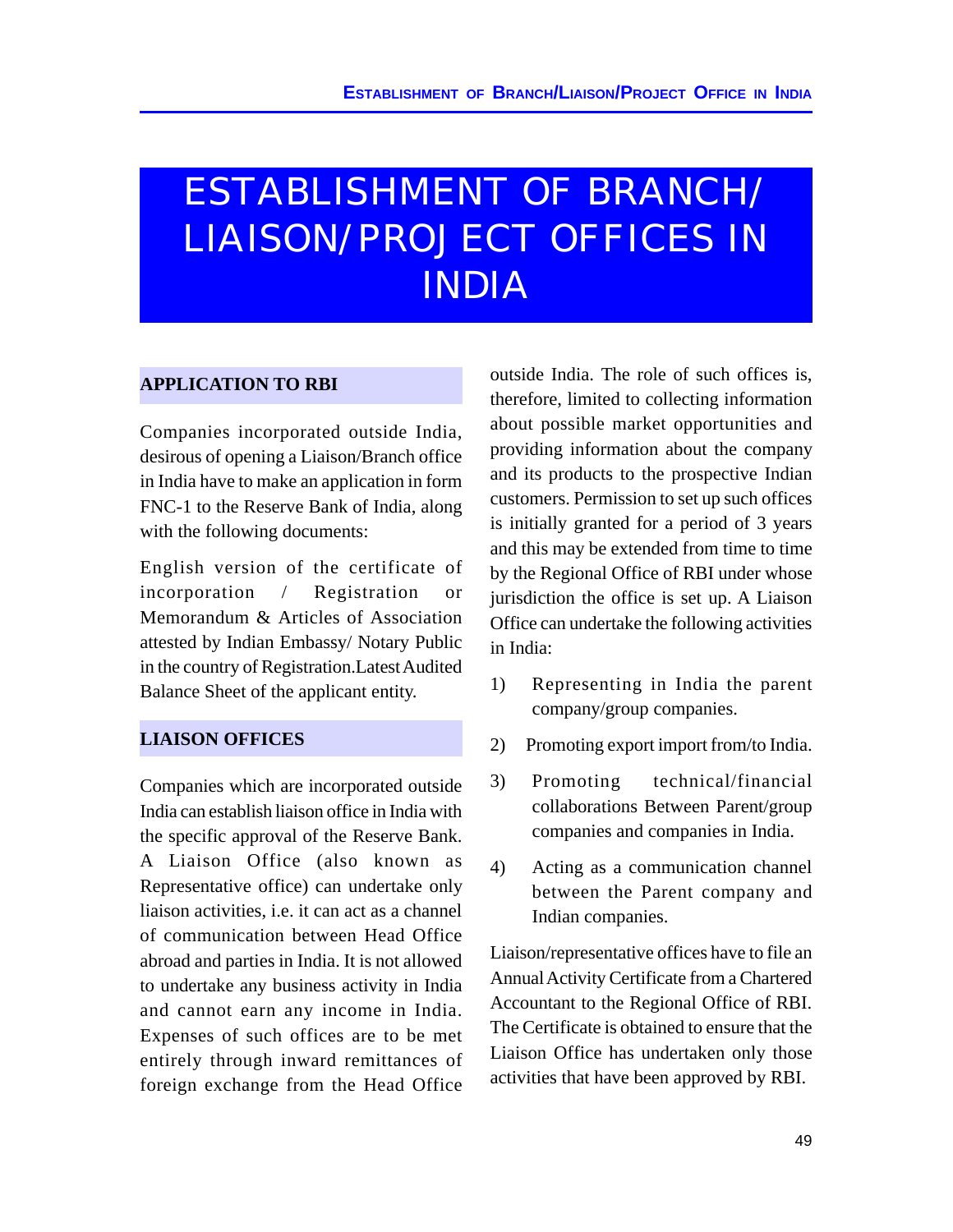# ESTABLISHMENT OF BRANCH/ LIAISON/PROJECT OFFICES IN INDIA

## APPLICATION TO RBI

Companies incorporated outside India, desirous of opening a Liaison/Branch office in India have to make an application in form FNC-1 to the Reserve Bank of India, along with the following documents:

English version of the certificate of incorporation / Registration or Memorandum & Articles of Association attested by Indian Embassy/ Notary Public in the country of Registration.Latest Audited Balance Sheet of the applicant entity.

## LIAISON OFFICES

Companies which are incorporated outside India can establish liaison office in India with the specific approval of the Reserve Bank. A Liaison Office (also known as Representative office) can undertake only liaison activities, i.e. it can act as a channel of communication between Head Office abroad and parties in India. It is not allowed to undertake any business activity in India and cannot earn any income in India. Expenses of such offices are to be met entirely through inward remittances of foreign exchange from the Head Office outside India. The role of such offices is, therefore, limited to collecting information about possible market opportunities and providing information about the company and its products to the prospective Indian customers. Permission to set up such offices is initially granted for a period of 3 years and this may be extended from time to time by the Regional Office of RBI under whose jurisdiction the office is set up. A Liaison Office can undertake the following activities in India:

1) Representing in India the parent company/group companies.
2) Promoting export import from/to India.
3) Promoting technical/financial collaborations Between Parent/group companies and companies in India.
4) Acting as a communication channel between the Parent company and Indian companies.

Liaison/representative offices have to file an Annual Activity Certificate from a Chartered Accountant to the Regional Office of RBI. The Certificate is obtained to ensure that the Liaison Office has undertaken only those activities that have been approved by RBI.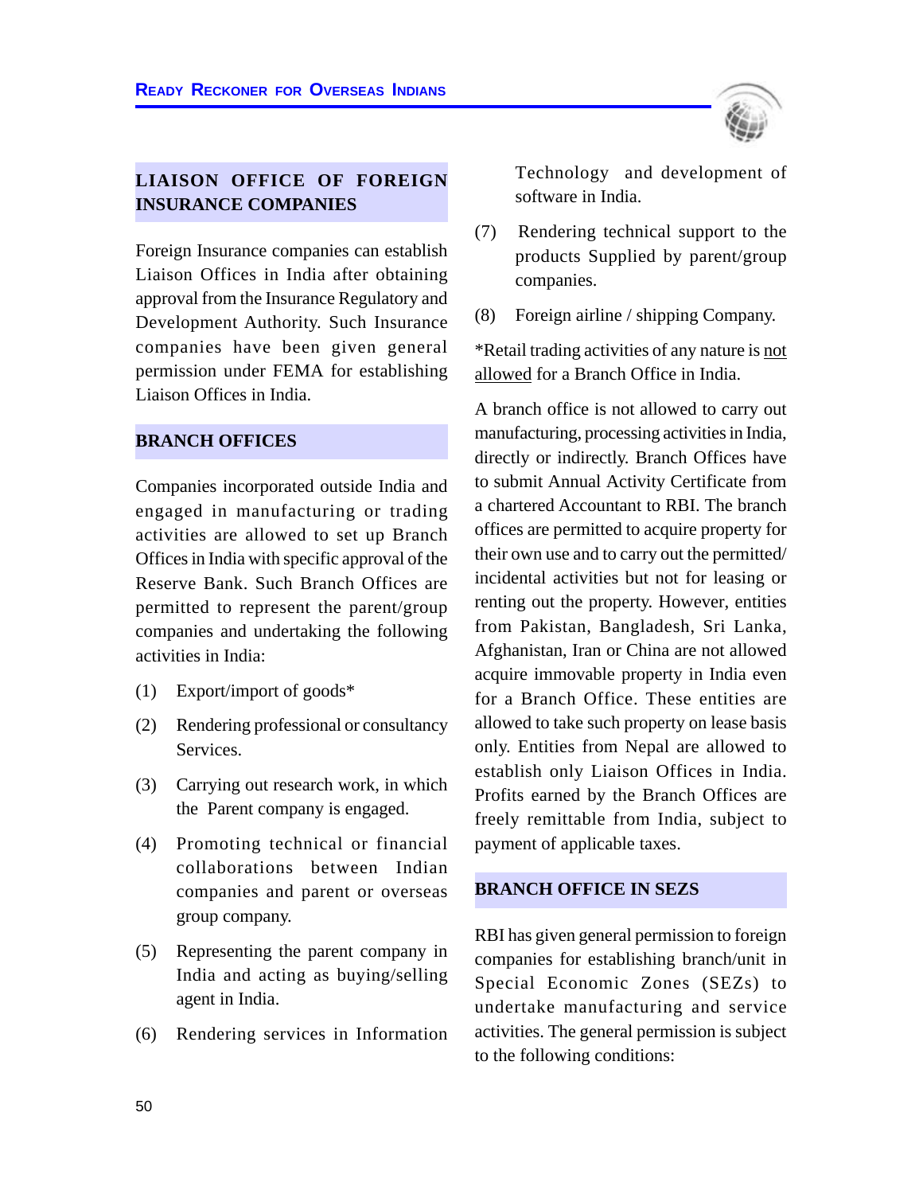## LIAISON OFFICE OF FOREIGN INSURANCE COMPANIES

Foreign Insurance companies can establish Liaison Offices in India after obtaining approval from the Insurance Regulatory and Development Authority. Such Insurance companies have been given general permission under FEMA for establishing Liaison Offices in India.

## BRANCH OFFICES

Companies incorporated outside India and engaged in manufacturing or trading activities are allowed to set up Branch Offices in India with specific approval of the Reserve Bank. Such Branch Offices are permitted to represent the parent/group companies and undertaking the following activities in India:

(1) Export/import of goods*

(2) Rendering professional or consultancy Services.

(3) Carrying out research work, in which the Parent company is engaged.

(4) Promoting technical or financial collaborations between Indian companies and parent or overseas group company.

(5) Representing the parent company in India and acting as buying/selling agent in India.

(6) Rendering services in Information Technology and development of software in India.

(7) Rendering technical support to the products Supplied by parent/group companies.

(8) Foreign airline / shipping Company.

*Retail trading activities of any nature is <u>not allowed</u> for a Branch Office in India.

A branch office is not allowed to carry out manufacturing, processing activities in India, directly or indirectly. Branch Offices have to submit Annual Activity Certificate from a chartered Accountant to RBI. The branch offices are permitted to acquire property for their own use and to carry out the permitted/incidental activities but not for leasing or renting out the property. However, entities from Pakistan, Bangladesh, Sri Lanka, Afghanistan, Iran or China are not allowed acquire immovable property in India even for a Branch Office. These entities are allowed to take such property on lease basis only. Entities from Nepal are allowed to establish only Liaison Offices in India. Profits earned by the Branch Offices are freely remittable from India, subject to payment of applicable taxes.

## BRANCH OFFICE IN SEZS

RBI has given general permission to foreign companies for establishing branch/unit in Special Economic Zones (SEZs) to undertake manufacturing and service activities. The general permission is subject to the following conditions: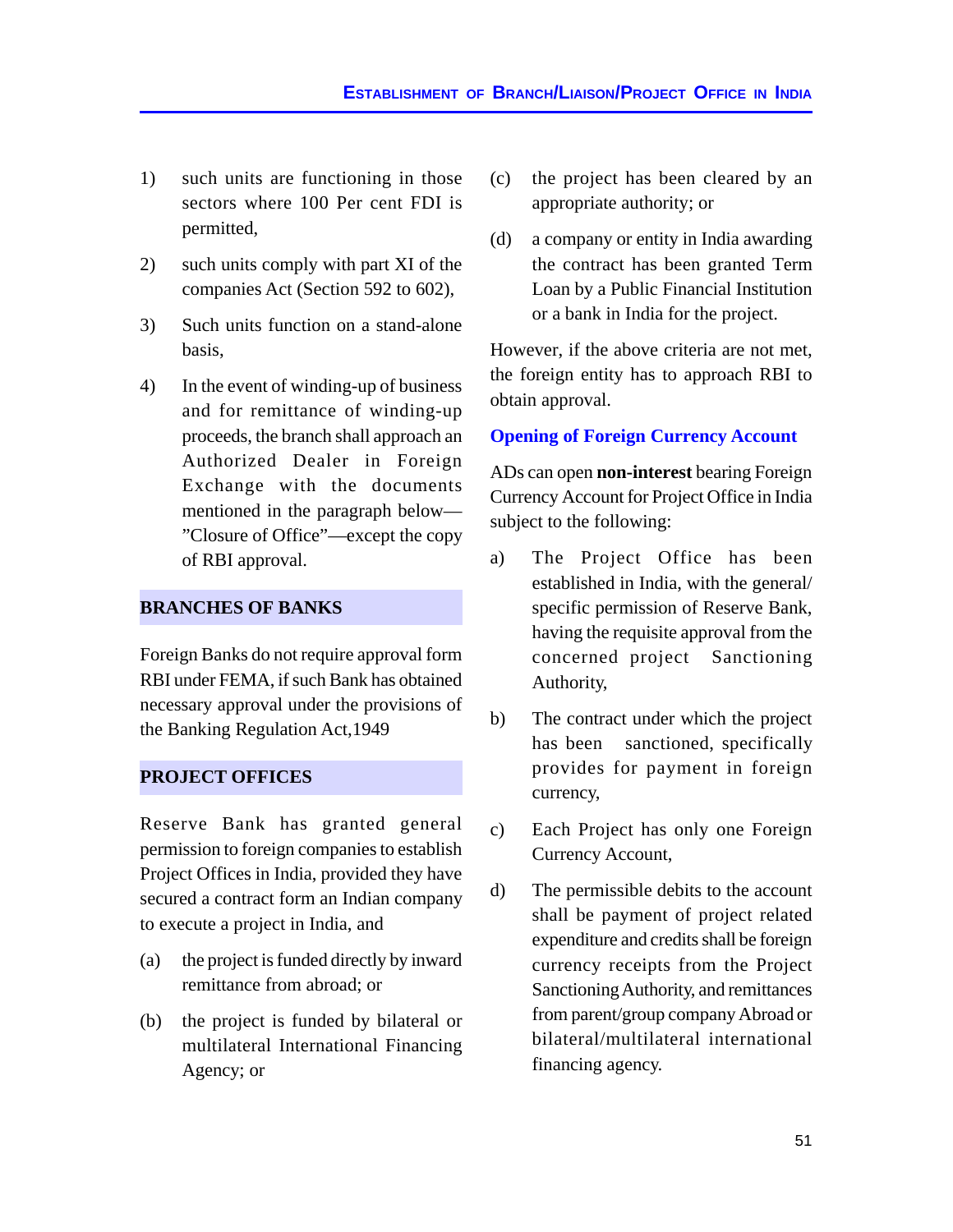1) such units are functioning in those sectors where 100 Per cent FDI is permitted,

2) such units comply with part XI of the companies Act (Section 592 to 602),

3) Such units function on a stand-alone basis,

4) In the event of winding-up of business and for remittance of winding-up proceeds, the branch shall approach an Authorized Dealer in Foreign Exchange with the documents mentioned in the paragraph below—"Closure of Office"—except the copy of RBI approval.

## BRANCHES OF BANKS

Foreign Banks do not require approval form RBI under FEMA, if such Bank has obtained necessary approval under the provisions of the Banking Regulation Act,1949

## PROJECT OFFICES

Reserve Bank has granted general permission to foreign companies to establish Project Offices in India, provided they have secured a contract form an Indian company to execute a project in India, and

(a) the project is funded directly by inward remittance from abroad; or

(b) the project is funded by bilateral or multilateral International Financing Agency; or

(c) the project has been cleared by an appropriate authority; or

(d) a company or entity in India awarding the contract has been granted Term Loan by a Public Financial Institution or a bank in India for the project.

However, if the above criteria are not met, the foreign entity has to approach RBI to obtain approval.

### Opening of Foreign Currency Account

ADs can open **non-interest** bearing Foreign Currency Account for Project Office in India subject to the following:

a) The Project Office has been established in India, with the general/ specific permission of Reserve Bank, having the requisite approval from the concerned project Sanctioning Authority,

b) The contract under which the project has been sanctioned, specifically provides for payment in foreign currency,

c) Each Project has only one Foreign Currency Account,

d) The permissible debits to the account shall be payment of project related expenditure and credits shall be foreign currency receipts from the Project Sanctioning Authority, and remittances from parent/group company Abroad or bilateral/multilateral international financing agency.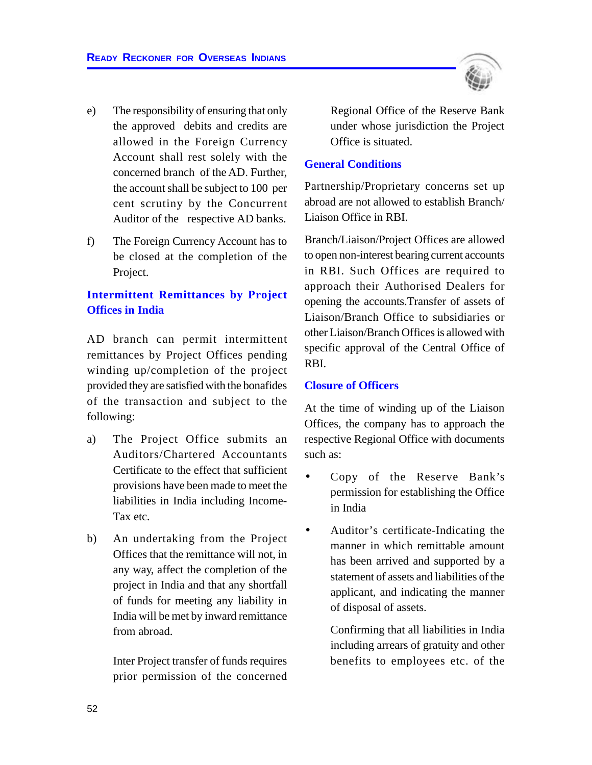e) The responsibility of ensuring that only the approved debits and credits are allowed in the Foreign Currency Account shall rest solely with the concerned branch of the AD. Further, the account shall be subject to 100 per cent scrutiny by the Concurrent Auditor of the respective AD banks.

f) The Foreign Currency Account has to be closed at the completion of the Project.

## Intermittent Remittances by Project Offices in India

AD branch can permit intermittent remittances by Project Offices pending winding up/completion of the project provided they are satisfied with the bonafides of the transaction and subject to the following:

a) The Project Office submits an Auditors/Chartered Accountants Certificate to the effect that sufficient provisions have been made to meet the liabilities in India including Income-Tax etc.

b) An undertaking from the Project Offices that the remittance will not, in any way, affect the completion of the project in India and that any shortfall of funds for meeting any liability in India will be met by inward remittance from abroad.

   Inter Project transfer of funds requires prior permission of the concerned Regional Office of the Reserve Bank under whose jurisdiction the Project Office is situated.

## General Conditions

Partnership/Proprietary concerns set up abroad are not allowed to establish Branch/ Liaison Office in RBI.

Branch/Liaison/Project Offices are allowed to open non-interest bearing current accounts in RBI. Such Offices are required to approach their Authorised Dealers for opening the accounts.Transfer of assets of Liaison/Branch Office to subsidiaries or other Liaison/Branch Offices is allowed with specific approval of the Central Office of RBI.

## Closure of Officers

At the time of winding up of the Liaison Offices, the company has to approach the respective Regional Office with documents such as:

- Copy of the Reserve Bank's permission for establishing the Office in India
- Auditor's certificate-Indicating the manner in which remittable amount has been arrived and supported by a statement of assets and liabilities of the applicant, and indicating the manner of disposal of assets.

  Confirming that all liabilities in India including arrears of gratuity and other benefits to employees etc. of the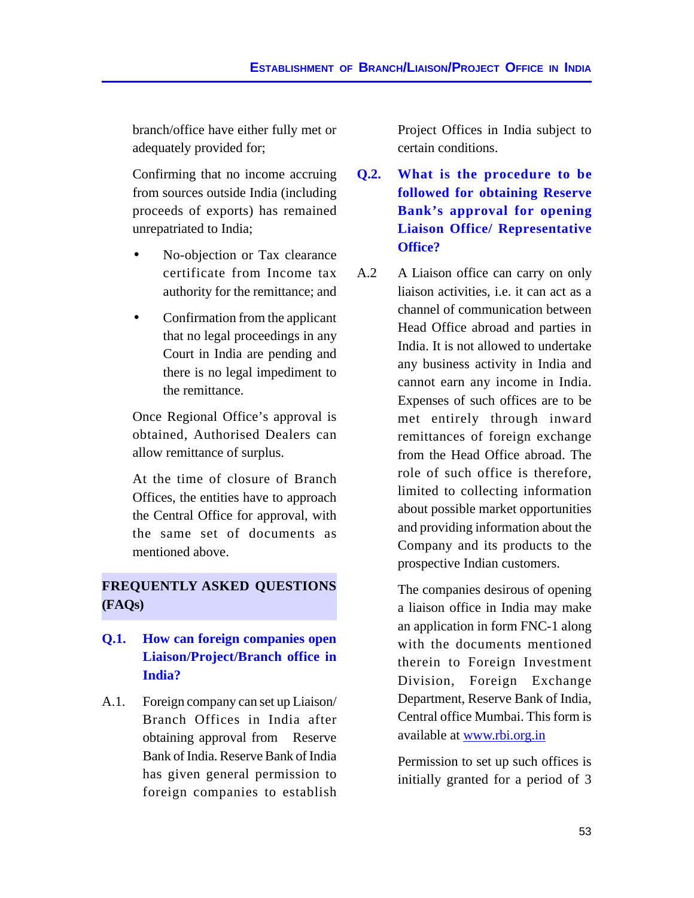branch/office have either fully met or adequately provided for;

Confirming that no income accruing from sources outside India (including proceeds of exports) has remained unrepatriated to India;

- No-objection or Tax clearance certificate from Income tax authority for the remittance; and
- Confirmation from the applicant that no legal proceedings in any Court in India are pending and there is no legal impediment to the remittance.

Once Regional Office's approval is obtained, Authorised Dealers can allow remittance of surplus.

At the time of closure of Branch Offices, the entities have to approach the Central Office for approval, with the same set of documents as mentioned above.

## FREQUENTLY ASKED QUESTIONS (FAQs)

**Q.1. How can foreign companies open Liaison/Project/Branch office in India?**

A.1. Foreign company can set up Liaison/ Branch Offices in India after obtaining approval from Reserve Bank of India. Reserve Bank of India has given general permission to foreign companies to establish Project Offices in India subject to certain conditions.

**Q.2. What is the procedure to be followed for obtaining Reserve Bank's approval for opening Liaison Office/ Representative Office?**

A.2 A Liaison office can carry on only liaison activities, i.e. it can act as a channel of communication between Head Office abroad and parties in India. It is not allowed to undertake any business activity in India and cannot earn any income in India. Expenses of such offices are to be met entirely through inward remittances of foreign exchange from the Head Office abroad. The role of such office is therefore, limited to collecting information about possible market opportunities and providing information about the Company and its products to the prospective Indian customers.

The companies desirous of opening a liaison office in India may make an application in form FNC-1 along with the documents mentioned therein to Foreign Investment Division, Foreign Exchange Department, Reserve Bank of India, Central office Mumbai. This form is available at www.rbi.org.in

Permission to set up such offices is initially granted for a period of 3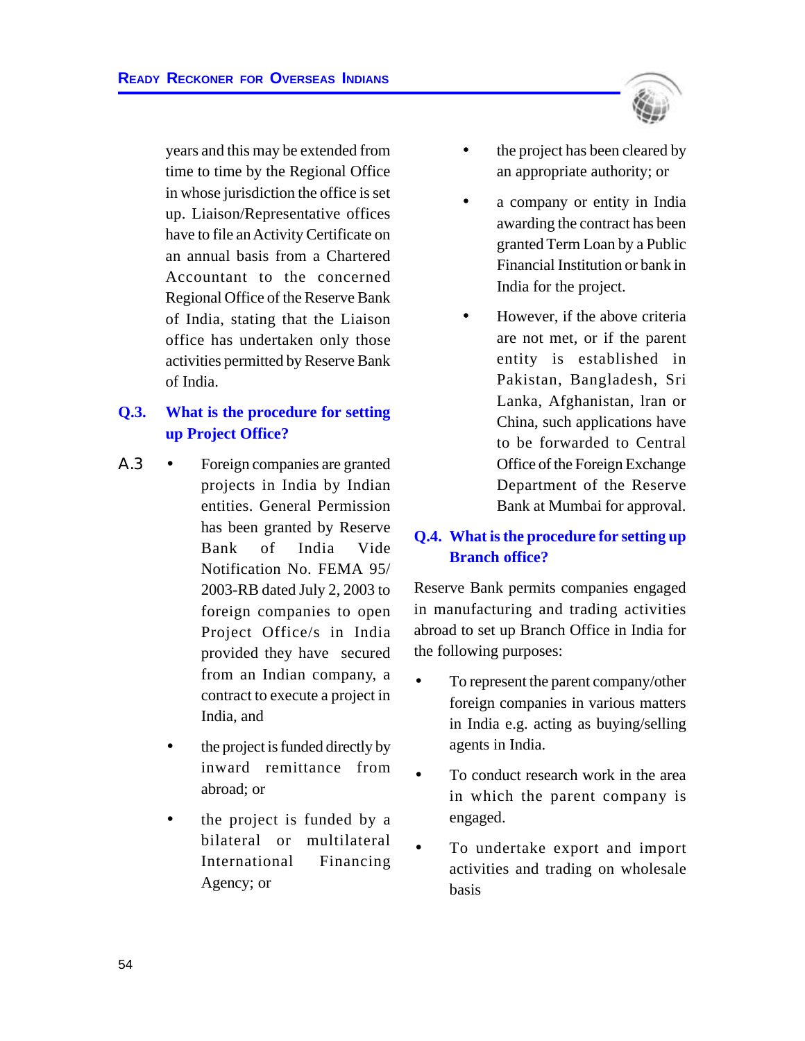years and this may be extended from time to time by the Regional Office in whose jurisdiction the office is set up. Liaison/Representative offices have to file an Activity Certificate on an annual basis from a Chartered Accountant to the concerned Regional Office of the Reserve Bank of India, stating that the Liaison office has undertaken only those activities permitted by Reserve Bank of India.

**Q.3. What is the procedure for setting up Project Office?**

A.3

- Foreign companies are granted projects in India by Indian entities. General Permission has been granted by Reserve Bank of India Vide Notification No. FEMA 95/ 2003-RB dated July 2, 2003 to foreign companies to open Project Office/s in India provided they have secured from an Indian company, a contract to execute a project in India, and
- the project is funded directly by inward remittance from abroad; or
- the project is funded by a bilateral or multilateral International Financing Agency; or
- the project has been cleared by an appropriate authority; or
- a company or entity in India awarding the contract has been granted Term Loan by a Public Financial Institution or bank in India for the project.
- However, if the above criteria are not met, or if the parent entity is established in Pakistan, Bangladesh, Sri Lanka, Afghanistan, Iran or China, such applications have to be forwarded to Central Office of the Foreign Exchange Department of the Reserve Bank at Mumbai for approval.

**Q.4. What is the procedure for setting up Branch office?**

Reserve Bank permits companies engaged in manufacturing and trading activities abroad to set up Branch Office in India for the following purposes:

- To represent the parent company/other foreign companies in various matters in India e.g. acting as buying/selling agents in India.
- To conduct research work in the area in which the parent company is engaged.
- To undertake export and import activities and trading on wholesale basis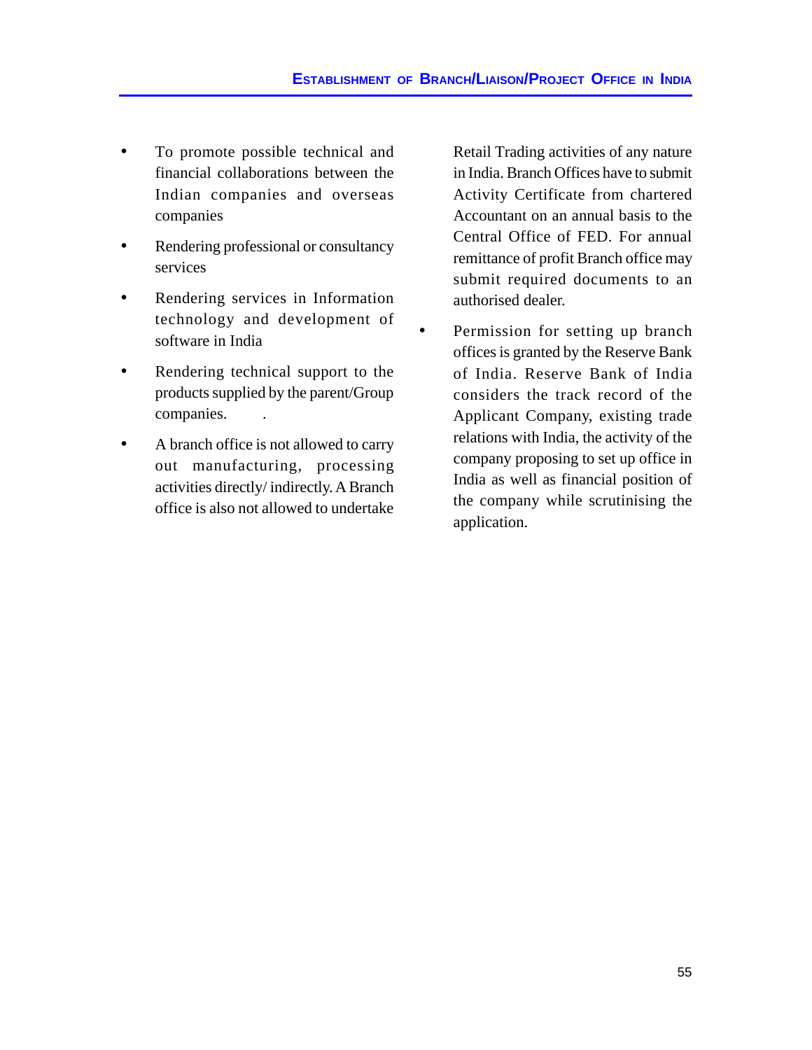- To promote possible technical and financial collaborations between the Indian companies and overseas companies
- Rendering professional or consultancy services
- Rendering services in Information technology and development of software in India
- Rendering technical support to the products supplied by the parent/Group companies.
- A branch office is not allowed to carry out manufacturing, processing activities directly/ indirectly. A Branch office is also not allowed to undertake Retail Trading activities of any nature in India. Branch Offices have to submit Activity Certificate from chartered Accountant on an annual basis to the Central Office of FED. For annual remittance of profit Branch office may submit required documents to an authorised dealer.
- Permission for setting up branch offices is granted by the Reserve Bank of India. Reserve Bank of India considers the track record of the Applicant Company, existing trade relations with India, the activity of the company proposing to set up office in India as well as financial position of the company while scrutinising the application.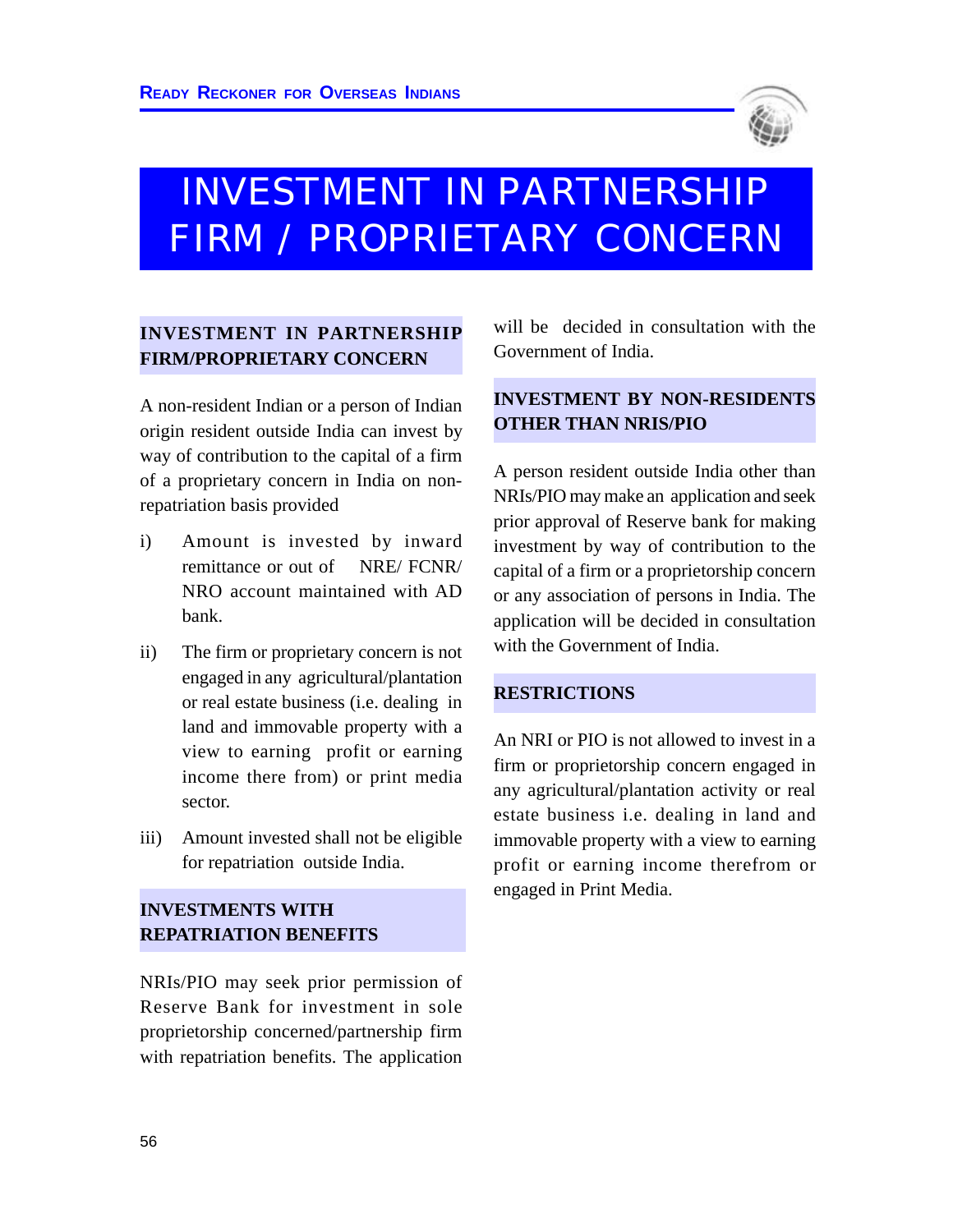# INVESTMENT IN PARTNERSHIP FIRM / PROPRIETARY CONCERN

## INVESTMENT IN PARTNERSHIP FIRM/PROPRIETARY CONCERN

A non-resident Indian or a person of Indian origin resident outside India can invest by way of contribution to the capital of a firm of a proprietary concern in India on non-repatriation basis provided

i) Amount is invested by inward remittance or out of NRE/ FCNR/ NRO account maintained with AD bank.

ii) The firm or proprietary concern is not engaged in any agricultural/plantation or real estate business (i.e. dealing in land and immovable property with a view to earning profit or earning income there from) or print media sector.

iii) Amount invested shall not be eligible for repatriation outside India.

## INVESTMENTS WITH REPATRIATION BENEFITS

NRIs/PIO may seek prior permission of Reserve Bank for investment in sole proprietorship concerned/partnership firm with repatriation benefits. The application will be decided in consultation with the Government of India.

## INVESTMENT BY NON-RESIDENTS OTHER THAN NRIS/PIO

A person resident outside India other than NRIs/PIO may make an application and seek prior approval of Reserve bank for making investment by way of contribution to the capital of a firm or a proprietorship concern or any association of persons in India. The application will be decided in consultation with the Government of India.

## RESTRICTIONS

An NRI or PIO is not allowed to invest in a firm or proprietorship concern engaged in any agricultural/plantation activity or real estate business i.e. dealing in land and immovable property with a view to earning profit or earning income therefrom or engaged in Print Media.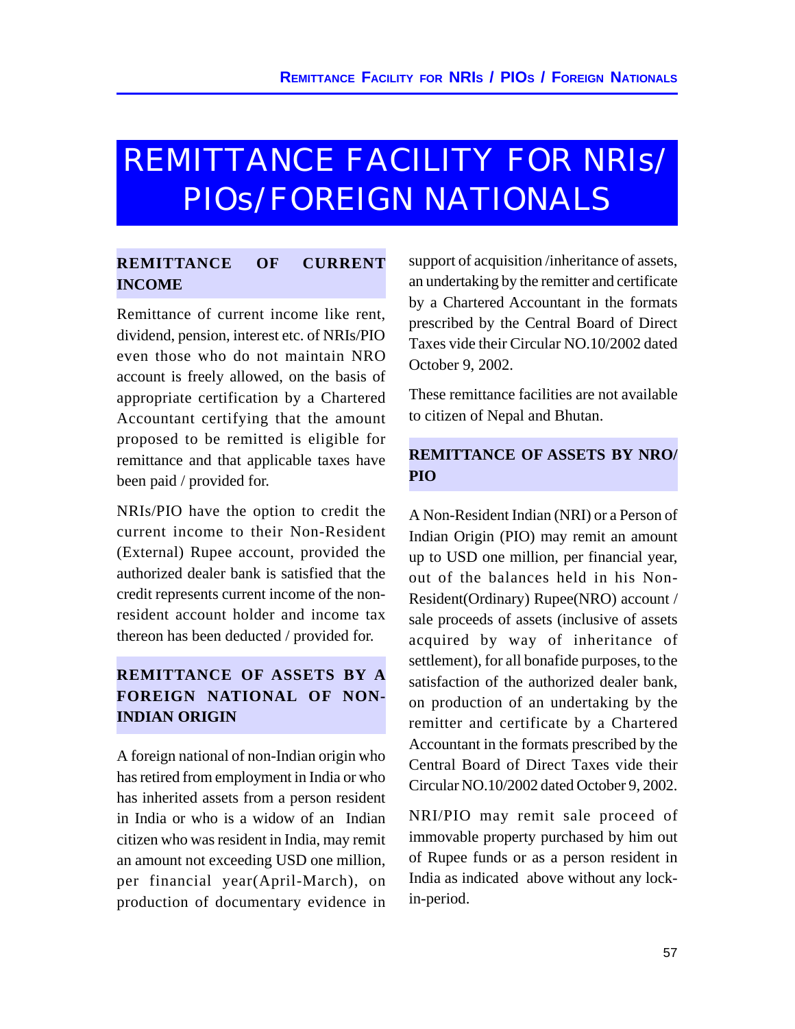# REMITTANCE FACILITY FOR NRIs/ PIOs/FOREIGN NATIONALS

## REMITTANCE OF CURRENT INCOME

Remittance of current income like rent, dividend, pension, interest etc. of NRIs/PIO even those who do not maintain NRO account is freely allowed, on the basis of appropriate certification by a Chartered Accountant certifying that the amount proposed to be remitted is eligible for remittance and that applicable taxes have been paid / provided for.

NRIs/PIO have the option to credit the current income to their Non-Resident (External) Rupee account, provided the authorized dealer bank is satisfied that the credit represents current income of the non-resident account holder and income tax thereon has been deducted / provided for.

## REMITTANCE OF ASSETS BY A FOREIGN NATIONAL OF NON-INDIAN ORIGIN

A foreign national of non-Indian origin who has retired from employment in India or who has inherited assets from a person resident in India or who is a widow of an Indian citizen who was resident in India, may remit an amount not exceeding USD one million, per financial year(April-March), on production of documentary evidence in support of acquisition /inheritance of assets, an undertaking by the remitter and certificate by a Chartered Accountant in the formats prescribed by the Central Board of Direct Taxes vide their Circular NO.10/2002 dated October 9, 2002.

These remittance facilities are not available to citizen of Nepal and Bhutan.

## REMITTANCE OF ASSETS BY NRO/ PIO

A Non-Resident Indian (NRI) or a Person of Indian Origin (PIO) may remit an amount up to USD one million, per financial year, out of the balances held in his Non-Resident(Ordinary) Rupee(NRO) account / sale proceeds of assets (inclusive of assets acquired by way of inheritance of settlement), for all bonafide purposes, to the satisfaction of the authorized dealer bank, on production of an undertaking by the remitter and certificate by a Chartered Accountant in the formats prescribed by the Central Board of Direct Taxes vide their Circular NO.10/2002 dated October 9, 2002.

NRI/PIO may remit sale proceed of immovable property purchased by him out of Rupee funds or as a person resident in India as indicated above without any lock-in-period.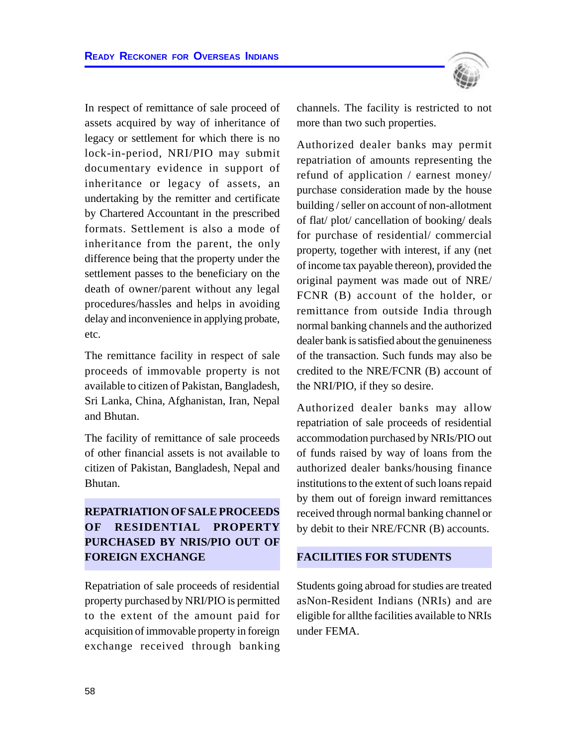In respect of remittance of sale proceed of assets acquired by way of inheritance of legacy or settlement for which there is no lock-in-period, NRI/PIO may submit documentary evidence in support of inheritance or legacy of assets, an undertaking by the remitter and certificate by Chartered Accountant in the prescribed formats. Settlement is also a mode of inheritance from the parent, the only difference being that the property under the settlement passes to the beneficiary on the death of owner/parent without any legal procedures/hassles and helps in avoiding delay and inconvenience in applying probate, etc.

The remittance facility in respect of sale proceeds of immovable property is not available to citizen of Pakistan, Bangladesh, Sri Lanka, China, Afghanistan, Iran, Nepal and Bhutan.

The facility of remittance of sale proceeds of other financial assets is not available to citizen of Pakistan, Bangladesh, Nepal and Bhutan.

## REPATRIATION OF SALE PROCEEDS OF RESIDENTIAL PROPERTY PURCHASED BY NRIS/PIO OUT OF FOREIGN EXCHANGE

Repatriation of sale proceeds of residential property purchased by NRI/PIO is permitted to the extent of the amount paid for acquisition of immovable property in foreign exchange received through banking channels. The facility is restricted to not more than two such properties.

Authorized dealer banks may permit repatriation of amounts representing the refund of application / earnest money/ purchase consideration made by the house building / seller on account of non-allotment of flat/ plot/ cancellation of booking/ deals for purchase of residential/ commercial property, together with interest, if any (net of income tax payable thereon), provided the original payment was made out of NRE/ FCNR (B) account of the holder, or remittance from outside India through normal banking channels and the authorized dealer bank is satisfied about the genuineness of the transaction. Such funds may also be credited to the NRE/FCNR (B) account of the NRI/PIO, if they so desire.

Authorized dealer banks may allow repatriation of sale proceeds of residential accommodation purchased by NRIs/PIO out of funds raised by way of loans from the authorized dealer banks/housing finance institutions to the extent of such loans repaid by them out of foreign inward remittances received through normal banking channel or by debit to their NRE/FCNR (B) accounts.

## FACILITIES FOR STUDENTS

Students going abroad for studies are treated asNon-Resident Indians (NRIs) and are eligible for allthe facilities available to NRIs under FEMA.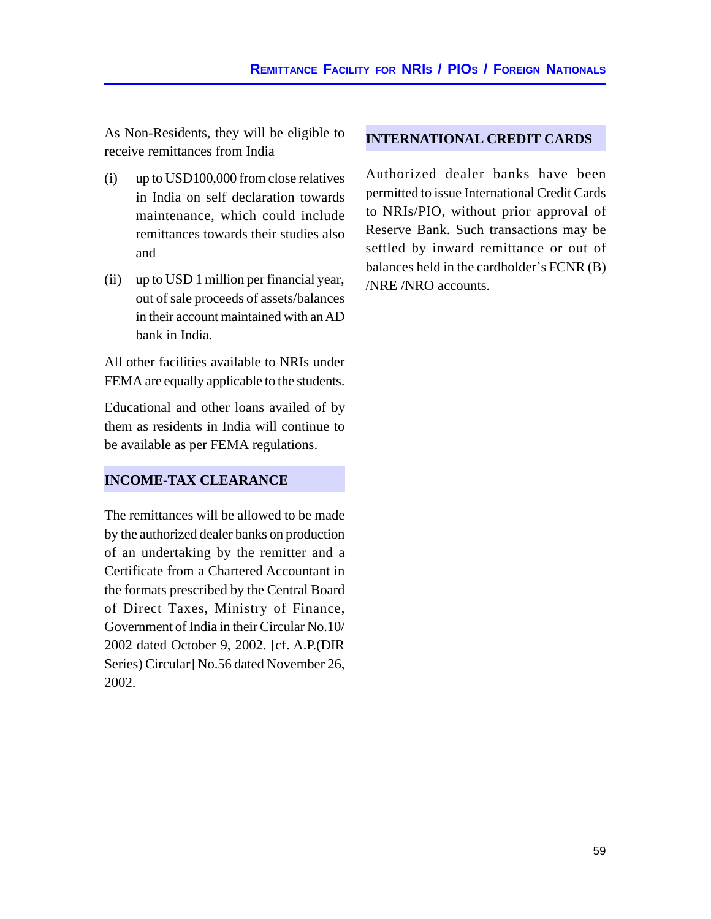As Non-Residents, they will be eligible to receive remittances from India

(i) up to USD100,000 from close relatives in India on self declaration towards maintenance, which could include remittances towards their studies also and

(ii) up to USD 1 million per financial year, out of sale proceeds of assets/balances in their account maintained with an AD bank in India.

All other facilities available to NRIs under FEMA are equally applicable to the students.

Educational and other loans availed of by them as residents in India will continue to be available as per FEMA regulations.

## INCOME-TAX CLEARANCE

The remittances will be allowed to be made by the authorized dealer banks on production of an undertaking by the remitter and a Certificate from a Chartered Accountant in the formats prescribed by the Central Board of Direct Taxes, Ministry of Finance, Government of India in their Circular No.10/ 2002 dated October 9, 2002. [cf. A.P.(DIR Series) Circular] No.56 dated November 26, 2002.

## INTERNATIONAL CREDIT CARDS

Authorized dealer banks have been permitted to issue International Credit Cards to NRIs/PIO, without prior approval of Reserve Bank. Such transactions may be settled by inward remittance or out of balances held in the cardholder's FCNR (B) /NRE /NRO accounts.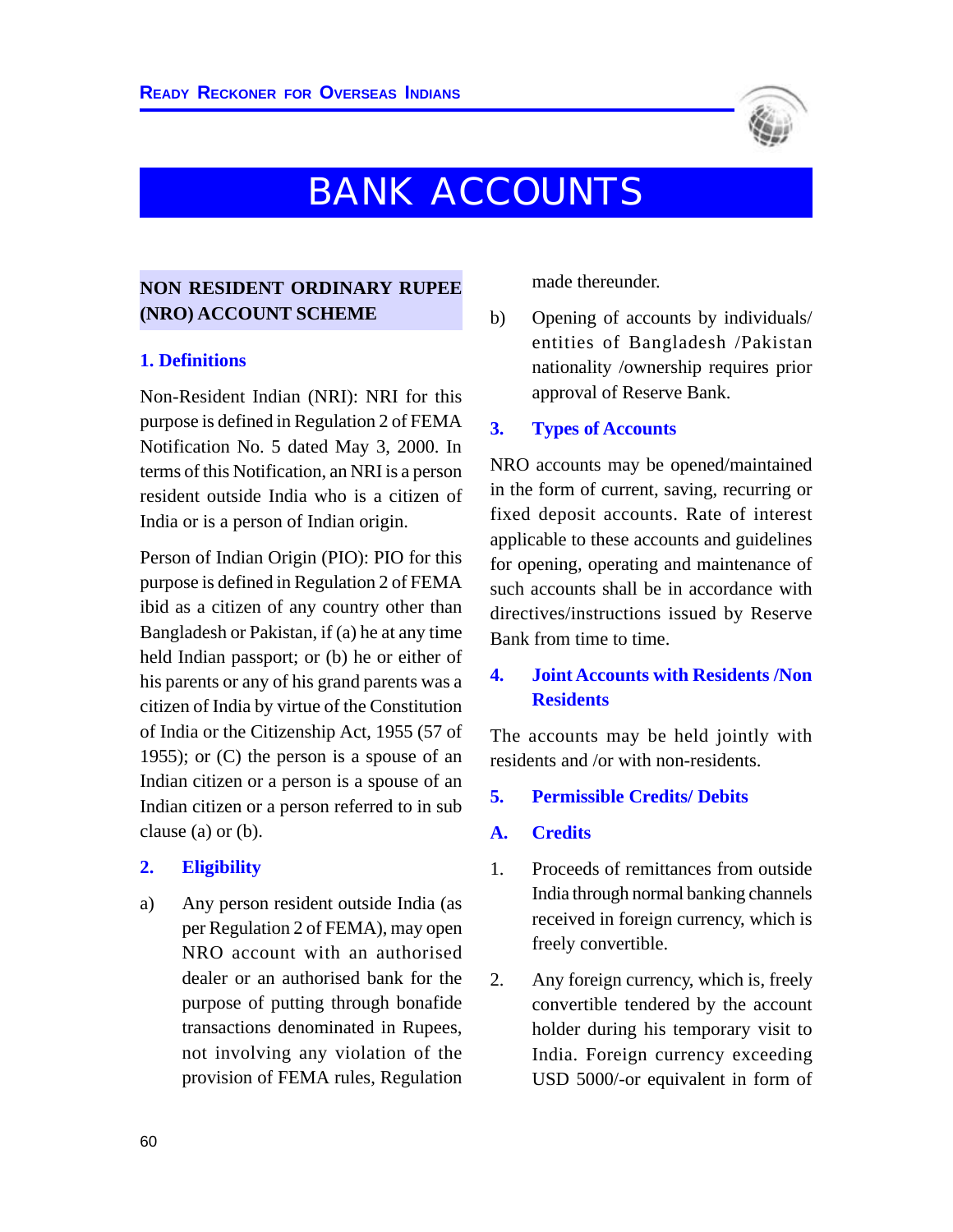# BANK ACCOUNTS

## NON RESIDENT ORDINARY RUPEE (NRO) ACCOUNT SCHEME

### 1. Definitions

Non-Resident Indian (NRI): NRI for this purpose is defined in Regulation 2 of FEMA Notification No. 5 dated May 3, 2000. In terms of this Notification, an NRI is a person resident outside India who is a citizen of India or is a person of Indian origin.

Person of Indian Origin (PIO): PIO for this purpose is defined in Regulation 2 of FEMA ibid as a citizen of any country other than Bangladesh or Pakistan, if (a) he at any time held Indian passport; or (b) he or either of his parents or any of his grand parents was a citizen of India by virtue of the Constitution of India or the Citizenship Act, 1955 (57 of 1955); or (C) the person is a spouse of an Indian citizen or a person is a spouse of an Indian citizen or a person referred to in sub clause (a) or (b).

### 2. Eligibility

a) Any person resident outside India (as per Regulation 2 of FEMA), may open NRO account with an authorised dealer or an authorised bank for the purpose of putting through bonafide transactions denominated in Rupees, not involving any violation of the provision of FEMA rules, Regulation made thereunder.

b) Opening of accounts by individuals/ entities of Bangladesh /Pakistan nationality /ownership requires prior approval of Reserve Bank.

### 3. Types of Accounts

NRO accounts may be opened/maintained in the form of current, saving, recurring or fixed deposit accounts. Rate of interest applicable to these accounts and guidelines for opening, operating and maintenance of such accounts shall be in accordance with directives/instructions issued by Reserve Bank from time to time.

### 4. Joint Accounts with Residents /Non Residents

The accounts may be held jointly with residents and /or with non-residents.

### 5. Permissible Credits/ Debits

### A. Credits

1. Proceeds of remittances from outside India through normal banking channels received in foreign currency, which is freely convertible.

2. Any foreign currency, which is, freely convertible tendered by the account holder during his temporary visit to India. Foreign currency exceeding USD 5000/-or equivalent in form of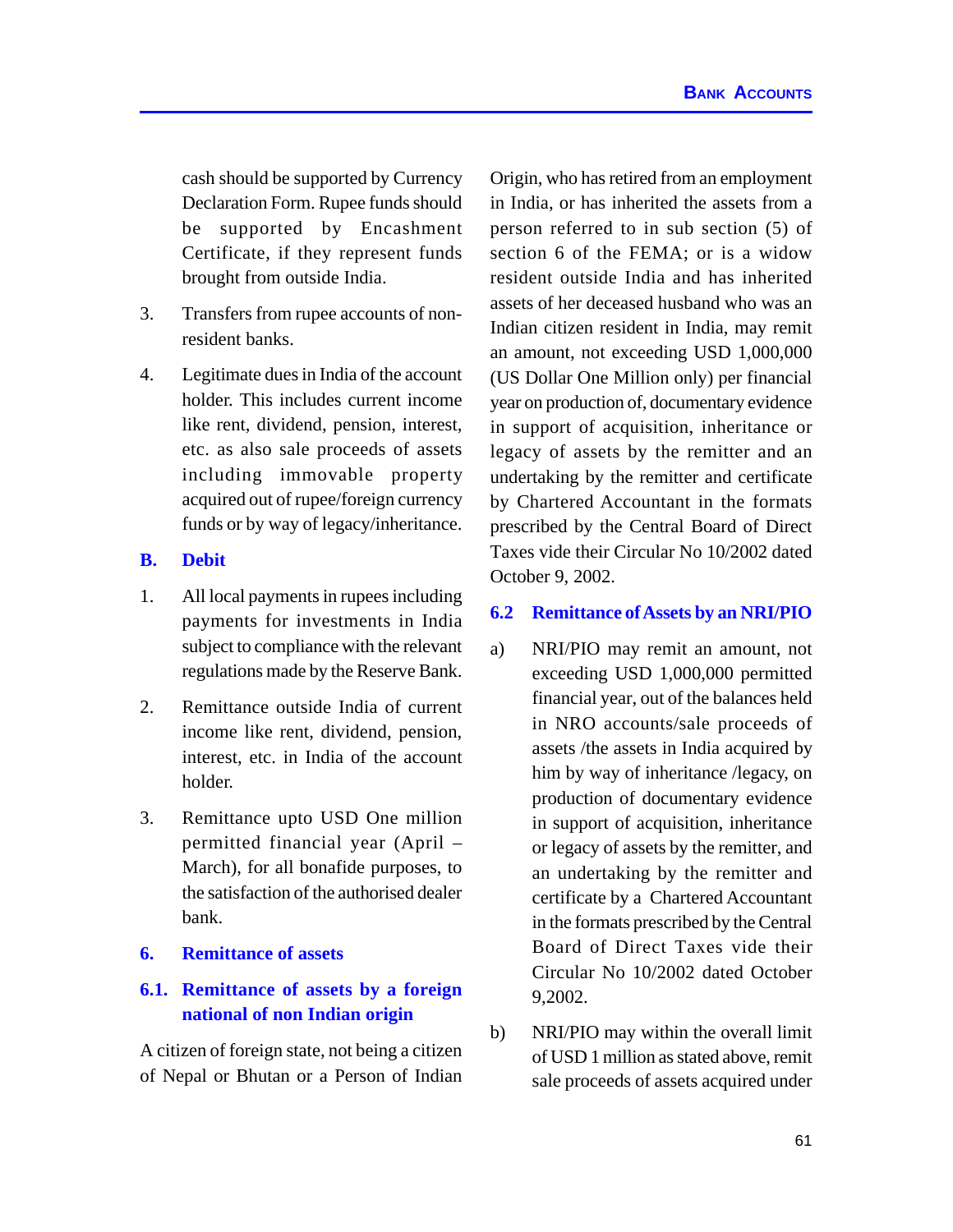cash should be supported by Currency Declaration Form. Rupee funds should be supported by Encashment Certificate, if they represent funds brought from outside India.

3. Transfers from rupee accounts of non-resident banks.

4. Legitimate dues in India of the account holder. This includes current income like rent, dividend, pension, interest, etc. as also sale proceeds of assets including immovable property acquired out of rupee/foreign currency funds or by way of legacy/inheritance.

**B. Debit**

1. All local payments in rupees including payments for investments in India subject to compliance with the relevant regulations made by the Reserve Bank.

2. Remittance outside India of current income like rent, dividend, pension, interest, etc. in India of the account holder.

3. Remittance upto USD One million permitted financial year (April – March), for all bonafide purposes, to the satisfaction of the authorised dealer bank.

## 6. Remittance of assets

### 6.1. Remittance of assets by a foreign national of non Indian origin

A citizen of foreign state, not being a citizen of Nepal or Bhutan or a Person of Indian Origin, who has retired from an employment in India, or has inherited the assets from a person referred to in sub section (5) of section 6 of the FEMA; or is a widow resident outside India and has inherited assets of her deceased husband who was an Indian citizen resident in India, may remit an amount, not exceeding USD 1,000,000 (US Dollar One Million only) per financial year on production of, documentary evidence in support of acquisition, inheritance or legacy of assets by the remitter and an undertaking by the remitter and certificate by Chartered Accountant in the formats prescribed by the Central Board of Direct Taxes vide their Circular No 10/2002 dated October 9, 2002.

### 6.2 Remittance of Assets by an NRI/PIO

a) NRI/PIO may remit an amount, not exceeding USD 1,000,000 permitted financial year, out of the balances held in NRO accounts/sale proceeds of assets /the assets in India acquired by him by way of inheritance /legacy, on production of documentary evidence in support of acquisition, inheritance or legacy of assets by the remitter, and an undertaking by the remitter and certificate by a Chartered Accountant in the formats prescribed by the Central Board of Direct Taxes vide their Circular No 10/2002 dated October 9,2002.

b) NRI/PIO may within the overall limit of USD 1 million as stated above, remit sale proceeds of assets acquired under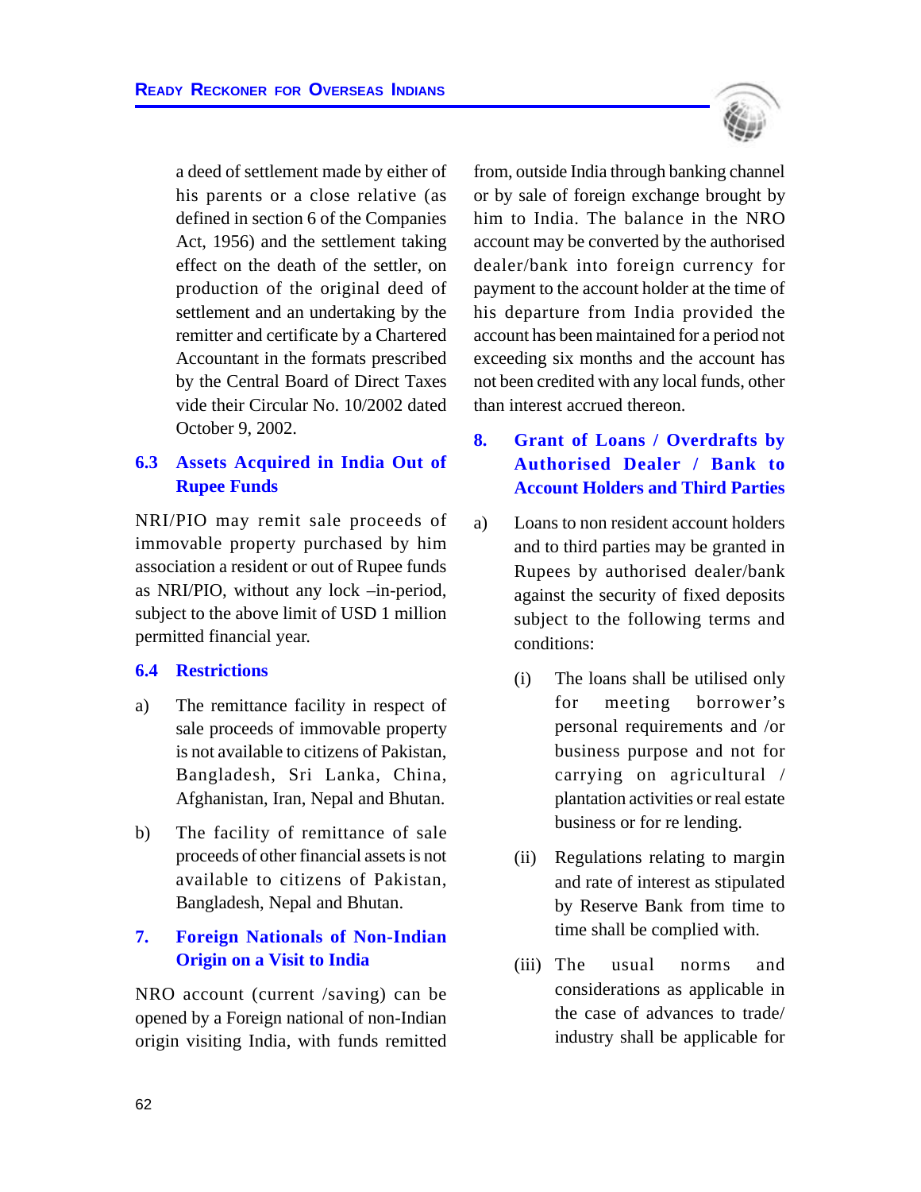a deed of settlement made by either of his parents or a close relative (as defined in section 6 of the Companies Act, 1956) and the settlement taking effect on the death of the settler, on production of the original deed of settlement and an undertaking by the remitter and certificate by a Chartered Accountant in the formats prescribed by the Central Board of Direct Taxes vide their Circular No. 10/2002 dated October 9, 2002.

### 6.3 Assets Acquired in India Out of Rupee Funds

NRI/PIO may remit sale proceeds of immovable property purchased by him association a resident or out of Rupee funds as NRI/PIO, without any lock –in-period, subject to the above limit of USD 1 million permitted financial year.

### 6.4 Restrictions

a) The remittance facility in respect of sale proceeds of immovable property is not available to citizens of Pakistan, Bangladesh, Sri Lanka, China, Afghanistan, Iran, Nepal and Bhutan.

b) The facility of remittance of sale proceeds of other financial assets is not available to citizens of Pakistan, Bangladesh, Nepal and Bhutan.

## 7. Foreign Nationals of Non-Indian Origin on a Visit to India

NRO account (current /saving) can be opened by a Foreign national of non-Indian origin visiting India, with funds remitted from, outside India through banking channel or by sale of foreign exchange brought by him to India. The balance in the NRO account may be converted by the authorised dealer/bank into foreign currency for payment to the account holder at the time of his departure from India provided the account has been maintained for a period not exceeding six months and the account has not been credited with any local funds, other than interest accrued thereon.

## 8. Grant of Loans / Overdrafts by Authorised Dealer / Bank to Account Holders and Third Parties

a) Loans to non resident account holders and to third parties may be granted in Rupees by authorised dealer/bank against the security of fixed deposits subject to the following terms and conditions:

   (i) The loans shall be utilised only for meeting borrower's personal requirements and /or business purpose and not for carrying on agricultural / plantation activities or real estate business or for re lending.

   (ii) Regulations relating to margin and rate of interest as stipulated by Reserve Bank from time to time shall be complied with.

   (iii) The usual norms and considerations as applicable in the case of advances to trade/ industry shall be applicable for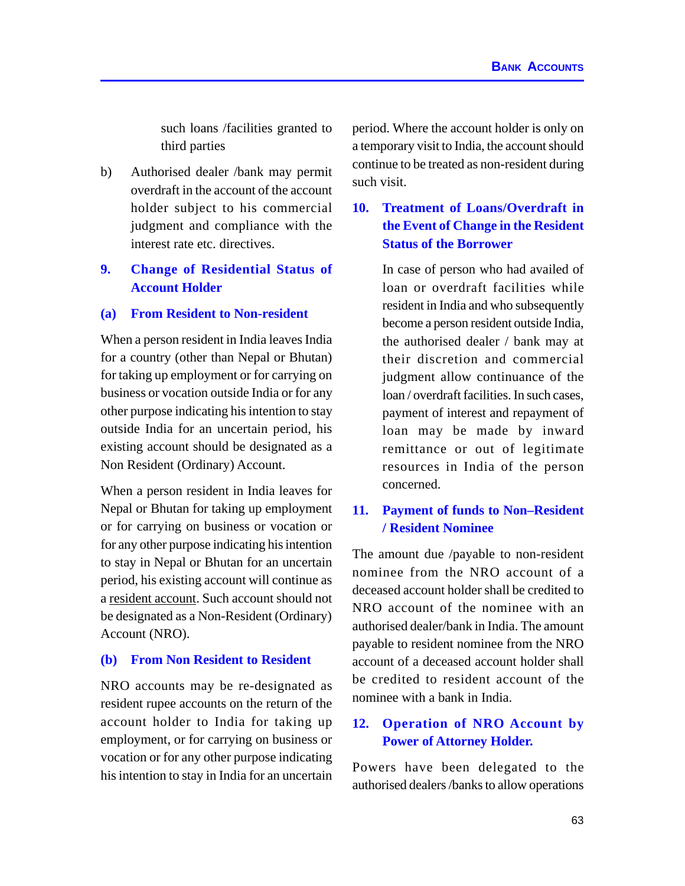such loans /facilities granted to third parties

b) Authorised dealer /bank may permit overdraft in the account of the account holder subject to his commercial judgment and compliance with the interest rate etc. directives.

## 9. Change of Residential Status of Account Holder

### (a) From Resident to Non-resident

When a person resident in India leaves India for a country (other than Nepal or Bhutan) for taking up employment or for carrying on business or vocation outside India or for any other purpose indicating his intention to stay outside India for an uncertain period, his existing account should be designated as a Non Resident (Ordinary) Account.

When a person resident in India leaves for Nepal or Bhutan for taking up employment or for carrying on business or vocation or for any other purpose indicating his intention to stay in Nepal or Bhutan for an uncertain period, his existing account will continue as a resident account. Such account should not be designated as a Non-Resident (Ordinary) Account (NRO).

### (b) From Non Resident to Resident

NRO accounts may be re-designated as resident rupee accounts on the return of the account holder to India for taking up employment, or for carrying on business or vocation or for any other purpose indicating his intention to stay in India for an uncertain period. Where the account holder is only on a temporary visit to India, the account should continue to be treated as non-resident during such visit.

## 10. Treatment of Loans/Overdraft in the Event of Change in the Resident Status of the Borrower

In case of person who had availed of loan or overdraft facilities while resident in India and who subsequently become a person resident outside India, the authorised dealer / bank may at their discretion and commercial judgment allow continuance of the loan / overdraft facilities. In such cases, payment of interest and repayment of loan may be made by inward remittance or out of legitimate resources in India of the person concerned.

## 11. Payment of funds to Non–Resident / Resident Nominee

The amount due /payable to non-resident nominee from the NRO account of a deceased account holder shall be credited to NRO account of the nominee with an authorised dealer/bank in India. The amount payable to resident nominee from the NRO account of a deceased account holder shall be credited to resident account of the nominee with a bank in India.

## 12. Operation of NRO Account by Power of Attorney Holder.

Powers have been delegated to the authorised dealers /banks to allow operations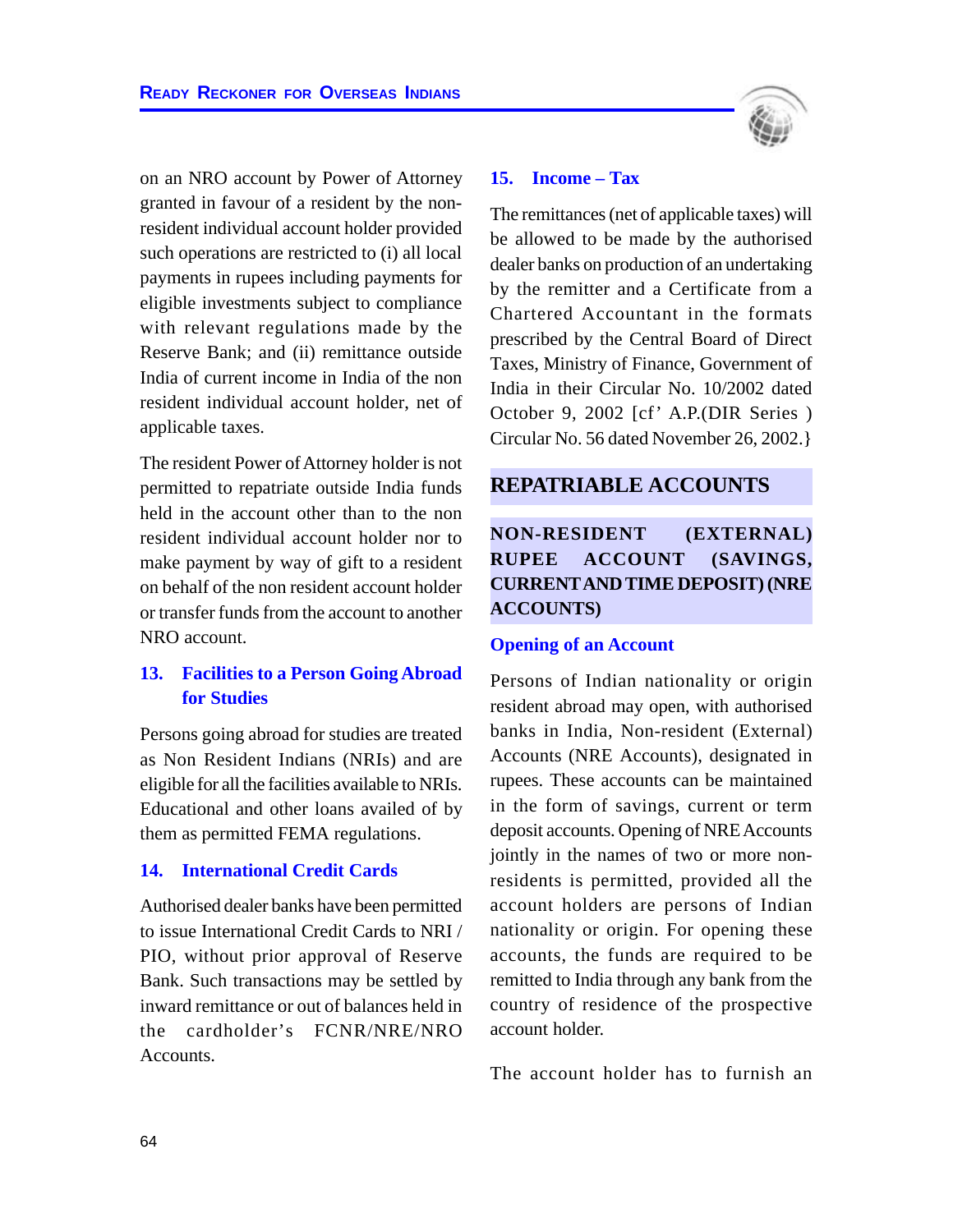on an NRO account by Power of Attorney granted in favour of a resident by the non-resident individual account holder provided such operations are restricted to (i) all local payments in rupees including payments for eligible investments subject to compliance with relevant regulations made by the Reserve Bank; and (ii) remittance outside India of current income in India of the non resident individual account holder, net of applicable taxes.

The resident Power of Attorney holder is not permitted to repatriate outside India funds held in the account other than to the non resident individual account holder nor to make payment by way of gift to a resident on behalf of the non resident account holder or transfer funds from the account to another NRO account.

### 13. Facilities to a Person Going Abroad for Studies

Persons going abroad for studies are treated as Non Resident Indians (NRIs) and are eligible for all the facilities available to NRIs. Educational and other loans availed of by them as permitted FEMA regulations.

### 14. International Credit Cards

Authorised dealer banks have been permitted to issue International Credit Cards to NRI / PIO, without prior approval of Reserve Bank. Such transactions may be settled by inward remittance or out of balances held in the cardholder's FCNR/NRE/NRO Accounts.

### 15. Income – Tax

The remittances (net of applicable taxes) will be allowed to be made by the authorised dealer banks on production of an undertaking by the remitter and a Certificate from a Chartered Accountant in the formats prescribed by the Central Board of Direct Taxes, Ministry of Finance, Government of India in their Circular No. 10/2002 dated October 9, 2002 [cf' A.P.(DIR Series ) Circular No. 56 dated November 26, 2002.}

## REPATRIABLE ACCOUNTS

### NON-RESIDENT (EXTERNAL) RUPEE ACCOUNT (SAVINGS, CURRENT AND TIME DEPOSIT) (NRE ACCOUNTS)

#### Opening of an Account

Persons of Indian nationality or origin resident abroad may open, with authorised banks in India, Non-resident (External) Accounts (NRE Accounts), designated in rupees. These accounts can be maintained in the form of savings, current or term deposit accounts. Opening of NRE Accounts jointly in the names of two or more non-residents is permitted, provided all the account holders are persons of Indian nationality or origin. For opening these accounts, the funds are required to be remitted to India through any bank from the country of residence of the prospective account holder.

The account holder has to furnish an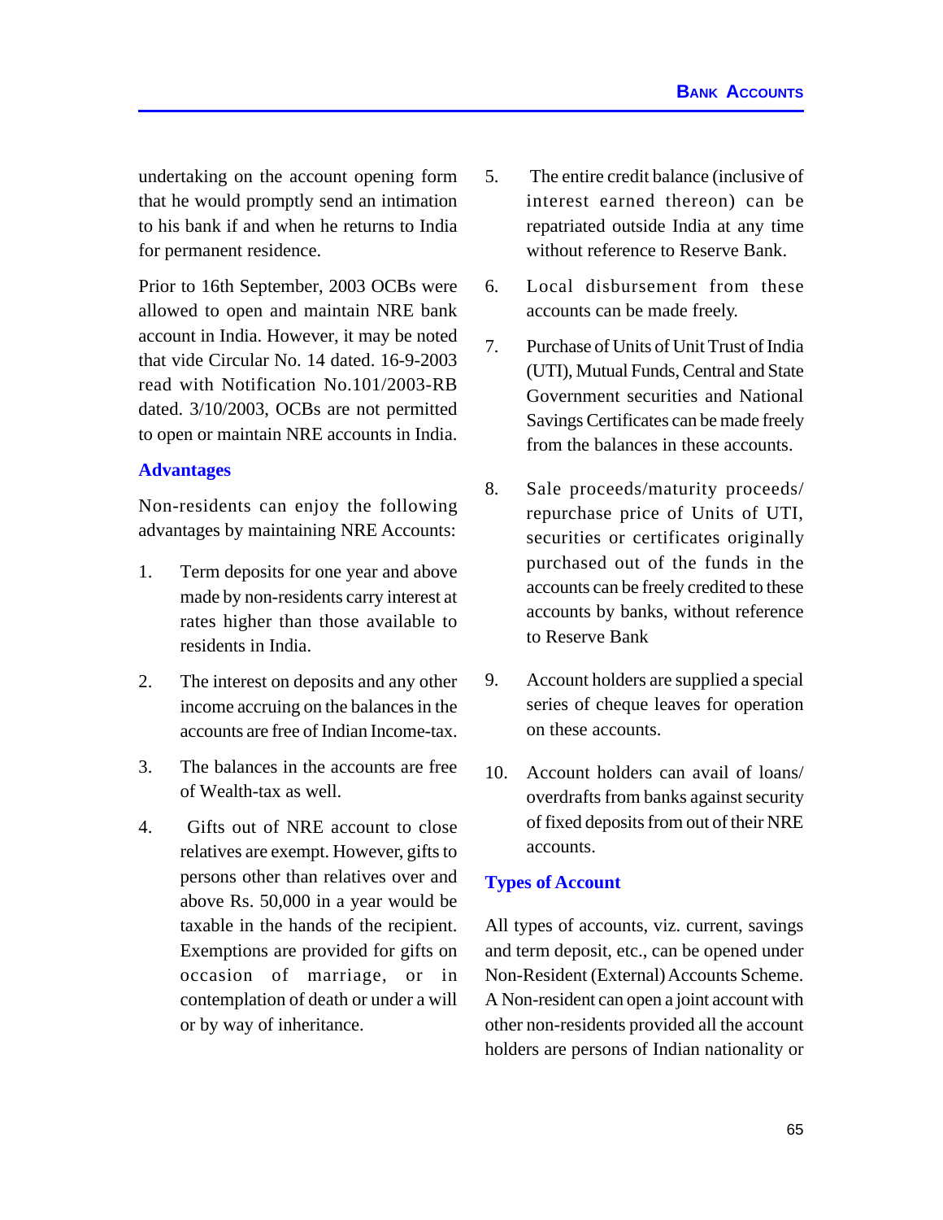undertaking on the account opening form that he would promptly send an intimation to his bank if and when he returns to India for permanent residence.

Prior to 16th September, 2003 OCBs were allowed to open and maintain NRE bank account in India. However, it may be noted that vide Circular No. 14 dated. 16-9-2003 read with Notification No.101/2003-RB dated. 3/10/2003, OCBs are not permitted to open or maintain NRE accounts in India.

### Advantages

Non-residents can enjoy the following advantages by maintaining NRE Accounts:

1. Term deposits for one year and above made by non-residents carry interest at rates higher than those available to residents in India.
2. The interest on deposits and any other income accruing on the balances in the accounts are free of Indian Income-tax.
3. The balances in the accounts are free of Wealth-tax as well.
4. Gifts out of NRE account to close relatives are exempt. However, gifts to persons other than relatives over and above Rs. 50,000 in a year would be taxable in the hands of the recipient. Exemptions are provided for gifts on occasion of marriage, or in contemplation of death or under a will or by way of inheritance.
5. The entire credit balance (inclusive of interest earned thereon) can be repatriated outside India at any time without reference to Reserve Bank.
6. Local disbursement from these accounts can be made freely.
7. Purchase of Units of Unit Trust of India (UTI), Mutual Funds, Central and State Government securities and National Savings Certificates can be made freely from the balances in these accounts.
8. Sale proceeds/maturity proceeds/ repurchase price of Units of UTI, securities or certificates originally purchased out of the funds in the accounts can be freely credited to these accounts by banks, without reference to Reserve Bank
9. Account holders are supplied a special series of cheque leaves for operation on these accounts.
10. Account holders can avail of loans/ overdrafts from banks against security of fixed deposits from out of their NRE accounts.

### Types of Account

All types of accounts, viz. current, savings and term deposit, etc., can be opened under Non-Resident (External) Accounts Scheme. A Non-resident can open a joint account with other non-residents provided all the account holders are persons of Indian nationality or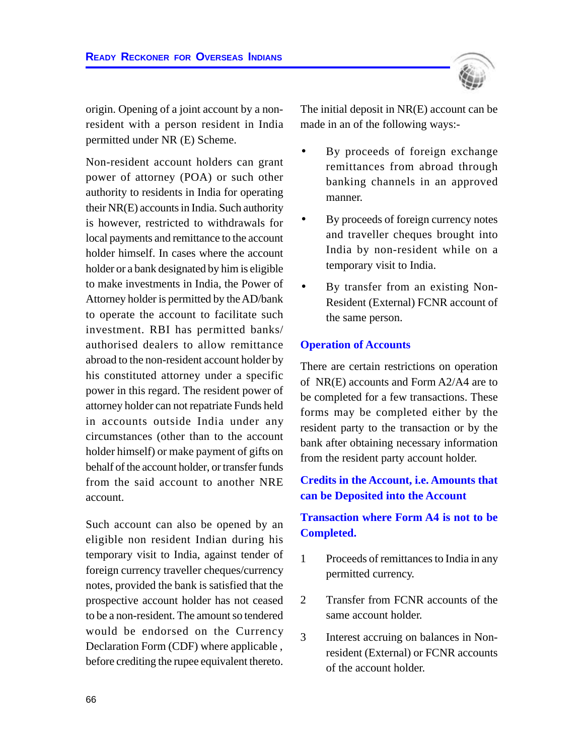origin. Opening of a joint account by a non-resident with a person resident in India permitted under NR (E) Scheme.

Non-resident account holders can grant power of attorney (POA) or such other authority to residents in India for operating their NR(E) accounts in India. Such authority is however, restricted to withdrawals for local payments and remittance to the account holder himself. In cases where the account holder or a bank designated by him is eligible to make investments in India, the Power of Attorney holder is permitted by the AD/bank to operate the account to facilitate such investment. RBI has permitted banks/ authorised dealers to allow remittance abroad to the non-resident account holder by his constituted attorney under a specific power in this regard. The resident power of attorney holder can not repatriate Funds held in accounts outside India under any circumstances (other than to the account holder himself) or make payment of gifts on behalf of the account holder, or transfer funds from the said account to another NRE account.

Such account can also be opened by an eligible non resident Indian during his temporary visit to India, against tender of foreign currency traveller cheques/currency notes, provided the bank is satisfied that the prospective account holder has not ceased to be a non-resident. The amount so tendered would be endorsed on the Currency Declaration Form (CDF) where applicable , before crediting the rupee equivalent thereto.

The initial deposit in NR(E) account can be made in an of the following ways:-

- By proceeds of foreign exchange remittances from abroad through banking channels in an approved manner.
- By proceeds of foreign currency notes and traveller cheques brought into India by non-resident while on a temporary visit to India.
- By transfer from an existing Non-Resident (External) FCNR account of the same person.

## Operation of Accounts

There are certain restrictions on operation of NR(E) accounts and Form A2/A4 are to be completed for a few transactions. These forms may be completed either by the resident party to the transaction or by the bank after obtaining necessary information from the resident party account holder.

### Credits in the Account, i.e. Amounts that can be Deposited into the Account

### Transaction where Form A4 is not to be Completed.

1. Proceeds of remittances to India in any permitted currency.
2. Transfer from FCNR accounts of the same account holder.
3. Interest accruing on balances in Non-resident (External) or FCNR accounts of the account holder.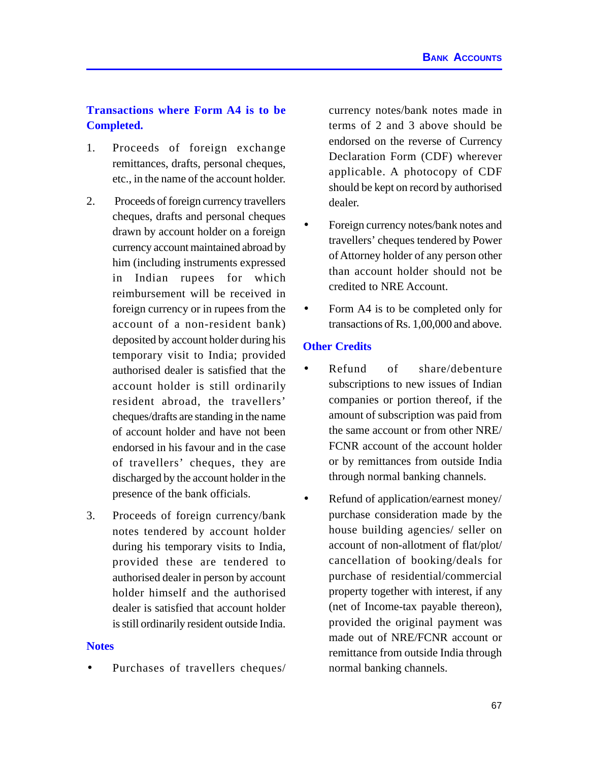## Transactions where Form A4 is to be Completed.

1. Proceeds of foreign exchange remittances, drafts, personal cheques, etc., in the name of the account holder.

2. Proceeds of foreign currency travellers cheques, drafts and personal cheques drawn by account holder on a foreign currency account maintained abroad by him (including instruments expressed in Indian rupees for which reimbursement will be received in foreign currency or in rupees from the account of a non-resident bank) deposited by account holder during his temporary visit to India; provided authorised dealer is satisfied that the account holder is still ordinarily resident abroad, the travellers' cheques/drafts are standing in the name of account holder and have not been endorsed in his favour and in the case of travellers' cheques, they are discharged by the account holder in the presence of the bank officials.

3. Proceeds of foreign currency/bank notes tendered by account holder during his temporary visits to India, provided these are tendered to authorised dealer in person by account holder himself and the authorised dealer is satisfied that account holder is still ordinarily resident outside India.

## Notes

- Purchases of travellers cheques/currency notes/bank notes made in terms of 2 and 3 above should be endorsed on the reverse of Currency Declaration Form (CDF) wherever applicable. A photocopy of CDF should be kept on record by authorised dealer.
- Foreign currency notes/bank notes and travellers' cheques tendered by Power of Attorney holder of any person other than account holder should not be credited to NRE Account.
- Form A4 is to be completed only for transactions of Rs. 1,00,000 and above.

## Other Credits

- Refund of share/debenture subscriptions to new issues of Indian companies or portion thereof, if the amount of subscription was paid from the same account or from other NRE/FCNR account of the account holder or by remittances from outside India through normal banking channels.
- Refund of application/earnest money/purchase consideration made by the house building agencies/ seller on account of non-allotment of flat/plot/cancellation of booking/deals for purchase of residential/commercial property together with interest, if any (net of Income-tax payable thereon), provided the original payment was made out of NRE/FCNR account or remittance from outside India through normal banking channels.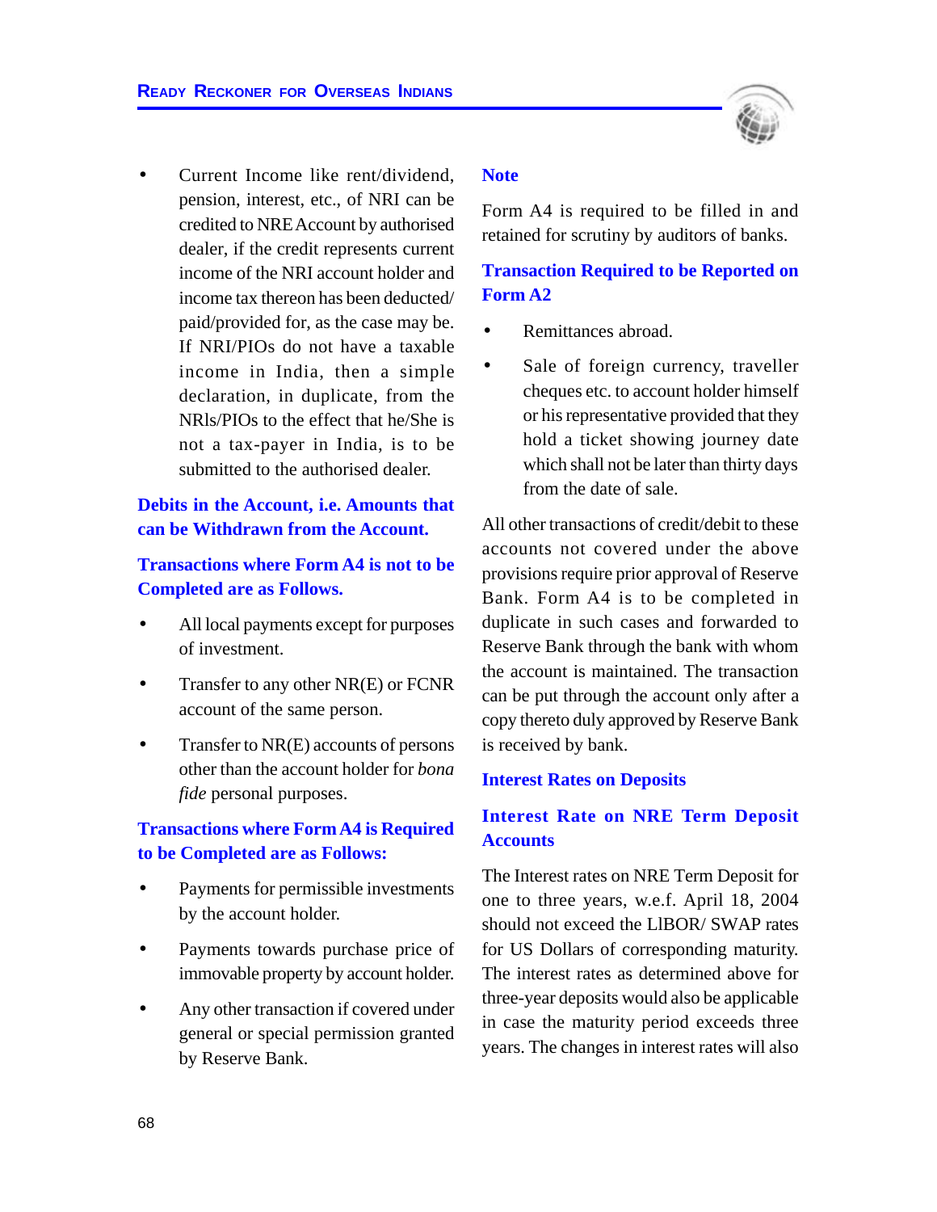- Current Income like rent/dividend, pension, interest, etc., of NRI can be credited to NRE Account by authorised dealer, if the credit represents current income of the NRI account holder and income tax thereon has been deducted/ paid/provided for, as the case may be. If NRI/PIOs do not have a taxable income in India, then a simple declaration, in duplicate, from the NRIs/PIOs to the effect that he/She is not a tax-payer in India, is to be submitted to the authorised dealer.

### Debits in the Account, i.e. Amounts that can be Withdrawn from the Account.

### Transactions where Form A4 is not to be Completed are as Follows.

- All local payments except for purposes of investment.
- Transfer to any other NR(E) or FCNR account of the same person.
- Transfer to NR(E) accounts of persons other than the account holder for *bona fide* personal purposes.

### Transactions where Form A4 is Required to be Completed are as Follows:

- Payments for permissible investments by the account holder.
- Payments towards purchase price of immovable property by account holder.
- Any other transaction if covered under general or special permission granted by Reserve Bank.

### Note

Form A4 is required to be filled in and retained for scrutiny by auditors of banks.

### Transaction Required to be Reported on Form A2

- Remittances abroad.
- Sale of foreign currency, traveller cheques etc. to account holder himself or his representative provided that they hold a ticket showing journey date which shall not be later than thirty days from the date of sale.

All other transactions of credit/debit to these accounts not covered under the above provisions require prior approval of Reserve Bank. Form A4 is to be completed in duplicate in such cases and forwarded to Reserve Bank through the bank with whom the account is maintained. The transaction can be put through the account only after a copy thereto duly approved by Reserve Bank is received by bank.

### Interest Rates on Deposits

### Interest Rate on NRE Term Deposit Accounts

The Interest rates on NRE Term Deposit for one to three years, w.e.f. April 18, 2004 should not exceed the LIBOR/ SWAP rates for US Dollars of corresponding maturity. The interest rates as determined above for three-year deposits would also be applicable in case the maturity period exceeds three years. The changes in interest rates will also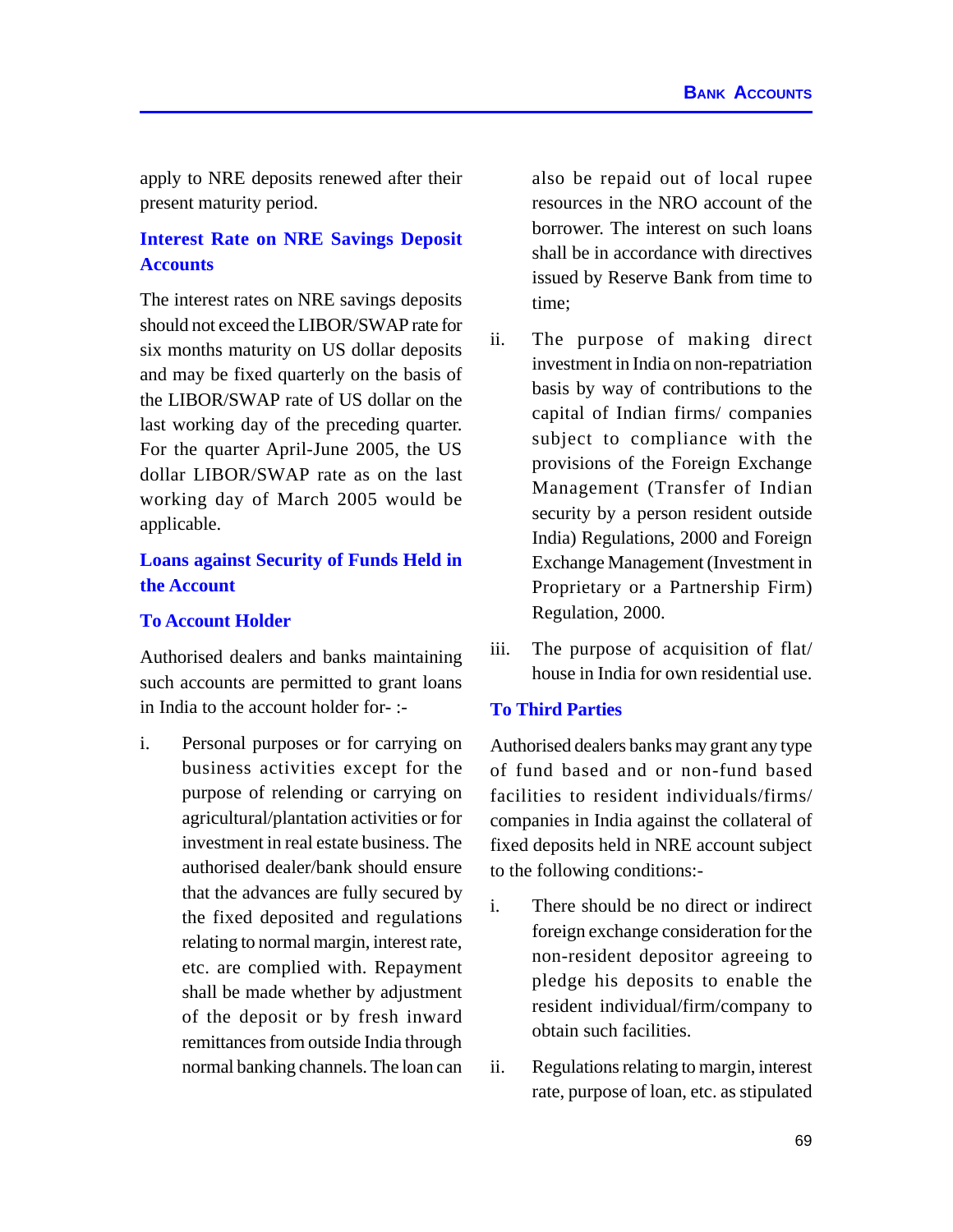apply to NRE deposits renewed after their present maturity period.

### Interest Rate on NRE Savings Deposit Accounts

The interest rates on NRE savings deposits should not exceed the LIBOR/SWAP rate for six months maturity on US dollar deposits and may be fixed quarterly on the basis of the LIBOR/SWAP rate of US dollar on the last working day of the preceding quarter. For the quarter April-June 2005, the US dollar LIBOR/SWAP rate as on the last working day of March 2005 would be applicable.

### Loans against Security of Funds Held in the Account

#### To Account Holder

Authorised dealers and banks maintaining such accounts are permitted to grant loans in India to the account holder for- :-

i. Personal purposes or for carrying on business activities except for the purpose of relending or carrying on agricultural/plantation activities or for investment in real estate business. The authorised dealer/bank should ensure that the advances are fully secured by the fixed deposited and regulations relating to normal margin, interest rate, etc. are complied with. Repayment shall be made whether by adjustment of the deposit or by fresh inward remittances from outside India through normal banking channels. The loan can also be repaid out of local rupee resources in the NRO account of the borrower. The interest on such loans shall be in accordance with directives issued by Reserve Bank from time to time;

ii. The purpose of making direct investment in India on non-repatriation basis by way of contributions to the capital of Indian firms/ companies subject to compliance with the provisions of the Foreign Exchange Management (Transfer of Indian security by a person resident outside India) Regulations, 2000 and Foreign Exchange Management (Investment in Proprietary or a Partnership Firm) Regulation, 2000.

iii. The purpose of acquisition of flat/ house in India for own residential use.

#### To Third Parties

Authorised dealers banks may grant any type of fund based and or non-fund based facilities to resident individuals/firms/ companies in India against the collateral of fixed deposits held in NRE account subject to the following conditions:-

i. There should be no direct or indirect foreign exchange consideration for the non-resident depositor agreeing to pledge his deposits to enable the resident individual/firm/company to obtain such facilities.

ii. Regulations relating to margin, interest rate, purpose of loan, etc. as stipulated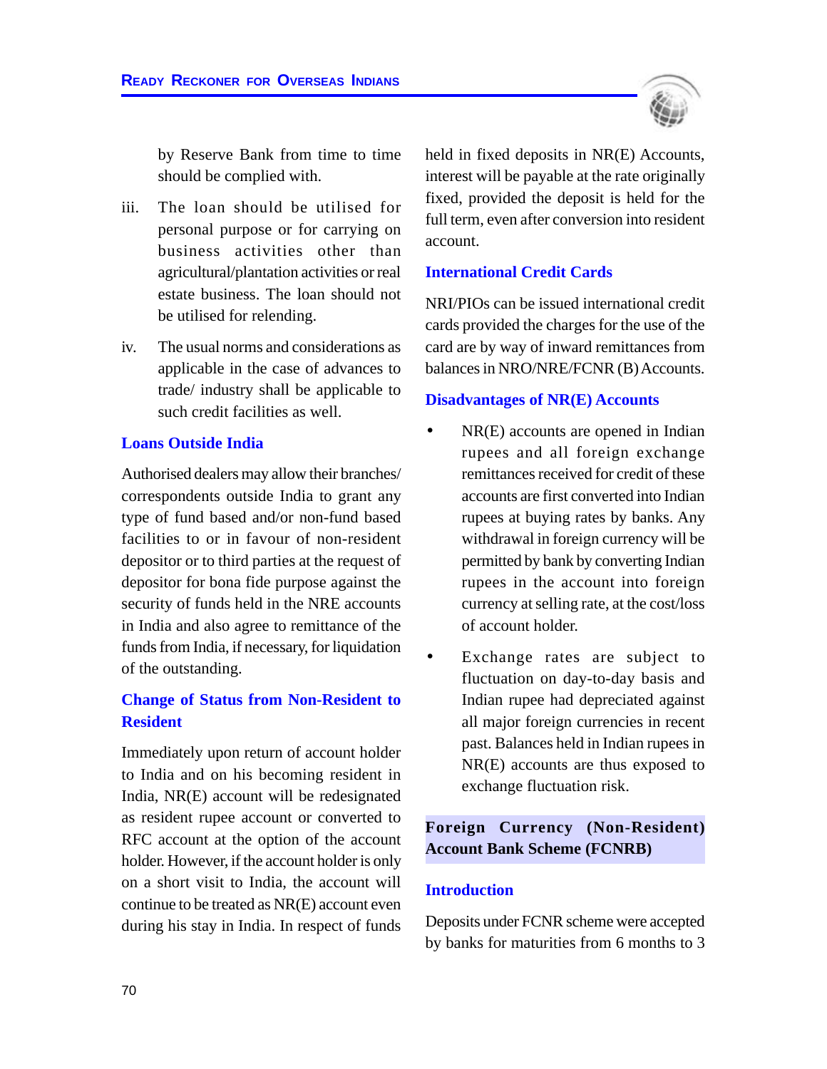by Reserve Bank from time to time should be complied with.

iii. The loan should be utilised for personal purpose or for carrying on business activities other than agricultural/plantation activities or real estate business. The loan should not be utilised for relending.

iv. The usual norms and considerations as applicable in the case of advances to trade/ industry shall be applicable to such credit facilities as well.

### Loans Outside India

Authorised dealers may allow their branches/ correspondents outside India to grant any type of fund based and/or non-fund based facilities to or in favour of non-resident depositor or to third parties at the request of depositor for bona fide purpose against the security of funds held in the NRE accounts in India and also agree to remittance of the funds from India, if necessary, for liquidation of the outstanding.

### Change of Status from Non-Resident to Resident

Immediately upon return of account holder to India and on his becoming resident in India, NR(E) account will be redesignated as resident rupee account or converted to RFC account at the option of the account holder. However, if the account holder is only on a short visit to India, the account will continue to be treated as NR(E) account even during his stay in India. In respect of funds held in fixed deposits in NR(E) Accounts, interest will be payable at the rate originally fixed, provided the deposit is held for the full term, even after conversion into resident account.

### International Credit Cards

NRI/PIOs can be issued international credit cards provided the charges for the use of the card are by way of inward remittances from balances in NRO/NRE/FCNR (B) Accounts.

### Disadvantages of NR(E) Accounts

- NR(E) accounts are opened in Indian rupees and all foreign exchange remittances received for credit of these accounts are first converted into Indian rupees at buying rates by banks. Any withdrawal in foreign currency will be permitted by bank by converting Indian rupees in the account into foreign currency at selling rate, at the cost/loss of account holder.
- Exchange rates are subject to fluctuation on day-to-day basis and Indian rupee had depreciated against all major foreign currencies in recent past. Balances held in Indian rupees in NR(E) accounts are thus exposed to exchange fluctuation risk.

## Foreign Currency (Non-Resident) Account Bank Scheme (FCNRB)

### Introduction

Deposits under FCNR scheme were accepted by banks for maturities from 6 months to 3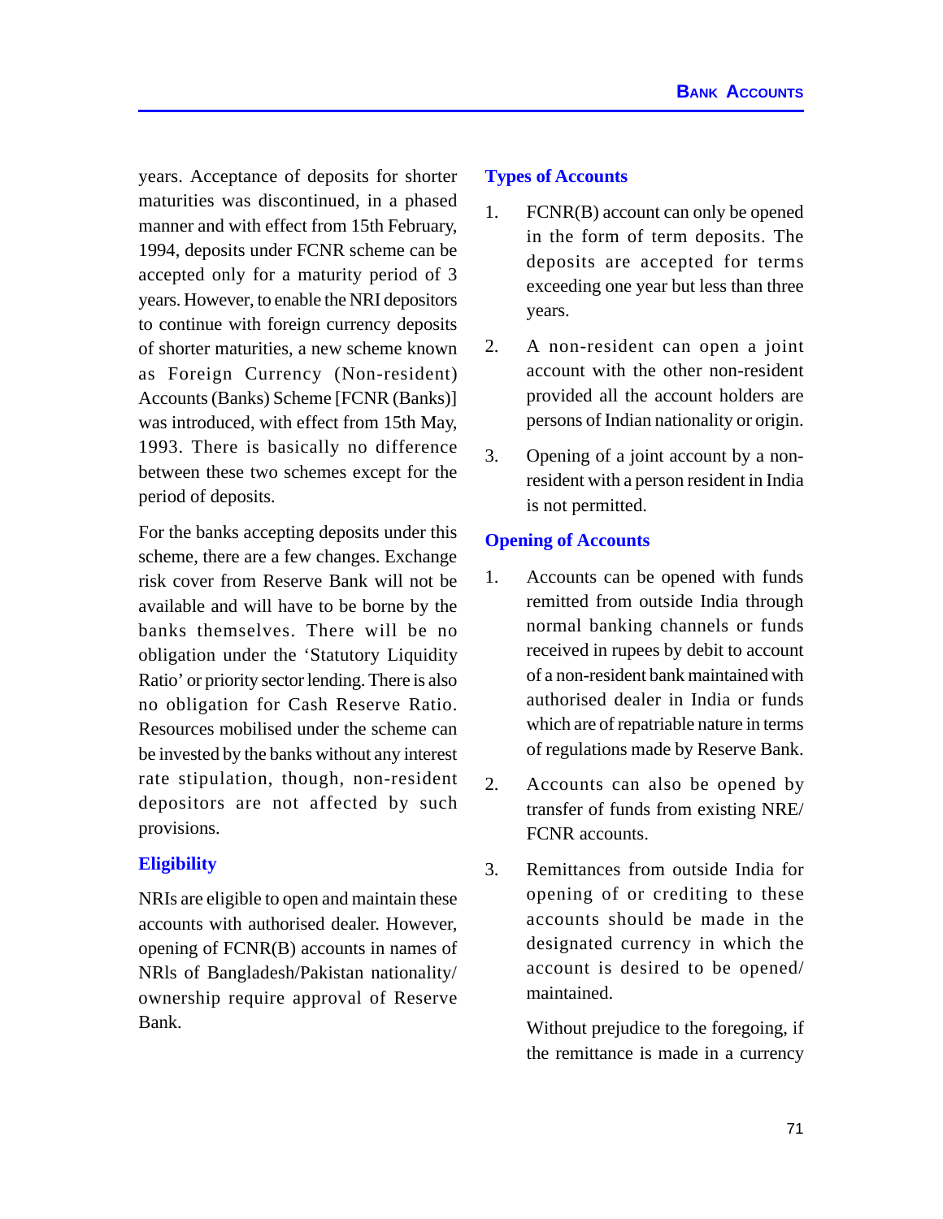years. Acceptance of deposits for shorter maturities was discontinued, in a phased manner and with effect from 15th February, 1994, deposits under FCNR scheme can be accepted only for a maturity period of 3 years. However, to enable the NRI depositors to continue with foreign currency deposits of shorter maturities, a new scheme known as Foreign Currency (Non-resident) Accounts (Banks) Scheme [FCNR (Banks)] was introduced, with effect from 15th May, 1993. There is basically no difference between these two schemes except for the period of deposits.

For the banks accepting deposits under this scheme, there are a few changes. Exchange risk cover from Reserve Bank will not be available and will have to be borne by the banks themselves. There will be no obligation under the 'Statutory Liquidity Ratio' or priority sector lending. There is also no obligation for Cash Reserve Ratio. Resources mobilised under the scheme can be invested by the banks without any interest rate stipulation, though, non-resident depositors are not affected by such provisions.

### Eligibility

NRIs are eligible to open and maintain these accounts with authorised dealer. However, opening of FCNR(B) accounts in names of NRIs of Bangladesh/Pakistan nationality/ownership require approval of Reserve Bank.

### Types of Accounts

1. FCNR(B) account can only be opened in the form of term deposits. The deposits are accepted for terms exceeding one year but less than three years.

2. A non-resident can open a joint account with the other non-resident provided all the account holders are persons of Indian nationality or origin.

3. Opening of a joint account by a non-resident with a person resident in India is not permitted.

### Opening of Accounts

1. Accounts can be opened with funds remitted from outside India through normal banking channels or funds received in rupees by debit to account of a non-resident bank maintained with authorised dealer in India or funds which are of repatriable nature in terms of regulations made by Reserve Bank.

2. Accounts can also be opened by transfer of funds from existing NRE/FCNR accounts.

3. Remittances from outside India for opening of or crediting to these accounts should be made in the designated currency in which the account is desired to be opened/maintained.

   Without prejudice to the foregoing, if the remittance is made in a currency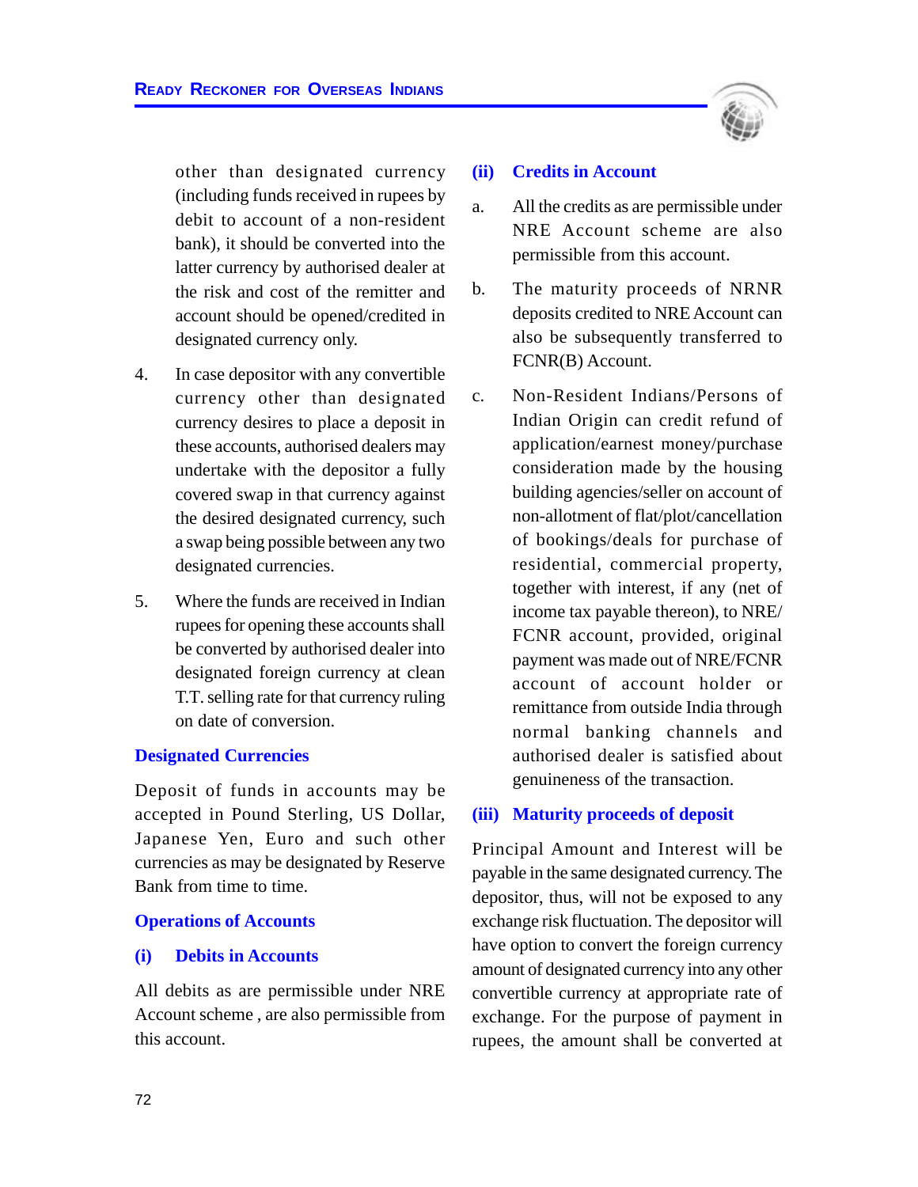other than designated currency (including funds received in rupees by debit to account of a non-resident bank), it should be converted into the latter currency by authorised dealer at the risk and cost of the remitter and account should be opened/credited in designated currency only.

4. In case depositor with any convertible currency other than designated currency desires to place a deposit in these accounts, authorised dealers may undertake with the depositor a fully covered swap in that currency against the desired designated currency, such a swap being possible between any two designated currencies.

5. Where the funds are received in Indian rupees for opening these accounts shall be converted by authorised dealer into designated foreign currency at clean T.T. selling rate for that currency ruling on date of conversion.

### Designated Currencies

Deposit of funds in accounts may be accepted in Pound Sterling, US Dollar, Japanese Yen, Euro and such other currencies as may be designated by Reserve Bank from time to time.

### Operations of Accounts

#### (i) Debits in Accounts

All debits as are permissible under NRE Account scheme , are also permissible from this account.

#### (ii) Credits in Account

a. All the credits as are permissible under NRE Account scheme are also permissible from this account.

b. The maturity proceeds of NRNR deposits credited to NRE Account can also be subsequently transferred to FCNR(B) Account.

c. Non-Resident Indians/Persons of Indian Origin can credit refund of application/earnest money/purchase consideration made by the housing building agencies/seller on account of non-allotment of flat/plot/cancellation of bookings/deals for purchase of residential, commercial property, together with interest, if any (net of income tax payable thereon), to NRE/ FCNR account, provided, original payment was made out of NRE/FCNR account of account holder or remittance from outside India through normal banking channels and authorised dealer is satisfied about genuineness of the transaction.

#### (iii) Maturity proceeds of deposit

Principal Amount and Interest will be payable in the same designated currency. The depositor, thus, will not be exposed to any exchange risk fluctuation. The depositor will have option to convert the foreign currency amount of designated currency into any other convertible currency at appropriate rate of exchange. For the purpose of payment in rupees, the amount shall be converted at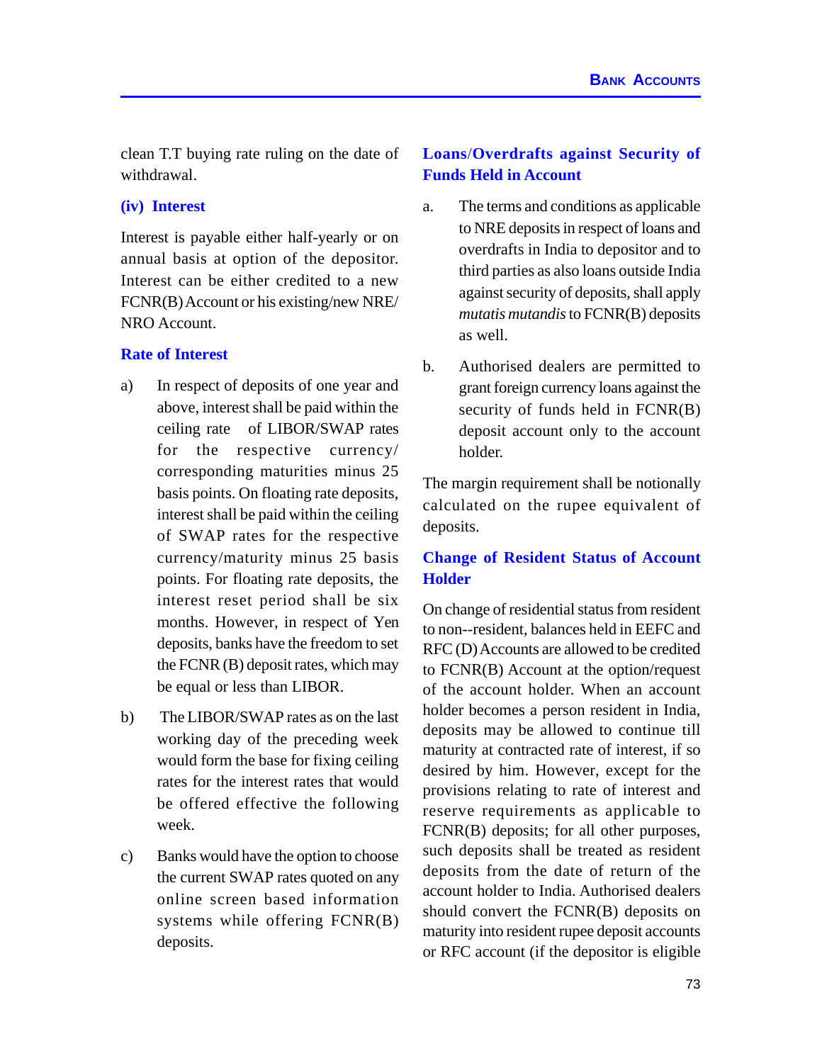clean T.T buying rate ruling on the date of withdrawal.

### (iv) Interest

Interest is payable either half-yearly or on annual basis at option of the depositor. Interest can be either credited to a new FCNR(B) Account or his existing/new NRE/NRO Account.

### Rate of Interest

a) In respect of deposits of one year and above, interest shall be paid within the ceiling rate of LIBOR/SWAP rates for the respective currency/corresponding maturities minus 25 basis points. On floating rate deposits, interest shall be paid within the ceiling of SWAP rates for the respective currency/maturity minus 25 basis points. For floating rate deposits, the interest reset period shall be six months. However, in respect of Yen deposits, banks have the freedom to set the FCNR (B) deposit rates, which may be equal or less than LIBOR.

b) The LIBOR/SWAP rates as on the last working day of the preceding week would form the base for fixing ceiling rates for the interest rates that would be offered effective the following week.

c) Banks would have the option to choose the current SWAP rates quoted on any online screen based information systems while offering FCNR(B) deposits.

### Loans/Overdrafts against Security of Funds Held in Account

a. The terms and conditions as applicable to NRE deposits in respect of loans and overdrafts in India to depositor and to third parties as also loans outside India against security of deposits, shall apply *mutatis mutandis* to FCNR(B) deposits as well.

b. Authorised dealers are permitted to grant foreign currency loans against the security of funds held in FCNR(B) deposit account only to the account holder.

The margin requirement shall be notionally calculated on the rupee equivalent of deposits.

### Change of Resident Status of Account Holder

On change of residential status from resident to non--resident, balances held in EEFC and RFC (D) Accounts are allowed to be credited to FCNR(B) Account at the option/request of the account holder. When an account holder becomes a person resident in India, deposits may be allowed to continue till maturity at contracted rate of interest, if so desired by him. However, except for the provisions relating to rate of interest and reserve requirements as applicable to FCNR(B) deposits; for all other purposes, such deposits shall be treated as resident deposits from the date of return of the account holder to India. Authorised dealers should convert the FCNR(B) deposits on maturity into resident rupee deposit accounts or RFC account (if the depositor is eligible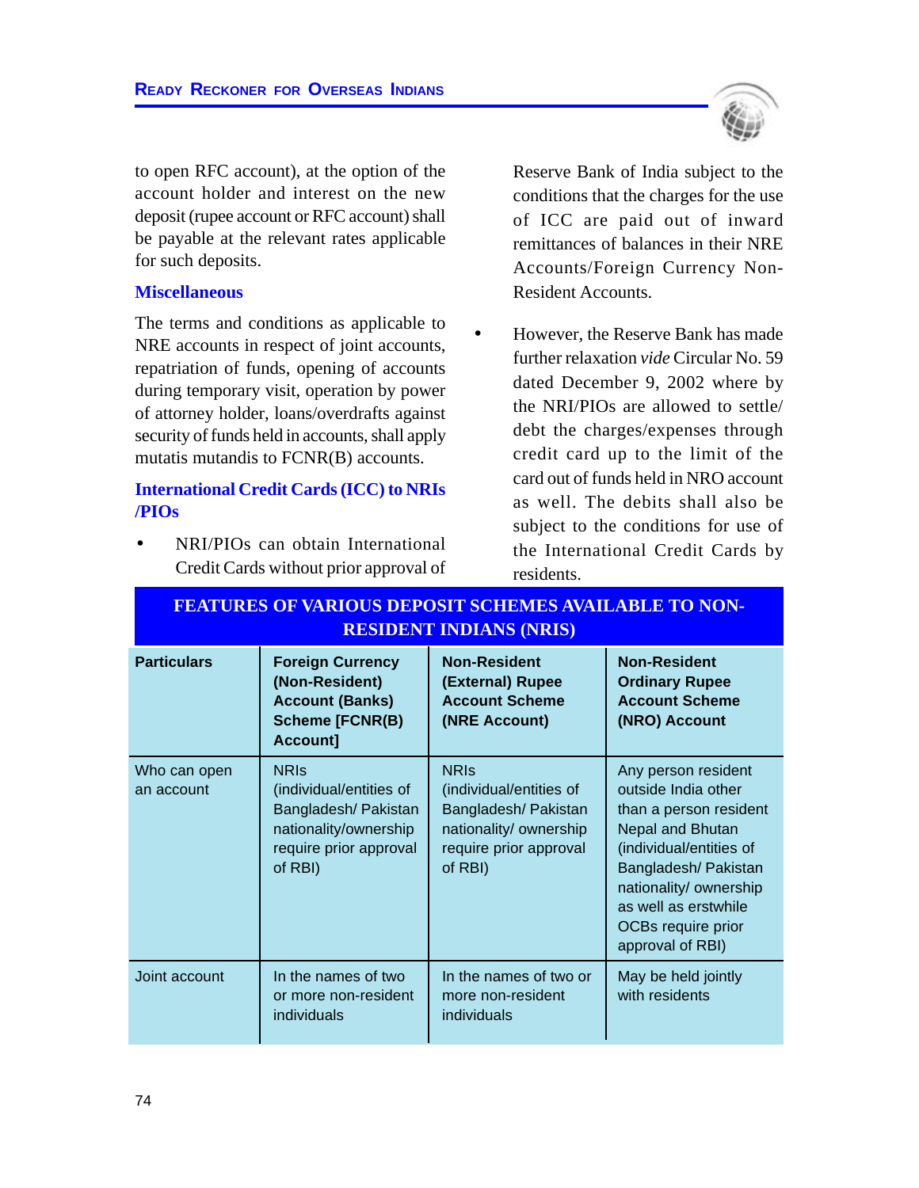to open RFC account), at the option of the account holder and interest on the new deposit (rupee account or RFC account) shall be payable at the relevant rates applicable for such deposits.

### Miscellaneous

The terms and conditions as applicable to NRE accounts in respect of joint accounts, repatriation of funds, opening of accounts during temporary visit, operation by power of attorney holder, loans/overdrafts against security of funds held in accounts, shall apply mutatis mutandis to FCNR(B) accounts.

### International Credit Cards (ICC) to NRIs /PIOs

- NRI/PIOs can obtain International Credit Cards without prior approval of Reserve Bank of India subject to the conditions that the charges for the use of ICC are paid out of inward remittances of balances in their NRE Accounts/Foreign Currency Non-Resident Accounts.
- However, the Reserve Bank has made further relaxation *vide* Circular No. 59 dated December 9, 2002 where by the NRI/PIOs are allowed to settle/ debt the charges/expenses through credit card up to the limit of the card out of funds held in NRO account as well. The debits shall also be subject to the conditions for use of the International Credit Cards by residents.

**FEATURES OF VARIOUS DEPOSIT SCHEMES AVAILABLE TO NON-RESIDENT INDIANS (NRIS)**

| Particulars | Foreign Currency (Non-Resident) Account (Banks) Scheme [FCNR(B) Account] | Non-Resident (External) Rupee Account Scheme (NRE Account) | Non-Resident Ordinary Rupee Account Scheme (NRO) Account |
|---|---|---|---|
| Who can open an account | NRIs (individual/entities of Bangladesh/ Pakistan nationality/ownership require prior approval of RBI) | NRIs (individual/entities of Bangladesh/ Pakistan nationality/ ownership require prior approval of RBI) | Any person resident outside India other than a person resident Nepal and Bhutan (individual/entities of Bangladesh/ Pakistan nationality/ ownership as well as erstwhile OCBs require prior approval of RBI) |
| Joint account | In the names of two or more non-resident individuals | In the names of two or more non-resident individuals | May be held jointly with residents |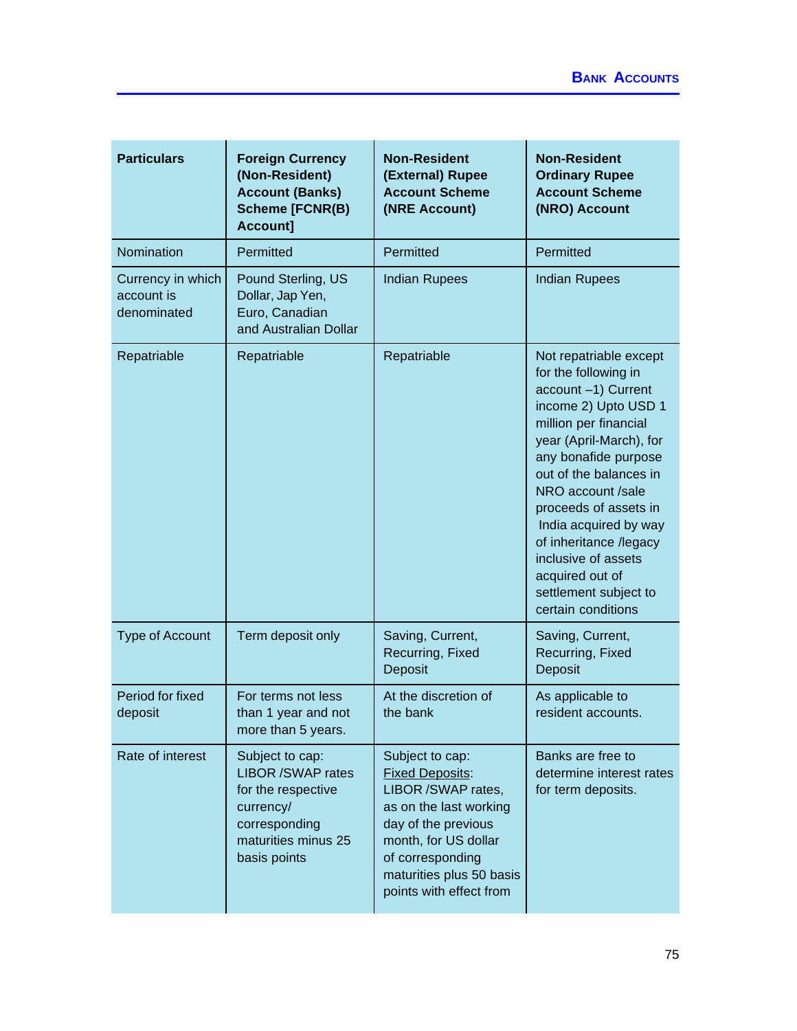| Particulars | Foreign Currency (Non-Resident) Account (Banks) Scheme [FCNR(B) Account] | Non-Resident (External) Rupee Account Scheme (NRE Account) | Non-Resident Ordinary Rupee Account Scheme (NRO) Account |
|---|---|---|---|
| Nomination | Permitted | Permitted | Permitted |
| Currency in which account is denominated | Pound Sterling, US Dollar, Jap Yen, Euro, Canadian and Australian Dollar | Indian Rupees | Indian Rupees |
| Repatriable | Repatriable | Repatriable | Not repatriable except for the following in account –1) Current income 2) Upto USD 1 million per financial year (April-March), for any bonafide purpose out of the balances in NRO account /sale proceeds of assets in India acquired by way of inheritance /legacy inclusive of assets acquired out of settlement subject to certain conditions |
| Type of Account | Term deposit only | Saving, Current, Recurring, Fixed Deposit | Saving, Current, Recurring, Fixed Deposit |
| Period for fixed deposit | For terms not less than 1 year and not more than 5 years. | At the discretion of the bank | As applicable to resident accounts. |
| Rate of interest | Subject to cap: LIBOR /SWAP rates for the respective currency/ corresponding maturities minus 25 basis points | Subject to cap: Fixed Deposits: LIBOR /SWAP rates, as on the last working day of the previous month, for US dollar of corresponding maturities plus 50 basis points with effect from | Banks are free to determine interest rates for term deposits. |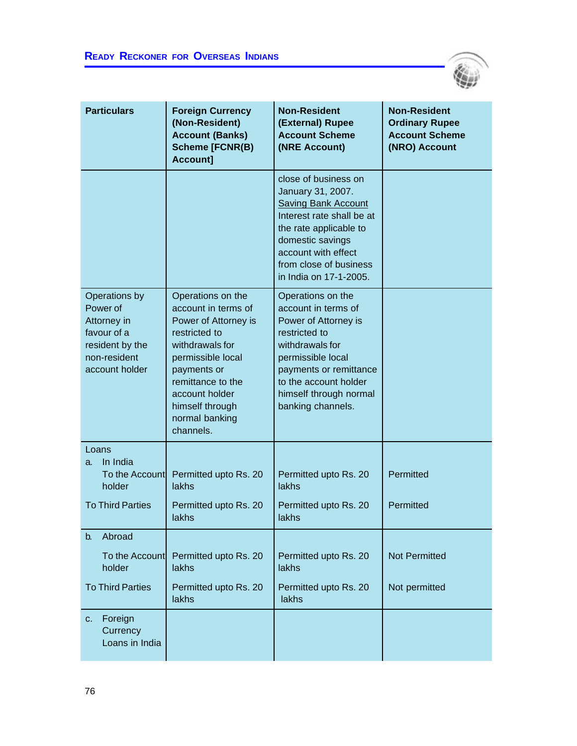| Particulars | Foreign Currency (Non-Resident) Account (Banks) Scheme [FCNR(B) Account] | Non-Resident (External) Rupee Account Scheme (NRE Account) | Non-Resident Ordinary Rupee Account Scheme (NRO) Account |
|---|---|---|---|
| | | close of business on January 31, 2007. <u>Saving Bank Account</u> Interest rate shall be at the rate applicable to domestic savings account with effect from close of business in India on 17-1-2005. | |
| Operations by Power of Attorney in favour of a resident by the non-resident account holder | Operations on the account in terms of Power of Attorney is restricted to withdrawals for permissible local payments or remittance to the account holder himself through normal banking channels. | Operations on the account in terms of Power of Attorney is restricted to withdrawals for permissible local payments or remittance to the account holder himself through normal banking channels. | |
| Loans<br>a. In India<br>To the Account holder | Permitted upto Rs. 20 lakhs | Permitted upto Rs. 20 lakhs | Permitted |
| To Third Parties | Permitted upto Rs. 20 lakhs | Permitted upto Rs. 20 lakhs | Permitted |
| b. Abroad<br>To the Account holder | Permitted upto Rs. 20 lakhs | Permitted upto Rs. 20 lakhs | Not Permitted |
| To Third Parties | Permitted upto Rs. 20 lakhs | Permitted upto Rs. 20 lakhs | Not permitted |
| c. Foreign Currency Loans in India | | | |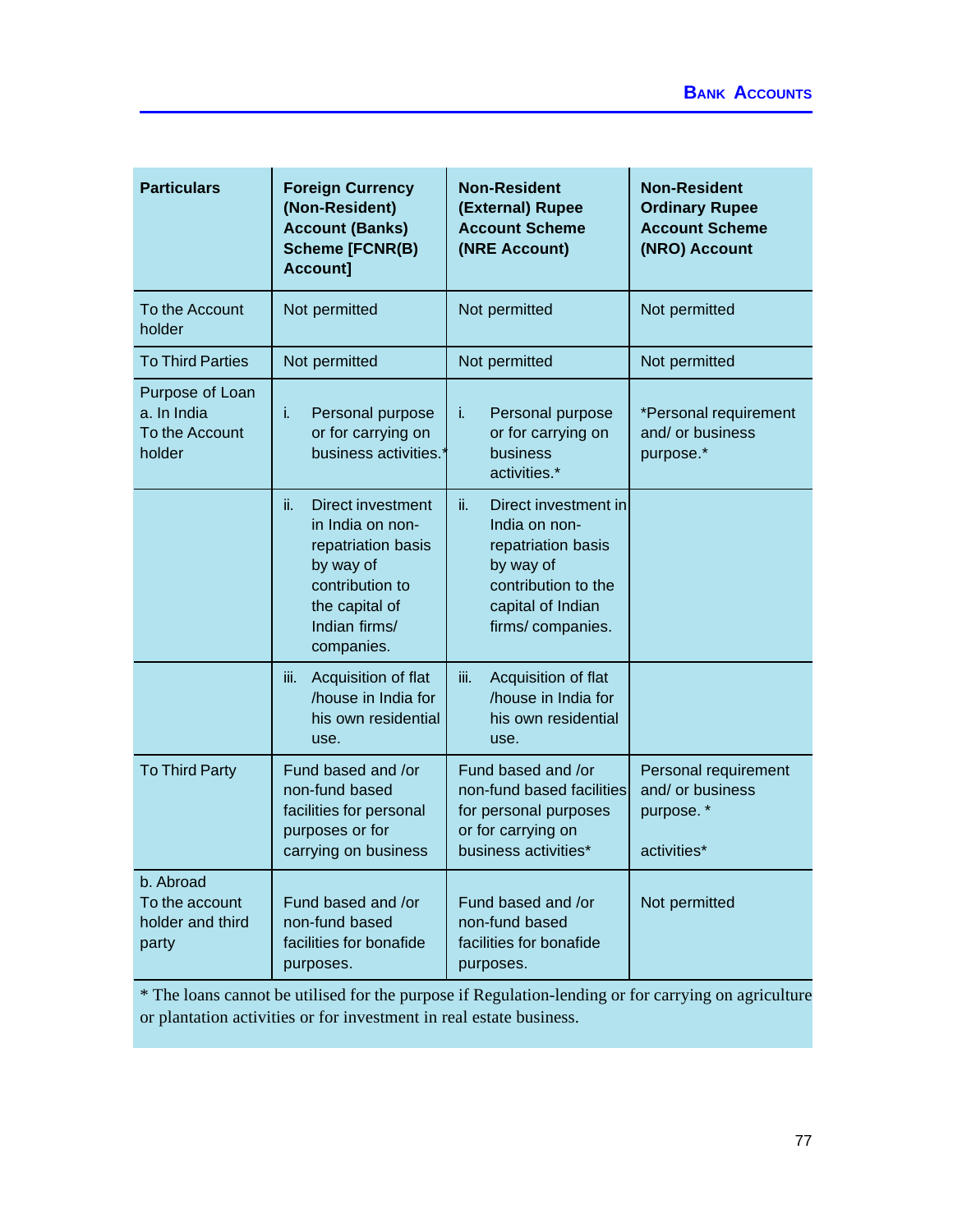| Particulars | Foreign Currency (Non-Resident) Account (Banks) Scheme [FCNR(B) Account] | Non-Resident (External) Rupee Account Scheme (NRE Account) | Non-Resident Ordinary Rupee Account Scheme (NRO) Account |
|---|---|---|---|
| To the Account holder | Not permitted | Not permitted | Not permitted |
| To Third Parties | Not permitted | Not permitted | Not permitted |
| Purpose of Loan a. In India To the Account holder | i. Personal purpose or for carrying on business activities.* | i. Personal purpose or for carrying on business activities.* | *Personal requirement and/ or business purpose.* |
| | ii. Direct investment in India on non-repatriation basis by way of contribution to the capital of Indian firms/ companies. | ii. Direct investment in India on non-repatriation basis by way of contribution to the capital of Indian firms/ companies. | |
| | iii. Acquisition of flat /house in India for his own residential use. | iii. Acquisition of flat /house in India for his own residential use. | |
| To Third Party | Fund based and /or non-fund based facilities for personal purposes or for carrying on business | Fund based and /or non-fund based facilities for personal purposes or for carrying on business activities* | Personal requirement and/ or business purpose. * activities* |
| b. Abroad To the account holder and third party | Fund based and /or non-fund based facilities for bonafide purposes. | Fund based and /or non-fund based facilities for bonafide purposes. | Not permitted |

* The loans cannot be utilised for the purpose if Regulation-lending or for carrying on agriculture or plantation activities or for investment in real estate business.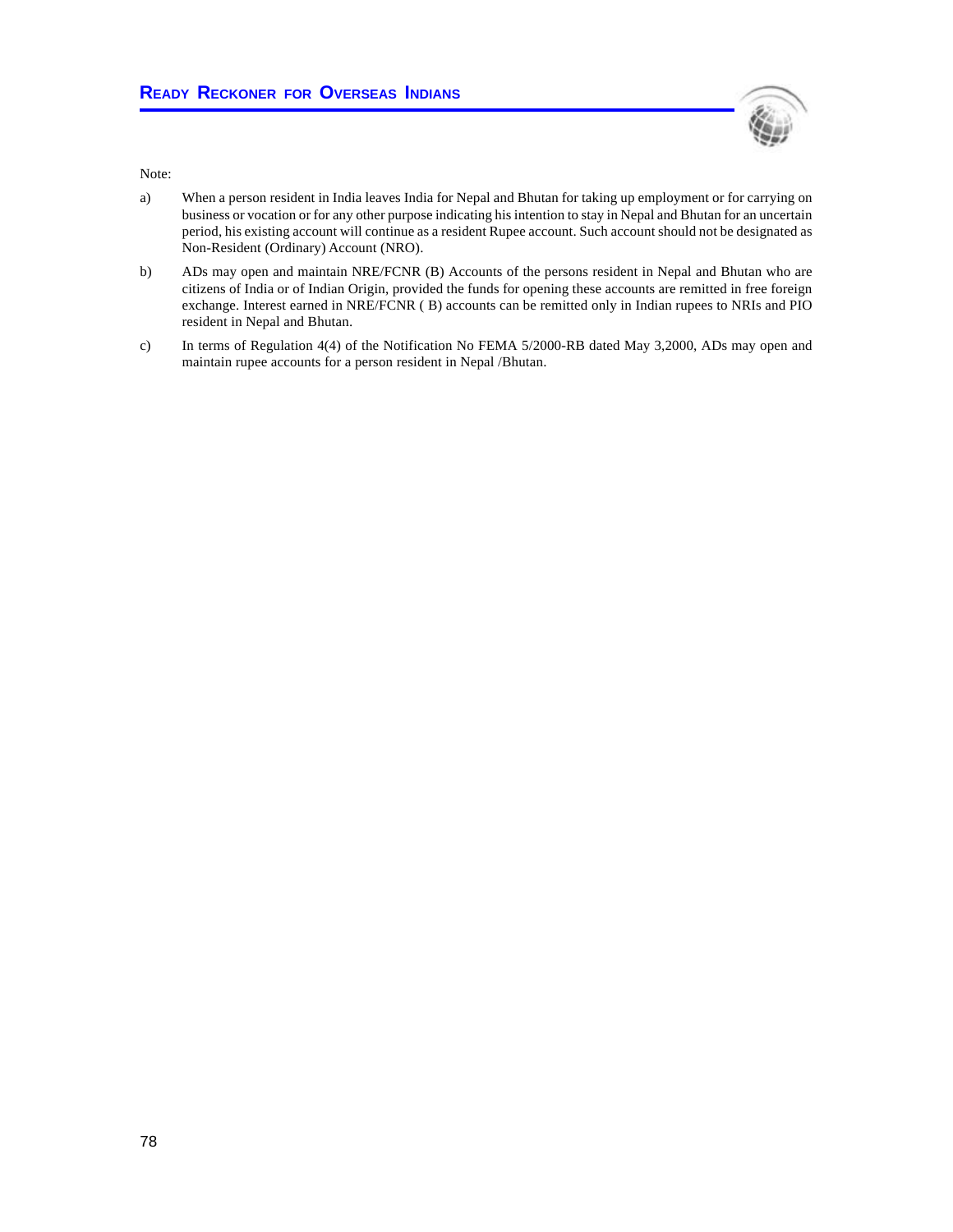Note:

a) When a person resident in India leaves India for Nepal and Bhutan for taking up employment or for carrying on business or vocation or for any other purpose indicating his intention to stay in Nepal and Bhutan for an uncertain period, his existing account will continue as a resident Rupee account. Such account should not be designated as Non-Resident (Ordinary) Account (NRO).

b) ADs may open and maintain NRE/FCNR (B) Accounts of the persons resident in Nepal and Bhutan who are citizens of India or of Indian Origin, provided the funds for opening these accounts are remitted in free foreign exchange. Interest earned in NRE/FCNR ( B) accounts can be remitted only in Indian rupees to NRIs and PIO resident in Nepal and Bhutan.

c) In terms of Regulation 4(4) of the Notification No FEMA 5/2000-RB dated May 3,2000, ADs may open and maintain rupee accounts for a person resident in Nepal /Bhutan.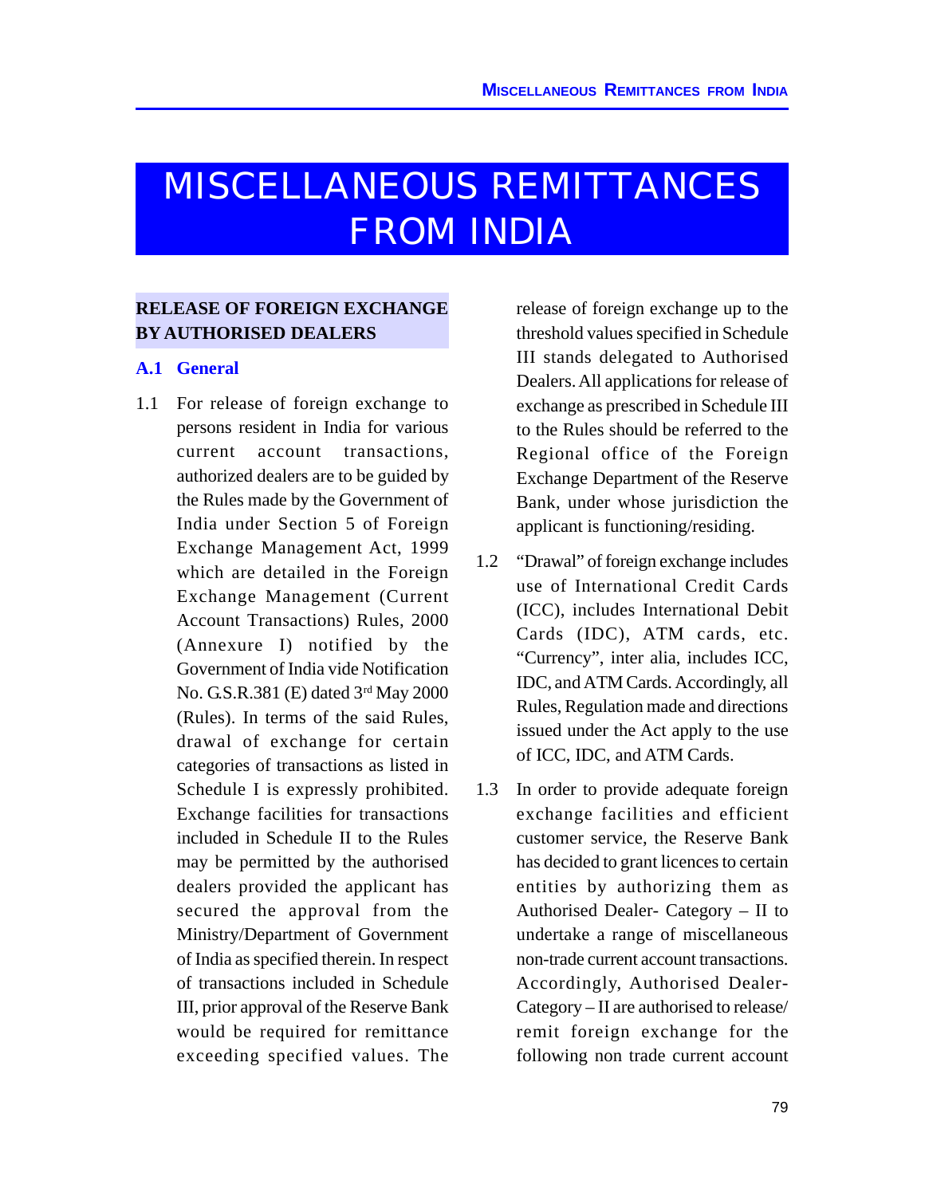# MISCELLANEOUS REMITTANCES FROM INDIA

## RELEASE OF FOREIGN EXCHANGE BY AUTHORISED DEALERS

### A.1 General

1.1 For release of foreign exchange to persons resident in India for various current account transactions, authorized dealers are to be guided by the Rules made by the Government of India under Section 5 of Foreign Exchange Management Act, 1999 which are detailed in the Foreign Exchange Management (Current Account Transactions) Rules, 2000 (Annexure I) notified by the Government of India vide Notification No. G.S.R.381 (E) dated 3rd May 2000 (Rules). In terms of the said Rules, drawal of exchange for certain categories of transactions as listed in Schedule I is expressly prohibited. Exchange facilities for transactions included in Schedule II to the Rules may be permitted by the authorised dealers provided the applicant has secured the approval from the Ministry/Department of Government of India as specified therein. In respect of transactions included in Schedule III, prior approval of the Reserve Bank would be required for remittance exceeding specified values. The release of foreign exchange up to the threshold values specified in Schedule III stands delegated to Authorised Dealers. All applications for release of exchange as prescribed in Schedule III to the Rules should be referred to the Regional office of the Foreign Exchange Department of the Reserve Bank, under whose jurisdiction the applicant is functioning/residing.

1.2 "Drawal" of foreign exchange includes use of International Credit Cards (ICC), includes International Debit Cards (IDC), ATM cards, etc. "Currency", inter alia, includes ICC, IDC, and ATM Cards. Accordingly, all Rules, Regulation made and directions issued under the Act apply to the use of ICC, IDC, and ATM Cards.

1.3 In order to provide adequate foreign exchange facilities and efficient customer service, the Reserve Bank has decided to grant licences to certain entities by authorizing them as Authorised Dealer- Category – II to undertake a range of miscellaneous non-trade current account transactions. Accordingly, Authorised Dealer-Category – II are authorised to release/ remit foreign exchange for the following non trade current account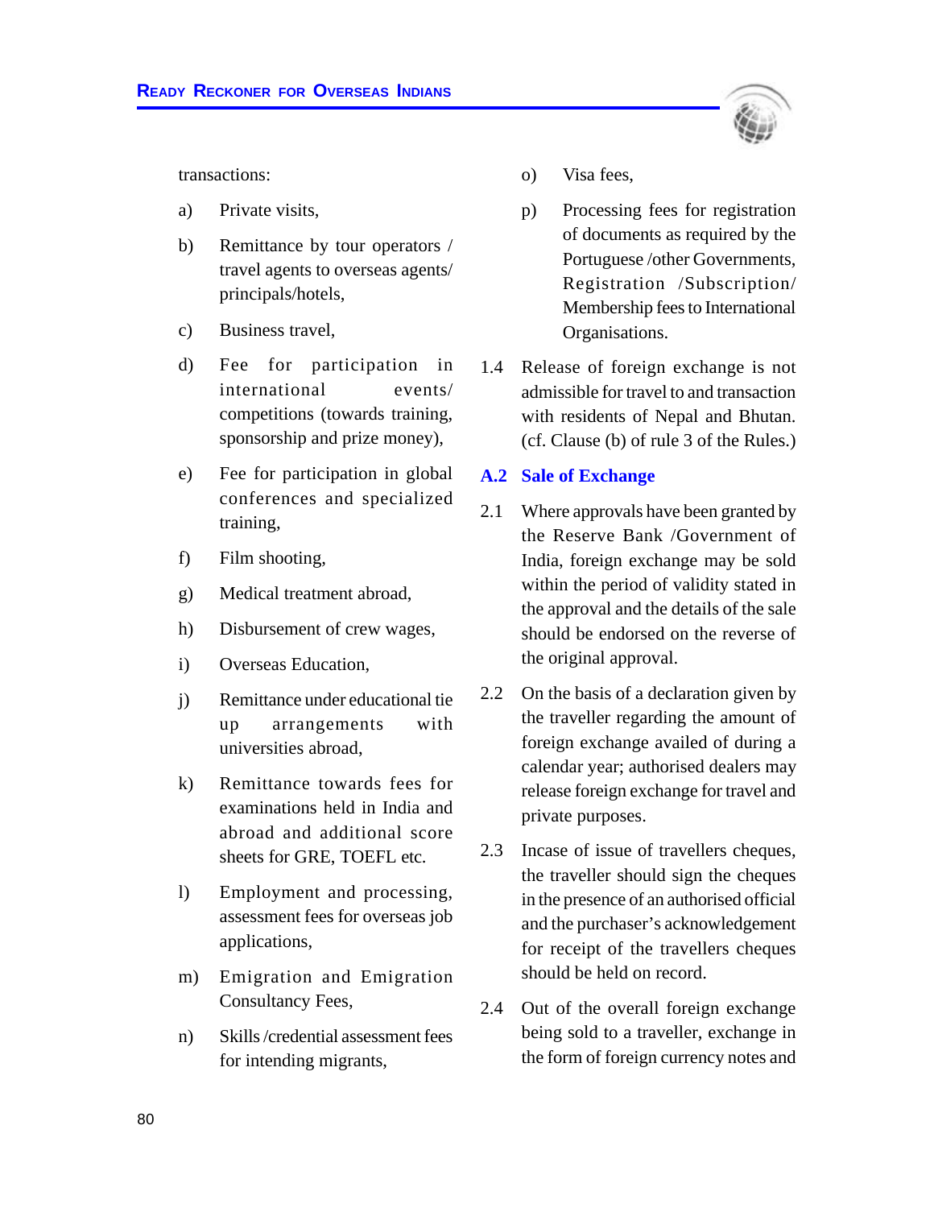transactions:

a) Private visits,

b) Remittance by tour operators / travel agents to overseas agents/ principals/hotels,

c) Business travel,

d) Fee for participation in international events/ competitions (towards training, sponsorship and prize money),

e) Fee for participation in global conferences and specialized training,

f) Film shooting,

g) Medical treatment abroad,

h) Disbursement of crew wages,

i) Overseas Education,

j) Remittance under educational tie up arrangements with universities abroad,

k) Remittance towards fees for examinations held in India and abroad and additional score sheets for GRE, TOEFL etc.

l) Employment and processing, assessment fees for overseas job applications,

m) Emigration and Emigration Consultancy Fees,

n) Skills /credential assessment fees for intending migrants,

o) Visa fees,

p) Processing fees for registration of documents as required by the Portuguese /other Governments, Registration /Subscription/ Membership fees to International Organisations.

1.4 Release of foreign exchange is not admissible for travel to and transaction with residents of Nepal and Bhutan. (cf. Clause (b) of rule 3 of the Rules.)

## A.2 Sale of Exchange

2.1 Where approvals have been granted by the Reserve Bank /Government of India, foreign exchange may be sold within the period of validity stated in the approval and the details of the sale should be endorsed on the reverse of the original approval.

2.2 On the basis of a declaration given by the traveller regarding the amount of foreign exchange availed of during a calendar year; authorised dealers may release foreign exchange for travel and private purposes.

2.3 Incase of issue of travellers cheques, the traveller should sign the cheques in the presence of an authorised official and the purchaser's acknowledgement for receipt of the travellers cheques should be held on record.

2.4 Out of the overall foreign exchange being sold to a traveller, exchange in the form of foreign currency notes and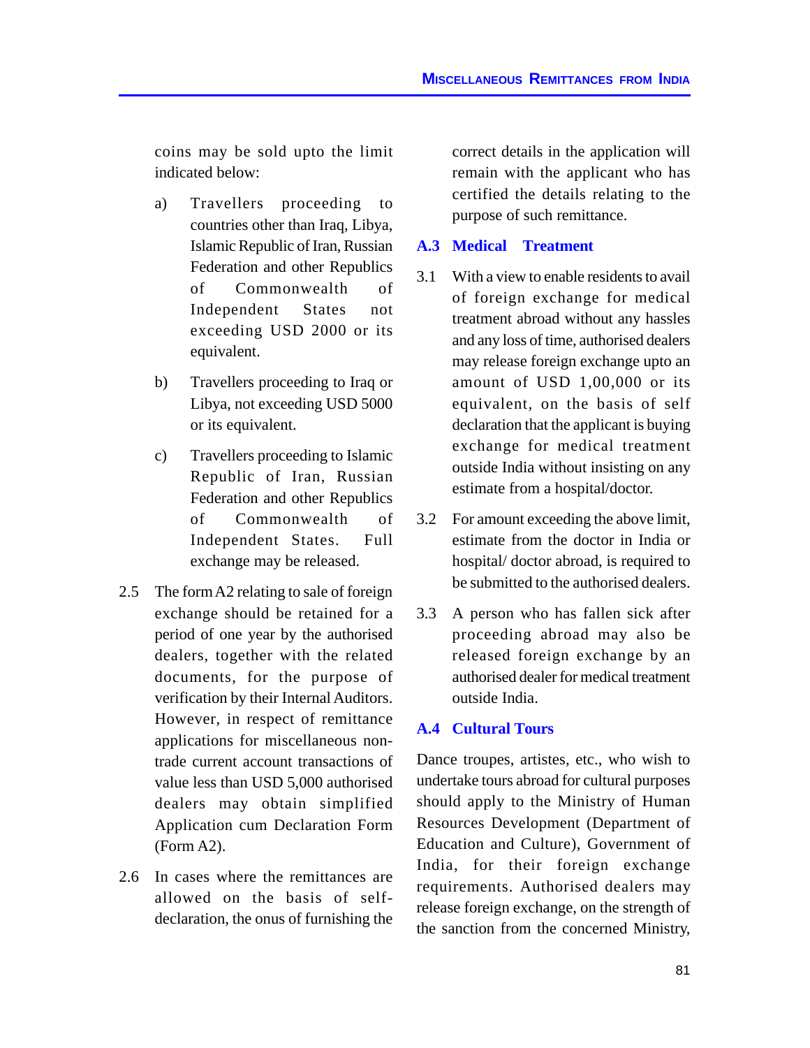coins may be sold upto the limit indicated below:

a) Travellers proceeding to countries other than Iraq, Libya, Islamic Republic of Iran, Russian Federation and other Republics of Commonwealth of Independent States not exceeding USD 2000 or its equivalent.

b) Travellers proceeding to Iraq or Libya, not exceeding USD 5000 or its equivalent.

c) Travellers proceeding to Islamic Republic of Iran, Russian Federation and other Republics of Commonwealth of Independent States. Full exchange may be released.

2.5 The form A2 relating to sale of foreign exchange should be retained for a period of one year by the authorised dealers, together with the related documents, for the purpose of verification by their Internal Auditors. However, in respect of remittance applications for miscellaneous non-trade current account transactions of value less than USD 5,000 authorised dealers may obtain simplified Application cum Declaration Form (Form A2).

2.6 In cases where the remittances are allowed on the basis of self-declaration, the onus of furnishing the correct details in the application will remain with the applicant who has certified the details relating to the purpose of such remittance.

## A.3 Medical Treatment

3.1 With a view to enable residents to avail of foreign exchange for medical treatment abroad without any hassles and any loss of time, authorised dealers may release foreign exchange upto an amount of USD 1,00,000 or its equivalent, on the basis of self declaration that the applicant is buying exchange for medical treatment outside India without insisting on any estimate from a hospital/doctor.

3.2 For amount exceeding the above limit, estimate from the doctor in India or hospital/ doctor abroad, is required to be submitted to the authorised dealers.

3.3 A person who has fallen sick after proceeding abroad may also be released foreign exchange by an authorised dealer for medical treatment outside India.

## A.4 Cultural Tours

Dance troupes, artistes, etc., who wish to undertake tours abroad for cultural purposes should apply to the Ministry of Human Resources Development (Department of Education and Culture), Government of India, for their foreign exchange requirements. Authorised dealers may release foreign exchange, on the strength of the sanction from the concerned Ministry,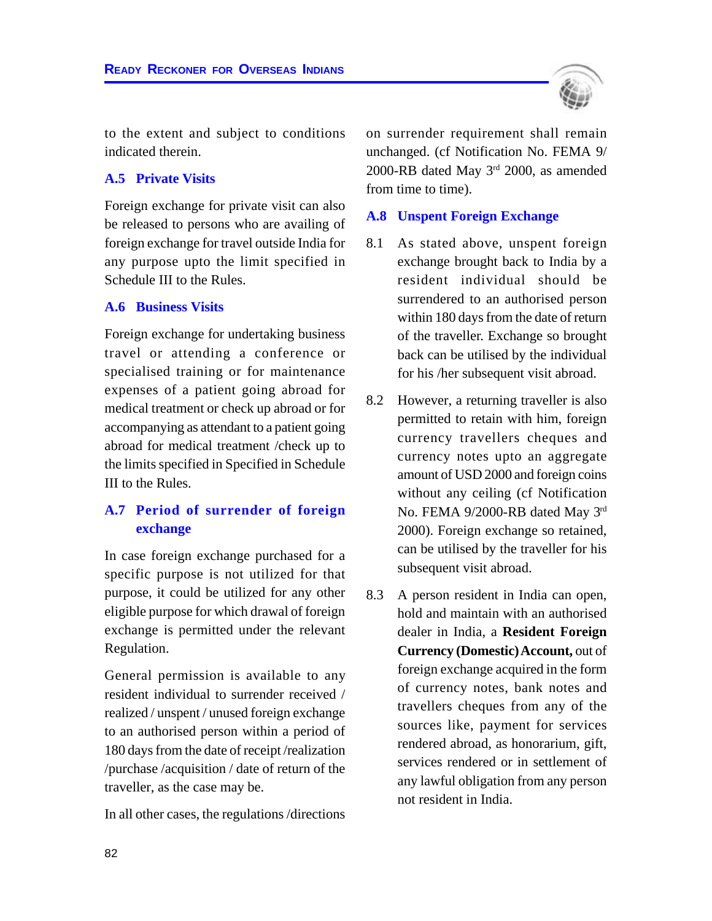to the extent and subject to conditions indicated therein.

### A.5 Private Visits

Foreign exchange for private visit can also be released to persons who are availing of foreign exchange for travel outside India for any purpose upto the limit specified in Schedule III to the Rules.

### A.6 Business Visits

Foreign exchange for undertaking business travel or attending a conference or specialised training or for maintenance expenses of a patient going abroad for medical treatment or check up abroad or for accompanying as attendant to a patient going abroad for medical treatment /check up to the limits specified in Specified in Schedule III to the Rules.

### A.7 Period of surrender of foreign exchange

In case foreign exchange purchased for a specific purpose is not utilized for that purpose, it could be utilized for any other eligible purpose for which drawal of foreign exchange is permitted under the relevant Regulation.

General permission is available to any resident individual to surrender received / realized / unspent / unused foreign exchange to an authorised person within a period of 180 days from the date of receipt /realization /purchase /acquisition / date of return of the traveller, as the case may be.

In all other cases, the regulations /directions on surrender requirement shall remain unchanged. (cf Notification No. FEMA 9/ 2000-RB dated May 3rd 2000, as amended from time to time).

### A.8 Unspent Foreign Exchange

8.1 As stated above, unspent foreign exchange brought back to India by a resident individual should be surrendered to an authorised person within 180 days from the date of return of the traveller. Exchange so brought back can be utilised by the individual for his /her subsequent visit abroad.

8.2 However, a returning traveller is also permitted to retain with him, foreign currency travellers cheques and currency notes upto an aggregate amount of USD 2000 and foreign coins without any ceiling (cf Notification No. FEMA 9/2000-RB dated May 3rd 2000). Foreign exchange so retained, can be utilised by the traveller for his subsequent visit abroad.

8.3 A person resident in India can open, hold and maintain with an authorised dealer in India, a **Resident Foreign Currency (Domestic) Account,** out of foreign exchange acquired in the form of currency notes, bank notes and travellers cheques from any of the sources like, payment for services rendered abroad, as honorarium, gift, services rendered or in settlement of any lawful obligation from any person not resident in India.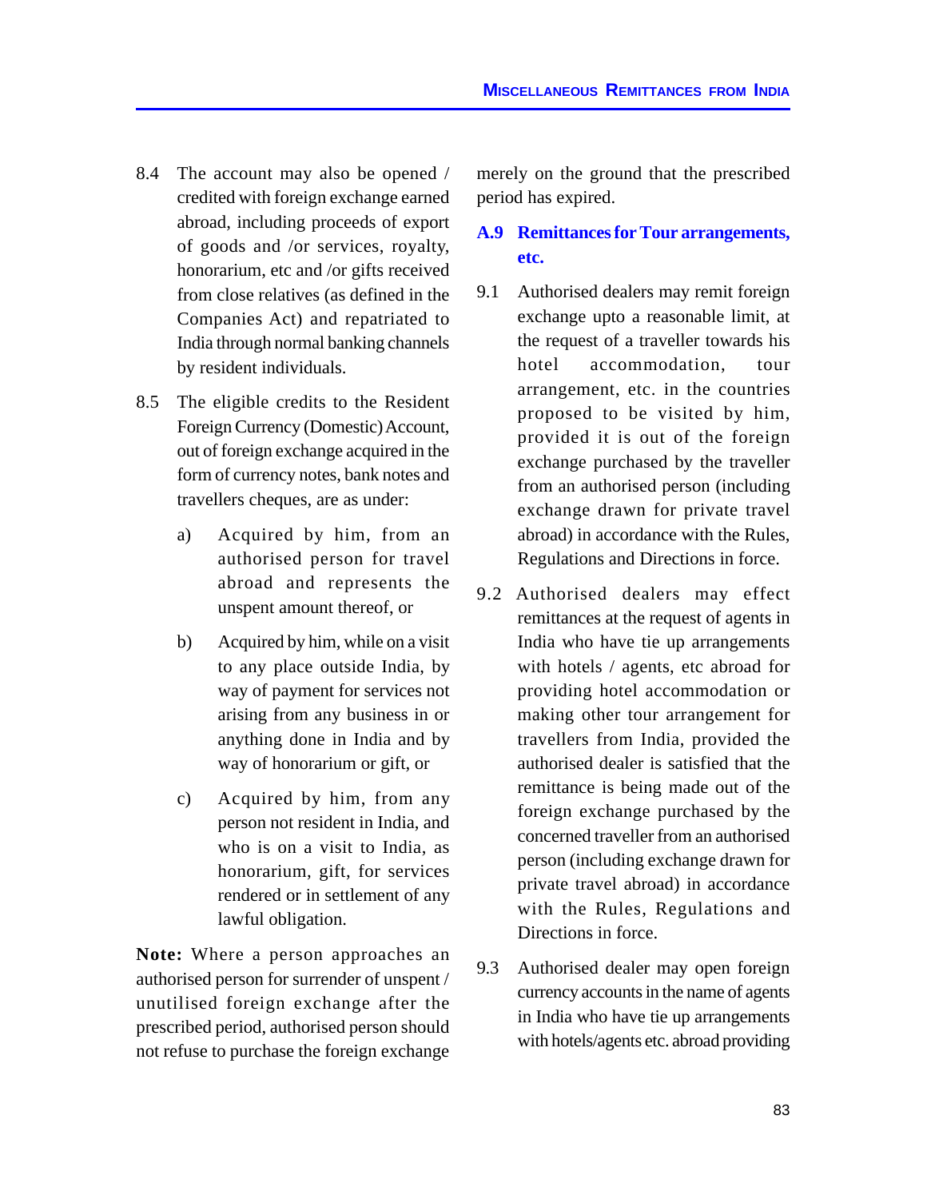8.4 The account may also be opened / credited with foreign exchange earned abroad, including proceeds of export of goods and /or services, royalty, honorarium, etc and /or gifts received from close relatives (as defined in the Companies Act) and repatriated to India through normal banking channels by resident individuals.

8.5 The eligible credits to the Resident Foreign Currency (Domestic) Account, out of foreign exchange acquired in the form of currency notes, bank notes and travellers cheques, are as under:

a) Acquired by him, from an authorised person for travel abroad and represents the unspent amount thereof, or

b) Acquired by him, while on a visit to any place outside India, by way of payment for services not arising from any business in or anything done in India and by way of honorarium or gift, or

c) Acquired by him, from any person not resident in India, and who is on a visit to India, as honorarium, gift, for services rendered or in settlement of any lawful obligation.

**Note:** Where a person approaches an authorised person for surrender of unspent / unutilised foreign exchange after the prescribed period, authorised person should not refuse to purchase the foreign exchange merely on the ground that the prescribed period has expired.

## A.9 Remittances for Tour arrangements, etc.

9.1 Authorised dealers may remit foreign exchange upto a reasonable limit, at the request of a traveller towards his hotel accommodation, tour arrangement, etc. in the countries proposed to be visited by him, provided it is out of the foreign exchange purchased by the traveller from an authorised person (including exchange drawn for private travel abroad) in accordance with the Rules, Regulations and Directions in force.

9.2 Authorised dealers may effect remittances at the request of agents in India who have tie up arrangements with hotels / agents, etc abroad for providing hotel accommodation or making other tour arrangement for travellers from India, provided the authorised dealer is satisfied that the remittance is being made out of the foreign exchange purchased by the concerned traveller from an authorised person (including exchange drawn for private travel abroad) in accordance with the Rules, Regulations and Directions in force.

9.3 Authorised dealer may open foreign currency accounts in the name of agents in India who have tie up arrangements with hotels/agents etc. abroad providing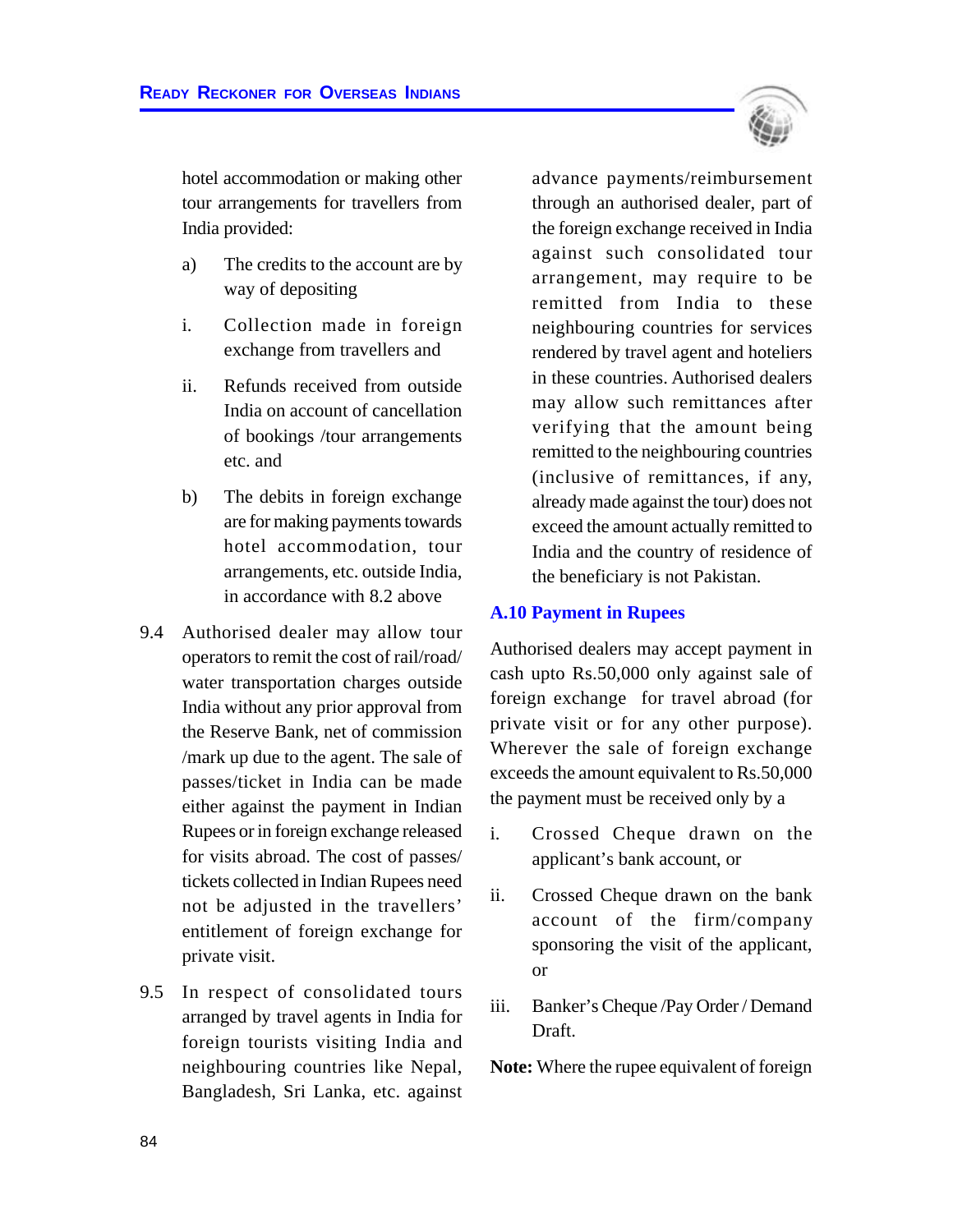hotel accommodation or making other tour arrangements for travellers from India provided:

a) The credits to the account are by way of depositing

i. Collection made in foreign exchange from travellers and

ii. Refunds received from outside India on account of cancellation of bookings /tour arrangements etc. and

b) The debits in foreign exchange are for making payments towards hotel accommodation, tour arrangements, etc. outside India, in accordance with 8.2 above

9.4 Authorised dealer may allow tour operators to remit the cost of rail/road/ water transportation charges outside India without any prior approval from the Reserve Bank, net of commission /mark up due to the agent. The sale of passes/ticket in India can be made either against the payment in Indian Rupees or in foreign exchange released for visits abroad. The cost of passes/ tickets collected in Indian Rupees need not be adjusted in the travellers' entitlement of foreign exchange for private visit.

9.5 In respect of consolidated tours arranged by travel agents in India for foreign tourists visiting India and neighbouring countries like Nepal, Bangladesh, Sri Lanka, etc. against advance payments/reimbursement through an authorised dealer, part of the foreign exchange received in India against such consolidated tour arrangement, may require to be remitted from India to these neighbouring countries for services rendered by travel agent and hoteliers in these countries. Authorised dealers may allow such remittances after verifying that the amount being remitted to the neighbouring countries (inclusive of remittances, if any, already made against the tour) does not exceed the amount actually remitted to India and the country of residence of the beneficiary is not Pakistan.

### A.10 Payment in Rupees

Authorised dealers may accept payment in cash upto Rs.50,000 only against sale of foreign exchange for travel abroad (for private visit or for any other purpose). Wherever the sale of foreign exchange exceeds the amount equivalent to Rs.50,000 the payment must be received only by a

i. Crossed Cheque drawn on the applicant's bank account, or

ii. Crossed Cheque drawn on the bank account of the firm/company sponsoring the visit of the applicant, or

iii. Banker's Cheque /Pay Order / Demand Draft.

**Note:** Where the rupee equivalent of foreign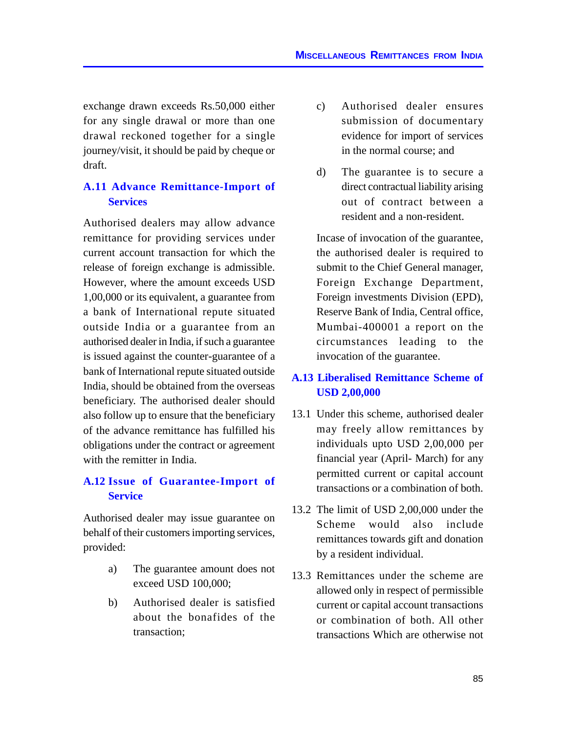exchange drawn exceeds Rs.50,000 either for any single drawal or more than one drawal reckoned together for a single journey/visit, it should be paid by cheque or draft.

### A.11 Advance Remittance-Import of Services

Authorised dealers may allow advance remittance for providing services under current account transaction for which the release of foreign exchange is admissible. However, where the amount exceeds USD 1,00,000 or its equivalent, a guarantee from a bank of International repute situated outside India or a guarantee from an authorised dealer in India, if such a guarantee is issued against the counter-guarantee of a bank of International repute situated outside India, should be obtained from the overseas beneficiary. The authorised dealer should also follow up to ensure that the beneficiary of the advance remittance has fulfilled his obligations under the contract or agreement with the remitter in India.

### A.12 Issue of Guarantee-Import of Service

Authorised dealer may issue guarantee on behalf of their customers importing services, provided:

a) The guarantee amount does not exceed USD 100,000;

b) Authorised dealer is satisfied about the bonafides of the transaction;

c) Authorised dealer ensures submission of documentary evidence for import of services in the normal course; and

d) The guarantee is to secure a direct contractual liability arising out of contract between a resident and a non-resident.

Incase of invocation of the guarantee, the authorised dealer is required to submit to the Chief General manager, Foreign Exchange Department, Foreign investments Division (EPD), Reserve Bank of India, Central office, Mumbai-400001 a report on the circumstances leading to the invocation of the guarantee.

### A.13 Liberalised Remittance Scheme of USD 2,00,000

13.1 Under this scheme, authorised dealer may freely allow remittances by individuals upto USD 2,00,000 per financial year (April- March) for any permitted current or capital account transactions or a combination of both.

13.2 The limit of USD 2,00,000 under the Scheme would also include remittances towards gift and donation by a resident individual.

13.3 Remittances under the scheme are allowed only in respect of permissible current or capital account transactions or combination of both. All other transactions Which are otherwise not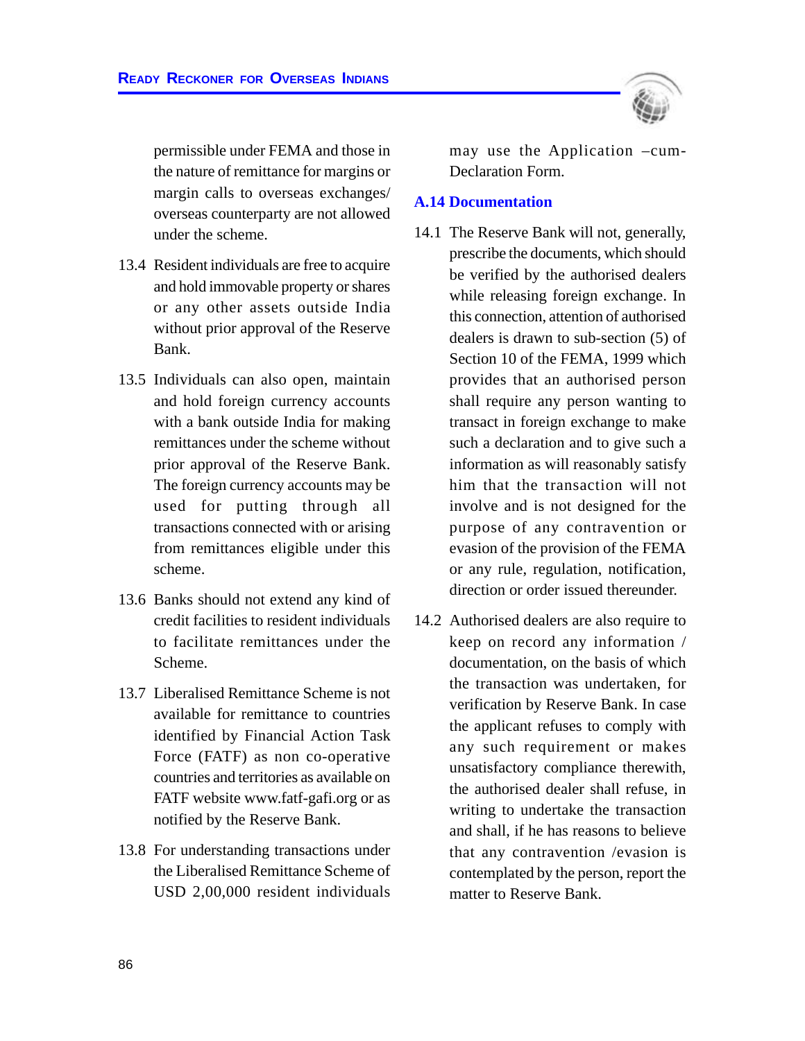permissible under FEMA and those in the nature of remittance for margins or margin calls to overseas exchanges/ overseas counterparty are not allowed under the scheme.

13.4 Resident individuals are free to acquire and hold immovable property or shares or any other assets outside India without prior approval of the Reserve Bank.

13.5 Individuals can also open, maintain and hold foreign currency accounts with a bank outside India for making remittances under the scheme without prior approval of the Reserve Bank. The foreign currency accounts may be used for putting through all transactions connected with or arising from remittances eligible under this scheme.

13.6 Banks should not extend any kind of credit facilities to resident individuals to facilitate remittances under the Scheme.

13.7 Liberalised Remittance Scheme is not available for remittance to countries identified by Financial Action Task Force (FATF) as non co-operative countries and territories as available on FATF website www.fatf-gafi.org or as notified by the Reserve Bank.

13.8 For understanding transactions under the Liberalised Remittance Scheme of USD 2,00,000 resident individuals may use the Application –cum-Declaration Form.

## A.14 Documentation

14.1 The Reserve Bank will not, generally, prescribe the documents, which should be verified by the authorised dealers while releasing foreign exchange. In this connection, attention of authorised dealers is drawn to sub-section (5) of Section 10 of the FEMA, 1999 which provides that an authorised person shall require any person wanting to transact in foreign exchange to make such a declaration and to give such a information as will reasonably satisfy him that the transaction will not involve and is not designed for the purpose of any contravention or evasion of the provision of the FEMA or any rule, regulation, notification, direction or order issued thereunder.

14.2 Authorised dealers are also require to keep on record any information / documentation, on the basis of which the transaction was undertaken, for verification by Reserve Bank. In case the applicant refuses to comply with any such requirement or makes unsatisfactory compliance therewith, the authorised dealer shall refuse, in writing to undertake the transaction and shall, if he has reasons to believe that any contravention /evasion is contemplated by the person, report the matter to Reserve Bank.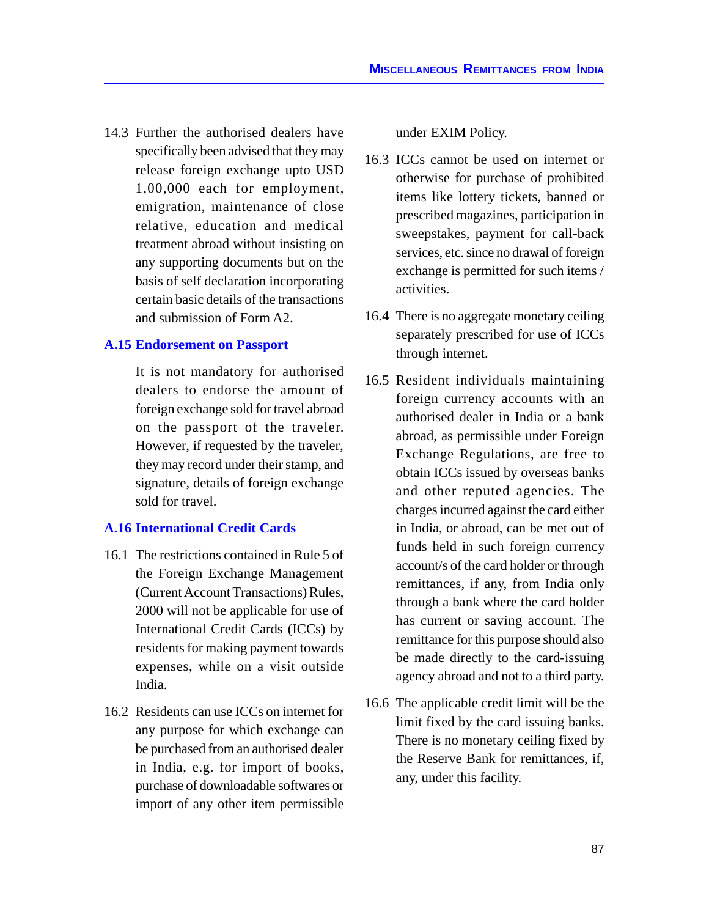14.3 Further the authorised dealers have specifically been advised that they may release foreign exchange upto USD 1,00,000 each for employment, emigration, maintenance of close relative, education and medical treatment abroad without insisting on any supporting documents but on the basis of self declaration incorporating certain basic details of the transactions and submission of Form A2.

## A.15 Endorsement on Passport

It is not mandatory for authorised dealers to endorse the amount of foreign exchange sold for travel abroad on the passport of the traveler. However, if requested by the traveler, they may record under their stamp, and signature, details of foreign exchange sold for travel.

## A.16 International Credit Cards

16.1 The restrictions contained in Rule 5 of the Foreign Exchange Management (Current Account Transactions) Rules, 2000 will not be applicable for use of International Credit Cards (ICCs) by residents for making payment towards expenses, while on a visit outside India.

16.2 Residents can use ICCs on internet for any purpose for which exchange can be purchased from an authorised dealer in India, e.g. for import of books, purchase of downloadable softwares or import of any other item permissible under EXIM Policy.

16.3 ICCs cannot be used on internet or otherwise for purchase of prohibited items like lottery tickets, banned or prescribed magazines, participation in sweepstakes, payment for call-back services, etc. since no drawal of foreign exchange is permitted for such items / activities.

16.4 There is no aggregate monetary ceiling separately prescribed for use of ICCs through internet.

16.5 Resident individuals maintaining foreign currency accounts with an authorised dealer in India or a bank abroad, as permissible under Foreign Exchange Regulations, are free to obtain ICCs issued by overseas banks and other reputed agencies. The charges incurred against the card either in India, or abroad, can be met out of funds held in such foreign currency account/s of the card holder or through remittances, if any, from India only through a bank where the card holder has current or saving account. The remittance for this purpose should also be made directly to the card-issuing agency abroad and not to a third party.

16.6 The applicable credit limit will be the limit fixed by the card issuing banks. There is no monetary ceiling fixed by the Reserve Bank for remittances, if, any, under this facility.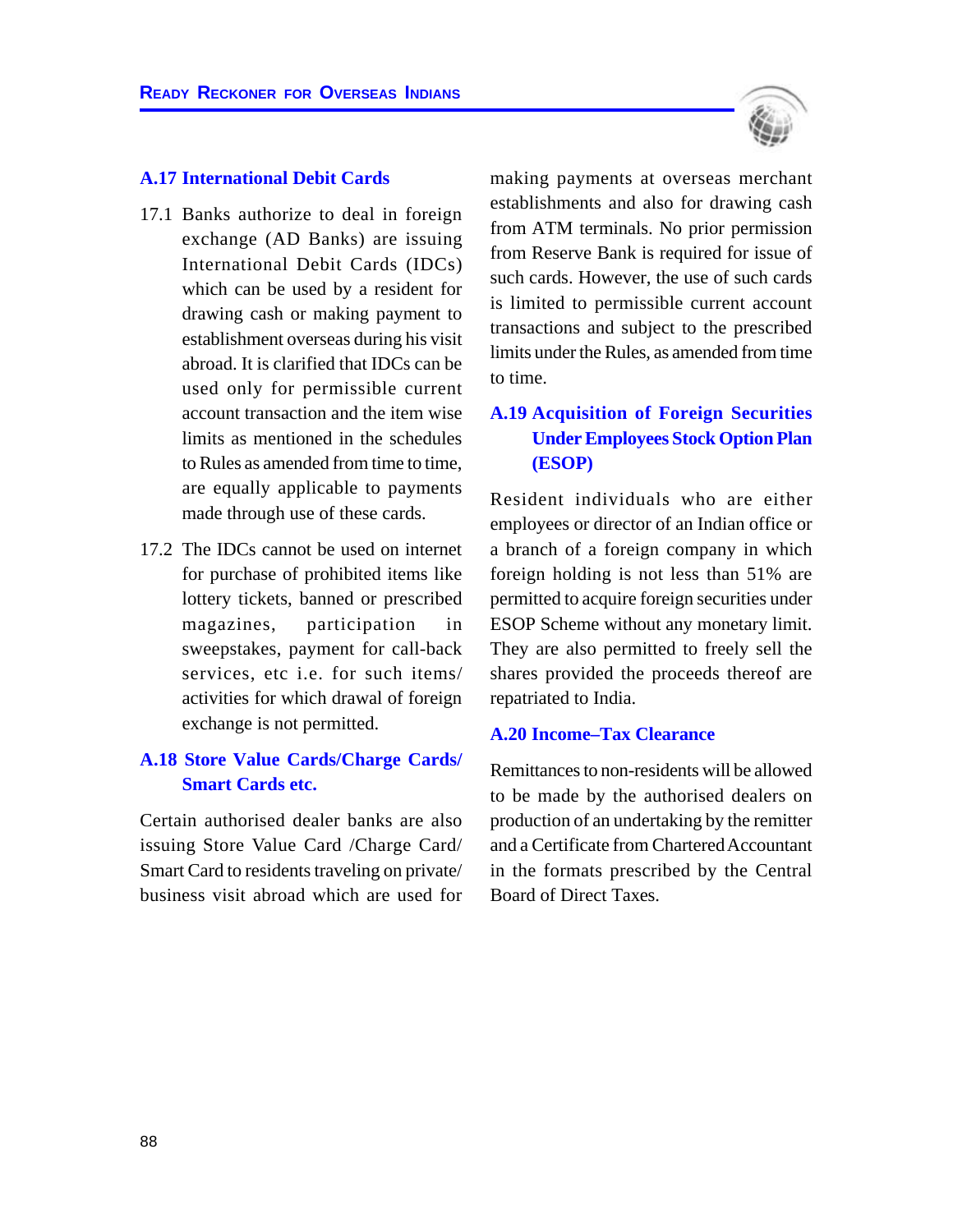## A.17 International Debit Cards

17.1 Banks authorize to deal in foreign exchange (AD Banks) are issuing International Debit Cards (IDCs) which can be used by a resident for drawing cash or making payment to establishment overseas during his visit abroad. It is clarified that IDCs can be used only for permissible current account transaction and the item wise limits as mentioned in the schedules to Rules as amended from time to time, are equally applicable to payments made through use of these cards.

17.2 The IDCs cannot be used on internet for purchase of prohibited items like lottery tickets, banned or prescribed magazines, participation in sweepstakes, payment for call-back services, etc i.e. for such items/ activities for which drawal of foreign exchange is not permitted.

## A.18 Store Value Cards/Charge Cards/ Smart Cards etc.

Certain authorised dealer banks are also issuing Store Value Card /Charge Card/ Smart Card to residents traveling on private/ business visit abroad which are used for making payments at overseas merchant establishments and also for drawing cash from ATM terminals. No prior permission from Reserve Bank is required for issue of such cards. However, the use of such cards is limited to permissible current account transactions and subject to the prescribed limits under the Rules, as amended from time to time.

## A.19 Acquisition of Foreign Securities Under Employees Stock Option Plan (ESOP)

Resident individuals who are either employees or director of an Indian office or a branch of a foreign company in which foreign holding is not less than 51% are permitted to acquire foreign securities under ESOP Scheme without any monetary limit. They are also permitted to freely sell the shares provided the proceeds thereof are repatriated to India.

## A.20 Income–Tax Clearance

Remittances to non-residents will be allowed to be made by the authorised dealers on production of an undertaking by the remitter and a Certificate from Chartered Accountant in the formats prescribed by the Central Board of Direct Taxes.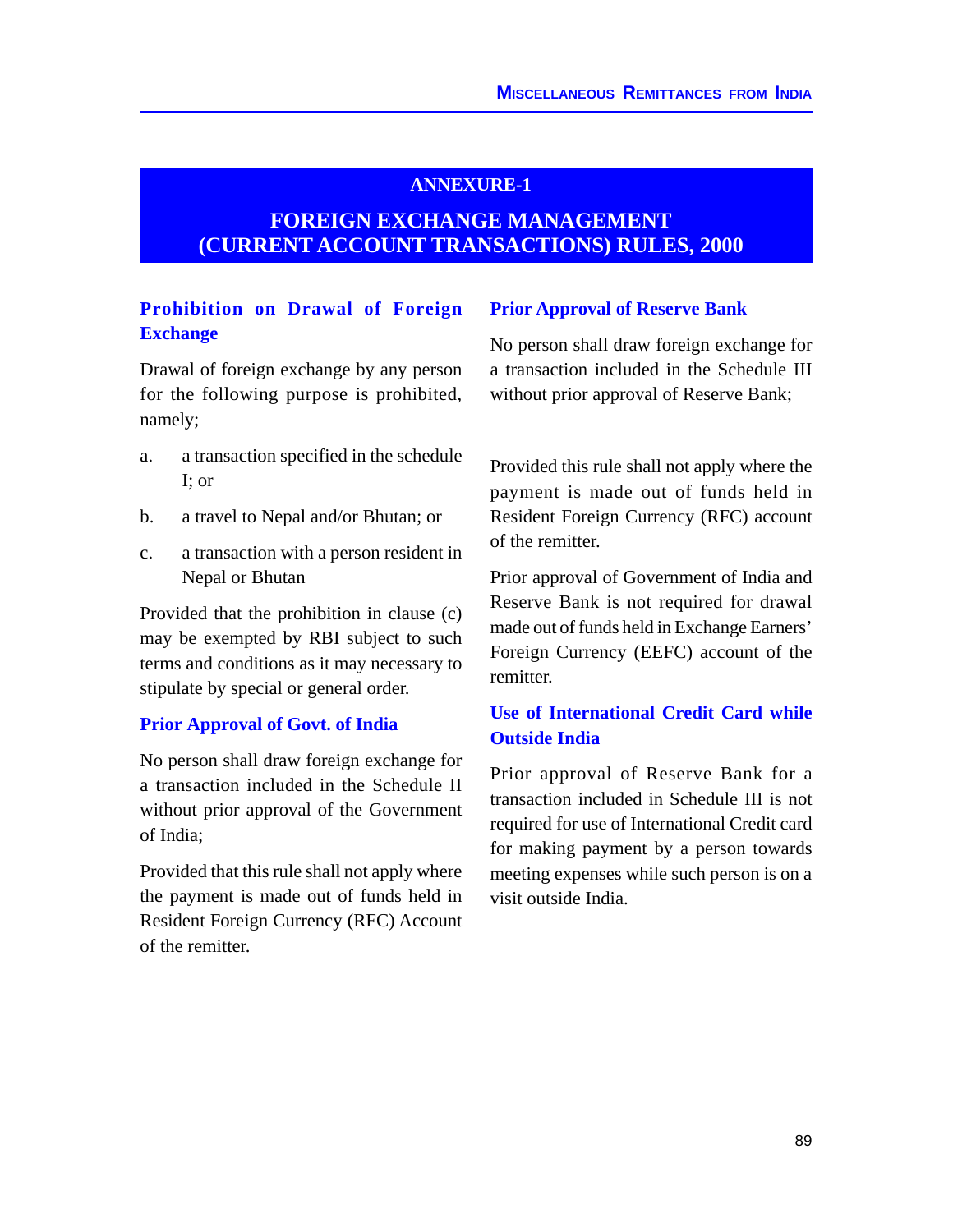# ANNEXURE-1

# FOREIGN EXCHANGE MANAGEMENT (CURRENT ACCOUNT TRANSACTIONS) RULES, 2000

## Prohibition on Drawal of Foreign Exchange

Drawal of foreign exchange by any person for the following purpose is prohibited, namely;

a. a transaction specified in the schedule I; or

b. a travel to Nepal and/or Bhutan; or

c. a transaction with a person resident in Nepal or Bhutan

Provided that the prohibition in clause (c) may be exempted by RBI subject to such terms and conditions as it may necessary to stipulate by special or general order.

## Prior Approval of Govt. of India

No person shall draw foreign exchange for a transaction included in the Schedule II without prior approval of the Government of India;

Provided that this rule shall not apply where the payment is made out of funds held in Resident Foreign Currency (RFC) Account of the remitter.

## Prior Approval of Reserve Bank

No person shall draw foreign exchange for a transaction included in the Schedule III without prior approval of Reserve Bank;

Provided this rule shall not apply where the payment is made out of funds held in Resident Foreign Currency (RFC) account of the remitter.

Prior approval of Government of India and Reserve Bank is not required for drawal made out of funds held in Exchange Earners' Foreign Currency (EEFC) account of the remitter.

## Use of International Credit Card while Outside India

Prior approval of Reserve Bank for a transaction included in Schedule III is not required for use of International Credit card for making payment by a person towards meeting expenses while such person is on a visit outside India.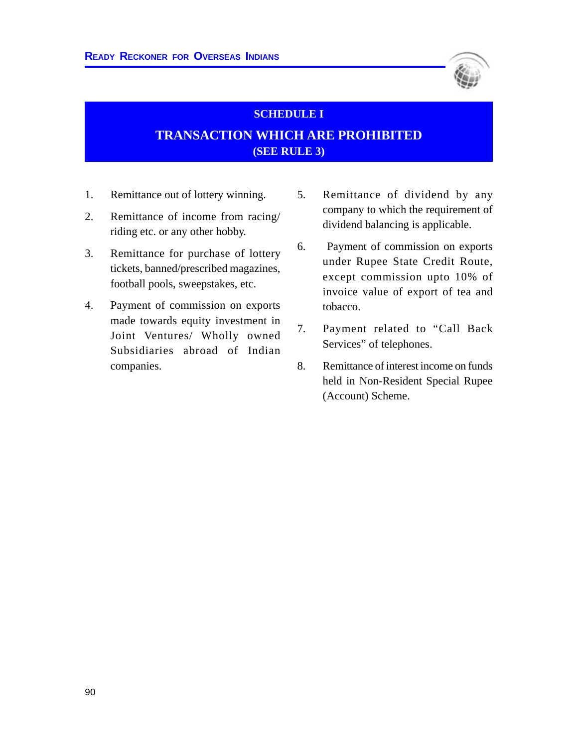## SCHEDULE I

## TRANSACTION WHICH ARE PROHIBITED
**(SEE RULE 3)**

1. Remittance out of lottery winning.
2. Remittance of income from racing/ riding etc. or any other hobby.
3. Remittance for purchase of lottery tickets, banned/prescribed magazines, football pools, sweepstakes, etc.
4. Payment of commission on exports made towards equity investment in Joint Ventures/ Wholly owned Subsidiaries abroad of Indian companies.
5. Remittance of dividend by any company to which the requirement of dividend balancing is applicable.
6. Payment of commission on exports under Rupee State Credit Route, except commission upto 10% of invoice value of export of tea and tobacco.
7. Payment related to "Call Back Services" of telephones.
8. Remittance of interest income on funds held in Non-Resident Special Rupee (Account) Scheme.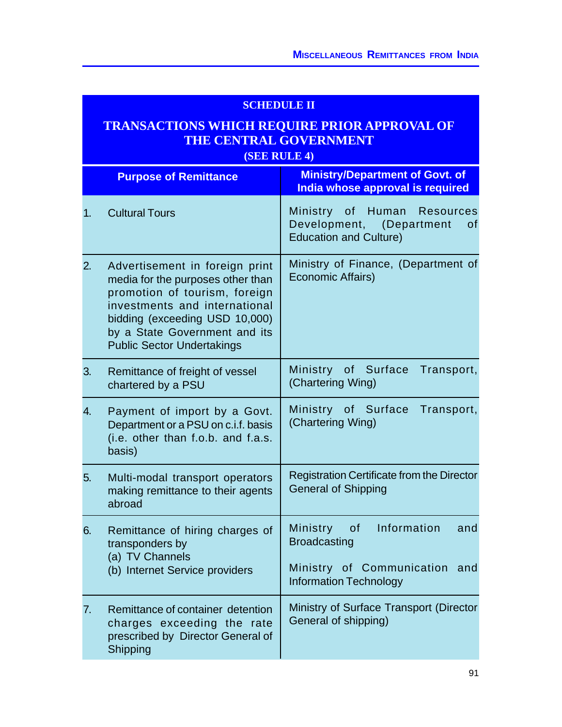## SCHEDULE II

## TRANSACTIONS WHICH REQUIRE PRIOR APPROVAL OF THE CENTRAL GOVERNMENT

**(SEE RULE 4)**

| Purpose of Remittance | Ministry/Department of Govt. of India whose approval is required |
|---|---|
| 1. Cultural Tours | Ministry of Human Resources Development, (Department of Education and Culture) |
| 2. Advertisement in foreign print media for the purposes other than promotion of tourism, foreign investments and international bidding (exceeding USD 10,000) by a State Government and its Public Sector Undertakings | Ministry of Finance, (Department of Economic Affairs) |
| 3. Remittance of freight of vessel chartered by a PSU | Ministry of Surface Transport, (Chartering Wing) |
| 4. Payment of import by a Govt. Department or a PSU on c.i.f. basis (i.e. other than f.o.b. and f.a.s. basis) | Ministry of Surface Transport, (Chartering Wing) |
| 5. Multi-modal transport operators making remittance to their agents abroad | Registration Certificate from the Director General of Shipping |
| 6. Remittance of hiring charges of transponders by (a) TV Channels (b) Internet Service providers | (a) Ministry of Information and Broadcasting (b) Ministry of Communication and Information Technology |
| 7. Remittance of container detention charges exceeding the rate prescribed by Director General of Shipping | Ministry of Surface Transport (Director General of shipping) |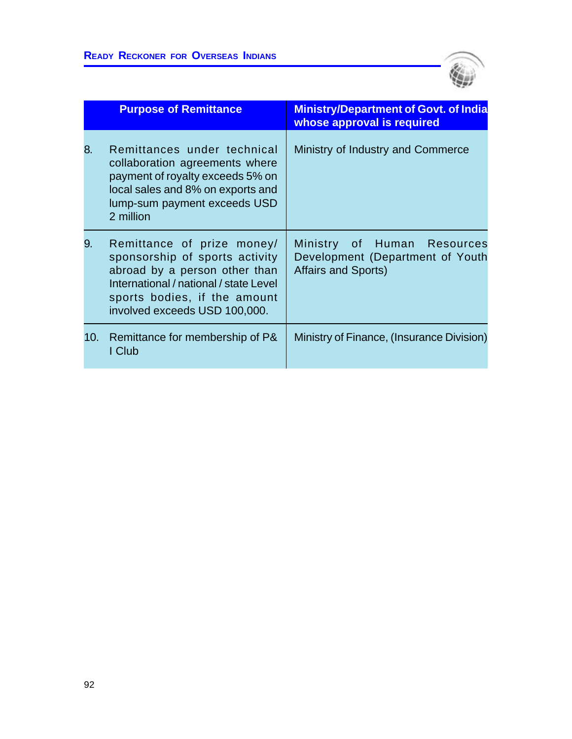| Purpose of Remittance | Ministry/Department of Govt. of India whose approval is required |
| --- | --- |
| 8. Remittances under technical collaboration agreements where payment of royalty exceeds 5% on local sales and 8% on exports and lump-sum payment exceeds USD 2 million | Ministry of Industry and Commerce |
| 9. Remittance of prize money/ sponsorship of sports activity abroad by a person other than International / national / state Level sports bodies, if the amount involved exceeds USD 100,000. | Ministry of Human Resources Development (Department of Youth Affairs and Sports) |
| 10. Remittance for membership of P& I Club | Ministry of Finance, (Insurance Division) |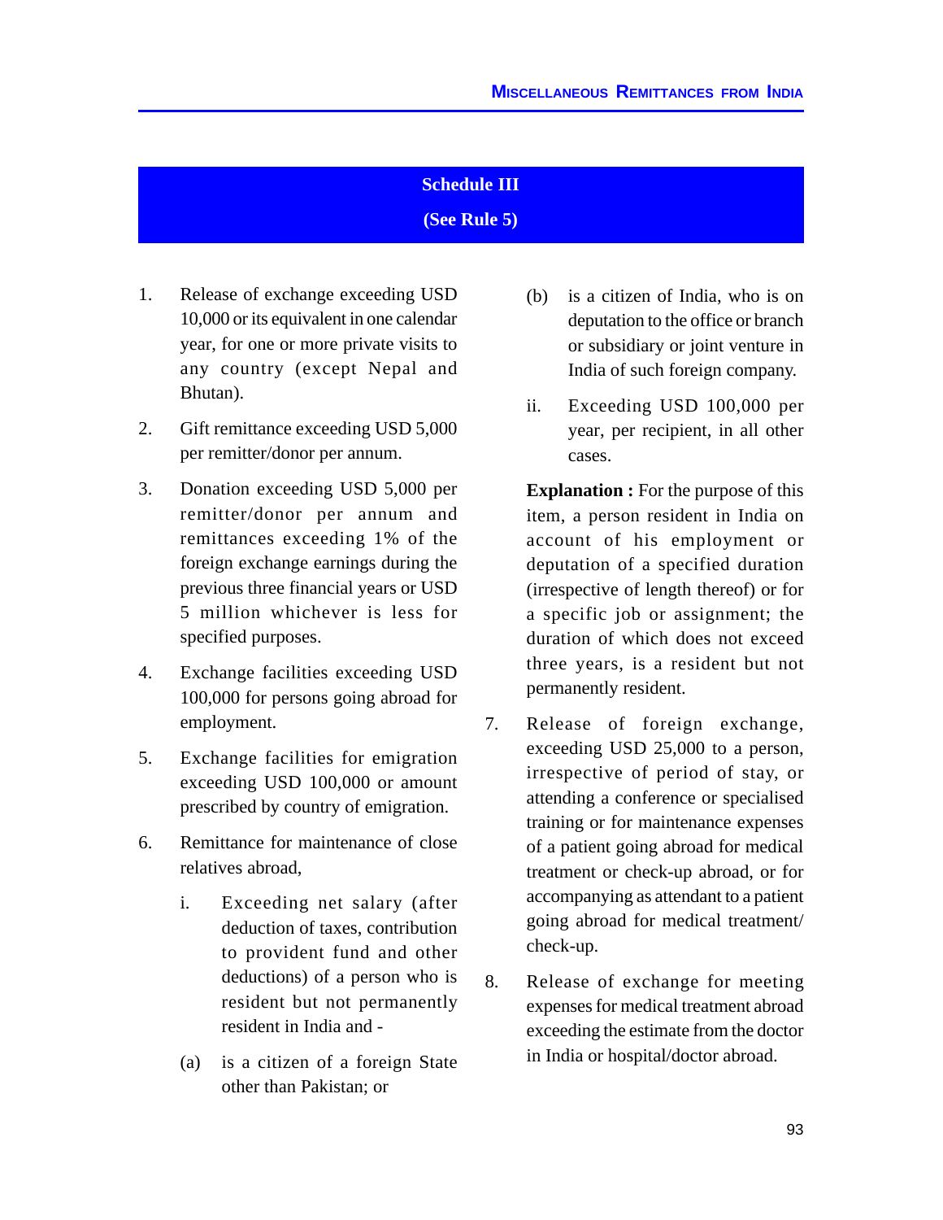## Schedule III

**(See Rule 5)**

1. Release of exchange exceeding USD 10,000 or its equivalent in one calendar year, for one or more private visits to any country (except Nepal and Bhutan).

2. Gift remittance exceeding USD 5,000 per remitter/donor per annum.

3. Donation exceeding USD 5,000 per annum and remittances exceeding 1% of the foreign exchange earnings during the previous three financial years or USD 5 million whichever is less for specified purposes.

4. Exchange facilities exceeding USD 100,000 for persons going abroad for employment.

5. Exchange facilities for emigration exceeding USD 100,000 or amount prescribed by country of emigration.

6. Remittance for maintenance of close relatives abroad,

   i. Exceeding net salary (after deduction of taxes, contribution to provident fund and other deductions) of a person who is resident but not permanently resident in India and -

   (a) is a citizen of a foreign State other than Pakistan; or

   (b) is a citizen of India, who is on deputation to the office or branch or subsidiary or joint venture in India of such foreign company.

   ii. Exceeding USD 100,000 per year, per recipient, in all other cases.

   **Explanation :** For the purpose of this item, a person resident in India on account of his employment or deputation of a specified duration (irrespective of length thereof) or for a specific job or assignment; the duration of which does not exceed three years, is a resident but not permanently resident.

7. Release of foreign exchange, exceeding USD 25,000 to a person, irrespective of period of stay, or attending a conference or specialised training or for maintenance expenses of a patient going abroad for medical treatment or check-up abroad, or for accompanying as attendant to a patient going abroad for medical treatment/ check-up.

8. Release of exchange for meeting expenses for medical treatment abroad exceeding the estimate from the doctor in India or hospital/doctor abroad.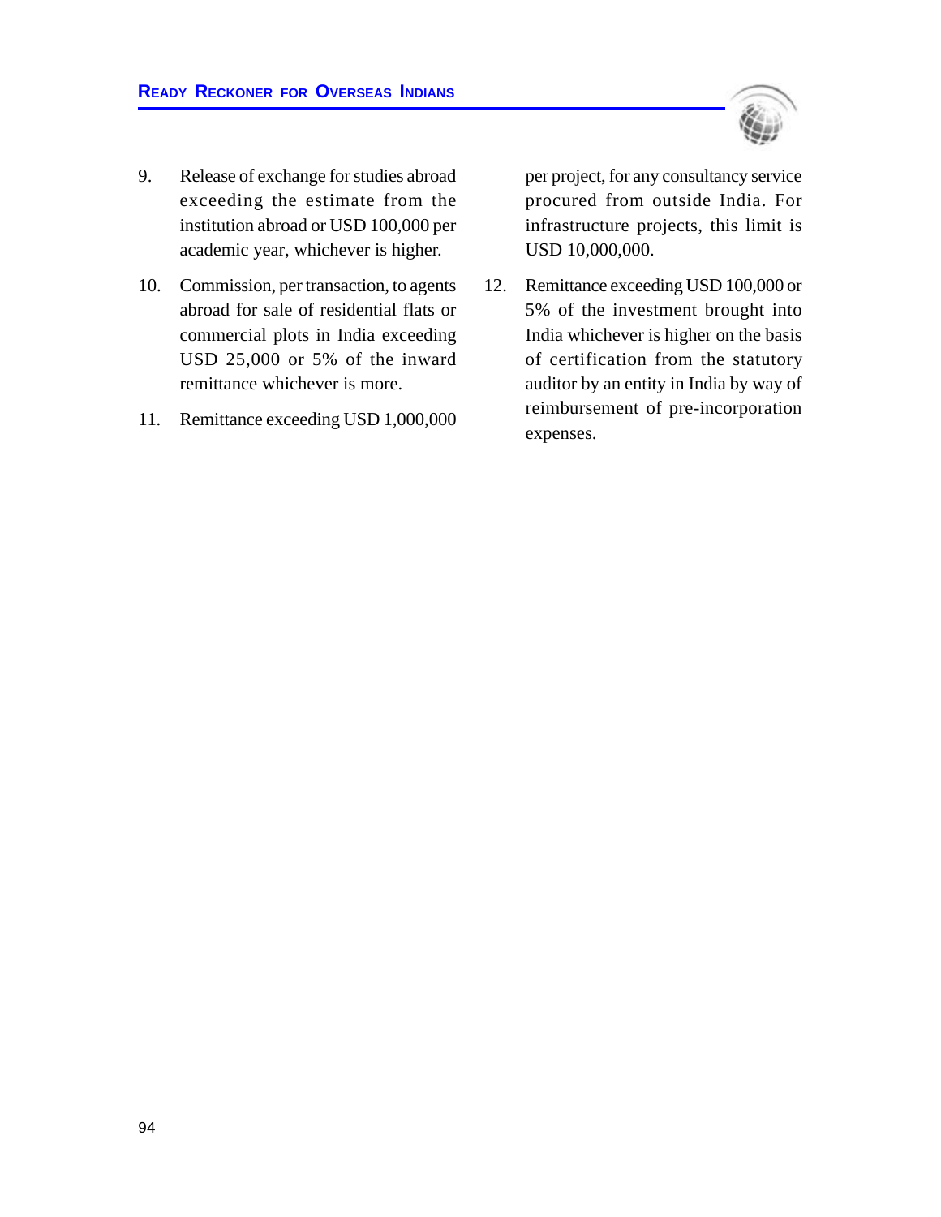9. Release of exchange for studies abroad exceeding the estimate from the institution abroad or USD 100,000 per academic year, whichever is higher.

10. Commission, per transaction, to agents abroad for sale of residential flats or commercial plots in India exceeding USD 25,000 or 5% of the inward remittance whichever is more.

11. Remittance exceeding USD 1,000,000 per project, for any consultancy service procured from outside India. For infrastructure projects, this limit is USD 10,000,000.

12. Remittance exceeding USD 100,000 or 5% of the investment brought into India whichever is higher on the basis of certification from the statutory auditor by an entity in India by way of reimbursement of pre-incorporation expenses.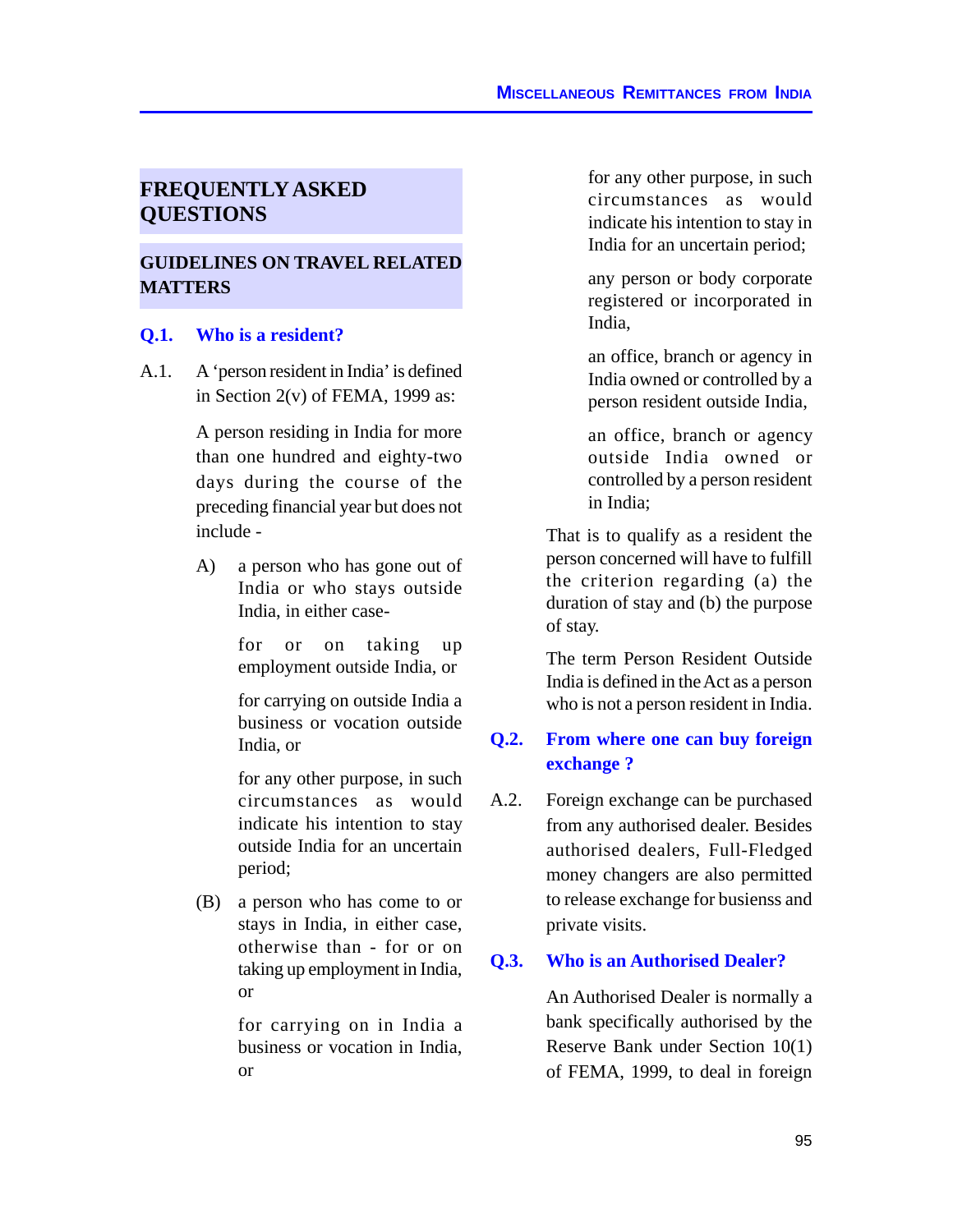## FREQUENTLY ASKED QUESTIONS

### GUIDELINES ON TRAVEL RELATED MATTERS

**Q.1. Who is a resident?**

A.1. A 'person resident in India' is defined in Section 2(v) of FEMA, 1999 as:

A person residing in India for more than one hundred and eighty-two days during the course of the preceding financial year but does not include -

A) a person who has gone out of India or who stays outside India, in either case-

for or on taking up employment outside India, or

for carrying on outside India a business or vocation outside India, or

for any other purpose, in such circumstances as would indicate his intention to stay outside India for an uncertain period;

(B) a person who has come to or stays in India, in either case, otherwise than - for or on taking up employment in India, or

for carrying on in India a business or vocation in India, or

for any other purpose, in such circumstances as would indicate his intention to stay in India for an uncertain period;

any person or body corporate registered or incorporated in India,

an office, branch or agency in India owned or controlled by a person resident outside India,

an office, branch or agency outside India owned or controlled by a person resident in India;

That is to qualify as a resident the person concerned will have to fulfill the criterion regarding (a) the duration of stay and (b) the purpose of stay.

The term Person Resident Outside India is defined in the Act as a person who is not a person resident in India.

**Q.2. From where one can buy foreign exchange ?**

A.2. Foreign exchange can be purchased from any authorised dealer. Besides authorised dealers, Full-Fledged money changers are also permitted to release exchange for busienss and private visits.

**Q.3. Who is an Authorised Dealer?**

An Authorised Dealer is normally a bank specifically authorised by the Reserve Bank under Section 10(1) of FEMA, 1999, to deal in foreign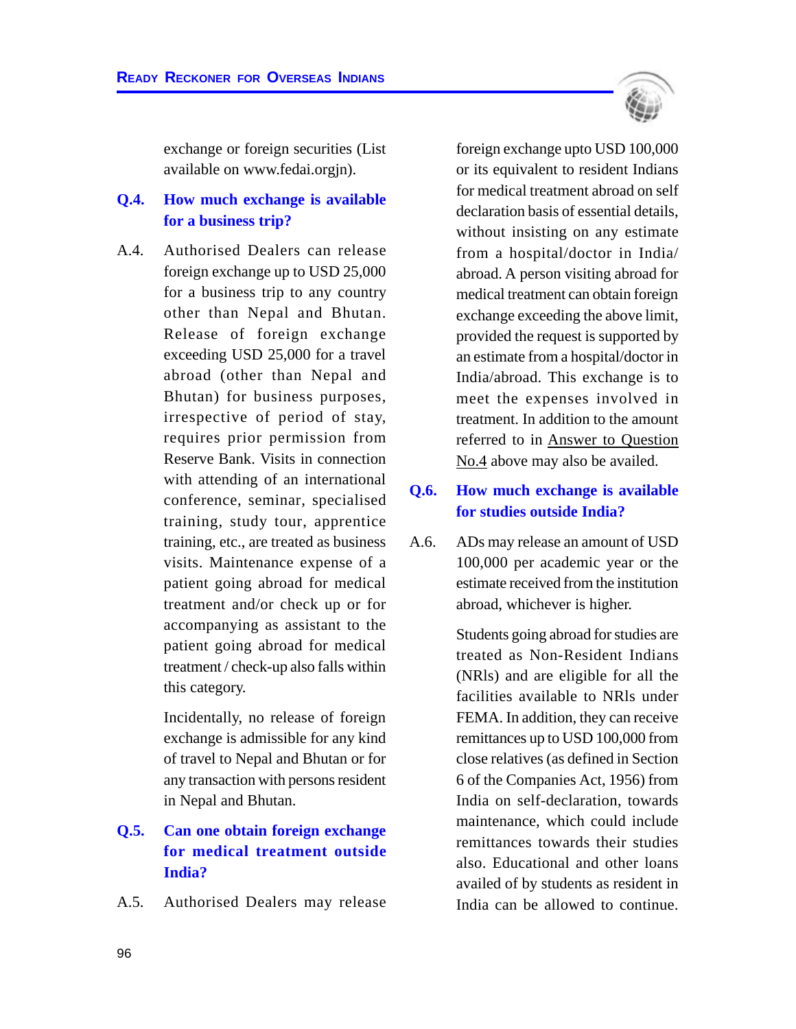exchange or foreign securities (List available on www.fedai.orgjn).

**Q.4. How much exchange is available for a business trip?**

A.4. Authorised Dealers can release foreign exchange up to USD 25,000 for a business trip to any country other than Nepal and Bhutan. Release of foreign exchange exceeding USD 25,000 for a travel abroad (other than Nepal and Bhutan) for business purposes, irrespective of period of stay, requires prior permission from Reserve Bank. Visits in connection with attending of an international conference, seminar, specialised training, study tour, apprentice training, etc., are treated as business visits. Maintenance expense of a patient going abroad for medical treatment and/or check up or for accompanying as assistant to the patient going abroad for medical treatment / check-up also falls within this category.

Incidentally, no release of foreign exchange is admissible for any kind of travel to Nepal and Bhutan or for any transaction with persons resident in Nepal and Bhutan.

**Q.5. Can one obtain foreign exchange for medical treatment outside India?**

A.5. Authorised Dealers may release foreign exchange upto USD 100,000 or its equivalent to resident Indians for medical treatment abroad on self declaration basis of essential details, without insisting on any estimate from a hospital/doctor in India/abroad. A person visiting abroad for medical treatment can obtain foreign exchange exceeding the above limit, provided the request is supported by an estimate from a hospital/doctor in India/abroad. This exchange is to meet the expenses involved in treatment. In addition to the amount referred to in Answer to Question No.4 above may also be availed.

**Q.6. How much exchange is available for studies outside India?**

A.6. ADs may release an amount of USD 100,000 per academic year or the estimate received from the institution abroad, whichever is higher.

Students going abroad for studies are treated as Non-Resident Indians (NRIs) and are eligible for all the facilities available to NRIs under FEMA. In addition, they can receive remittances up to USD 100,000 from close relatives (as defined in Section 6 of the Companies Act, 1956) from India on self-declaration, towards maintenance, which could include remittances towards their studies also. Educational and other loans availed of by students as resident in India can be allowed to continue.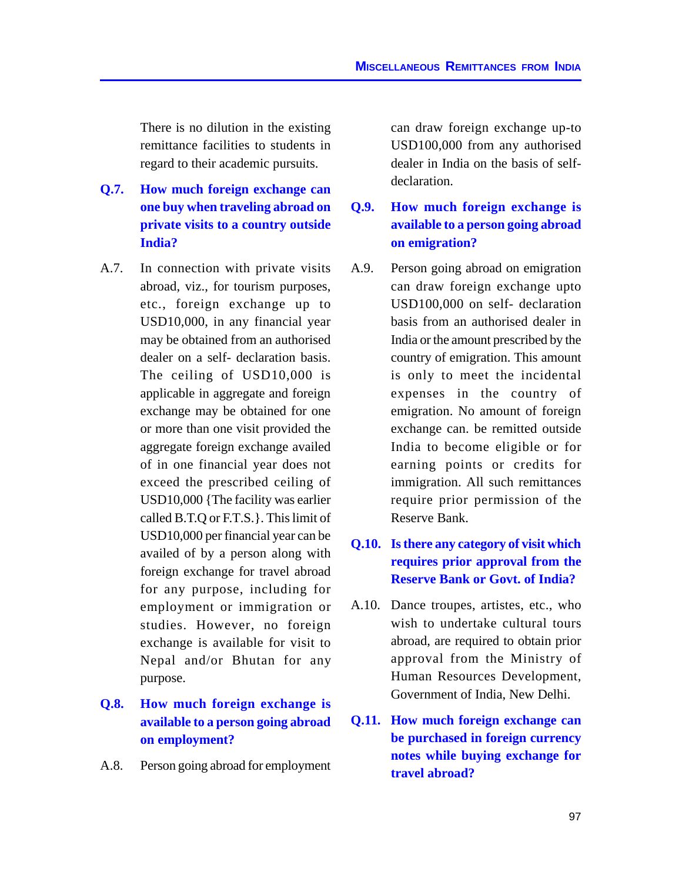There is no dilution in the existing remittance facilities to students in regard to their academic pursuits.

**Q.7. How much foreign exchange can one buy when traveling abroad on private visits to a country outside India?**

A.7. In connection with private visits abroad, viz., for tourism purposes, etc., foreign exchange up to USD10,000, in any financial year may be obtained from an authorised dealer on a self- declaration basis. The ceiling of USD10,000 is applicable in aggregate and foreign exchange may be obtained for one or more than one visit provided the aggregate foreign exchange availed of in one financial year does not exceed the prescribed ceiling of USD10,000 {The facility was earlier called B.T.Q or F.T.S.}. This limit of USD10,000 per financial year can be availed of by a person along with foreign exchange for travel abroad for any purpose, including for employment or immigration or studies. However, no foreign exchange is available for visit to Nepal and/or Bhutan for any purpose.

**Q.8. How much foreign exchange is available to a person going abroad on employment?**

A.8. Person going abroad for employment can draw foreign exchange up-to USD100,000 from any authorised dealer in India on the basis of self-declaration.

**Q.9. How much foreign exchange is available to a person going abroad on emigration?**

A.9. Person going abroad on emigration can draw foreign exchange upto USD100,000 on self- declaration basis from an authorised dealer in India or the amount prescribed by the country of emigration. This amount is only to meet the incidental expenses in the country of emigration. No amount of foreign exchange can. be remitted outside India to become eligible or for earning points or credits for immigration. All such remittances require prior permission of the Reserve Bank.

**Q.10. Is there any category of visit which requires prior approval from the Reserve Bank or Govt. of India?**

A.10. Dance troupes, artistes, etc., who wish to undertake cultural tours abroad, are required to obtain prior approval from the Ministry of Human Resources Development, Government of India, New Delhi.

**Q.11. How much foreign exchange can be purchased in foreign currency notes while buying exchange for travel abroad?**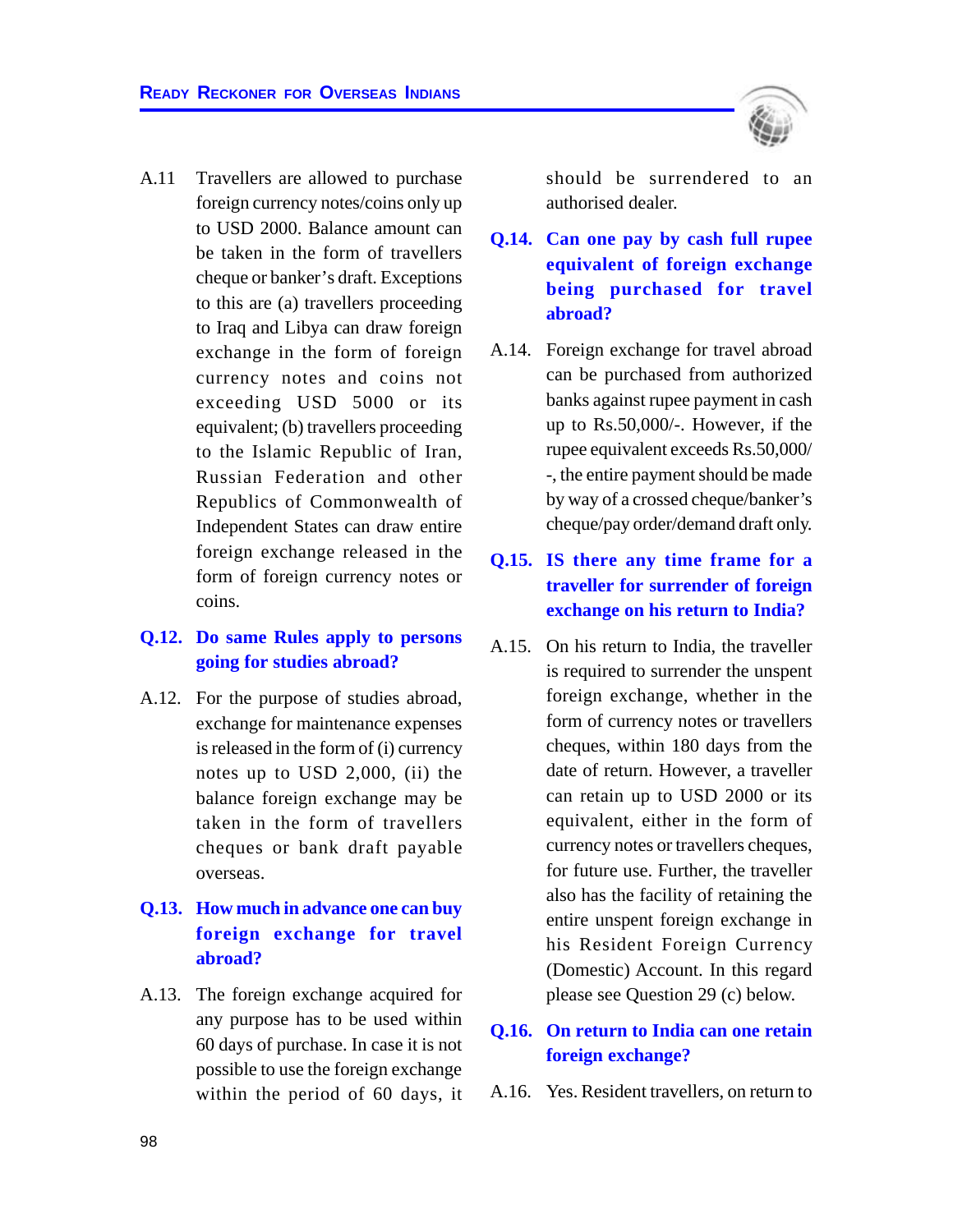A.11 Travellers are allowed to purchase foreign currency notes/coins only up to USD 2000. Balance amount can be taken in the form of travellers cheque or banker's draft. Exceptions to this are (a) travellers proceeding to Iraq and Libya can draw foreign exchange in the form of foreign currency notes and coins not exceeding USD 5000 or its equivalent; (b) travellers proceeding to the Islamic Republic of Iran, Russian Federation and other Republics of Commonwealth of Independent States can draw entire foreign exchange released in the form of foreign currency notes or coins.

**Q.12. Do same Rules apply to persons going for studies abroad?**

A.12. For the purpose of studies abroad, exchange for maintenance expenses is released in the form of (i) currency notes up to USD 2,000, (ii) the balance foreign exchange may be taken in the form of travellers cheques or bank draft payable overseas.

**Q.13. How much in advance one can buy foreign exchange for travel abroad?**

A.13. The foreign exchange acquired for any purpose has to be used within 60 days of purchase. In case it is not possible to use the foreign exchange within the period of 60 days, it should be surrendered to an authorised dealer.

**Q.14. Can one pay by cash full rupee equivalent of foreign exchange being purchased for travel abroad?**

A.14. Foreign exchange for travel abroad can be purchased from authorized banks against rupee payment in cash up to Rs.50,000/-. However, if the rupee equivalent exceeds Rs.50,000/-, the entire payment should be made by way of a crossed cheque/banker's cheque/pay order/demand draft only.

**Q.15. IS there any time frame for a traveller for surrender of foreign exchange on his return to India?**

A.15. On his return to India, the traveller is required to surrender the unspent foreign exchange, whether in the form of currency notes or travellers cheques, within 180 days from the date of return. However, a traveller can retain up to USD 2000 or its equivalent, either in the form of currency notes or travellers cheques, for future use. Further, the traveller also has the facility of retaining the entire unspent foreign exchange in his Resident Foreign Currency (Domestic) Account. In this regard please see Question 29 (c) below.

**Q.16. On return to India can one retain foreign exchange?**

A.16. Yes. Resident travellers, on return to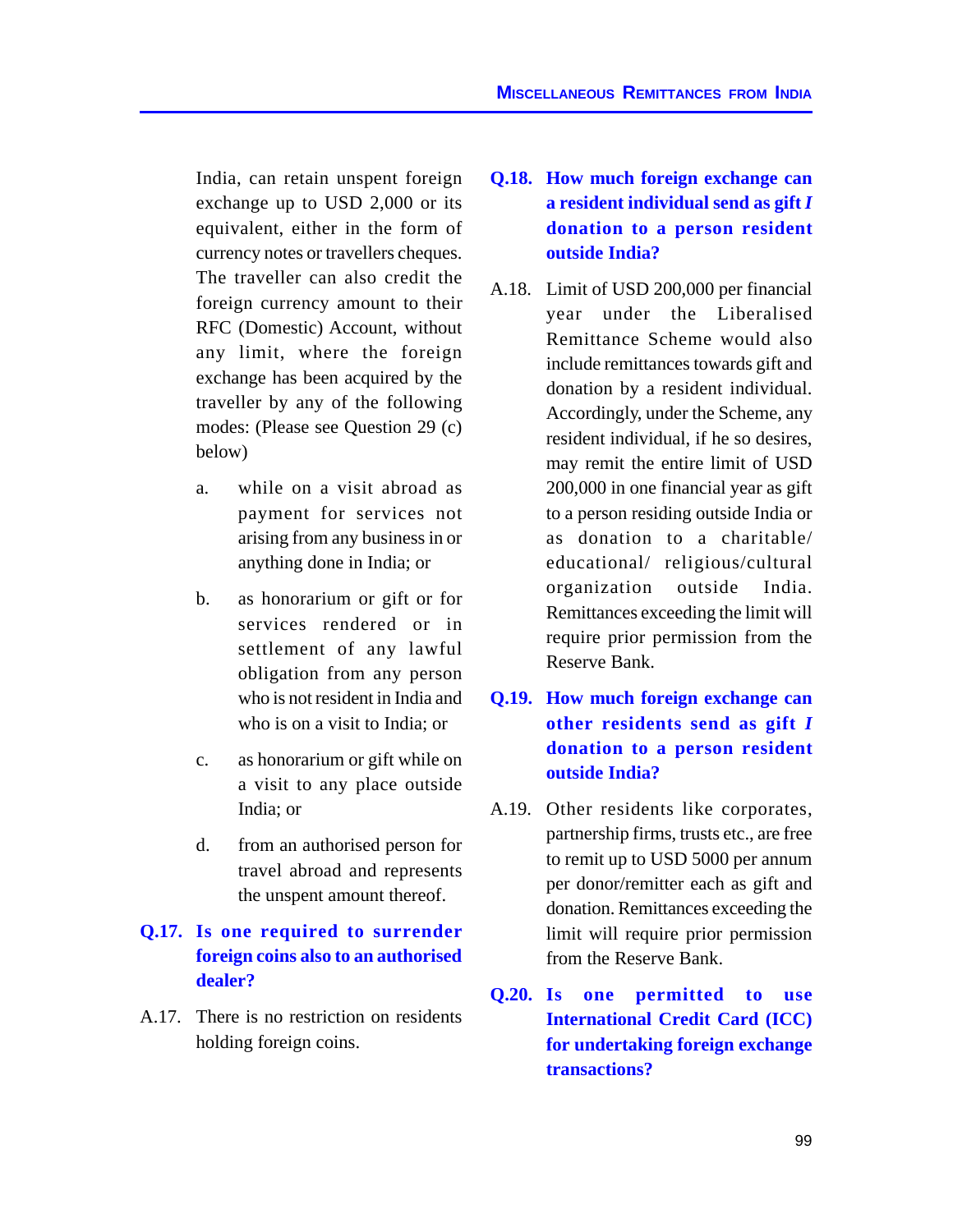India, can retain unspent foreign exchange up to USD 2,000 or its equivalent, either in the form of currency notes or travellers cheques. The traveller can also credit the foreign currency amount to their RFC (Domestic) Account, without any limit, where the foreign exchange has been acquired by the traveller by any of the following modes: (Please see Question 29 (c) below)

a. while on a visit abroad as payment for services not arising from any business in or anything done in India; or

b. as honorarium or gift or for services rendered or in settlement of any lawful obligation from any person who is not resident in India and who is on a visit to India; or

c. as honorarium or gift while on a visit to any place outside India; or

d. from an authorised person for travel abroad and represents the unspent amount thereof.

**Q.17. Is one required to surrender foreign coins also to an authorised dealer?**

A.17. There is no restriction on residents holding foreign coins.

**Q.18. How much foreign exchange can a resident individual send as gift *I* donation to a person resident outside India?**

A.18. Limit of USD 200,000 per financial year under the Liberalised Remittance Scheme would also include remittances towards gift and donation by a resident individual. Accordingly, under the Scheme, any resident individual, if he so desires, may remit the entire limit of USD 200,000 in one financial year as gift to a person residing outside India or as donation to a charitable/ educational/ religious/cultural organization outside India. Remittances exceeding the limit will require prior permission from the Reserve Bank.

**Q.19. How much foreign exchange can other residents send as gift *I* donation to a person resident outside India?**

A.19. Other residents like corporates, partnership firms, trusts etc., are free to remit up to USD 5000 per annum per donor/remitter each as gift and donation. Remittances exceeding the limit will require prior permission from the Reserve Bank.

**Q.20. Is one permitted to use International Credit Card (ICC) for undertaking foreign exchange transactions?**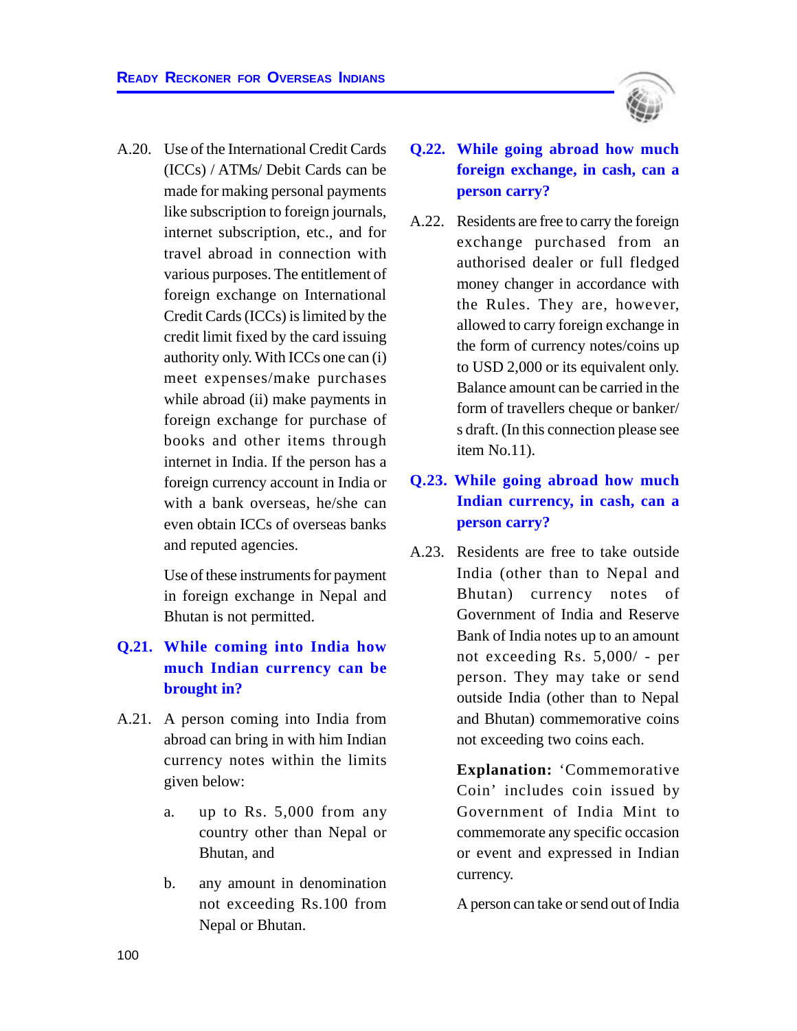A.20. Use of the International Credit Cards (ICCs) / ATMs/ Debit Cards can be made for making personal payments like subscription to foreign journals, internet subscription, etc., and for travel abroad in connection with various purposes. The entitlement of foreign exchange on International Credit Cards (ICCs) is limited by the credit limit fixed by the card issuing authority only. With ICCs one can (i) meet expenses/make purchases while abroad (ii) make payments in foreign exchange for purchase of books and other items through internet in India. If the person has a foreign currency account in India or with a bank overseas, he/she can even obtain ICCs of overseas banks and reputed agencies.

Use of these instruments for payment in foreign exchange in Nepal and Bhutan is not permitted.

**Q.21. While coming into India how much Indian currency can be brought in?**

A.21. A person coming into India from abroad can bring in with him Indian currency notes within the limits given below:

a. up to Rs. 5,000 from any country other than Nepal or Bhutan, and

b. any amount in denomination not exceeding Rs.100 from Nepal or Bhutan.

**Q.22. While going abroad how much foreign exchange, in cash, can a person carry?**

A.22. Residents are free to carry the foreign exchange purchased from an authorised dealer or full fledged money changer in accordance with the Rules. They are, however, allowed to carry foreign exchange in the form of currency notes/coins up to USD 2,000 or its equivalent only. Balance amount can be carried in the form of travellers cheque or banker/ s draft. (In this connection please see item No.11).

**Q.23. While going abroad how much Indian currency, in cash, can a person carry?**

A.23. Residents are free to take outside India (other than to Nepal and Bhutan) currency notes of Government of India and Reserve Bank of India notes up to an amount not exceeding Rs. 5,000/ - per person. They may take or send outside India (other than to Nepal and Bhutan) commemorative coins not exceeding two coins each.

**Explanation:** 'Commemorative Coin' includes coin issued by Government of India Mint to commemorate any specific occasion or event and expressed in Indian currency.

A person can take or send out of India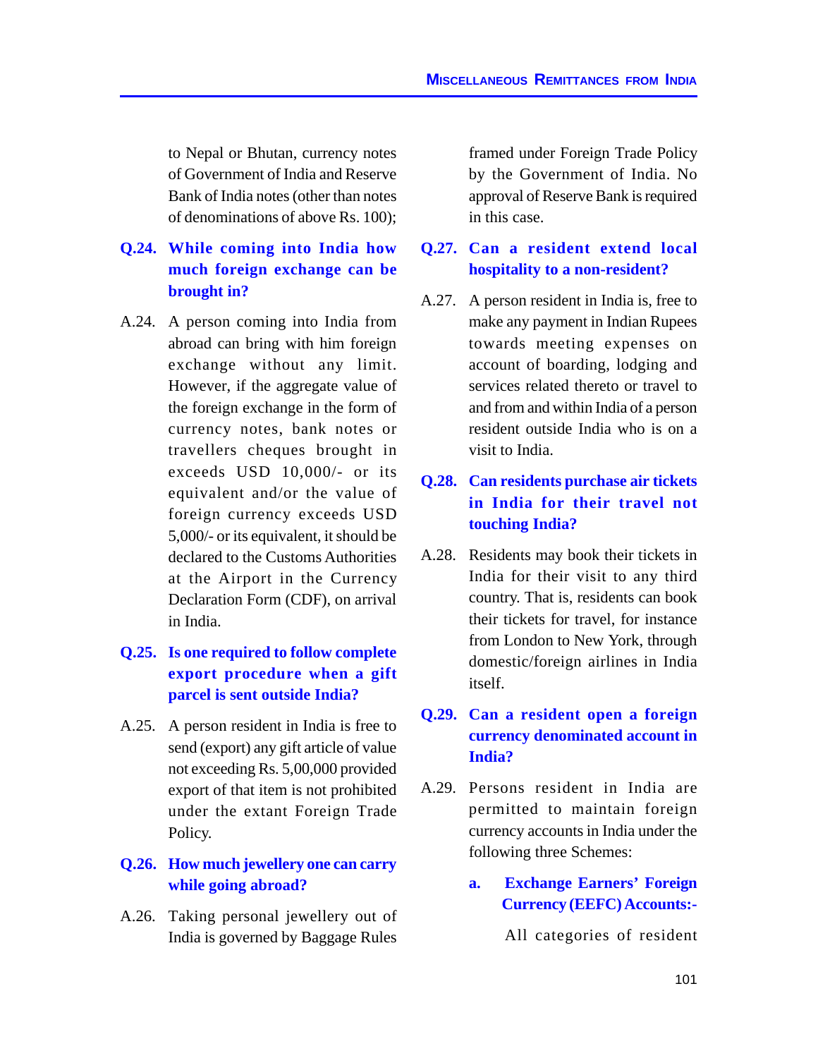to Nepal or Bhutan, currency notes of Government of India and Reserve Bank of India notes (other than notes of denominations of above Rs. 100);

**Q.24. While coming into India how much foreign exchange can be brought in?**

A.24. A person coming into India from abroad can bring with him foreign exchange without any limit. However, if the aggregate value of the foreign exchange in the form of currency notes, bank notes or travellers cheques brought in exceeds USD 10,000/- or its equivalent and/or the value of foreign currency exceeds USD 5,000/- or its equivalent, it should be declared to the Customs Authorities at the Airport in the Currency Declaration Form (CDF), on arrival in India.

**Q.25. Is one required to follow complete export procedure when a gift parcel is sent outside India?**

A.25. A person resident in India is free to send (export) any gift article of value not exceeding Rs. 5,00,000 provided export of that item is not prohibited under the extant Foreign Trade Policy.

**Q.26. How much jewellery one can carry while going abroad?**

A.26. Taking personal jewellery out of India is governed by Baggage Rules framed under Foreign Trade Policy by the Government of India. No approval of Reserve Bank is required in this case.

**Q.27. Can a resident extend local hospitality to a non-resident?**

A.27. A person resident in India is, free to make any payment in Indian Rupees towards meeting expenses on account of boarding, lodging and services related thereto or travel to and from and within India of a person resident outside India who is on a visit to India.

**Q.28. Can residents purchase air tickets in India for their travel not touching India?**

A.28. Residents may book their tickets in India for their visit to any third country. That is, residents can book their tickets for travel, for instance from London to New York, through domestic/foreign airlines in India itself.

**Q.29. Can a resident open a foreign currency denominated account in India?**

A.29. Persons resident in India are permitted to maintain foreign currency accounts in India under the following three Schemes:

**a. Exchange Earners' Foreign Currency (EEFC) Accounts:-**

All categories of resident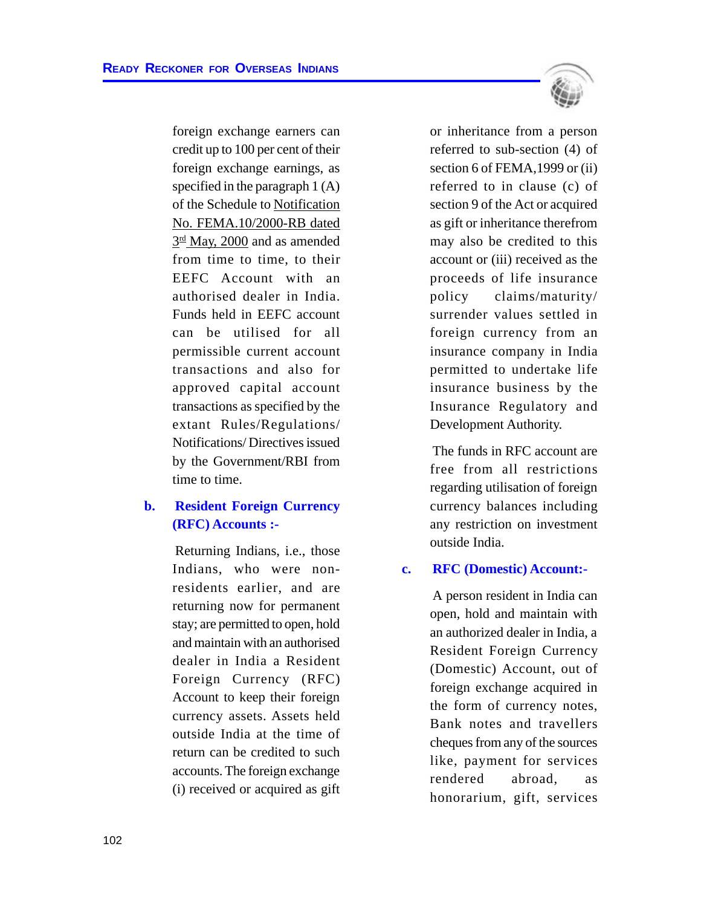foreign exchange earners can credit up to 100 per cent of their foreign exchange earnings, as specified in the paragraph 1 (A) of the Schedule to Notification No. FEMA.10/2000-RB dated 3rd May, 2000 and as amended from time to time, to their EEFC Account with an authorised dealer in India. Funds held in EEFC account can be utilised for all permissible current account transactions and also for approved capital account transactions as specified by the extant Rules/Regulations/ Notifications/ Directives issued by the Government/RBI from time to time.

**b. Resident Foreign Currency (RFC) Accounts :-**

Returning Indians, i.e., those Indians, who were non-residents earlier, and are returning now for permanent stay; are permitted to open, hold and maintain with an authorised dealer in India a Resident Foreign Currency (RFC) Account to keep their foreign currency assets. Assets held outside India at the time of return can be credited to such accounts. The foreign exchange (i) received or acquired as gift or inheritance from a person referred to sub-section (4) of section 6 of FEMA,1999 or (ii) referred to in clause (c) of section 9 of the Act or acquired as gift or inheritance therefrom may also be credited to this account or (iii) received as the proceeds of life insurance policy claims/maturity/ surrender values settled in foreign currency from an insurance company in India permitted to undertake life insurance business by the Insurance Regulatory and Development Authority.

The funds in RFC account are free from all restrictions regarding utilisation of foreign currency balances including any restriction on investment outside India.

**c. RFC (Domestic) Account:-**

A person resident in India can open, hold and maintain with an authorized dealer in India, a Resident Foreign Currency (Domestic) Account, out of foreign exchange acquired in the form of currency notes, Bank notes and travellers cheques from any of the sources like, payment for services rendered abroad, as honorarium, gift, services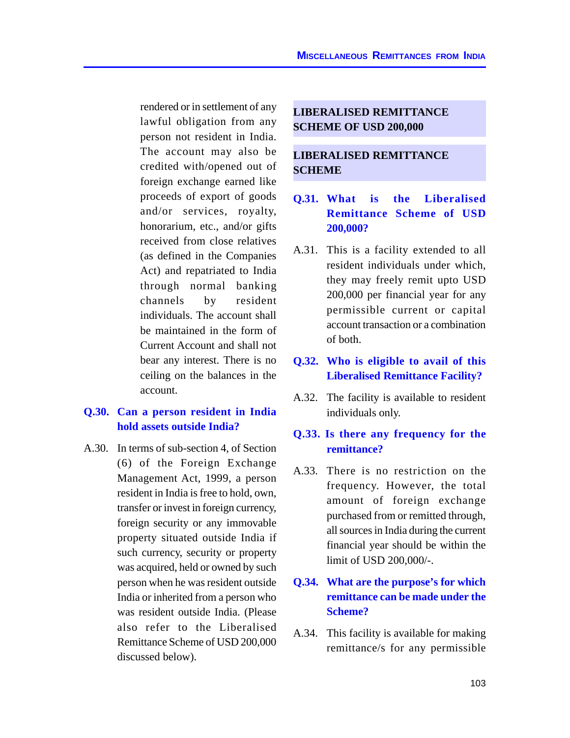rendered or in settlement of any lawful obligation from any person not resident in India. The account may also be credited with/opened out of foreign exchange earned like proceeds of export of goods and/or services, royalty, honorarium, etc., and/or gifts received from close relatives (as defined in the Companies Act) and repatriated to India through normal banking channels by resident individuals. The account shall be maintained in the form of Current Account and shall not bear any interest. There is no ceiling on the balances in the account.

**Q.30. Can a person resident in India hold assets outside India?**

A.30. In terms of sub-section 4, of Section (6) of the Foreign Exchange Management Act, 1999, a person resident in India is free to hold, own, transfer or invest in foreign currency, foreign security or any immovable property situated outside India if such currency, security or property was acquired, held or owned by such person when he was resident outside India or inherited from a person who was resident outside India. (Please also refer to the Liberalised Remittance Scheme of USD 200,000 discussed below).

## LIBERALISED REMITTANCE SCHEME OF USD 200,000

### LIBERALISED REMITTANCE SCHEME

**Q.31. What is the Liberalised Remittance Scheme of USD 200,000?**

A.31. This is a facility extended to all resident individuals under which, they may freely remit upto USD 200,000 per financial year for any permissible current or capital account transaction or a combination of both.

**Q.32. Who is eligible to avail of this Liberalised Remittance Facility?**

A.32. The facility is available to resident individuals only.

**Q.33. Is there any frequency for the remittance?**

A.33. There is no restriction on the frequency. However, the total amount of foreign exchange purchased from or remitted through, all sources in India during the current financial year should be within the limit of USD 200,000/-.

**Q.34. What are the purpose's for which remittance can be made under the Scheme?**

A.34. This facility is available for making remittance/s for any permissible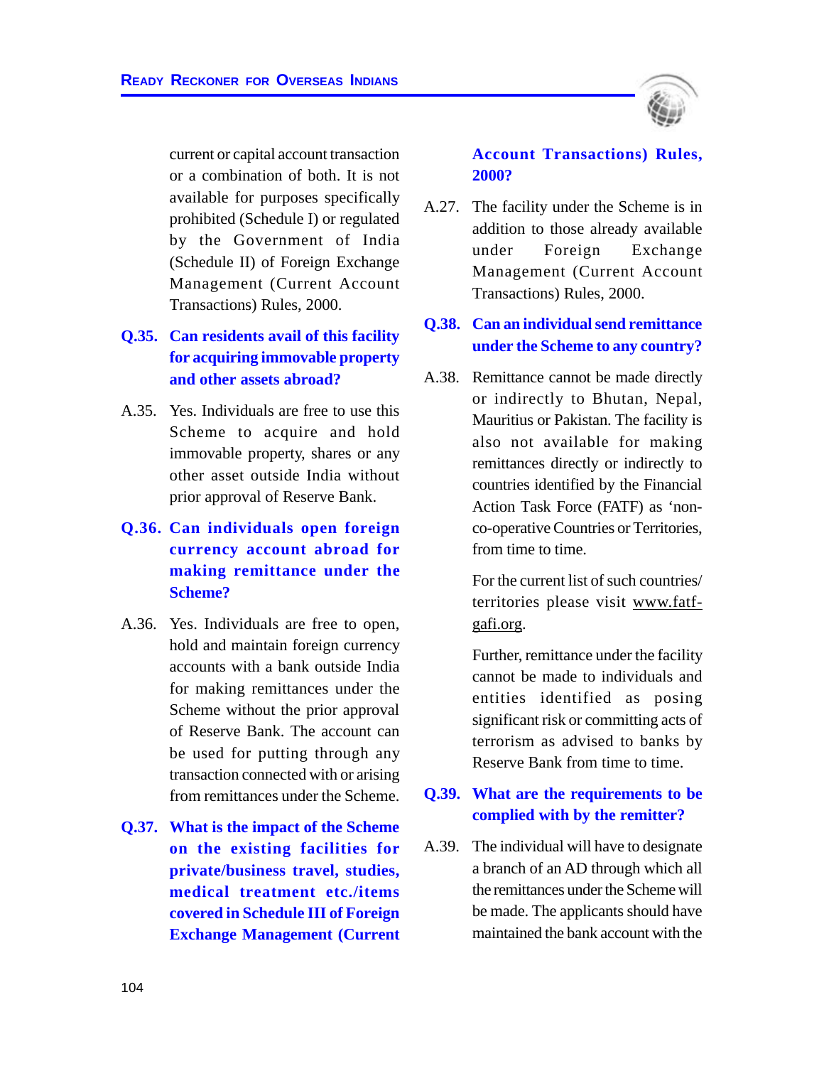current or capital account transaction or a combination of both. It is not available for purposes specifically prohibited (Schedule I) or regulated by the Government of India (Schedule II) of Foreign Exchange Management (Current Account Transactions) Rules, 2000.

**Q.35. Can residents avail of this facility for acquiring immovable property and other assets abroad?**

A.35. Yes. Individuals are free to use this Scheme to acquire and hold immovable property, shares or any other asset outside India without prior approval of Reserve Bank.

**Q.36. Can individuals open foreign currency account abroad for making remittance under the Scheme?**

A.36. Yes. Individuals are free to open, hold and maintain foreign currency accounts with a bank outside India for making remittances under the Scheme without the prior approval of Reserve Bank. The account can be used for putting through any transaction connected with or arising from remittances under the Scheme.

**Q.37. What is the impact of the Scheme on the existing facilities for private/business travel, studies, medical treatment etc./items covered in Schedule III of Foreign Exchange Management (Current Account Transactions) Rules, 2000?**

A.27. The facility under the Scheme is in addition to those already available under Foreign Exchange Management (Current Account Transactions) Rules, 2000.

**Q.38. Can an individual send remittance under the Scheme to any country?**

A.38. Remittance cannot be made directly or indirectly to Bhutan, Nepal, Mauritius or Pakistan. The facility is also not available for making remittances directly or indirectly to countries identified by the Financial Action Task Force (FATF) as 'non-co-operative Countries or Territories, from time to time.

For the current list of such countries/ territories please visit www.fatf-gafi.org.

Further, remittance under the facility cannot be made to individuals and entities identified as posing significant risk or committing acts of terrorism as advised to banks by Reserve Bank from time to time.

**Q.39. What are the requirements to be complied with by the remitter?**

A.39. The individual will have to designate a branch of an AD through which all the remittances under the Scheme will be made. The applicants should have maintained the bank account with the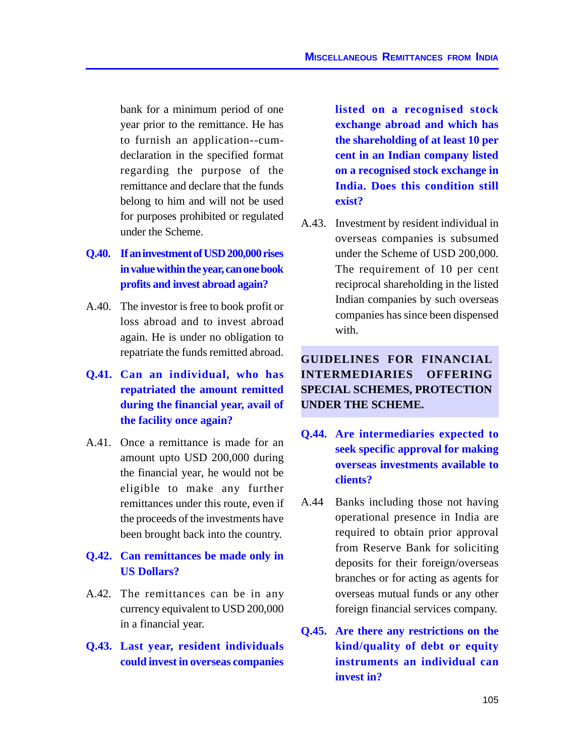bank for a minimum period of one year prior to the remittance. He has to furnish an application--cum-declaration in the specified format regarding the purpose of the remittance and declare that the funds belong to him and will not be used for purposes prohibited or regulated under the Scheme.

**Q.40. If an investment of USD 200,000 rises in value within the year, can one book profits and invest abroad again?**

A.40. The investor is free to book profit or loss abroad and to invest abroad again. He is under no obligation to repatriate the funds remitted abroad.

**Q.41. Can an individual, who has repatriated the amount remitted during the financial year, avail of the facility once again?**

A.41. Once a remittance is made for an amount upto USD 200,000 during the financial year, he would not be eligible to make any further remittances under this route, even if the proceeds of the investments have been brought back into the country.

**Q.42. Can remittances be made only in US Dollars?**

A.42. The remittances can be in any currency equivalent to USD 200,000 in a financial year.

**Q.43. Last year, resident individuals could invest in overseas companies listed on a recognised stock exchange abroad and which has the shareholding of at least 10 per cent in an Indian company listed on a recognised stock exchange in India. Does this condition still exist?**

A.43. Investment by resident individual in overseas companies is subsumed under the Scheme of USD 200,000. The requirement of 10 per cent reciprocal shareholding in the listed Indian companies by such overseas companies has since been dispensed with.

## GUIDELINES FOR FINANCIAL INTERMEDIARIES OFFERING SPECIAL SCHEMES, PROTECTION UNDER THE SCHEME.

**Q.44. Are intermediaries expected to seek specific approval for making overseas investments available to clients?**

A.44 Banks including those not having operational presence in India are required to obtain prior approval from Reserve Bank for soliciting deposits for their foreign/overseas branches or for acting as agents for overseas mutual funds or any other foreign financial services company.

**Q.45. Are there any restrictions on the kind/quality of debt or equity instruments an individual can invest in?**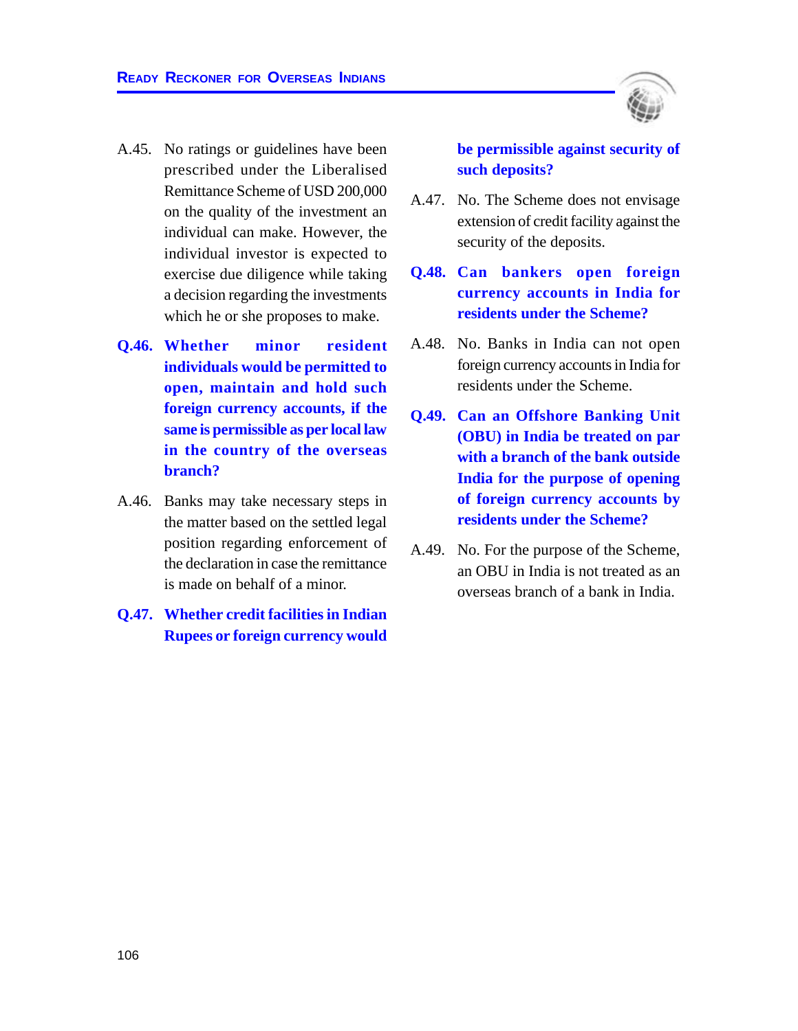A.45. No ratings or guidelines have been prescribed under the Liberalised Remittance Scheme of USD 200,000 on the quality of the investment an individual can make. However, the individual investor is expected to exercise due diligence while taking a decision regarding the investments which he or she proposes to make.

**Q.46. Whether minor resident individuals would be permitted to open, maintain and hold such foreign currency accounts, if the same is permissible as per local law in the country of the overseas branch?**

A.46. Banks may take necessary steps in the matter based on the settled legal position regarding enforcement of the declaration in case the remittance is made on behalf of a minor.

**Q.47. Whether credit facilities in Indian Rupees or foreign currency would be permissible against security of such deposits?**

A.47. No. The Scheme does not envisage extension of credit facility against the security of the deposits.

**Q.48. Can bankers open foreign currency accounts in India for residents under the Scheme?**

A.48. No. Banks in India can not open foreign currency accounts in India for residents under the Scheme.

**Q.49. Can an Offshore Banking Unit (OBU) in India be treated on par with a branch of the bank outside India for the purpose of opening of foreign currency accounts by residents under the Scheme?**

A.49. No. For the purpose of the Scheme, an OBU in India is not treated as an overseas branch of a bank in India.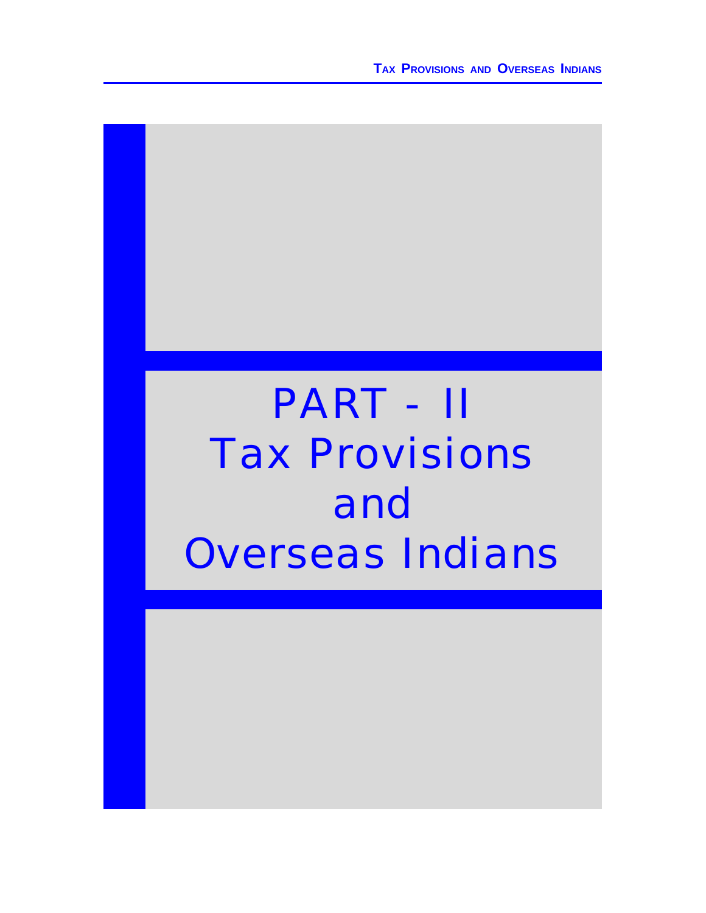# PART - II
# Tax Provisions and Overseas Indians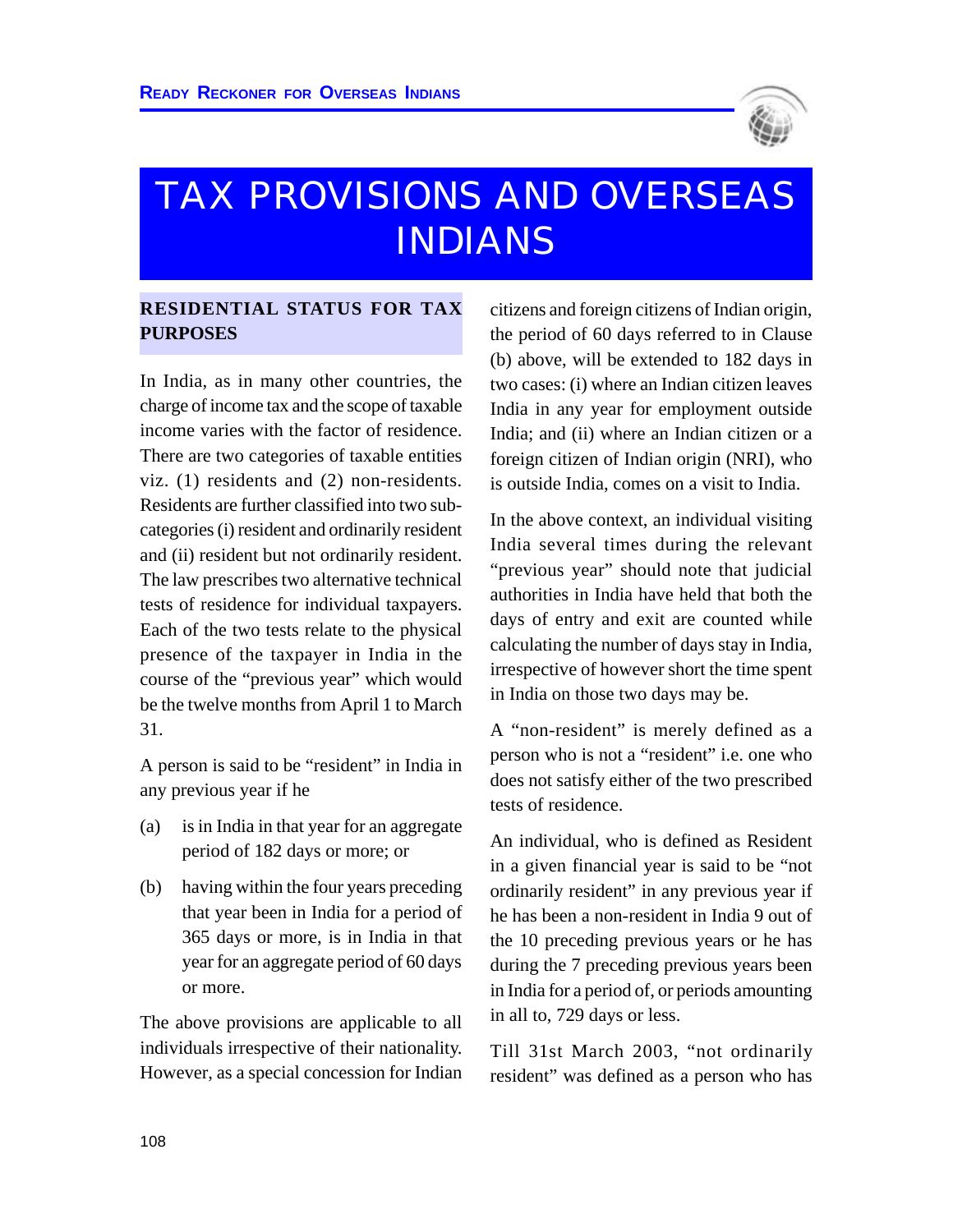# TAX PROVISIONS AND OVERSEAS INDIANS

## RESIDENTIAL STATUS FOR TAX PURPOSES

In India, as in many other countries, the charge of income tax and the scope of taxable income varies with the factor of residence. There are two categories of taxable entities viz. (1) residents and (2) non-residents. Residents are further classified into two sub-categories (i) resident and ordinarily resident and (ii) resident but not ordinarily resident. The law prescribes two alternative technical tests of residence for individual taxpayers. Each of the two tests relate to the physical presence of the taxpayer in India in the course of the "previous year" which would be the twelve months from April 1 to March 31.

A person is said to be "resident" in India in any previous year if he

(a) is in India in that year for an aggregate period of 182 days or more; or

(b) having within the four years preceding that year been in India for a period of 365 days or more, is in India in that year for an aggregate period of 60 days or more.

The above provisions are applicable to all individuals irrespective of their nationality. However, as a special concession for Indian citizens and foreign citizens of Indian origin, the period of 60 days referred to in Clause (b) above, will be extended to 182 days in two cases: (i) where an Indian citizen leaves India in any year for employment outside India; and (ii) where an Indian citizen or a foreign citizen of Indian origin (NRI), who is outside India, comes on a visit to India.

In the above context, an individual visiting India several times during the relevant "previous year" should note that judicial authorities in India have held that both the days of entry and exit are counted while calculating the number of days stay in India, irrespective of however short the time spent in India on those two days may be.

A "non-resident" is merely defined as a person who is not a "resident" i.e. one who does not satisfy either of the two prescribed tests of residence.

An individual, who is defined as Resident in a given financial year is said to be "not ordinarily resident" in any previous year if he has been a non-resident in India 9 out of the 10 preceding previous years or he has during the 7 preceding previous years been in India for a period of, or periods amounting in all to, 729 days or less.

Till 31st March 2003, "not ordinarily resident" was defined as a person who has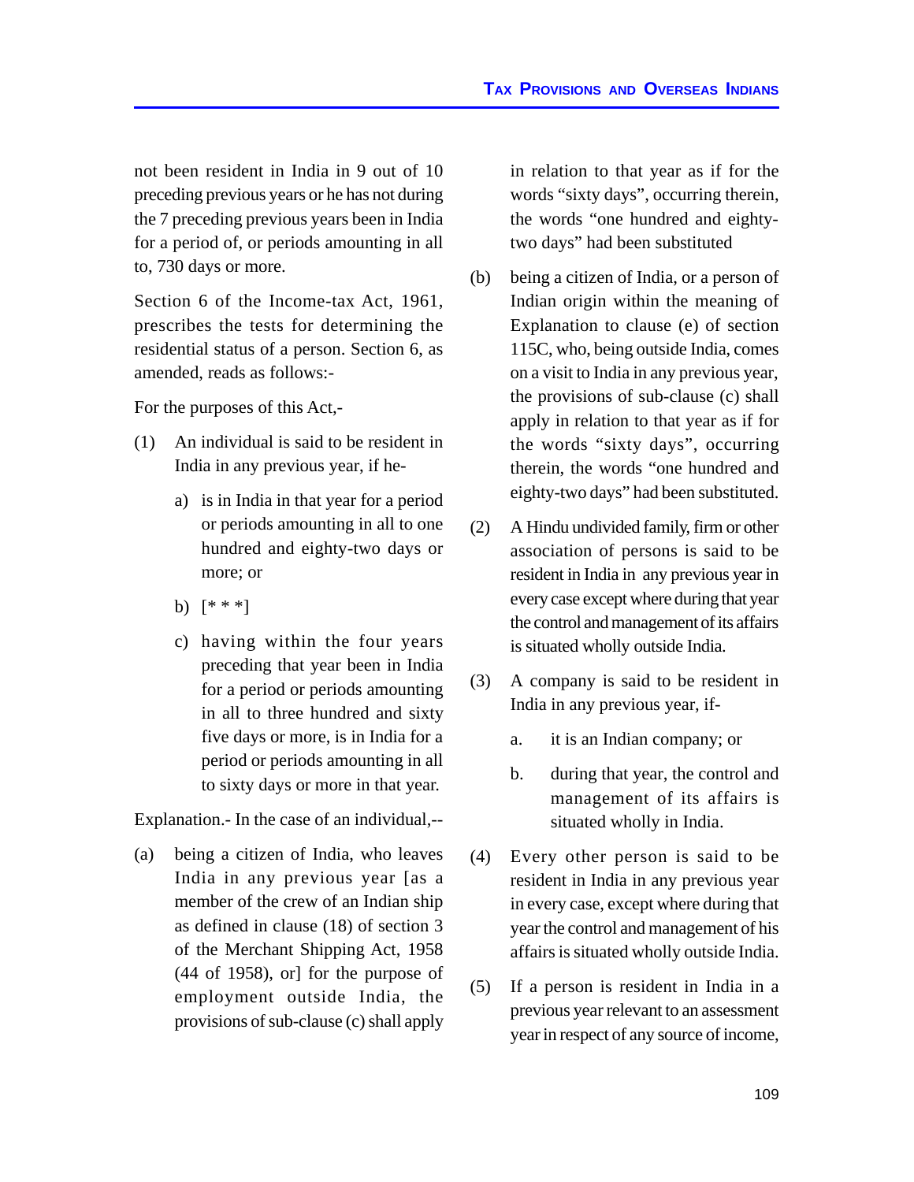not been resident in India in 9 out of 10 preceding previous years or he has not during the 7 preceding previous years been in India for a period of, or periods amounting in all to, 730 days or more.

Section 6 of the Income-tax Act, 1961, prescribes the tests for determining the residential status of a person. Section 6, as amended, reads as follows:-

For the purposes of this Act,-

(1) An individual is said to be resident in India in any previous year, if he-

   a) is in India in that year for a period or periods amounting in all to one hundred and eighty-two days or more; or

   b) [* * *]

   c) having within the four years preceding that year been in India for a period or periods amounting in all to three hundred and sixty five days or more, is in India for a period or periods amounting in all to sixty days or more in that year.

Explanation.- In the case of an individual,--

(a) being a citizen of India, who leaves India in any previous year [as a member of the crew of an Indian ship as defined in clause (18) of section 3 of the Merchant Shipping Act, 1958 (44 of 1958), or] for the purpose of employment outside India, the provisions of sub-clause (c) shall apply in relation to that year as if for the words "sixty days", occurring therein, the words "one hundred and eighty-two days" had been substituted

(b) being a citizen of India, or a person of Indian origin within the meaning of Explanation to clause (e) of section 115C, who, being outside India, comes on a visit to India in any previous year, the provisions of sub-clause (c) shall apply in relation to that year as if for the words "sixty days", occurring therein, the words "one hundred and eighty-two days" had been substituted.

(2) A Hindu undivided family, firm or other association of persons is said to be resident in India in any previous year in every case except where during that year the control and management of its affairs is situated wholly outside India.

(3) A company is said to be resident in India in any previous year, if-

   a. it is an Indian company; or

   b. during that year, the control and management of its affairs is situated wholly in India.

(4) Every other person is said to be resident in India in any previous year in every case, except where during that year the control and management of his affairs is situated wholly outside India.

(5) If a person is resident in India in a previous year relevant to an assessment year in respect of any source of income,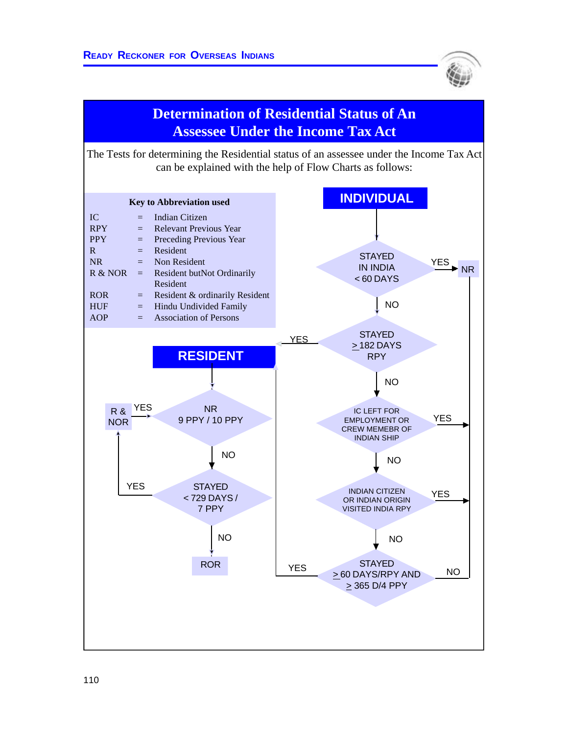# Determination of Residential Status of An Assessee Under the Income Tax Act

The Tests for determining the Residential status of an assessee under the Income Tax Act can be explained with the help of Flow Charts as follows:

**Key to Abbreviation used**

| | | |
|---|---|---|
| IC | = | Indian Citizen |
| RPY | = | Relevant Previous Year |
| PPY | = | Preceding Previous Year |
| R | = | Resident |
| NR | = | Non Resident |
| R & NOR | = | Resident butNot Ordinarily Resident |
| ROR | = | Resident & ordinarily Resident |
| HUF | = | Hindu Undivided Family |
| AOP | = | Association of Persons |

**INDIVIDUAL**

- STAYED IN INDIA < 60 DAYS → YES → NR
- NO → STAYED ≥ 182 DAYS RPY → YES → RESIDENT
- NO → IC LEFT FOR EMPLOYMENT OR CREW MEMEBR OF INDIAN SHIP → YES → NR
- NO → INDIAN CITIZEN OR INDIAN ORIGIN VISITED INDIA RPY → YES → NR
- NO → STAYED ≥ 60 DAYS/RPY AND ≥ 365 D/4 PPY → YES → RESIDENT; NO → NR

**RESIDENT**

- NR 9 PPY / 10 PPY → YES → R & NOR
- NO → STAYED < 729 DAYS / 7 PPY → YES → R & NOR
- NO → ROR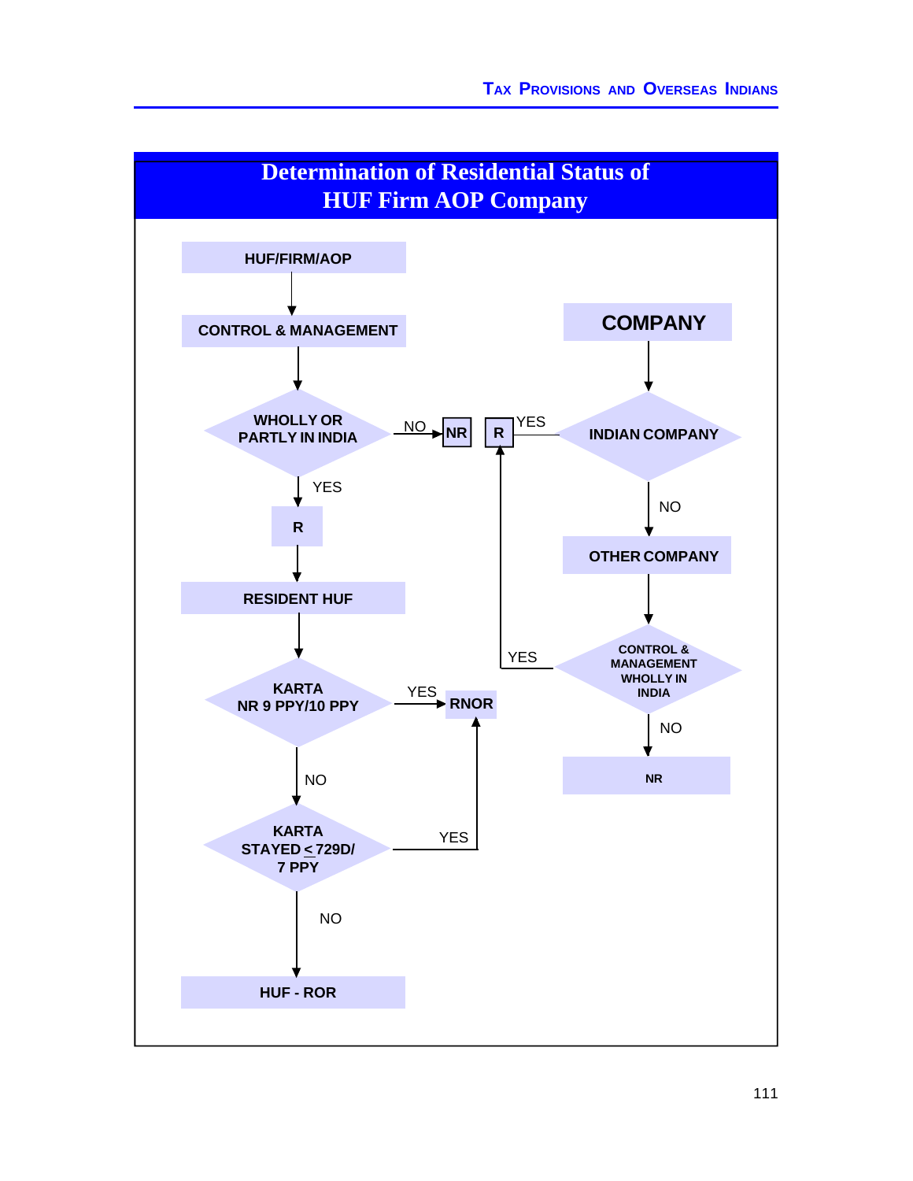# Determination of Residential Status of HUF Firm AOP Company

**HUF/FIRM/AOP**

↓

**CONTROL & MANAGEMENT**

↓

**WHOLLY OR PARTLY IN INDIA**
- NO → **NR**
- YES → **R** → **RESIDENT HUF**

↓

**KARTA NR 9 PPY/10 PPY**
- YES → **RNOR**
- NO ↓

**KARTA STAYED ≤ 729D/ 7 PPY**
- YES → **RNOR**
- NO → **HUF - ROR**

---

**COMPANY**

↓

**INDIAN COMPANY**
- YES → **R**
- NO → **OTHER COMPANY**

↓

**CONTROL & MANAGEMENT WHOLLY IN INDIA**
- YES → **R**
- NO → **NR**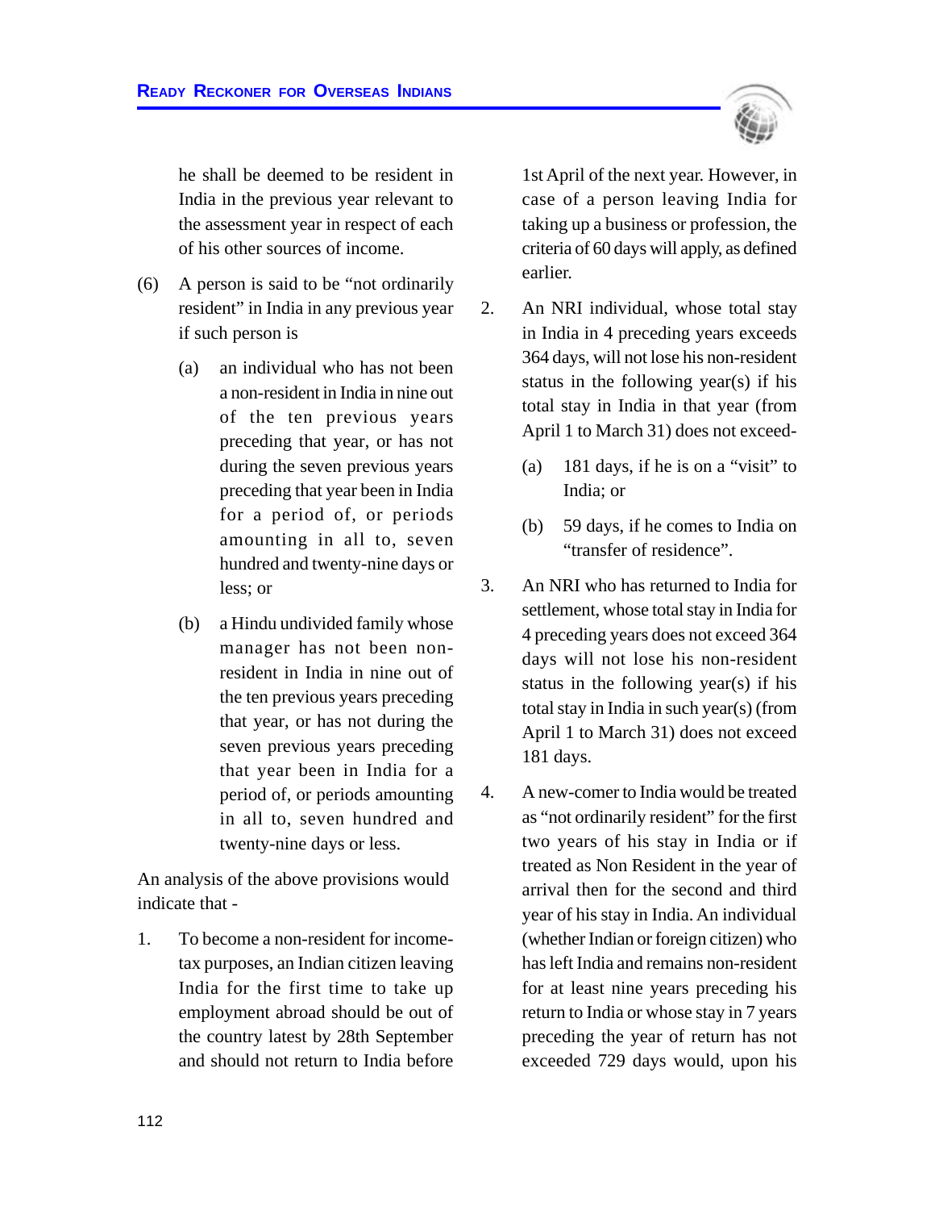he shall be deemed to be resident in India in the previous year relevant to the assessment year in respect of each of his other sources of income.

(6) A person is said to be "not ordinarily resident" in India in any previous year if such person is

   (a) an individual who has not been a non-resident in India in nine out of the ten previous years preceding that year, or has not during the seven previous years preceding that year been in India for a period of, or periods amounting in all to, seven hundred and twenty-nine days or less; or

   (b) a Hindu undivided family whose manager has not been non-resident in India in nine out of the ten previous years preceding that year, or has not during the seven previous years preceding that year been in India for a period of, or periods amounting in all to, seven hundred and twenty-nine days or less.

An analysis of the above provisions would indicate that -

1. To become a non-resident for income-tax purposes, an Indian citizen leaving India for the first time to take up employment abroad should be out of the country latest by 28th September and should not return to India before 1st April of the next year. However, in case of a person leaving India for taking up a business or profession, the criteria of 60 days will apply, as defined earlier.

2. An NRI individual, whose total stay in India in 4 preceding years exceeds 364 days, will not lose his non-resident status in the following year(s) if his total stay in India in that year (from April 1 to March 31) does not exceed-

   (a) 181 days, if he is on a "visit" to India; or

   (b) 59 days, if he comes to India on "transfer of residence".

3. An NRI who has returned to India for settlement, whose total stay in India for 4 preceding years does not exceed 364 days will not lose his non-resident status in the following year(s) if his total stay in India in such year(s) (from April 1 to March 31) does not exceed 181 days.

4. A new-comer to India would be treated as "not ordinarily resident" for the first two years of his stay in India or if treated as Non Resident in the year of arrival then for the second and third year of his stay in India. An individual (whether Indian or foreign citizen) who has left India and remains non-resident for at least nine years preceding his return to India or whose stay in 7 years preceding the year of return has not exceeded 729 days would, upon his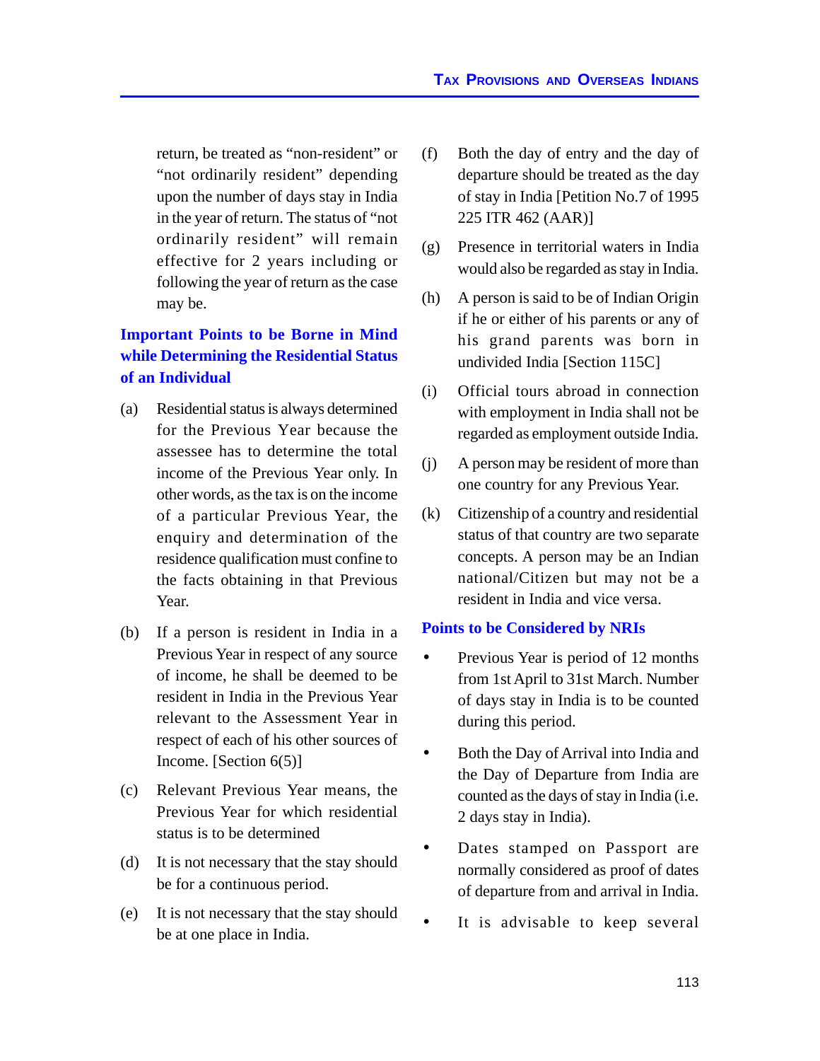return, be treated as "non-resident" or "not ordinarily resident" depending upon the number of days stay in India in the year of return. The status of "not ordinarily resident" will remain effective for 2 years including or following the year of return as the case may be.

### Important Points to be Borne in Mind while Determining the Residential Status of an Individual

(a) Residential status is always determined for the Previous Year because the assessee has to determine the total income of the Previous Year only. In other words, as the tax is on the income of a particular Previous Year, the enquiry and determination of the residence qualification must confine to the facts obtaining in that Previous Year.

(b) If a person is resident in India in a Previous Year in respect of any source of income, he shall be deemed to be resident in India in the Previous Year relevant to the Assessment Year in respect of each of his other sources of Income. [Section 6(5)]

(c) Relevant Previous Year means, the Previous Year for which residential status is to be determined

(d) It is not necessary that the stay should be for a continuous period.

(e) It is not necessary that the stay should be at one place in India.

(f) Both the day of entry and the day of departure should be treated as the day of stay in India [Petition No.7 of 1995 225 ITR 462 (AAR)]

(g) Presence in territorial waters in India would also be regarded as stay in India.

(h) A person is said to be of Indian Origin if he or either of his parents or any of his grand parents was born in undivided India [Section 115C]

(i) Official tours abroad in connection with employment in India shall not be regarded as employment outside India.

(j) A person may be resident of more than one country for any Previous Year.

(k) Citizenship of a country and residential status of that country are two separate concepts. A person may be an Indian national/Citizen but may not be a resident in India and vice versa.

### Points to be Considered by NRIs

- Previous Year is period of 12 months from 1st April to 31st March. Number of days stay in India is to be counted during this period.
- Both the Day of Arrival into India and the Day of Departure from India are counted as the days of stay in India (i.e. 2 days stay in India).
- Dates stamped on Passport are normally considered as proof of dates of departure from and arrival in India.
- It is advisable to keep several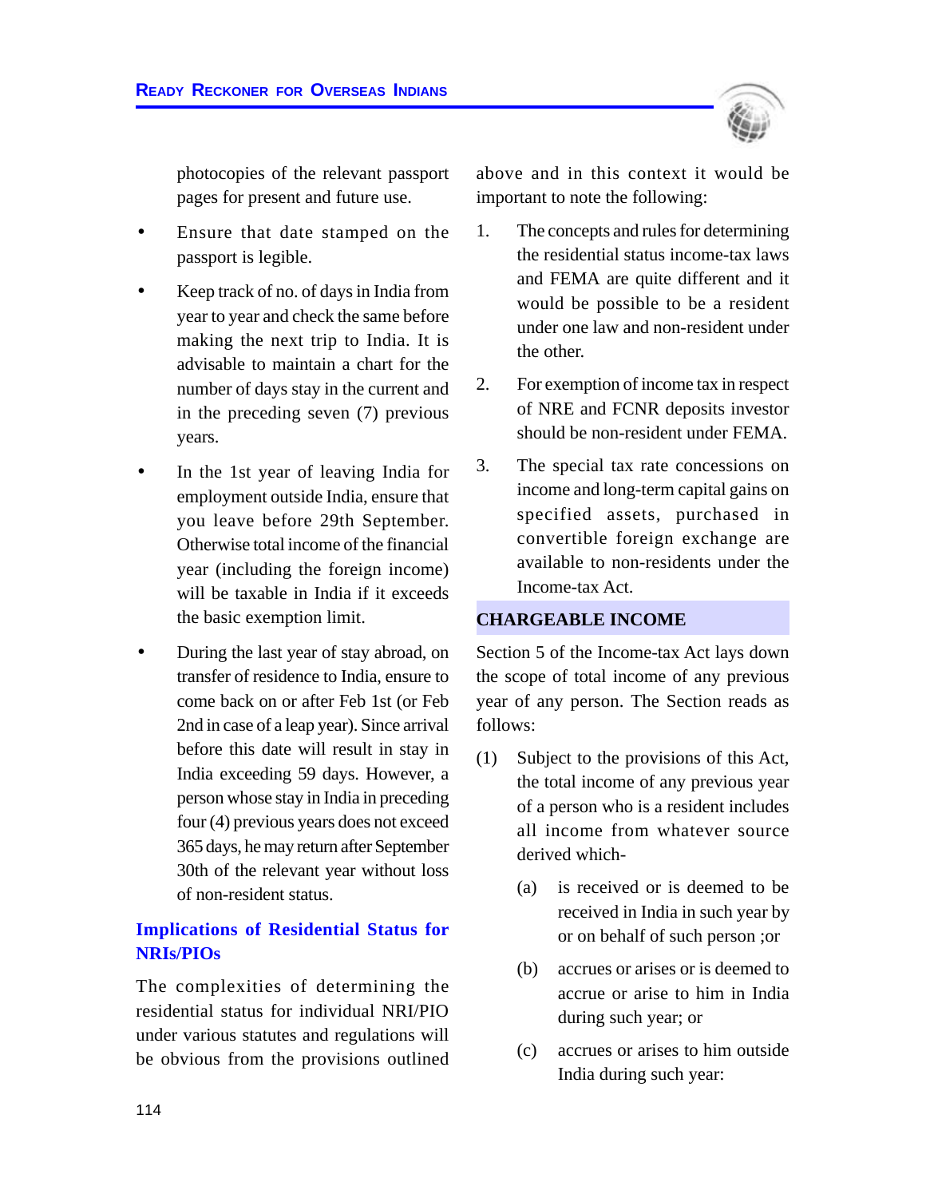photocopies of the relevant passport pages for present and future use.

- Ensure that date stamped on the passport is legible.
- Keep track of no. of days in India from year to year and check the same before making the next trip to India. It is advisable to maintain a chart for the number of days stay in the current and in the preceding seven (7) previous years.
- In the 1st year of leaving India for employment outside India, ensure that you leave before 29th September. Otherwise total income of the financial year (including the foreign income) will be taxable in India if it exceeds the basic exemption limit.
- During the last year of stay abroad, on transfer of residence to India, ensure to come back on or after Feb 1st (or Feb 2nd in case of a leap year). Since arrival before this date will result in stay in India exceeding 59 days. However, a person whose stay in India in preceding four (4) previous years does not exceed 365 days, he may return after September 30th of the relevant year without loss of non-resident status.

### Implications of Residential Status for NRIs/PIOs

The complexities of determining the residential status for individual NRI/PIO under various statutes and regulations will be obvious from the provisions outlined above and in this context it would be important to note the following:

1. The concepts and rules for determining the residential status income-tax laws and FEMA are quite different and it would be possible to be a resident under one law and non-resident under the other.
2. For exemption of income tax in respect of NRE and FCNR deposits investor should be non-resident under FEMA.
3. The special tax rate concessions on income and long-term capital gains on specified assets, purchased in convertible foreign exchange are available to non-residents under the Income-tax Act.

## CHARGEABLE INCOME

Section 5 of the Income-tax Act lays down the scope of total income of any previous year of any person. The Section reads as follows:

(1) Subject to the provisions of this Act, the total income of any previous year of a person who is a resident includes all income from whatever source derived which-

(a) is received or is deemed to be received in India in such year by or on behalf of such person ;or

(b) accrues or arises or is deemed to accrue or arise to him in India during such year; or

(c) accrues or arises to him outside India during such year: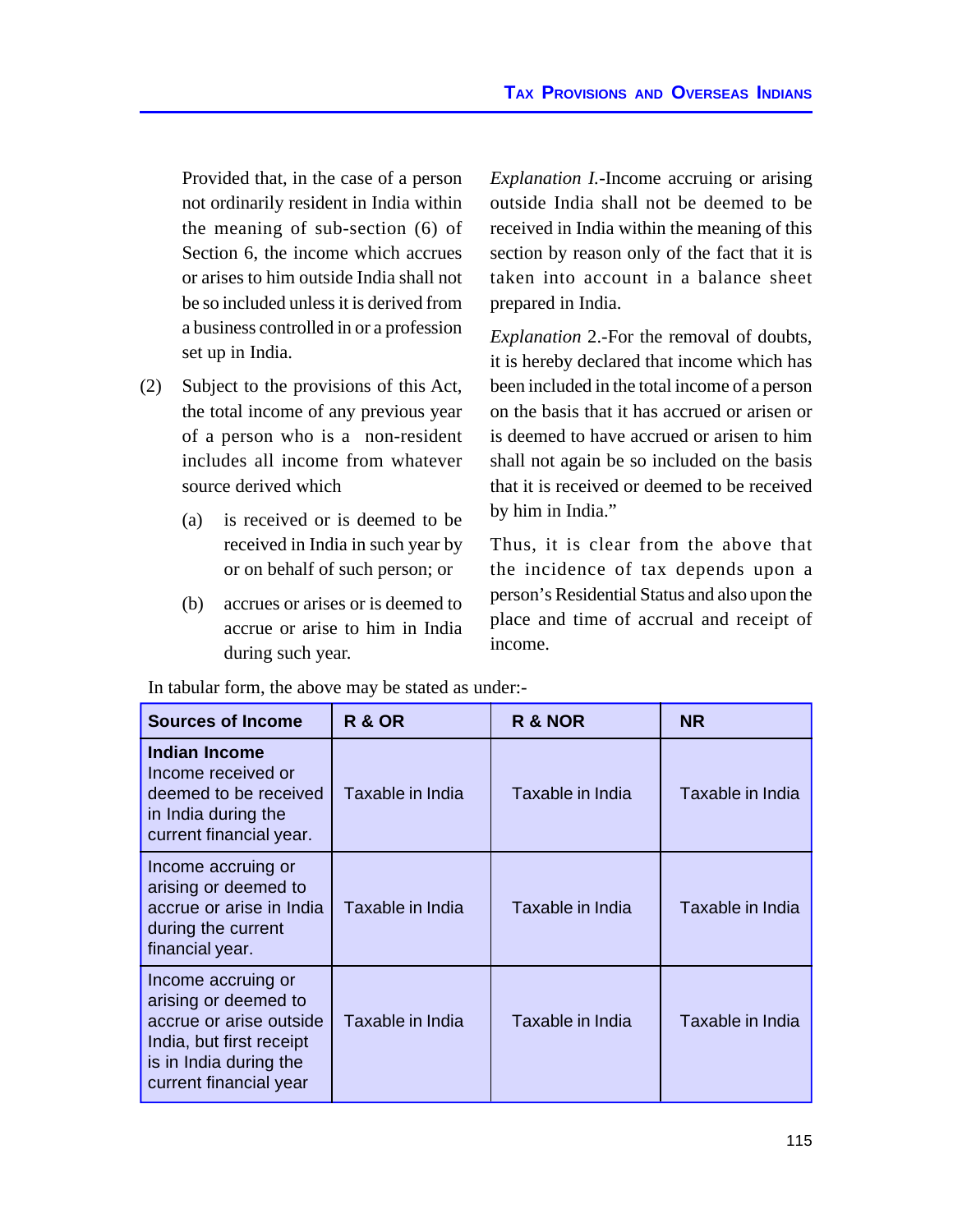Provided that, in the case of a person not ordinarily resident in India within the meaning of sub-section (6) of Section 6, the income which accrues or arises to him outside India shall not be so included unless it is derived from a business controlled in or a profession set up in India.

(2) Subject to the provisions of this Act, the total income of any previous year of a person who is a non-resident includes all income from whatever source derived which

(a) is received or is deemed to be received in India in such year by or on behalf of such person; or

(b) accrues or arises or is deemed to accrue or arise to him in India during such year.

*Explanation I.*-Income accruing or arising outside India shall not be deemed to be received in India within the meaning of this section by reason only of the fact that it is taken into account in a balance sheet prepared in India.

*Explanation* 2.-For the removal of doubts, it is hereby declared that income which has been included in the total income of a person on the basis that it has accrued or arisen or is deemed to have accrued or arisen to him shall not again be so included on the basis that it is received or deemed to be received by him in India."

Thus, it is clear from the above that the incidence of tax depends upon a person's Residential Status and also upon the place and time of accrual and receipt of income.

In tabular form, the above may be stated as under:-

| Sources of Income | R & OR | R & NOR | NR |
|---|---|---|---|
| **Indian Income** Income received or deemed to be received in India during the current financial year. | Taxable in India | Taxable in India | Taxable in India |
| Income accruing or arising or deemed to accrue or arise in India during the current financial year. | Taxable in India | Taxable in India | Taxable in India |
| Income accruing or arising or deemed to accrue or arise outside India, but first receipt is in India during the current financial year | Taxable in India | Taxable in India | Taxable in India |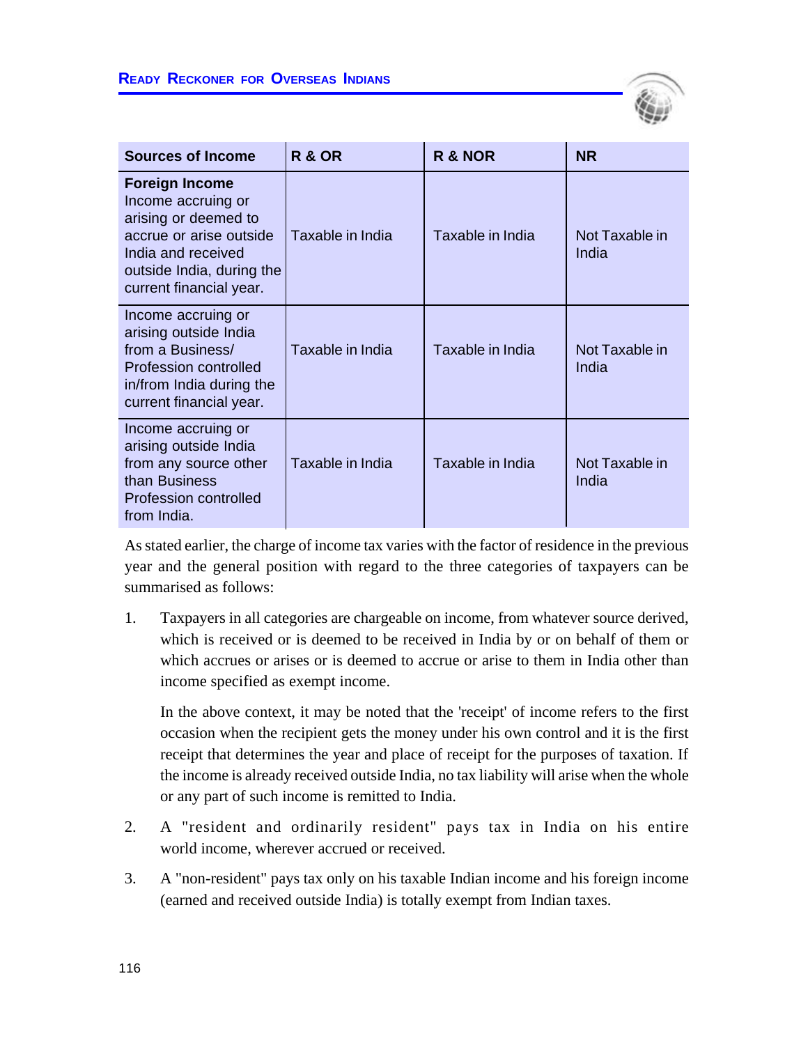| Sources of Income | R & OR | R & NOR | NR |
|---|---|---|---|
| **Foreign Income** Income accruing or arising or deemed to accrue or arise outside India and received outside India, during the current financial year. | Taxable in India | Taxable in India | Not Taxable in India |
| Income accruing or arising outside India from a Business/ Profession controlled in/from India during the current financial year. | Taxable in India | Taxable in India | Not Taxable in India |
| Income accruing or arising outside India from any source other than Business Profession controlled from India. | Taxable in India | Taxable in India | Not Taxable in India |

As stated earlier, the charge of income tax varies with the factor of residence in the previous year and the general position with regard to the three categories of taxpayers can be summarised as follows:

1. Taxpayers in all categories are chargeable on income, from whatever source derived, which is received or is deemed to be received in India by or on behalf of them or which accrues or arises or is deemed to accrue or arise to them in India other than income specified as exempt income.

   In the above context, it may be noted that the 'receipt' of income refers to the first occasion when the recipient gets the money under his own control and it is the first receipt that determines the year and place of receipt for the purposes of taxation. If the income is already received outside India, no tax liability will arise when the whole or any part of such income is remitted to India.

2. A "resident and ordinarily resident" pays tax in India on his entire world income, wherever accrued or received.

3. A "non-resident" pays tax only on his taxable Indian income and his foreign income (earned and received outside India) is totally exempt from Indian taxes.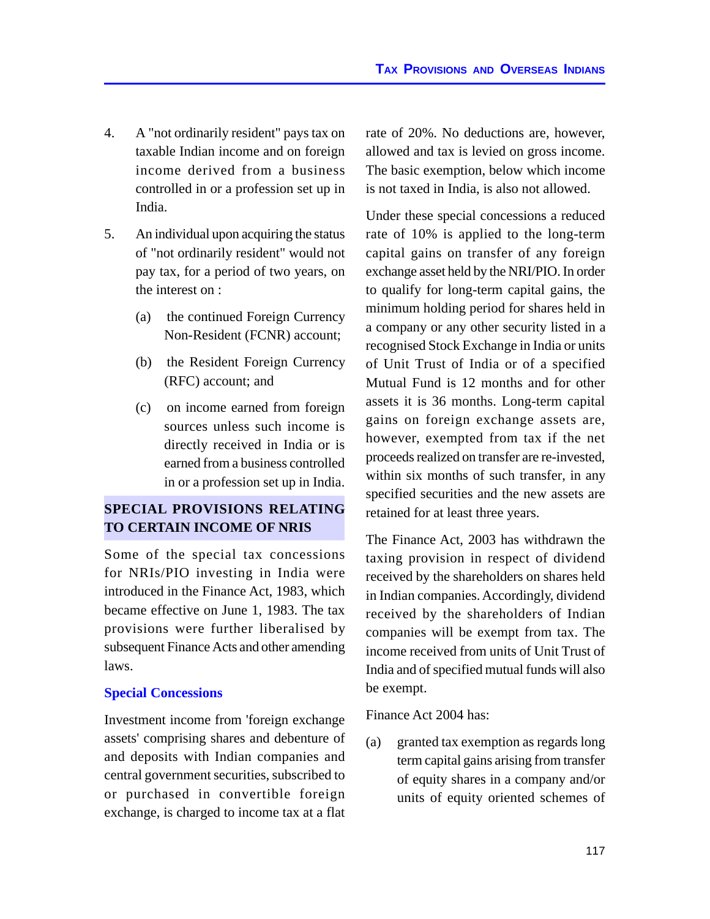4. A "not ordinarily resident" pays tax on taxable Indian income and on foreign income derived from a business controlled in or a profession set up in India.

5. An individual upon acquiring the status of "not ordinarily resident" would not pay tax, for a period of two years, on the interest on :

   (a) the continued Foreign Currency Non-Resident (FCNR) account;

   (b) the Resident Foreign Currency (RFC) account; and

   (c) on income earned from foreign sources unless such income is directly received in India or is earned from a business controlled in or a profession set up in India.

## SPECIAL PROVISIONS RELATING TO CERTAIN INCOME OF NRIS

Some of the special tax concessions for NRIs/PIO investing in India were introduced in the Finance Act, 1983, which became effective on June 1, 1983. The tax provisions were further liberalised by subsequent Finance Acts and other amending laws.

### Special Concessions

Investment income from 'foreign exchange assets' comprising shares and debenture of and deposits with Indian companies and central government securities, subscribed to or purchased in convertible foreign exchange, is charged to income tax at a flat rate of 20%. No deductions are, however, allowed and tax is levied on gross income. The basic exemption, below which income is not taxed in India, is also not allowed.

Under these special concessions a reduced rate of 10% is applied to the long-term capital gains on transfer of any foreign exchange asset held by the NRI/PIO. In order to qualify for long-term capital gains, the minimum holding period for shares held in a company or any other security listed in a recognised Stock Exchange in India or units of Unit Trust of India or of a specified Mutual Fund is 12 months and for other assets it is 36 months. Long-term capital gains on foreign exchange assets are, however, exempted from tax if the net proceeds realized on transfer are re-invested, within six months of such transfer, in any specified securities and the new assets are retained for at least three years.

The Finance Act, 2003 has withdrawn the taxing provision in respect of dividend received by the shareholders on shares held in Indian companies. Accordingly, dividend received by the shareholders of Indian companies will be exempt from tax. The income received from units of Unit Trust of India and of specified mutual funds will also be exempt.

Finance Act 2004 has:

(a) granted tax exemption as regards long term capital gains arising from transfer of equity shares in a company and/or units of equity oriented schemes of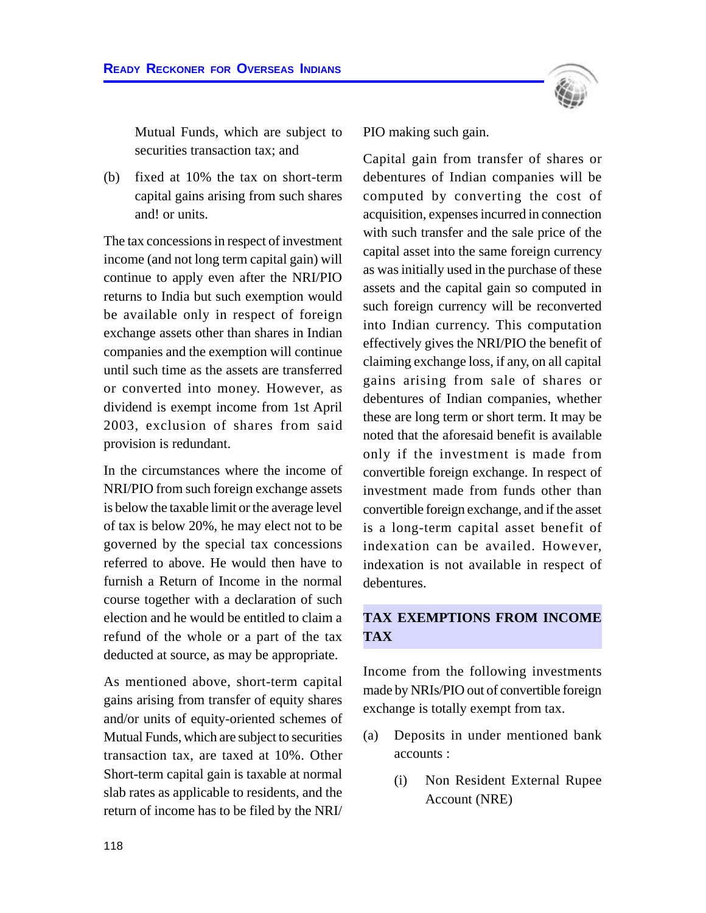Mutual Funds, which are subject to securities transaction tax; and

(b) fixed at 10% the tax on short-term capital gains arising from such shares and! or units.

The tax concessions in respect of investment income (and not long term capital gain) will continue to apply even after the NRI/PIO returns to India but such exemption would be available only in respect of foreign exchange assets other than shares in Indian companies and the exemption will continue until such time as the assets are transferred or converted into money. However, as dividend is exempt income from 1st April 2003, exclusion of shares from said provision is redundant.

In the circumstances where the income of NRI/PIO from such foreign exchange assets is below the taxable limit or the average level of tax is below 20%, he may elect not to be governed by the special tax concessions referred to above. He would then have to furnish a Return of Income in the normal course together with a declaration of such election and he would be entitled to claim a refund of the whole or a part of the tax deducted at source, as may be appropriate.

As mentioned above, short-term capital gains arising from transfer of equity shares and/or units of equity-oriented schemes of Mutual Funds, which are subject to securities transaction tax, are taxed at 10%. Other Short-term capital gain is taxable at normal slab rates as applicable to residents, and the return of income has to be filed by the NRI/PIO making such gain.

Capital gain from transfer of shares or debentures of Indian companies will be computed by converting the cost of acquisition, expenses incurred in connection with such transfer and the sale price of the capital asset into the same foreign currency as was initially used in the purchase of these assets and the capital gain so computed in such foreign currency will be reconverted into Indian currency. This computation effectively gives the NRI/PIO the benefit of claiming exchange loss, if any, on all capital gains arising from sale of shares or debentures of Indian companies, whether these are long term or short term. It may be noted that the aforesaid benefit is available only if the investment is made from convertible foreign exchange. In respect of investment made from funds other than convertible foreign exchange, and if the asset is a long-term capital asset benefit of indexation can be availed. However, indexation is not available in respect of debentures.

## TAX EXEMPTIONS FROM INCOME TAX

Income from the following investments made by NRIs/PIO out of convertible foreign exchange is totally exempt from tax.

(a) Deposits in under mentioned bank accounts :

   (i) Non Resident External Rupee Account (NRE)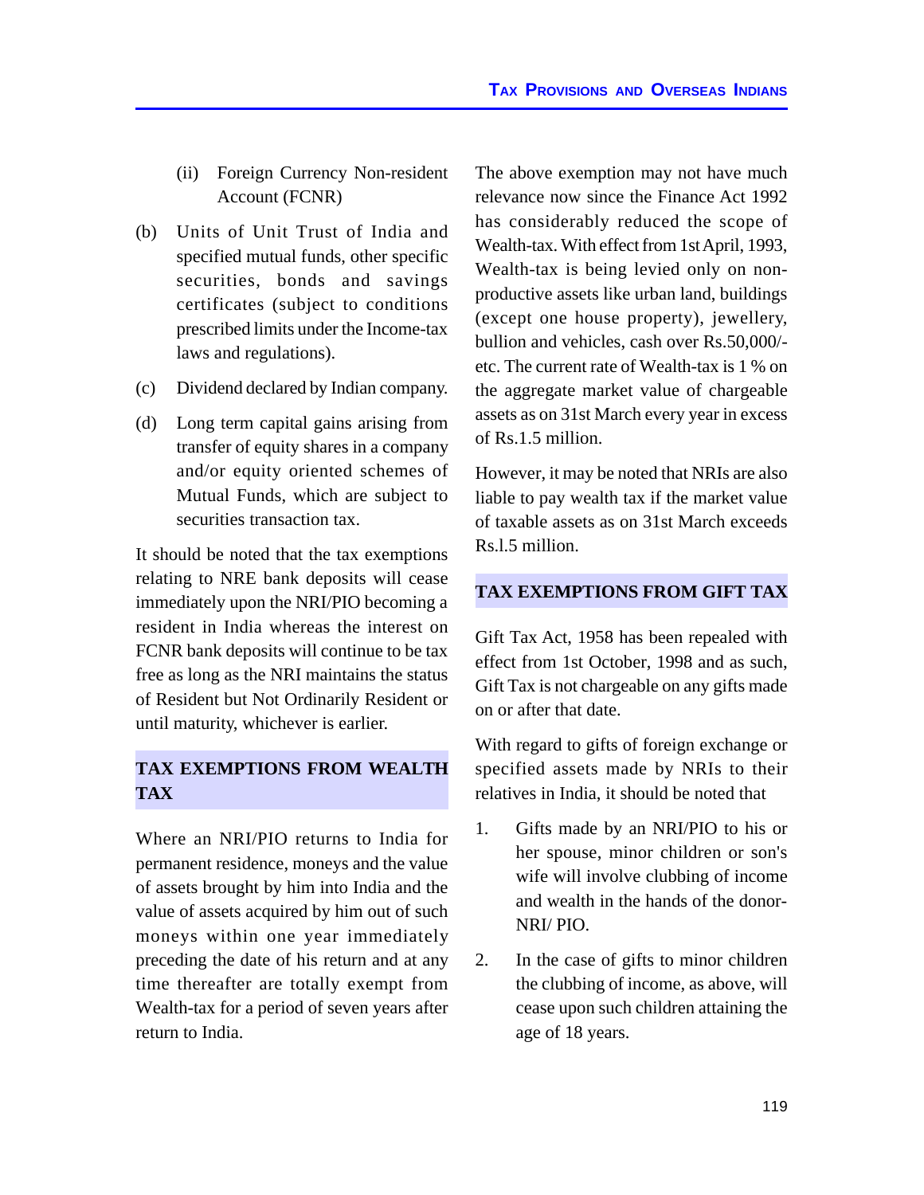(ii) Foreign Currency Non-resident Account (FCNR)

(b) Units of Unit Trust of India and specified mutual funds, other specific securities, bonds and savings certificates (subject to conditions prescribed limits under the Income-tax laws and regulations).

(c) Dividend declared by Indian company.

(d) Long term capital gains arising from transfer of equity shares in a company and/or equity oriented schemes of Mutual Funds, which are subject to securities transaction tax.

It should be noted that the tax exemptions relating to NRE bank deposits will cease immediately upon the NRI/PIO becoming a resident in India whereas the interest on FCNR bank deposits will continue to be tax free as long as the NRI maintains the status of Resident but Not Ordinarily Resident or until maturity, whichever is earlier.

## TAX EXEMPTIONS FROM WEALTH TAX

Where an NRI/PIO returns to India for permanent residence, moneys and the value of assets brought by him into India and the value of assets acquired by him out of such moneys within one year immediately preceding the date of his return and at any time thereafter are totally exempt from Wealth-tax for a period of seven years after return to India.

The above exemption may not have much relevance now since the Finance Act 1992 has considerably reduced the scope of Wealth-tax. With effect from 1st April, 1993, Wealth-tax is being levied only on non-productive assets like urban land, buildings (except one house property), jewellery, bullion and vehicles, cash over Rs.50,000/- etc. The current rate of Wealth-tax is 1 % on the aggregate market value of chargeable assets as on 31st March every year in excess of Rs.1.5 million.

However, it may be noted that NRIs are also liable to pay wealth tax if the market value of taxable assets as on 31st March exceeds Rs.l.5 million.

## TAX EXEMPTIONS FROM GIFT TAX

Gift Tax Act, 1958 has been repealed with effect from 1st October, 1998 and as such, Gift Tax is not chargeable on any gifts made on or after that date.

With regard to gifts of foreign exchange or specified assets made by NRIs to their relatives in India, it should be noted that

1. Gifts made by an NRI/PIO to his or her spouse, minor children or son's wife will involve clubbing of income and wealth in the hands of the donor-NRI/ PIO.

2. In the case of gifts to minor children the clubbing of income, as above, will cease upon such children attaining the age of 18 years.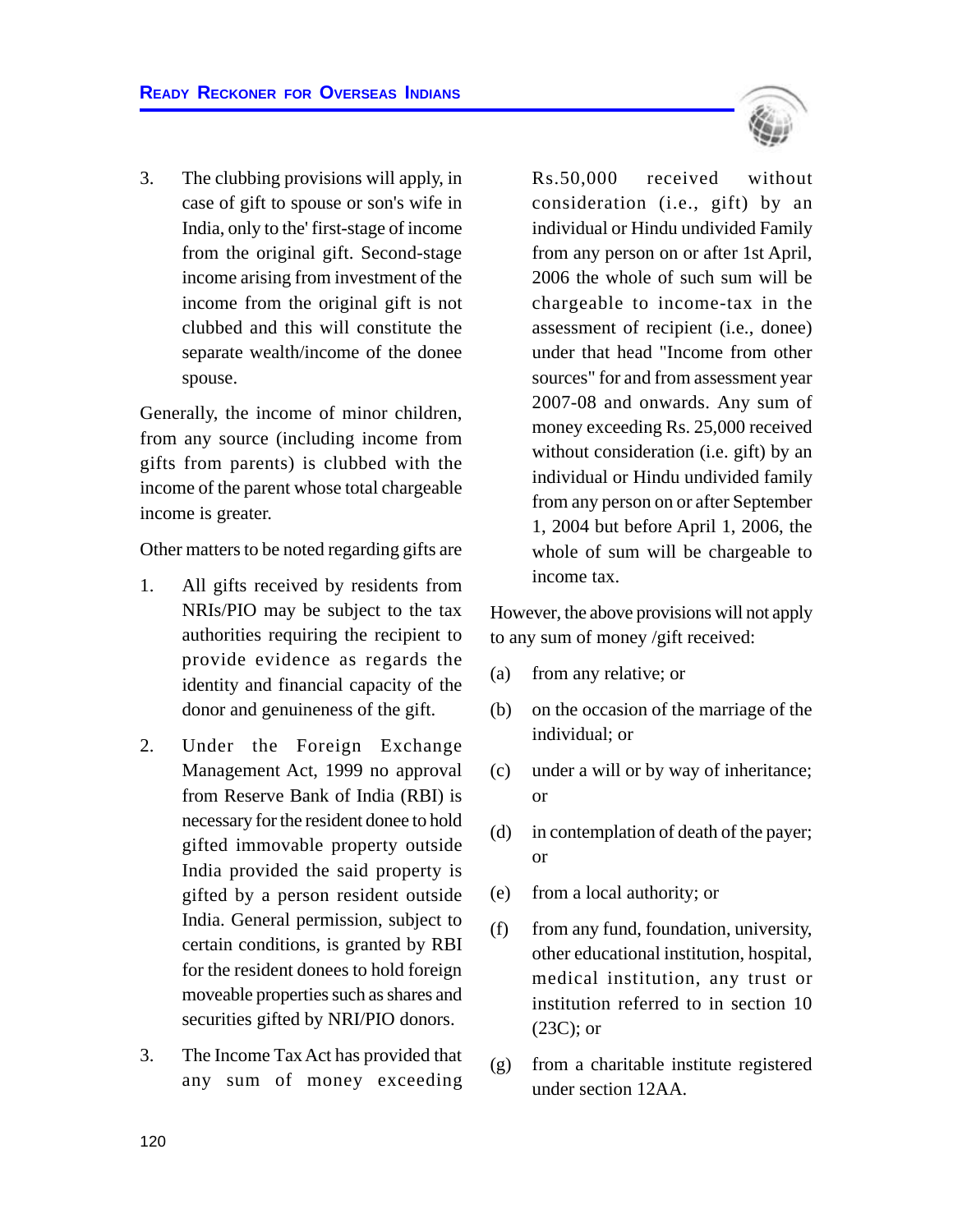3. The clubbing provisions will apply, in case of gift to spouse or son's wife in India, only to the' first-stage of income from the original gift. Second-stage income arising from investment of the income from the original gift is not clubbed and this will constitute the separate wealth/income of the donee spouse.

Generally, the income of minor children, from any source (including income from gifts from parents) is clubbed with the income of the parent whose total chargeable income is greater.

Other matters to be noted regarding gifts are

1. All gifts received by residents from NRIs/PIO may be subject to the tax authorities requiring the recipient to provide evidence as regards the identity and financial capacity of the donor and genuineness of the gift.

2. Under the Foreign Exchange Management Act, 1999 no approval from Reserve Bank of India (RBI) is necessary for the resident donee to hold gifted immovable property outside India provided the said property is gifted by a person resident outside India. General permission, subject to certain conditions, is granted by RBI for the resident donees to hold foreign moveable properties such as shares and securities gifted by NRI/PIO donors.

3. The Income Tax Act has provided that any sum of money exceeding Rs.50,000 received without consideration (i.e., gift) by an individual or Hindu undivided Family from any person on or after 1st April, 2006 the whole of such sum will be chargeable to income-tax in the assessment of recipient (i.e., donee) under that head "Income from other sources" for and from assessment year 2007-08 and onwards. Any sum of money exceeding Rs. 25,000 received without consideration (i.e. gift) by an individual or Hindu undivided family from any person on or after September 1, 2004 but before April 1, 2006, the whole of sum will be chargeable to income tax.

However, the above provisions will not apply to any sum of money /gift received:

(a) from any relative; or

(b) on the occasion of the marriage of the individual; or

(c) under a will or by way of inheritance; or

(d) in contemplation of death of the payer; or

(e) from a local authority; or

(f) from any fund, foundation, university, other educational institution, hospital, medical institution, any trust or institution referred to in section 10 (23C); or

(g) from a charitable institute registered under section 12AA.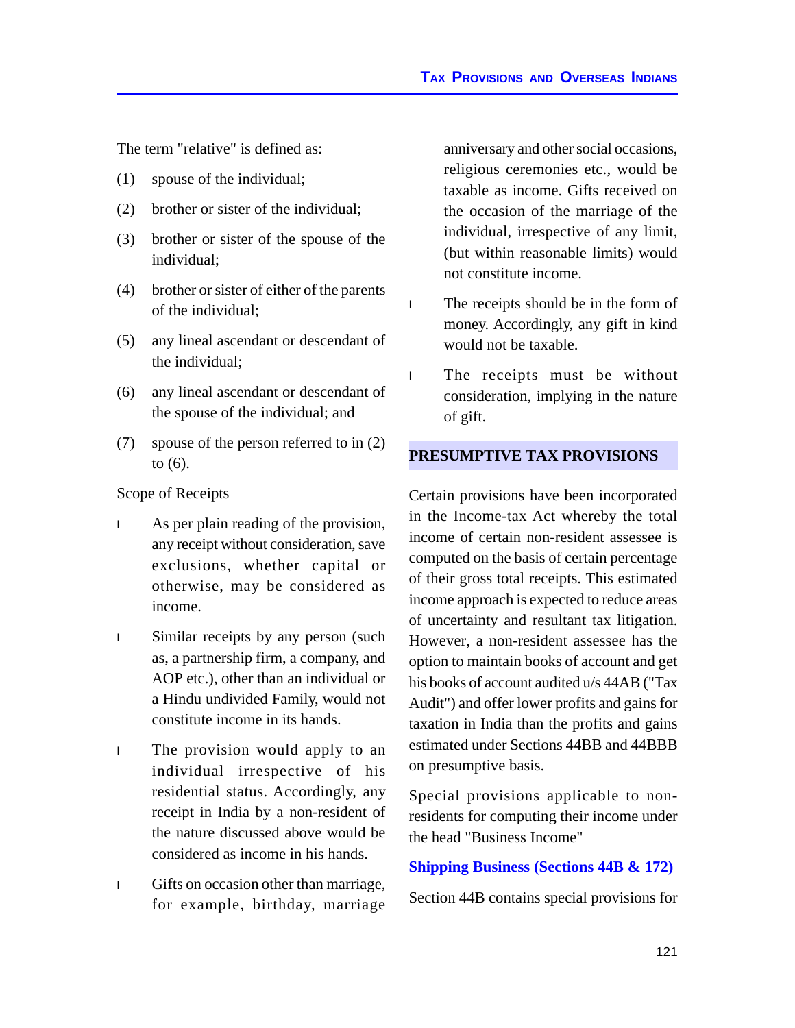The term "relative" is defined as:

(1) spouse of the individual;

(2) brother or sister of the individual;

(3) brother or sister of the spouse of the individual;

(4) brother or sister of either of the parents of the individual;

(5) any lineal ascendant or descendant of the individual;

(6) any lineal ascendant or descendant of the spouse of the individual; and

(7) spouse of the person referred to in (2) to (6).

Scope of Receipts

- As per plain reading of the provision, any receipt without consideration, save exclusions, whether capital or otherwise, may be considered as income.
- Similar receipts by any person (such as, a partnership firm, a company, and AOP etc.), other than an individual or a Hindu undivided Family, would not constitute income in its hands.
- The provision would apply to an individual irrespective of his residential status. Accordingly, any receipt in India by a non-resident of the nature discussed above would be considered as income in his hands.
- Gifts on occasion other than marriage, for example, birthday, marriage anniversary and other social occasions, religious ceremonies etc., would be taxable as income. Gifts received on the occasion of the marriage of the individual, irrespective of any limit, (but within reasonable limits) would not constitute income.
- The receipts should be in the form of money. Accordingly, any gift in kind would not be taxable.
- The receipts must be without consideration, implying in the nature of gift.

## PRESUMPTIVE TAX PROVISIONS

Certain provisions have been incorporated in the Income-tax Act whereby the total income of certain non-resident assessee is computed on the basis of certain percentage of their gross total receipts. This estimated income approach is expected to reduce areas of uncertainty and resultant tax litigation. However, a non-resident assessee has the option to maintain books of account and get his books of account audited u/s 44AB ("Tax Audit") and offer lower profits and gains for taxation in India than the profits and gains estimated under Sections 44BB and 44BBB on presumptive basis.

Special provisions applicable to non-residents for computing their income under the head "Business Income"

### Shipping Business (Sections 44B & 172)

Section 44B contains special provisions for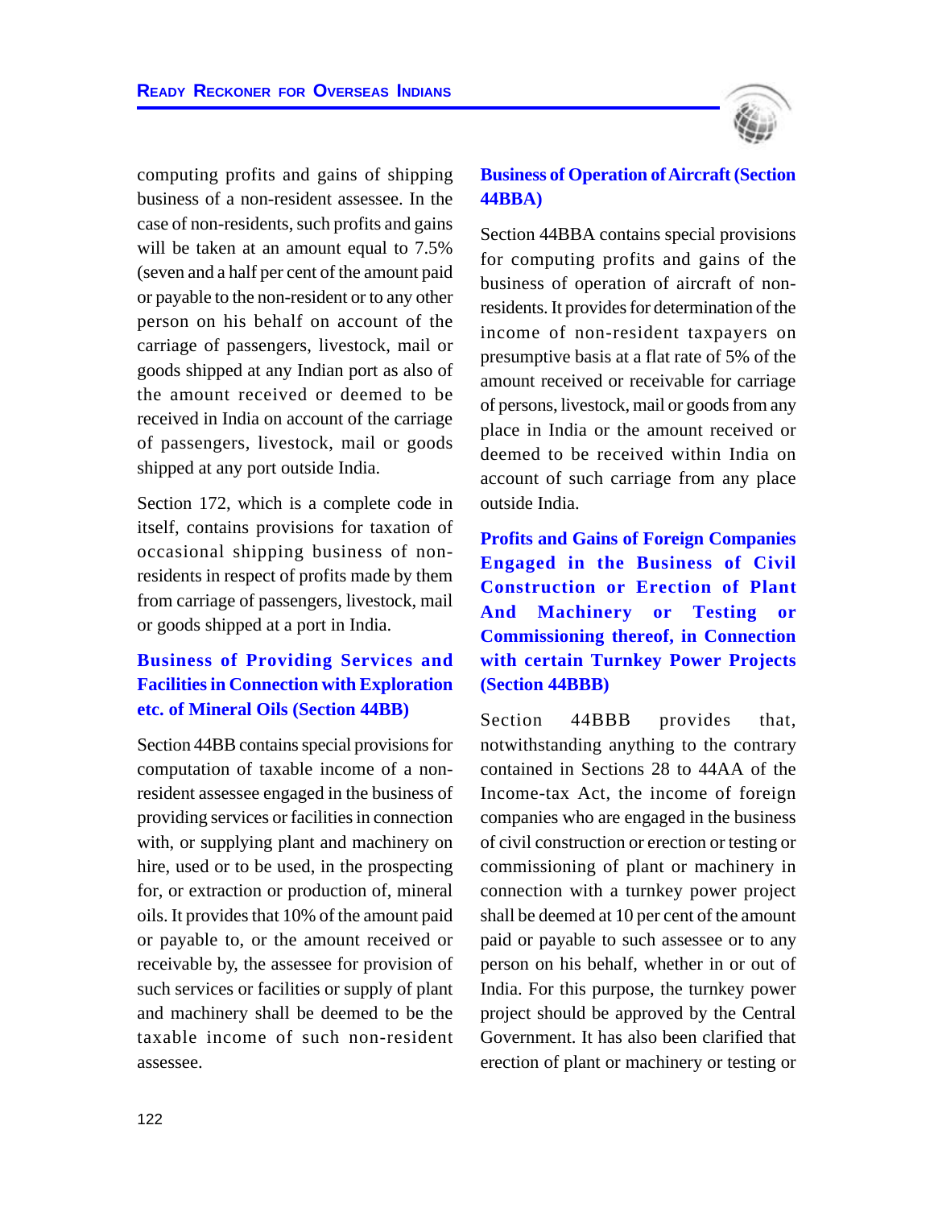computing profits and gains of shipping business of a non-resident assessee. In the case of non-residents, such profits and gains will be taken at an amount equal to 7.5% (seven and a half per cent of the amount paid or payable to the non-resident or to any other person on his behalf on account of the carriage of passengers, livestock, mail or goods shipped at any Indian port as also of the amount received or deemed to be received in India on account of the carriage of passengers, livestock, mail or goods shipped at any port outside India.

Section 172, which is a complete code in itself, contains provisions for taxation of occasional shipping business of non-residents in respect of profits made by them from carriage of passengers, livestock, mail or goods shipped at a port in India.

### Business of Providing Services and Facilities in Connection with Exploration etc. of Mineral Oils (Section 44BB)

Section 44BB contains special provisions for computation of taxable income of a non-resident assessee engaged in the business of providing services or facilities in connection with, or supplying plant and machinery on hire, used or to be used, in the prospecting for, or extraction or production of, mineral oils. It provides that 10% of the amount paid or payable to, or the amount received or receivable by, the assessee for provision of such services or facilities or supply of plant and machinery shall be deemed to be the taxable income of such non-resident assessee.

### Business of Operation of Aircraft (Section 44BBA)

Section 44BBA contains special provisions for computing profits and gains of the business of operation of aircraft of non-residents. It provides for determination of the income of non-resident taxpayers on presumptive basis at a flat rate of 5% of the amount received or receivable for carriage of persons, livestock, mail or goods from any place in India or the amount received or deemed to be received within India on account of such carriage from any place outside India.

### Profits and Gains of Foreign Companies Engaged in the Business of Civil Construction or Erection of Plant And Machinery or Testing or Commissioning thereof, in Connection with certain Turnkey Power Projects (Section 44BBB)

Section 44BBB provides that, notwithstanding anything to the contrary contained in Sections 28 to 44AA of the Income-tax Act, the income of foreign companies who are engaged in the business of civil construction or erection or testing or commissioning of plant or machinery in connection with a turnkey power project shall be deemed at 10 per cent of the amount paid or payable to such assessee or to any person on his behalf, whether in or out of India. For this purpose, the turnkey power project should be approved by the Central Government. It has also been clarified that erection of plant or machinery or testing or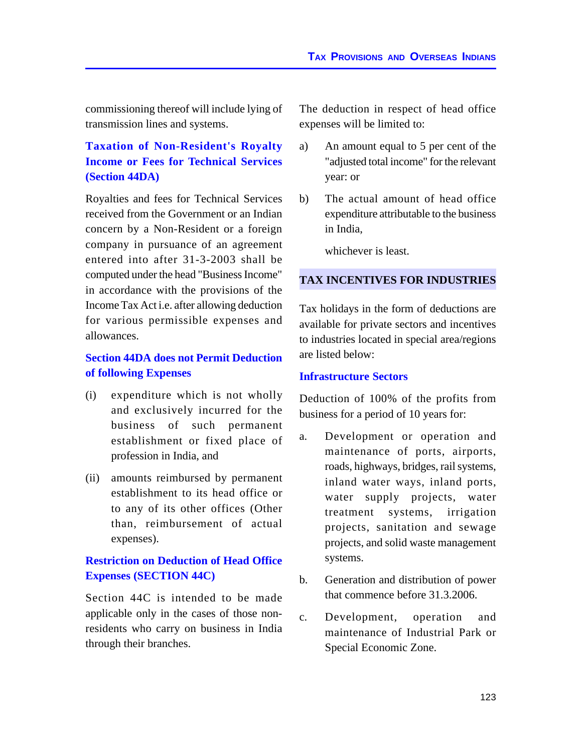commissioning thereof will include lying of transmission lines and systems.

### Taxation of Non-Resident's Royalty Income or Fees for Technical Services (Section 44DA)

Royalties and fees for Technical Services received from the Government or an Indian concern by a Non-Resident or a foreign company in pursuance of an agreement entered into after 31-3-2003 shall be computed under the head "Business Income" in accordance with the provisions of the Income Tax Act i.e. after allowing deduction for various permissible expenses and allowances.

### Section 44DA does not Permit Deduction of following Expenses

(i) expenditure which is not wholly and exclusively incurred for the business of such permanent establishment or fixed place of profession in India, and

(ii) amounts reimbursed by permanent establishment to its head office or to any of its other offices (Other than, reimbursement of actual expenses).

### Restriction on Deduction of Head Office Expenses (SECTION 44C)

Section 44C is intended to be made applicable only in the cases of those non-residents who carry on business in India through their branches.

The deduction in respect of head office expenses will be limited to:

a) An amount equal to 5 per cent of the "adjusted total income" for the relevant year: or

b) The actual amount of head office expenditure attributable to the business in India,

whichever is least.

## TAX INCENTIVES FOR INDUSTRIES

Tax holidays in the form of deductions are available for private sectors and incentives to industries located in special area/regions are listed below:

### Infrastructure Sectors

Deduction of 100% of the profits from business for a period of 10 years for:

a. Development or operation and maintenance of ports, airports, roads, highways, bridges, rail systems, inland water ways, inland ports, water supply projects, water treatment systems, irrigation projects, sanitation and sewage projects, and solid waste management systems.

b. Generation and distribution of power that commence before 31.3.2006.

c. Development, operation and maintenance of Industrial Park or Special Economic Zone.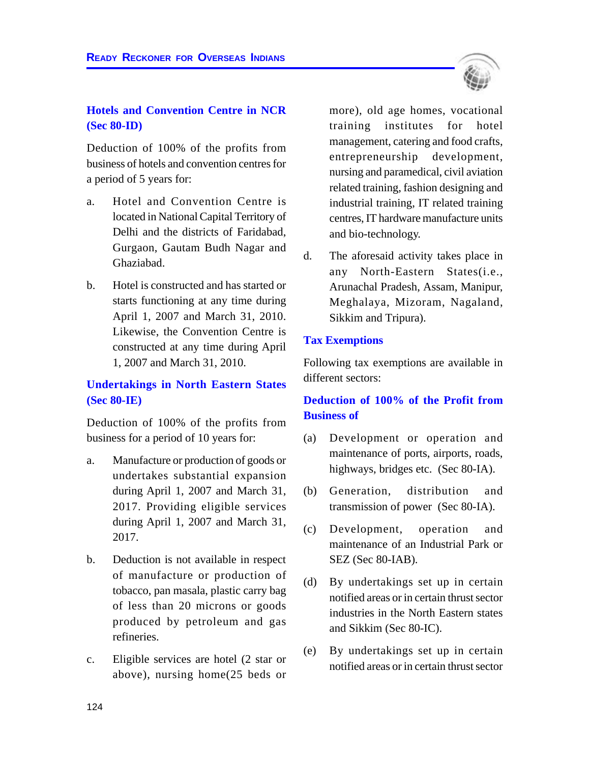### Hotels and Convention Centre in NCR (Sec 80-ID)

Deduction of 100% of the profits from business of hotels and convention centres for a period of 5 years for:

a. Hotel and Convention Centre is located in National Capital Territory of Delhi and the districts of Faridabad, Gurgaon, Gautam Budh Nagar and Ghaziabad.

b. Hotel is constructed and has started or starts functioning at any time during April 1, 2007 and March 31, 2010. Likewise, the Convention Centre is constructed at any time during April 1, 2007 and March 31, 2010.

### Undertakings in North Eastern States (Sec 80-IE)

Deduction of 100% of the profits from business for a period of 10 years for:

a. Manufacture or production of goods or undertakes substantial expansion during April 1, 2007 and March 31, 2017. Providing eligible services during April 1, 2007 and March 31, 2017.

b. Deduction is not available in respect of manufacture or production of tobacco, pan masala, plastic carry bag of less than 20 microns or goods produced by petroleum and gas refineries.

c. Eligible services are hotel (2 star or above), nursing home(25 beds or more), old age homes, vocational training institutes for hotel management, catering and food crafts, entrepreneurship development, nursing and paramedical, civil aviation related training, fashion designing and industrial training, IT related training centres, IT hardware manufacture units and bio-technology.

d. The aforesaid activity takes place in any North-Eastern States(i.e., Arunachal Pradesh, Assam, Manipur, Meghalaya, Mizoram, Nagaland, Sikkim and Tripura).

### Tax Exemptions

Following tax exemptions are available in different sectors:

### Deduction of 100% of the Profit from Business of

(a) Development or operation and maintenance of ports, airports, roads, highways, bridges etc. (Sec 80-IA).

(b) Generation, distribution and transmission of power (Sec 80-IA).

(c) Development, operation and maintenance of an Industrial Park or SEZ (Sec 80-IAB).

(d) By undertakings set up in certain notified areas or in certain thrust sector industries in the North Eastern states and Sikkim (Sec 80-IC).

(e) By undertakings set up in certain notified areas or in certain thrust sector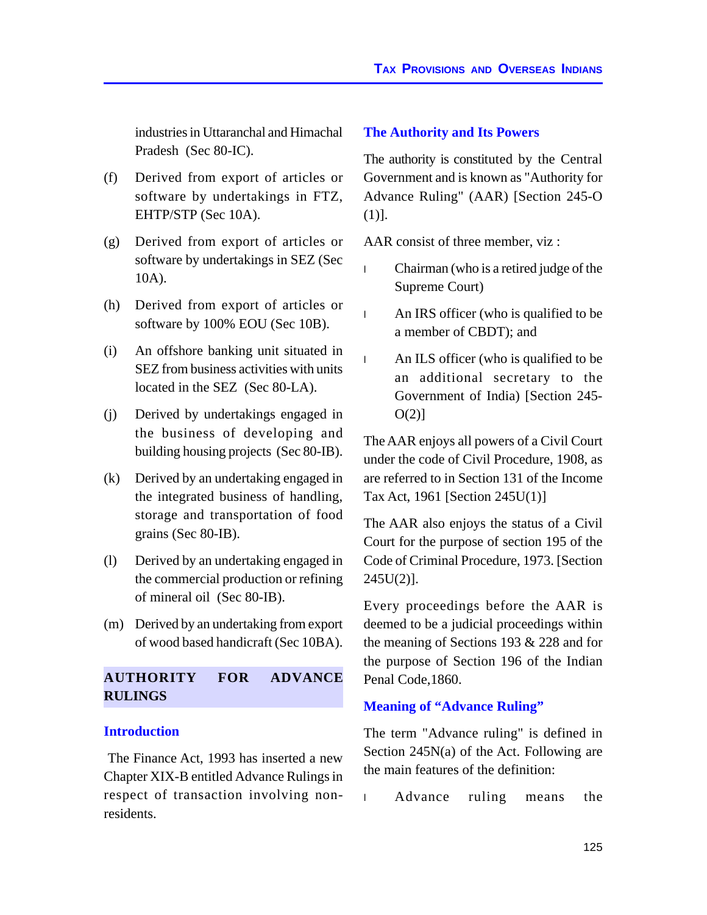industries in Uttaranchal and Himachal Pradesh (Sec 80-IC).

(f) Derived from export of articles or software by undertakings in FTZ, EHTP/STP (Sec 10A).

(g) Derived from export of articles or software by undertakings in SEZ (Sec 10A).

(h) Derived from export of articles or software by 100% EOU (Sec 10B).

(i) An offshore banking unit situated in SEZ from business activities with units located in the SEZ (Sec 80-LA).

(j) Derived by undertakings engaged in the business of developing and building housing projects (Sec 80-IB).

(k) Derived by an undertaking engaged in the integrated business of handling, storage and transportation of food grains (Sec 80-IB).

(l) Derived by an undertaking engaged in the commercial production or refining of mineral oil (Sec 80-IB).

(m) Derived by an undertaking from export of wood based handicraft (Sec 10BA).

## AUTHORITY FOR ADVANCE RULINGS

### Introduction

The Finance Act, 1993 has inserted a new Chapter XIX-B entitled Advance Rulings in respect of transaction involving non-residents.

### The Authority and Its Powers

The authority is constituted by the Central Government and is known as "Authority for Advance Ruling" (AAR) [Section 245-O (1)].

AAR consist of three member, viz :

- Chairman (who is a retired judge of the Supreme Court)
- An IRS officer (who is qualified to be a member of CBDT); and
- An ILS officer (who is qualified to be an additional secretary to the Government of India) [Section 245-O(2)]

The AAR enjoys all powers of a Civil Court under the code of Civil Procedure, 1908, as are referred to in Section 131 of the Income Tax Act, 1961 [Section 245U(1)]

The AAR also enjoys the status of a Civil Court for the purpose of section 195 of the Code of Criminal Procedure, 1973. [Section 245U(2)].

Every proceedings before the AAR is deemed to be a judicial proceedings within the meaning of Sections 193 & 228 and for the purpose of Section 196 of the Indian Penal Code,1860.

### Meaning of "Advance Ruling"

The term "Advance ruling" is defined in Section 245N(a) of the Act. Following are the main features of the definition:

- Advance ruling means the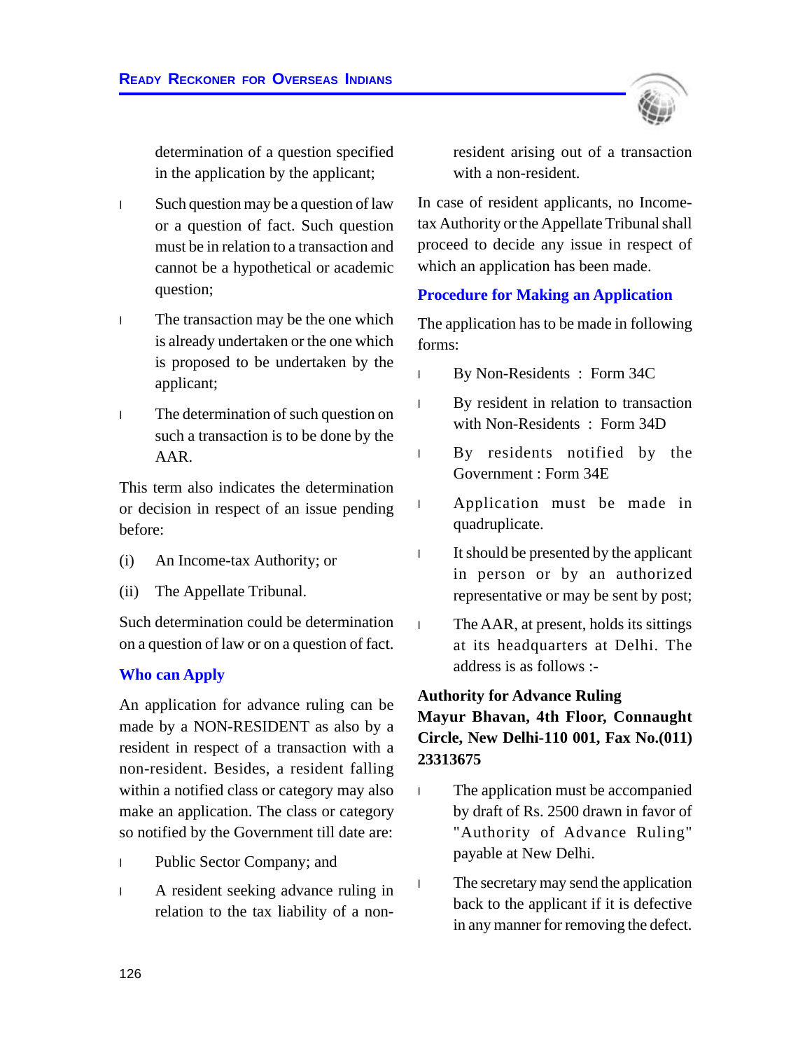determination of a question specified in the application by the applicant;

- Such question may be a question of law or a question of fact. Such question must be in relation to a transaction and cannot be a hypothetical or academic question;
- The transaction may be the one which is already undertaken or the one which is proposed to be undertaken by the applicant;
- The determination of such question on such a transaction is to be done by the AAR.

This term also indicates the determination or decision in respect of an issue pending before:

(i) An Income-tax Authority; or

(ii) The Appellate Tribunal.

Such determination could be determination on a question of law or on a question of fact.

## Who can Apply

An application for advance ruling can be made by a NON-RESIDENT as also by a resident in respect of a transaction with a non-resident. Besides, a resident falling within a notified class or category may also make an application. The class or category so notified by the Government till date are:

- Public Sector Company; and
- A resident seeking advance ruling in relation to the tax liability of a non-resident arising out of a transaction with a non-resident.

In case of resident applicants, no Income-tax Authority or the Appellate Tribunal shall proceed to decide any issue in respect of which an application has been made.

## Procedure for Making an Application

The application has to be made in following forms:

- By Non-Residents : Form 34C
- By resident in relation to transaction with Non-Residents : Form 34D
- By residents notified by the Government : Form 34E
- Application must be made in quadruplicate.
- It should be presented by the applicant in person or by an authorized representative or may be sent by post;
- The AAR, at present, holds its sittings at its headquarters at Delhi. The address is as follows :-

**Authority for Advance Ruling**
**Mayur Bhavan, 4th Floor, Connaught Circle, New Delhi-110 001, Fax No.(011) 23313675**

- The application must be accompanied by draft of Rs. 2500 drawn in favor of "Authority of Advance Ruling" payable at New Delhi.
- The secretary may send the application back to the applicant if it is defective in any manner for removing the defect.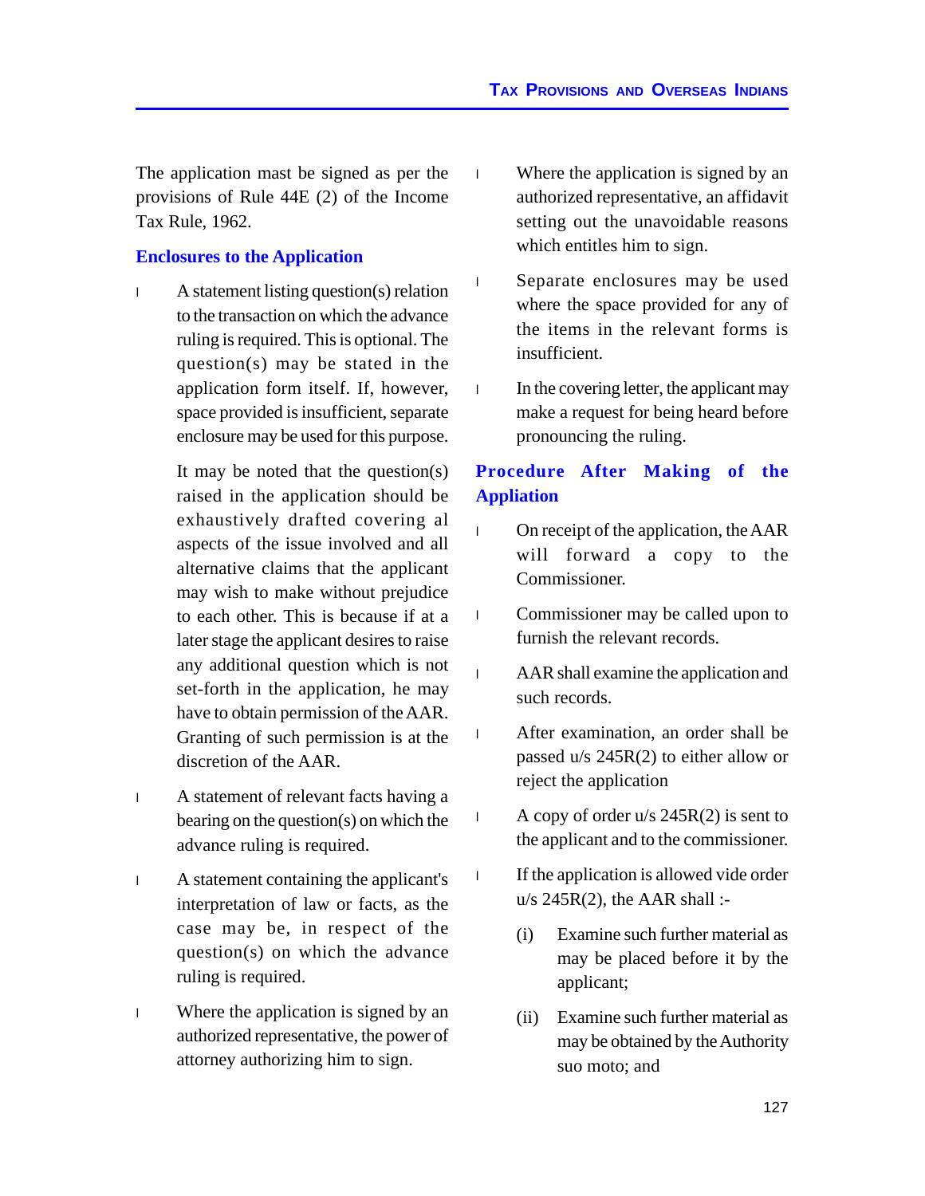The application mast be signed as per the provisions of Rule 44E (2) of the Income Tax Rule, 1962.

## Enclosures to the Application

- A statement listing question(s) relation to the transaction on which the advance ruling is required. This is optional. The question(s) may be stated in the application form itself. If, however, space provided is insufficient, separate enclosure may be used for this purpose.

  It may be noted that the question(s) raised in the application should be exhaustively drafted covering al aspects of the issue involved and all alternative claims that the applicant may wish to make without prejudice to each other. This is because if at a later stage the applicant desires to raise any additional question which is not set-forth in the application, he may have to obtain permission of the AAR. Granting of such permission is at the discretion of the AAR.

- A statement of relevant facts having a bearing on the question(s) on which the advance ruling is required.
- A statement containing the applicant's interpretation of law or facts, as the case may be, in respect of the question(s) on which the advance ruling is required.
- Where the application is signed by an authorized representative, the power of attorney authorizing him to sign.
- Where the application is signed by an authorized representative, an affidavit setting out the unavoidable reasons which entitles him to sign.
- Separate enclosures may be used where the space provided for any of the items in the relevant forms is insufficient.
- In the covering letter, the applicant may make a request for being heard before pronouncing the ruling.

## Procedure After Making of the Appliation

- On receipt of the application, the AAR will forward a copy to the Commissioner.
- Commissioner may be called upon to furnish the relevant records.
- AAR shall examine the application and such records.
- After examination, an order shall be passed u/s 245R(2) to either allow or reject the application
- A copy of order u/s 245R(2) is sent to the applicant and to the commissioner.
- If the application is allowed vide order u/s 245R(2), the AAR shall :-

  (i) Examine such further material as may be placed before it by the applicant;

  (ii) Examine such further material as may be obtained by the Authority suo moto; and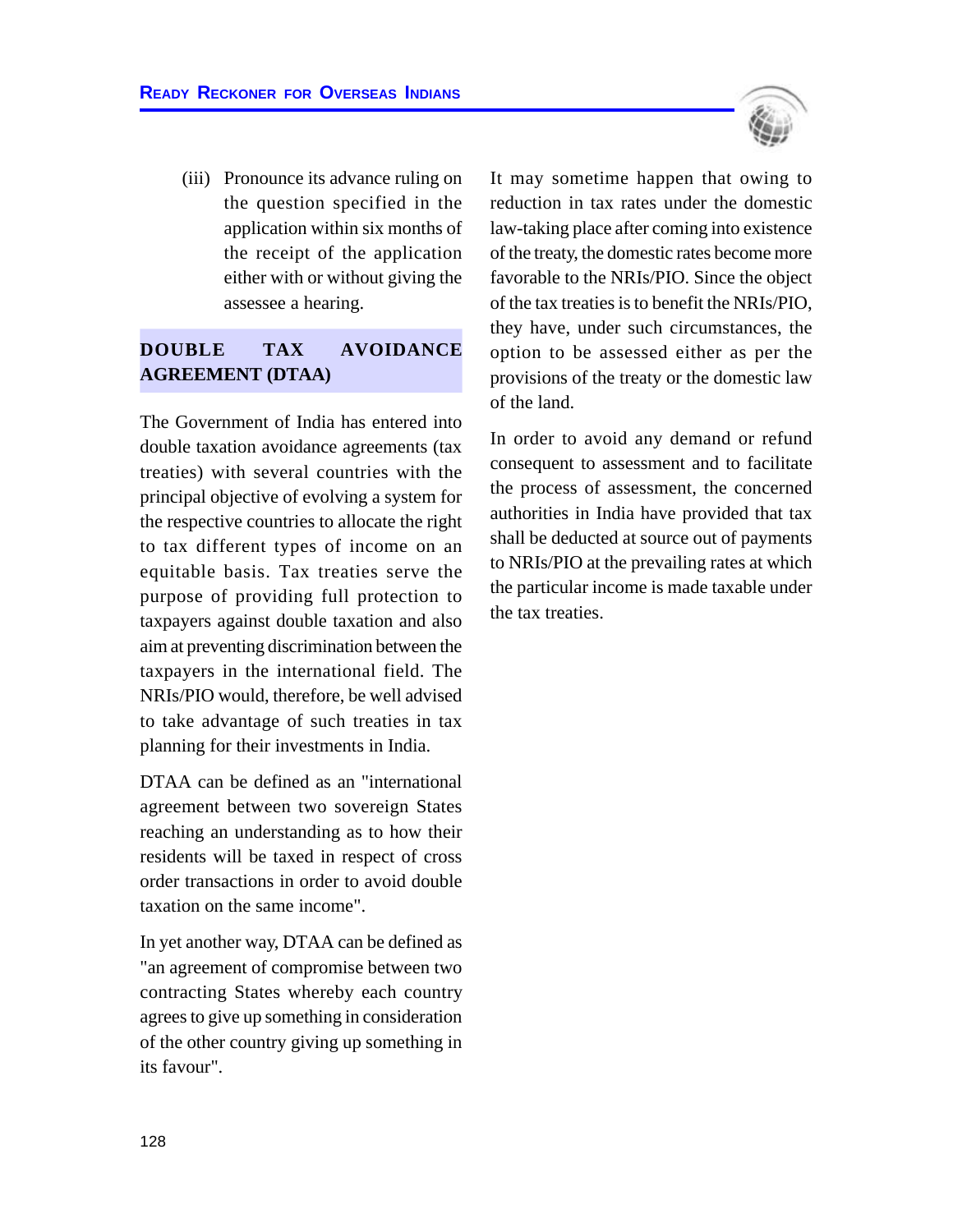(iii) Pronounce its advance ruling on the question specified in the application within six months of the receipt of the application either with or without giving the assessee a hearing.

## DOUBLE TAX AVOIDANCE AGREEMENT (DTAA)

The Government of India has entered into double taxation avoidance agreements (tax treaties) with several countries with the principal objective of evolving a system for the respective countries to allocate the right to tax different types of income on an equitable basis. Tax treaties serve the purpose of providing full protection to taxpayers against double taxation and also aim at preventing discrimination between the taxpayers in the international field. The NRIs/PIO would, therefore, be well advised to take advantage of such treaties in tax planning for their investments in India.

DTAA can be defined as an "international agreement between two sovereign States reaching an understanding as to how their residents will be taxed in respect of cross order transactions in order to avoid double taxation on the same income".

In yet another way, DTAA can be defined as "an agreement of compromise between two contracting States whereby each country agrees to give up something in consideration of the other country giving up something in its favour".

It may sometime happen that owing to reduction in tax rates under the domestic law-taking place after coming into existence of the treaty, the domestic rates become more favorable to the NRIs/PIO. Since the object of the tax treaties is to benefit the NRIs/PIO, they have, under such circumstances, the option to be assessed either as per the provisions of the treaty or the domestic law of the land.

In order to avoid any demand or refund consequent to assessment and to facilitate the process of assessment, the concerned authorities in India have provided that tax shall be deducted at source out of payments to NRIs/PIO at the prevailing rates at which the particular income is made taxable under the tax treaties.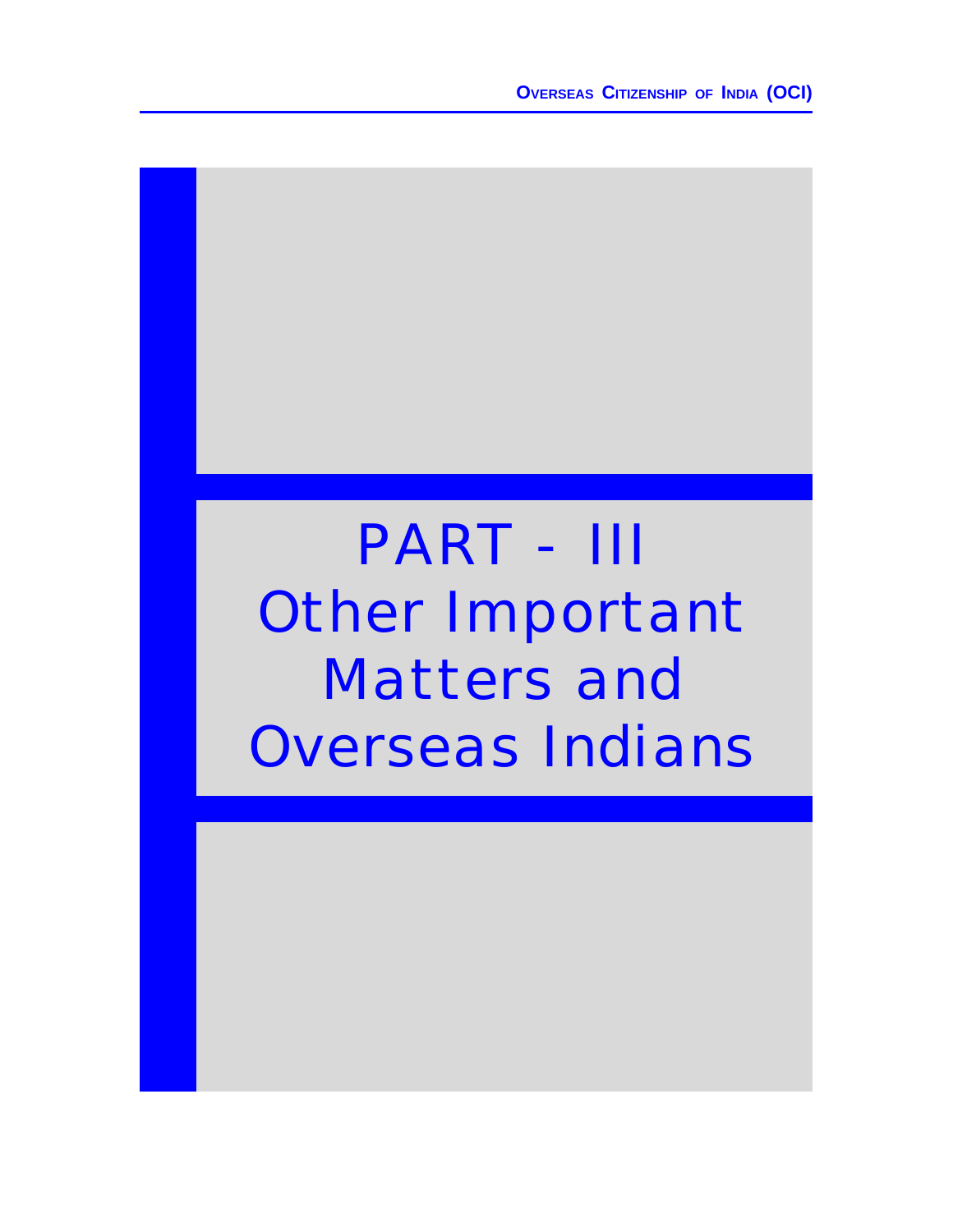# PART - III
# Other Important Matters and Overseas Indians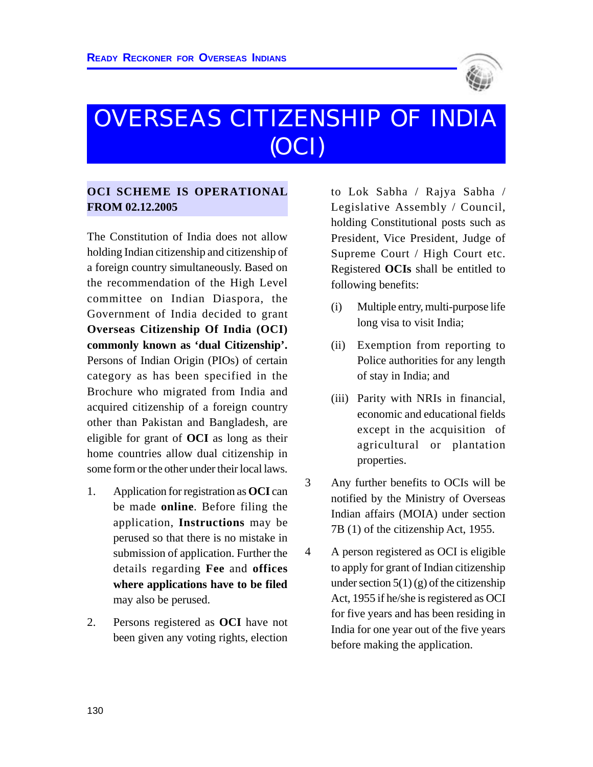# OVERSEAS CITIZENSHIP OF INDIA (OCI)

**OCI SCHEME IS OPERATIONAL FROM 02.12.2005**

The Constitution of India does not allow holding Indian citizenship and citizenship of a foreign country simultaneously. Based on the recommendation of the High Level committee on Indian Diaspora, the Government of India decided to grant **Overseas Citizenship Of India (OCI) commonly known as 'dual Citizenship'.** Persons of Indian Origin (PIOs) of certain category as has been specified in the Brochure who migrated from India and acquired citizenship of a foreign country other than Pakistan and Bangladesh, are eligible for grant of **OCI** as long as their home countries allow dual citizenship in some form or the other under their local laws.

1. Application for registration as **OCI** can be made **online**. Before filing the application, **Instructions** may be perused so that there is no mistake in submission of application. Further the details regarding **Fee** and **offices where applications have to be filed** may also be perused.

2. Persons registered as **OCI** have not been given any voting rights, election to Lok Sabha / Rajya Sabha / Legislative Assembly / Council, holding Constitutional posts such as President, Vice President, Judge of Supreme Court / High Court etc. Registered **OCIs** shall be entitled to following benefits:

   (i) Multiple entry, multi-purpose life long visa to visit India;

   (ii) Exemption from reporting to Police authorities for any length of stay in India; and

   (iii) Parity with NRIs in financial, economic and educational fields except in the acquisition of agricultural or plantation properties.

3. Any further benefits to OCIs will be notified by the Ministry of Overseas Indian affairs (MOIA) under section 7B (1) of the citizenship Act, 1955.

4. A person registered as OCI is eligible to apply for grant of Indian citizenship under section 5(1) (g) of the citizenship Act, 1955 if he/she is registered as OCI for five years and has been residing in India for one year out of the five years before making the application.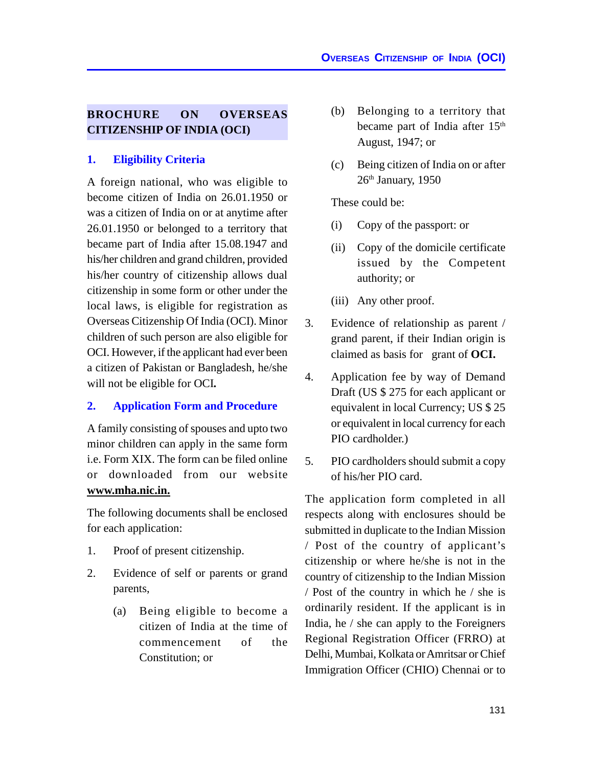## BROCHURE ON OVERSEAS CITIZENSHIP OF INDIA (OCI)

### 1. Eligibility Criteria

A foreign national, who was eligible to become citizen of India on 26.01.1950 or was a citizen of India on or at anytime after 26.01.1950 or belonged to a territory that became part of India after 15.08.1947 and his/her children and grand children, provided his/her country of citizenship allows dual citizenship in some form or other under the local laws, is eligible for registration as Overseas Citizenship Of India (OCI). Minor children of such person are also eligible for OCI. However, if the applicant had ever been a citizen of Pakistan or Bangladesh, he/she will not be eligible for OCI**.**

### 2. Application Form and Procedure

A family consisting of spouses and upto two minor children can apply in the same form i.e. Form XIX. The form can be filed online or downloaded from our website **www.mha.nic.in.**

The following documents shall be enclosed for each application:

1. Proof of present citizenship.
2. Evidence of self or parents or grand parents,
   - (a) Being eligible to become a citizen of India at the time of commencement of the Constitution; or
   - (b) Belonging to a territory that became part of India after 15th August, 1947; or
   - (c) Being citizen of India on or after 26th January, 1950

   These could be:

   - (i) Copy of the passport: or
   - (ii) Copy of the domicile certificate issued by the Competent authority; or
   - (iii) Any other proof.
3. Evidence of relationship as parent / grand parent, if their Indian origin is claimed as basis for grant of **OCI.**
4. Application fee by way of Demand Draft (US $ 275 for each applicant or equivalent in local Currency; US $ 25 or equivalent in local currency for each PIO cardholder.)
5. PIO cardholders should submit a copy of his/her PIO card.

The application form completed in all respects along with enclosures should be submitted in duplicate to the Indian Mission / Post of the country of applicant's citizenship or where he/she is not in the country of citizenship to the Indian Mission / Post of the country in which he / she is ordinarily resident. If the applicant is in India, he / she can apply to the Foreigners Regional Registration Officer (FRRO) at Delhi, Mumbai, Kolkata or Amritsar or Chief Immigration Officer (CHIO) Chennai or to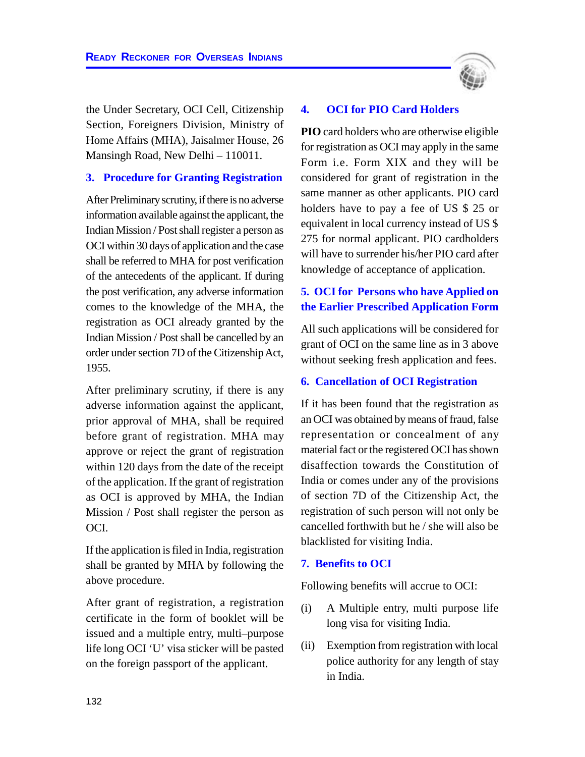the Under Secretary, OCI Cell, Citizenship Section, Foreigners Division, Ministry of Home Affairs (MHA), Jaisalmer House, 26 Mansingh Road, New Delhi – 110011.

### 3. Procedure for Granting Registration

After Preliminary scrutiny, if there is no adverse information available against the applicant, the Indian Mission / Post shall register a person as OCI within 30 days of application and the case shall be referred to MHA for post verification of the antecedents of the applicant. If during the post verification, any adverse information comes to the knowledge of the MHA, the registration as OCI already granted by the Indian Mission / Post shall be cancelled by an order under section 7D of the Citizenship Act, 1955.

After preliminary scrutiny, if there is any adverse information against the applicant, prior approval of MHA, shall be required before grant of registration. MHA may approve or reject the grant of registration within 120 days from the date of the receipt of the application. If the grant of registration as OCI is approved by MHA, the Indian Mission / Post shall register the person as OCI.

If the application is filed in India, registration shall be granted by MHA by following the above procedure.

After grant of registration, a registration certificate in the form of booklet will be issued and a multiple entry, multi–purpose life long OCI 'U' visa sticker will be pasted on the foreign passport of the applicant.

### 4. OCI for PIO Card Holders

**PIO** card holders who are otherwise eligible for registration as OCI may apply in the same Form i.e. Form XIX and they will be considered for grant of registration in the same manner as other applicants. PIO card holders have to pay a fee of US $ 25 or equivalent in local currency instead of US $ 275 for normal applicant. PIO cardholders will have to surrender his/her PIO card after knowledge of acceptance of application.

### 5. OCI for Persons who have Applied on the Earlier Prescribed Application Form

All such applications will be considered for grant of OCI on the same line as in 3 above without seeking fresh application and fees.

### 6. Cancellation of OCI Registration

If it has been found that the registration as an OCI was obtained by means of fraud, false representation or concealment of any material fact or the registered OCI has shown disaffection towards the Constitution of India or comes under any of the provisions of section 7D of the Citizenship Act, the registration of such person will not only be cancelled forthwith but he / she will also be blacklisted for visiting India.

### 7. Benefits to OCI

Following benefits will accrue to OCI:

(i) A Multiple entry, multi purpose life long visa for visiting India.

(ii) Exemption from registration with local police authority for any length of stay in India.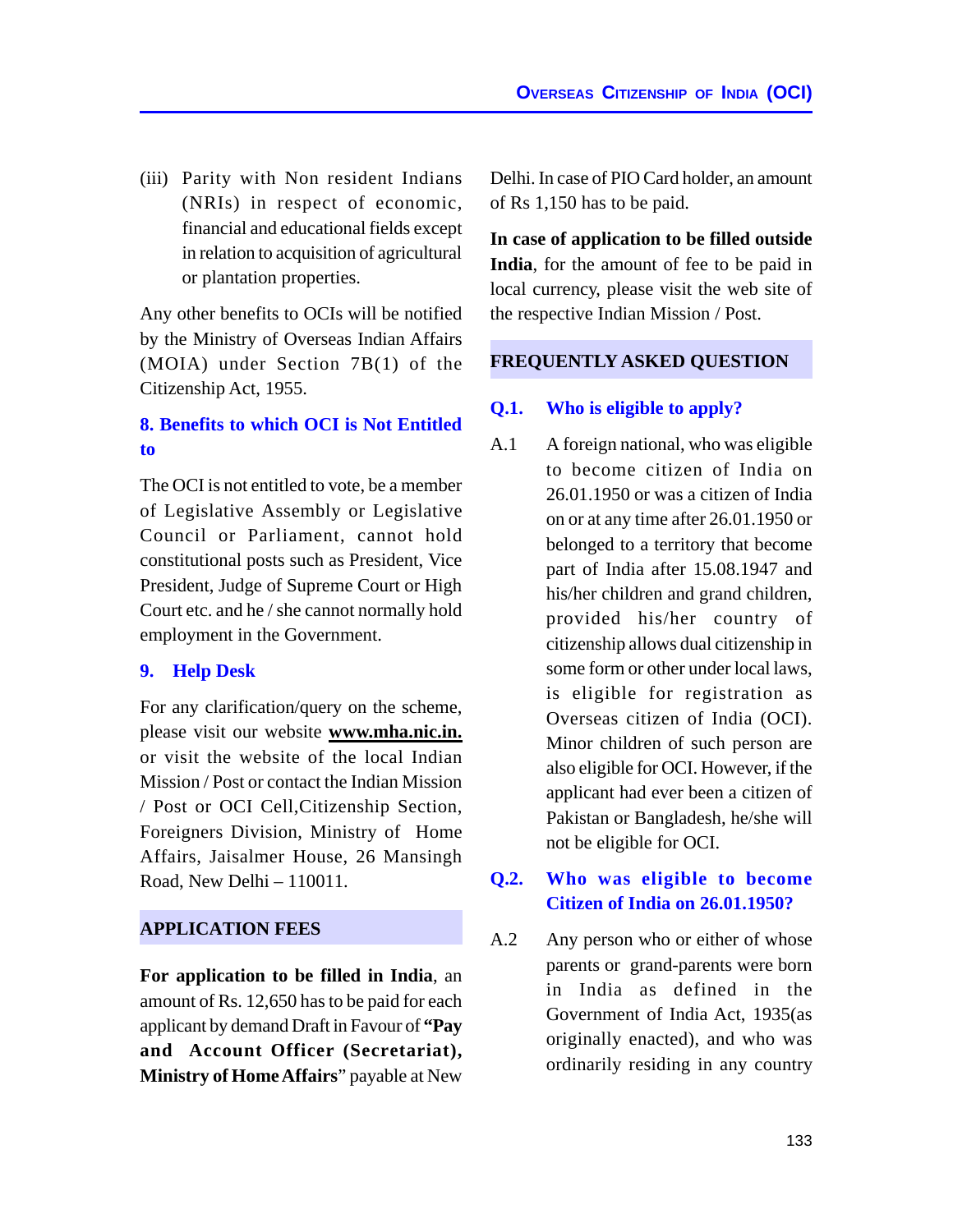(iii) Parity with Non resident Indians (NRIs) in respect of economic, financial and educational fields except in relation to acquisition of agricultural or plantation properties.

Any other benefits to OCIs will be notified by the Ministry of Overseas Indian Affairs (MOIA) under Section 7B(1) of the Citizenship Act, 1955.

### 8. Benefits to which OCI is Not Entitled to

The OCI is not entitled to vote, be a member of Legislative Assembly or Legislative Council or Parliament, cannot hold constitutional posts such as President, Vice President, Judge of Supreme Court or High Court etc. and he / she cannot normally hold employment in the Government.

### 9. Help Desk

For any clarification/query on the scheme, please visit our website **www.mha.nic.in.** or visit the website of the local Indian Mission / Post or contact the Indian Mission / Post or OCI Cell,Citizenship Section, Foreigners Division, Ministry of Home Affairs, Jaisalmer House, 26 Mansingh Road, New Delhi – 110011.

## APPLICATION FEES

**For application to be filled in India**, an amount of Rs. 12,650 has to be paid for each applicant by demand Draft in Favour of **"Pay and Account Officer (Secretariat), Ministry of Home Affairs**" payable at New Delhi. In case of PIO Card holder, an amount of Rs 1,150 has to be paid.

**In case of application to be filled outside India**, for the amount of fee to be paid in local currency, please visit the web site of the respective Indian Mission / Post.

## FREQUENTLY ASKED QUESTION

### Q.1. Who is eligible to apply?

A.1 A foreign national, who was eligible to become citizen of India on 26.01.1950 or was a citizen of India on or at any time after 26.01.1950 or belonged to a territory that become part of India after 15.08.1947 and his/her children and grand children, provided his/her country of citizenship allows dual citizenship in some form or other under local laws, is eligible for registration as Overseas citizen of India (OCI). Minor children of such person are also eligible for OCI. However, if the applicant had ever been a citizen of Pakistan or Bangladesh, he/she will not be eligible for OCI.

### Q.2. Who was eligible to become Citizen of India on 26.01.1950?

A.2 Any person who or either of whose parents or grand-parents were born in India as defined in the Government of India Act, 1935(as originally enacted), and who was ordinarily residing in any country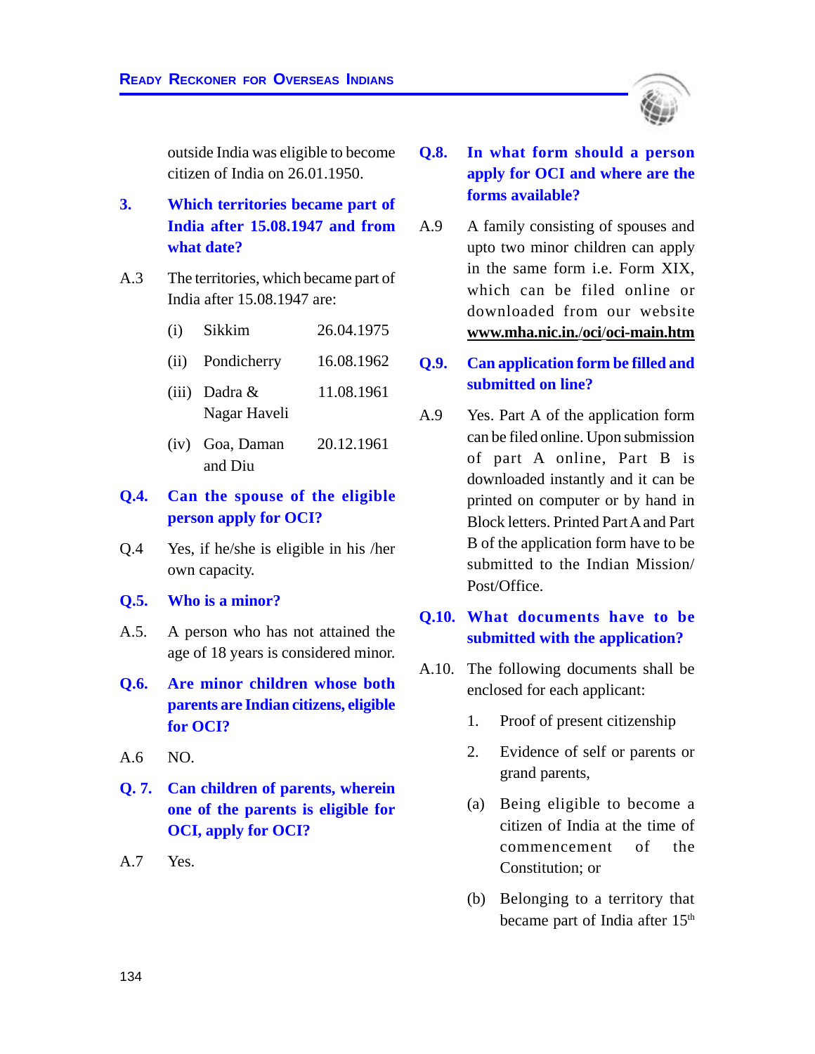outside India was eligible to become citizen of India on 26.01.1950.

**3. Which territories became part of India after 15.08.1947 and from what date?**

A.3 The territories, which became part of India after 15.08.1947 are:

| | | |
|---|---|---|
| (i) | Sikkim | 26.04.1975 |
| (ii) | Pondicherry | 16.08.1962 |
| (iii) | Dadra & Nagar Haveli | 11.08.1961 |
| (iv) | Goa, Daman and Diu | 20.12.1961 |

**Q.4. Can the spouse of the eligible person apply for OCI?**

Q.4 Yes, if he/she is eligible in his /her own capacity.

**Q.5. Who is a minor?**

A.5. A person who has not attained the age of 18 years is considered minor.

**Q.6. Are minor children whose both parents are Indian citizens, eligible for OCI?**

A.6 NO.

**Q. 7. Can children of parents, wherein one of the parents is eligible for OCI, apply for OCI?**

A.7 Yes.

**Q.8. In what form should a person apply for OCI and where are the forms available?**

A.9 A family consisting of spouses and upto two minor children can apply in the same form i.e. Form XIX, which can be filed online or downloaded from our website **www.mha.nic.in./oci/oci-main.htm**

**Q.9. Can application form be filled and submitted on line?**

A.9 Yes. Part A of the application form can be filed online. Upon submission of part A online, Part B is downloaded instantly and it can be printed on computer or by hand in Block letters. Printed Part A and Part B of the application form have to be submitted to the Indian Mission/ Post/Office.

**Q.10. What documents have to be submitted with the application?**

A.10. The following documents shall be enclosed for each applicant:

1. Proof of present citizenship
2. Evidence of self or parents or grand parents,

(a) Being eligible to become a citizen of India at the time of commencement of the Constitution; or

(b) Belonging to a territory that became part of India after 15th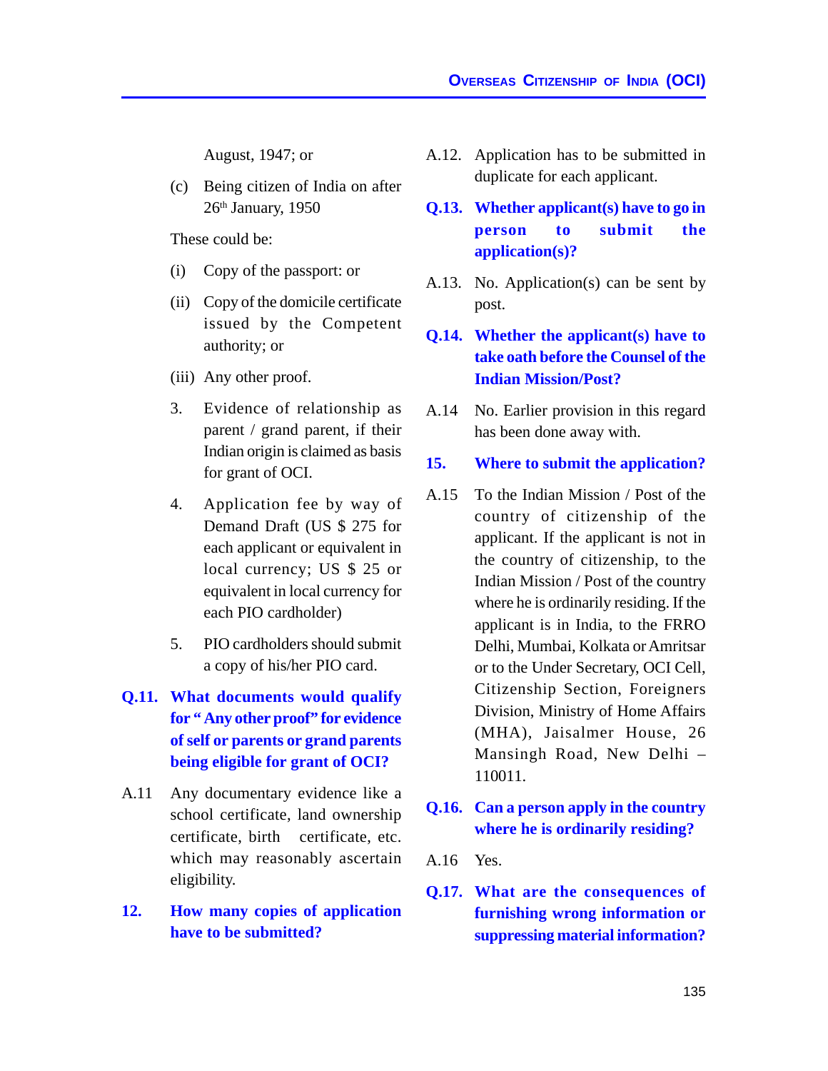August, 1947; or

(c) Being citizen of India on after 26th January, 1950

These could be:

(i) Copy of the passport: or

(ii) Copy of the domicile certificate issued by the Competent authority; or

(iii) Any other proof.

3. Evidence of relationship as parent / grand parent, if their Indian origin is claimed as basis for grant of OCI.

4. Application fee by way of Demand Draft (US $ 275 for each applicant or equivalent in local currency; US $ 25 or equivalent in local currency for each PIO cardholder)

5. PIO cardholders should submit a copy of his/her PIO card.

**Q.11. What documents would qualify for " Any other proof" for evidence of self or parents or grand parents being eligible for grant of OCI?**

A.11 Any documentary evidence like a school certificate, land ownership certificate, birth certificate, etc. which may reasonably ascertain eligibility.

**12. How many copies of application have to be submitted?**

A.12. Application has to be submitted in duplicate for each applicant.

**Q.13. Whether applicant(s) have to go in person to submit the application(s)?**

A.13. No. Application(s) can be sent by post.

**Q.14. Whether the applicant(s) have to take oath before the Counsel of the Indian Mission/Post?**

A.14 No. Earlier provision in this regard has been done away with.

**15. Where to submit the application?**

A.15 To the Indian Mission / Post of the country of citizenship of the applicant. If the applicant is not in the country of citizenship, to the Indian Mission / Post of the country where he is ordinarily residing. If the applicant is in India, to the FRRO Delhi, Mumbai, Kolkata or Amritsar or to the Under Secretary, OCI Cell, Citizenship Section, Foreigners Division, Ministry of Home Affairs (MHA), Jaisalmer House, 26 Mansingh Road, New Delhi – 110011.

**Q.16. Can a person apply in the country where he is ordinarily residing?**

A.16 Yes.

**Q.17. What are the consequences of furnishing wrong information or suppressing material information?**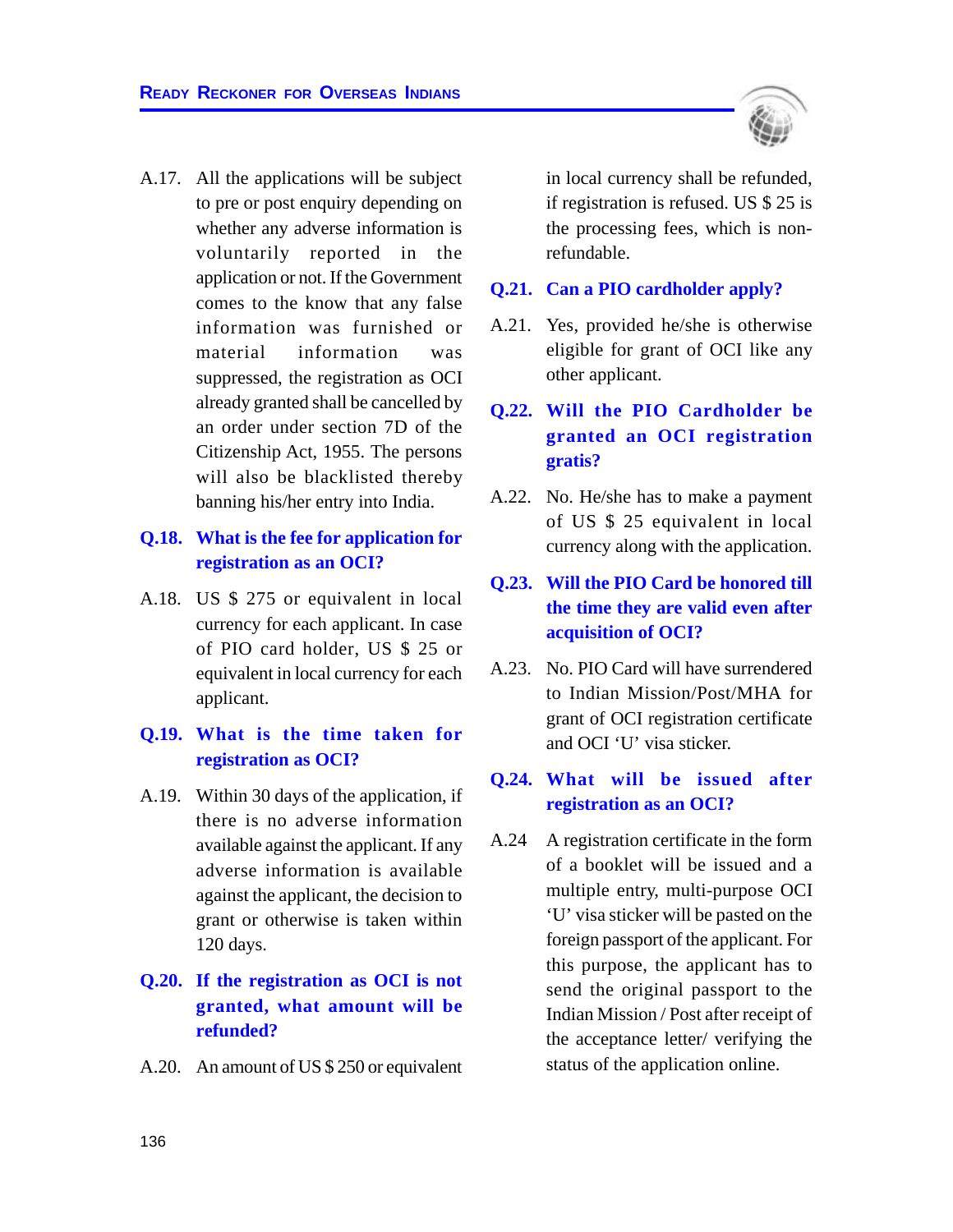A.17. All the applications will be subject to pre or post enquiry depending on whether any adverse information is voluntarily reported in the application or not. If the Government comes to the know that any false information was furnished or material information was suppressed, the registration as OCI already granted shall be cancelled by an order under section 7D of the Citizenship Act, 1955. The persons will also be blacklisted thereby banning his/her entry into India.

**Q.18. What is the fee for application for registration as an OCI?**

A.18. US $ 275 or equivalent in local currency for each applicant. In case of PIO card holder, US $ 25 or equivalent in local currency for each applicant.

**Q.19. What is the time taken for registration as OCI?**

A.19. Within 30 days of the application, if there is no adverse information available against the applicant. If any adverse information is available against the applicant, the decision to grant or otherwise is taken within 120 days.

**Q.20. If the registration as OCI is not granted, what amount will be refunded?**

A.20. An amount of US $ 250 or equivalent in local currency shall be refunded, if registration is refused. US $ 25 is the processing fees, which is non-refundable.

**Q.21. Can a PIO cardholder apply?**

A.21. Yes, provided he/she is otherwise eligible for grant of OCI like any other applicant.

**Q.22. Will the PIO Cardholder be granted an OCI registration gratis?**

A.22. No. He/she has to make a payment of US $ 25 equivalent in local currency along with the application.

**Q.23. Will the PIO Card be honored till the time they are valid even after acquisition of OCI?**

A.23. No. PIO Card will have surrendered to Indian Mission/Post/MHA for grant of OCI registration certificate and OCI 'U' visa sticker.

**Q.24. What will be issued after registration as an OCI?**

A.24 A registration certificate in the form of a booklet will be issued and a multiple entry, multi-purpose OCI 'U' visa sticker will be pasted on the foreign passport of the applicant. For this purpose, the applicant has to send the original passport to the Indian Mission / Post after receipt of the acceptance letter/ verifying the status of the application online.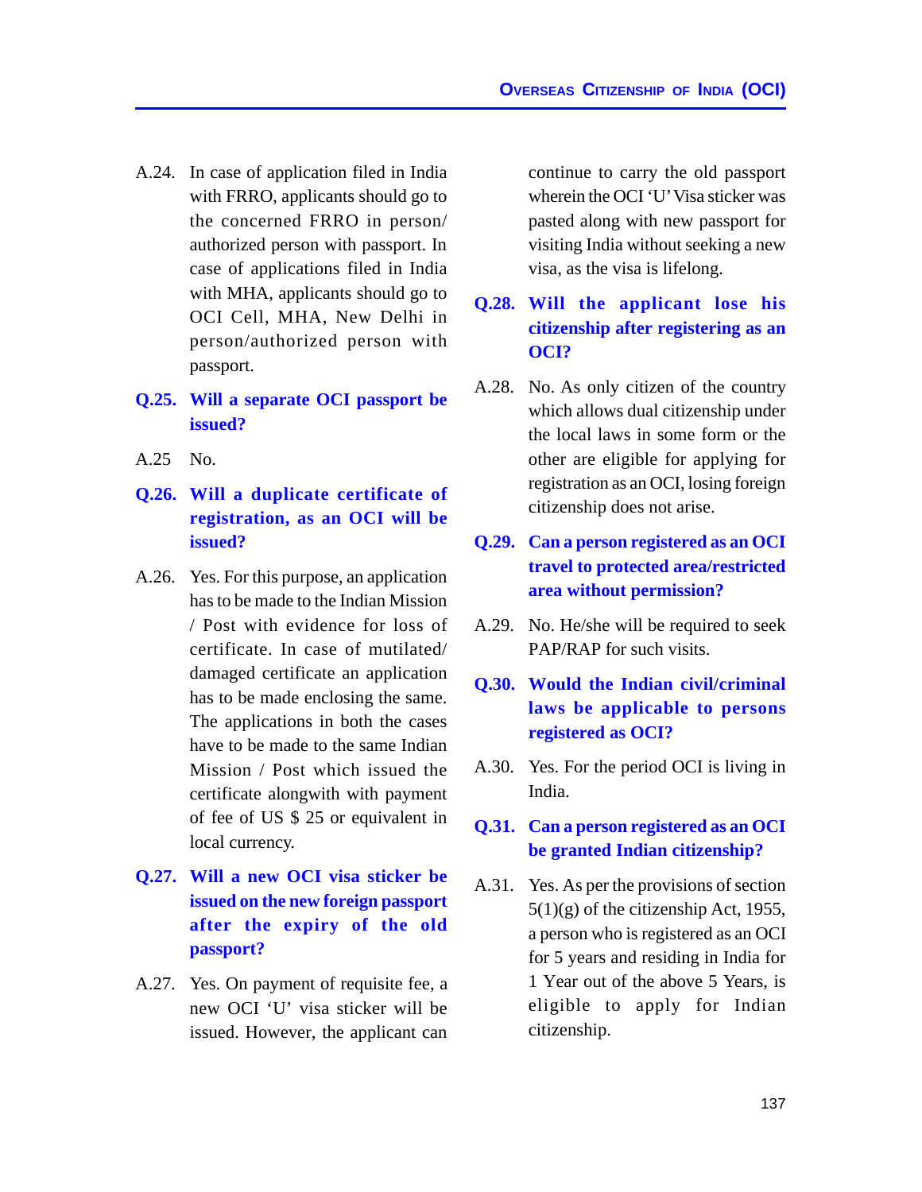A.24. In case of application filed in India with FRRO, applicants should go to the concerned FRRO in person/ authorized person with passport. In case of applications filed in India with MHA, applicants should go to OCI Cell, MHA, New Delhi in person/authorized person with passport.

**Q.25. Will a separate OCI passport be issued?**

A.25 No.

**Q.26. Will a duplicate certificate of registration, as an OCI will be issued?**

A.26. Yes. For this purpose, an application has to be made to the Indian Mission / Post with evidence for loss of certificate. In case of mutilated/ damaged certificate an application has to be made enclosing the same. The applications in both the cases have to be made to the same Indian Mission / Post which issued the certificate alongwith with payment of fee of US $ 25 or equivalent in local currency.

**Q.27. Will a new OCI visa sticker be issued on the new foreign passport after the expiry of the old passport?**

A.27. Yes. On payment of requisite fee, a new OCI 'U' visa sticker will be issued. However, the applicant can continue to carry the old passport wherein the OCI 'U' Visa sticker was pasted along with new passport for visiting India without seeking a new visa, as the visa is lifelong.

**Q.28. Will the applicant lose his citizenship after registering as an OCI?**

A.28. No. As only citizen of the country which allows dual citizenship under the local laws in some form or the other are eligible for applying for registration as an OCI, losing foreign citizenship does not arise.

**Q.29. Can a person registered as an OCI travel to protected area/restricted area without permission?**

A.29. No. He/she will be required to seek PAP/RAP for such visits.

**Q.30. Would the Indian civil/criminal laws be applicable to persons registered as OCI?**

A.30. Yes. For the period OCI is living in India.

**Q.31. Can a person registered as an OCI be granted Indian citizenship?**

A.31. Yes. As per the provisions of section 5(1)(g) of the citizenship Act, 1955, a person who is registered as an OCI for 5 years and residing in India for 1 Year out of the above 5 Years, is eligible to apply for Indian citizenship.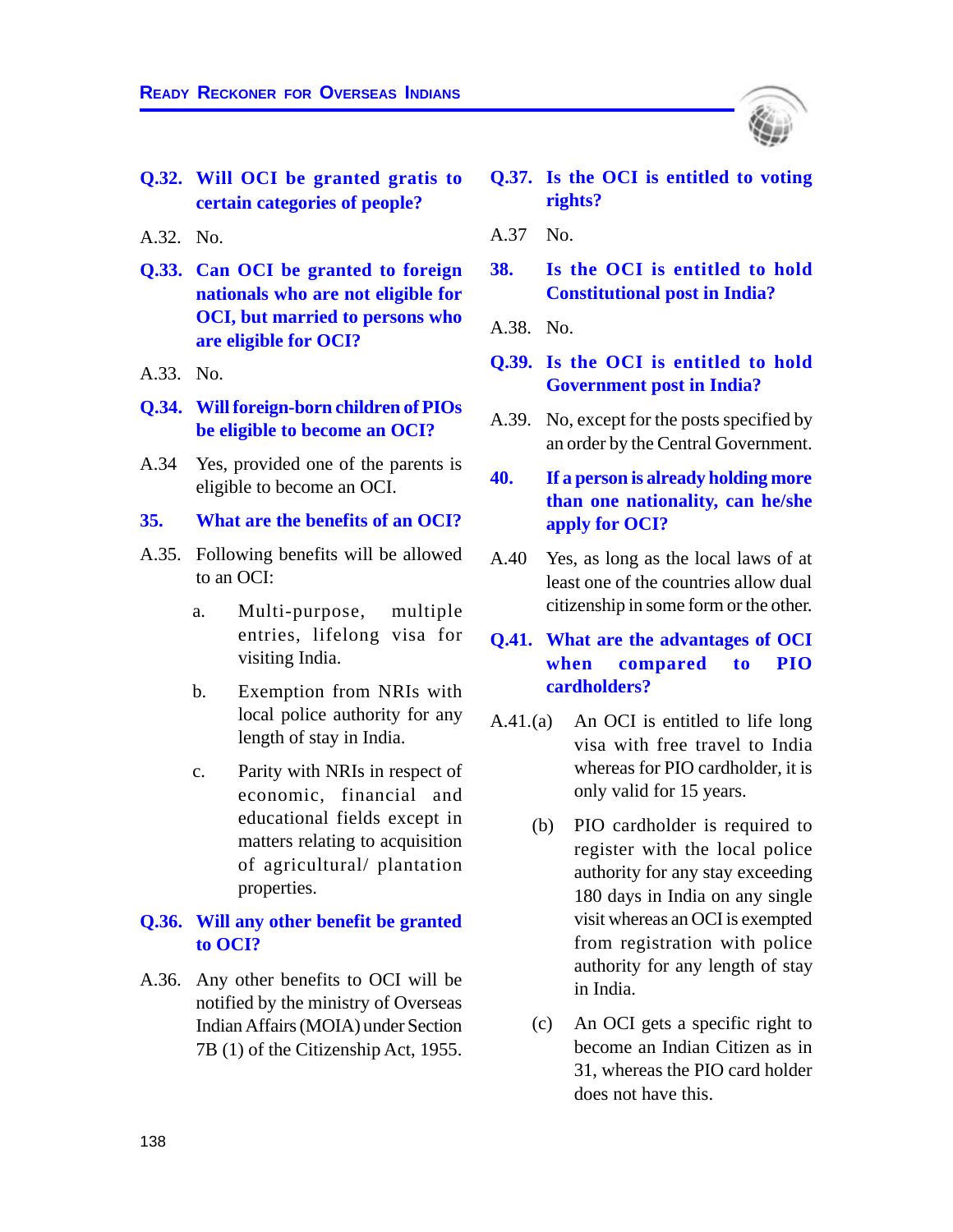**Q.32. Will OCI be granted gratis to certain categories of people?**

A.32. No.

**Q.33. Can OCI be granted to foreign nationals who are not eligible for OCI, but married to persons who are eligible for OCI?**

A.33. No.

**Q.34. Will foreign-born children of PIOs be eligible to become an OCI?**

A.34 Yes, provided one of the parents is eligible to become an OCI.

**35. What are the benefits of an OCI?**

A.35. Following benefits will be allowed to an OCI:

a. Multi-purpose, multiple entries, lifelong visa for visiting India.

b. Exemption from NRIs with local police authority for any length of stay in India.

c. Parity with NRIs in respect of economic, financial and educational fields except in matters relating to acquisition of agricultural/ plantation properties.

**Q.36. Will any other benefit be granted to OCI?**

A.36. Any other benefits to OCI will be notified by the ministry of Overseas Indian Affairs (MOIA) under Section 7B (1) of the Citizenship Act, 1955.

**Q.37. Is the OCI is entitled to voting rights?**

A.37 No.

**38. Is the OCI is entitled to hold Constitutional post in India?**

A.38. No.

**Q.39. Is the OCI is entitled to hold Government post in India?**

A.39. No, except for the posts specified by an order by the Central Government.

**40. If a person is already holding more than one nationality, can he/she apply for OCI?**

A.40 Yes, as long as the local laws of at least one of the countries allow dual citizenship in some form or the other.

**Q.41. What are the advantages of OCI when compared to PIO cardholders?**

A.41.(a) An OCI is entitled to life long visa with free travel to India whereas for PIO cardholder, it is only valid for 15 years.

(b) PIO cardholder is required to register with the local police authority for any stay exceeding 180 days in India on any single visit whereas an OCI is exempted from registration with police authority for any length of stay in India.

(c) An OCI gets a specific right to become an Indian Citizen as in 31, whereas the PIO card holder does not have this.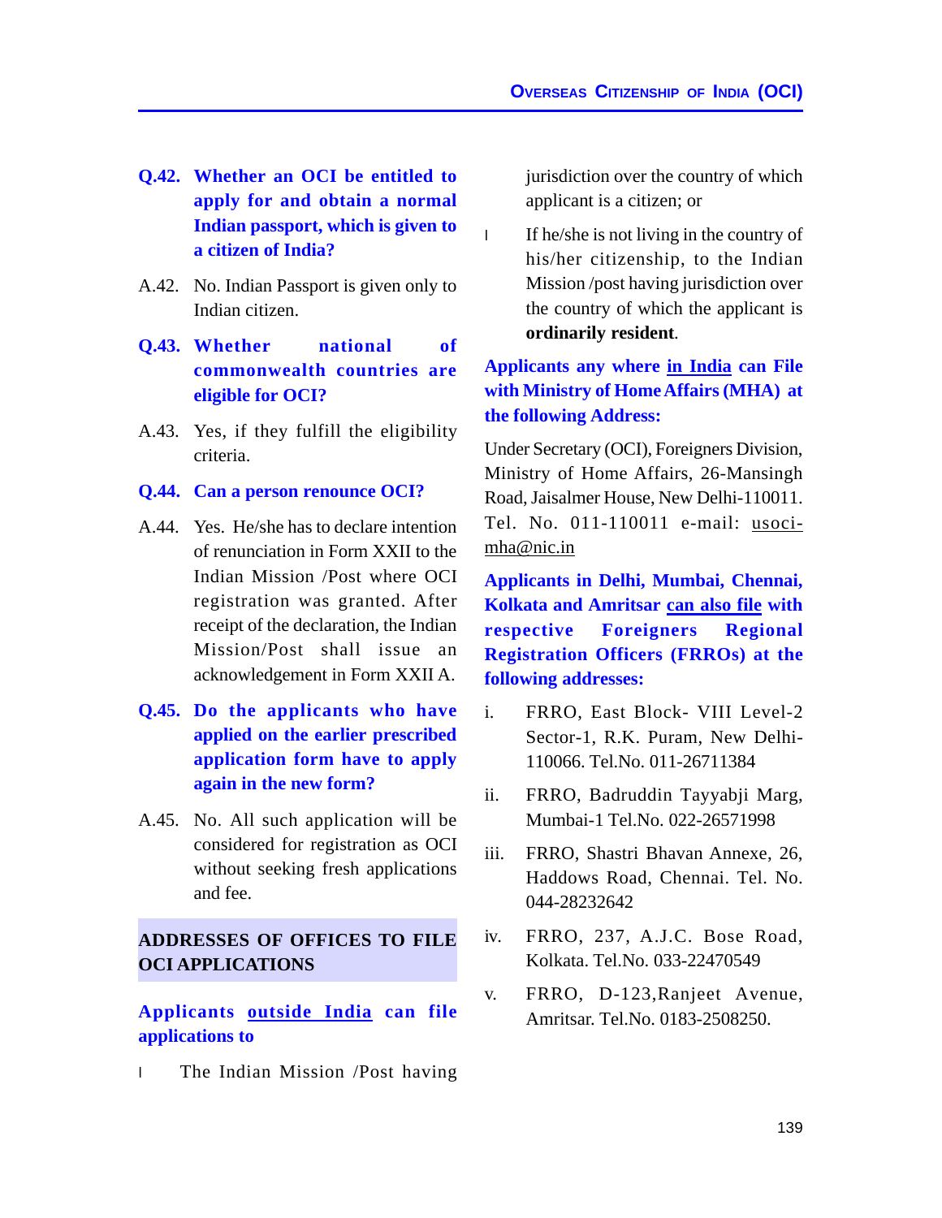**Q.42. Whether an OCI be entitled to apply for and obtain a normal Indian passport, which is given to a citizen of India?**

A.42. No. Indian Passport is given only to Indian citizen.

**Q.43. Whether national of commonwealth countries are eligible for OCI?**

A.43. Yes, if they fulfill the eligibility criteria.

**Q.44. Can a person renounce OCI?**

A.44. Yes. He/she has to declare intention of renunciation in Form XXII to the Indian Mission /Post where OCI registration was granted. After receipt of the declaration, the Indian Mission/Post shall issue an acknowledgement in Form XXII A.

**Q.45. Do the applicants who have applied on the earlier prescribed application form have to apply again in the new form?**

A.45. No. All such application will be considered for registration as OCI without seeking fresh applications and fee.

## ADDRESSES OF OFFICES TO FILE OCI APPLICATIONS

**Applicants outside India can file applications to**

- The Indian Mission /Post having jurisdiction over the country of which applicant is a citizen; or
- If he/she is not living in the country of his/her citizenship, to the Indian Mission /post having jurisdiction over the country of which the applicant is **ordinarily resident**.

**Applicants any where in India can File with Ministry of Home Affairs (MHA) at the following Address:**

Under Secretary (OCI), Foreigners Division, Ministry of Home Affairs, 26-Mansingh Road, Jaisalmer House, New Delhi-110011. Tel. No. 011-110011 e-mail: usoci-mha@nic.in

**Applicants in Delhi, Mumbai, Chennai, Kolkata and Amritsar can also file with respective Foreigners Regional Registration Officers (FRROs) at the following addresses:**

i. FRRO, East Block- VIII Level-2 Sector-1, R.K. Puram, New Delhi-110066. Tel.No. 011-26711384

ii. FRRO, Badruddin Tayyabji Marg, Mumbai-1 Tel.No. 022-26571998

iii. FRRO, Shastri Bhavan Annexe, 26, Haddows Road, Chennai. Tel. No. 044-28232642

iv. FRRO, 237, A.J.C. Bose Road, Kolkata. Tel.No. 033-22470549

v. FRRO, D-123,Ranjeet Avenue, Amritsar. Tel.No. 0183-2508250.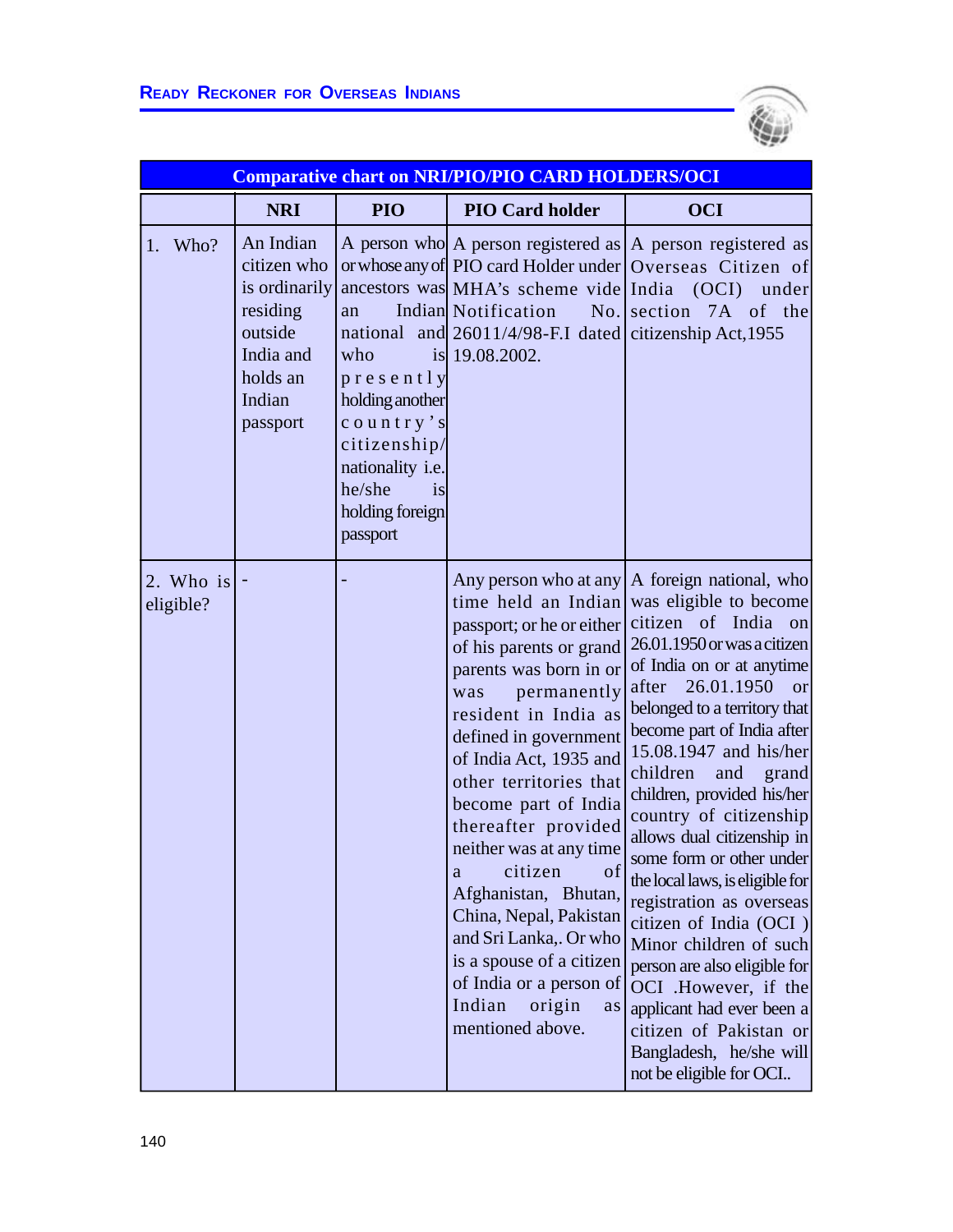| Comparative chart on NRI/PIO/PIO CARD HOLDERS/OCI | | | | |
|---|---|---|---|---|
| | **NRI** | **PIO** | **PIO Card holder** | **OCI** |
| 1. Who? | An Indian citizen who is ordinarily residing outside India and holds an Indian passport | A person who or whose any of ancestors was an Indian national and who is presently holding another country's citizenship/ nationality i.e. he/she is holding foreign passport | A person registered as PIO card Holder under MHA's scheme vide Notification No. 26011/4/98-F.I dated 19.08.2002. | A person registered as Overseas Citizen of India (OCI) under section 7A of the citizenship Act,1955 |
| 2. Who is eligible? | - | - | Any person who at any time held an Indian passport; or he or either of his parents or grand parents was born in or was permanently resident in India as defined in government of India Act, 1935 and other territories that become part of India thereafter provided neither was at any time a citizen of Afghanistan, Bhutan, China, Nepal, Pakistan and Sri Lanka,. Or who is a spouse of a citizen of India or a person of Indian origin as mentioned above. | A foreign national, who was eligible to become citizen of India on 26.01.1950 or was a citizen of India on or at anytime after 26.01.1950 or belonged to a territory that become part of India after 15.08.1947 and his/her children and grand children, provided his/her country of citizenship allows dual citizenship in some form or other under the local laws, is eligible for registration as overseas citizen of India (OCI ) Minor children of such person are also eligible for OCI .However, if the applicant had ever been a citizen of Pakistan or Bangladesh, he/she will not be eligible for OCI.. |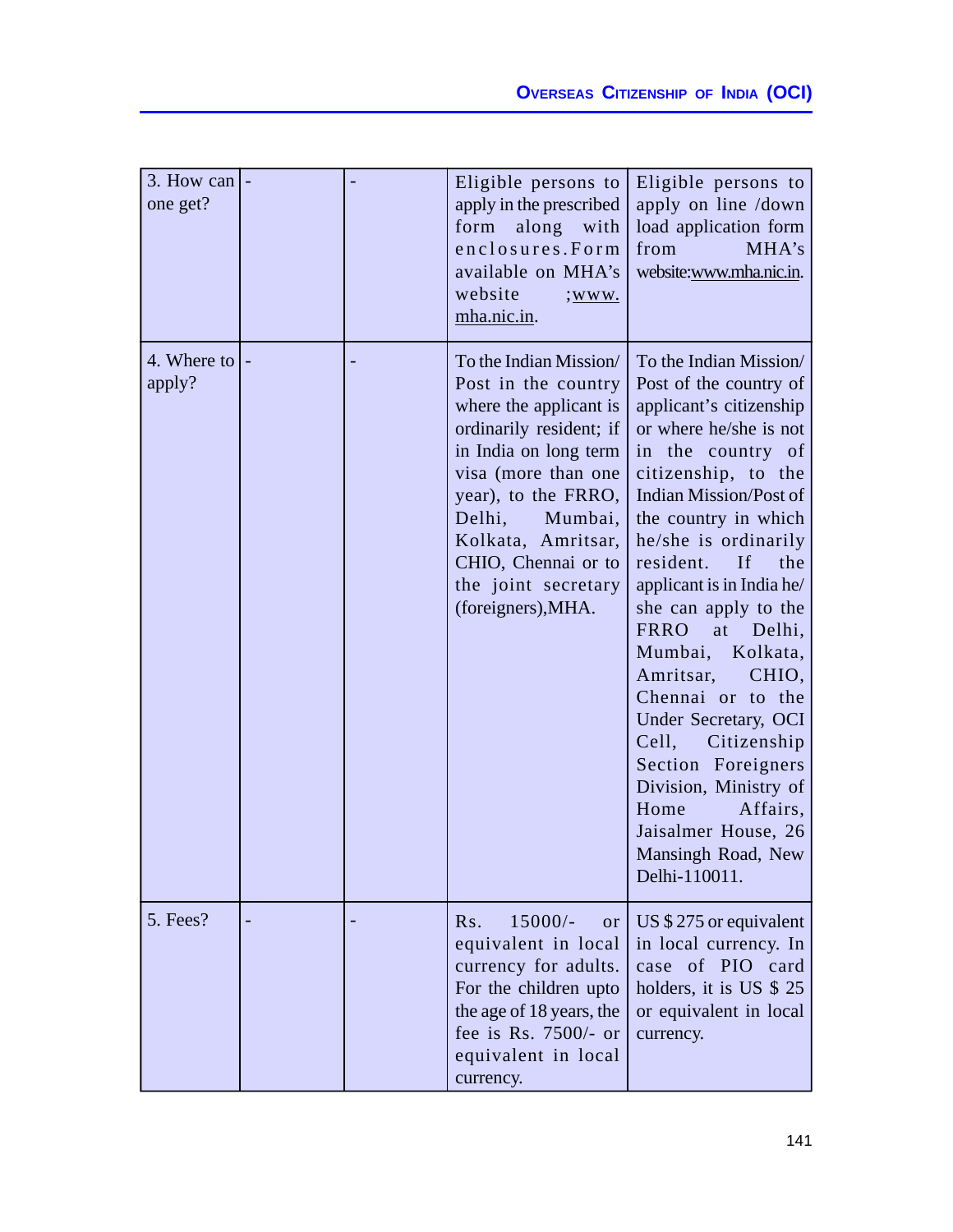| | | | | |
|---|---|---|---|---|
| 3. How can one get? | - | - | Eligible persons to apply in the prescribed form along with enclosures.Form available on MHA's website ;www. mha.nic.in. | Eligible persons to apply on line /down load application form from MHA's website:www.mha.nic.in. |
| 4. Where to apply? | - | - | To the Indian Mission/ Post in the country where the applicant is ordinarily resident; if in India on long term visa (more than one year), to the FRRO, Delhi, Mumbai, Kolkata, Amritsar, CHIO, Chennai or to the joint secretary (foreigners),MHA. | To the Indian Mission/ Post of the country of applicant's citizenship or where he/she is not in the country of citizenship, to the Indian Mission/Post of the country in which he/she is ordinarily resident. If the applicant is in India he/ she can apply to the FRRO at Delhi, Mumbai, Kolkata, Amritsar, CHIO, Chennai or to the Under Secretary, OCI Cell, Citizenship Section Foreigners Division, Ministry of Home Affairs, Jaisalmer House, 26 Mansingh Road, New Delhi-110011. |
| 5. Fees? | - | - | Rs. 15000/- or equivalent in local currency for adults. For the children upto the age of 18 years, the fee is Rs. 7500/- or equivalent in local currency. | US $ 275 or equivalent in local currency. In case of PIO card holders, it is US $ 25 or equivalent in local currency. |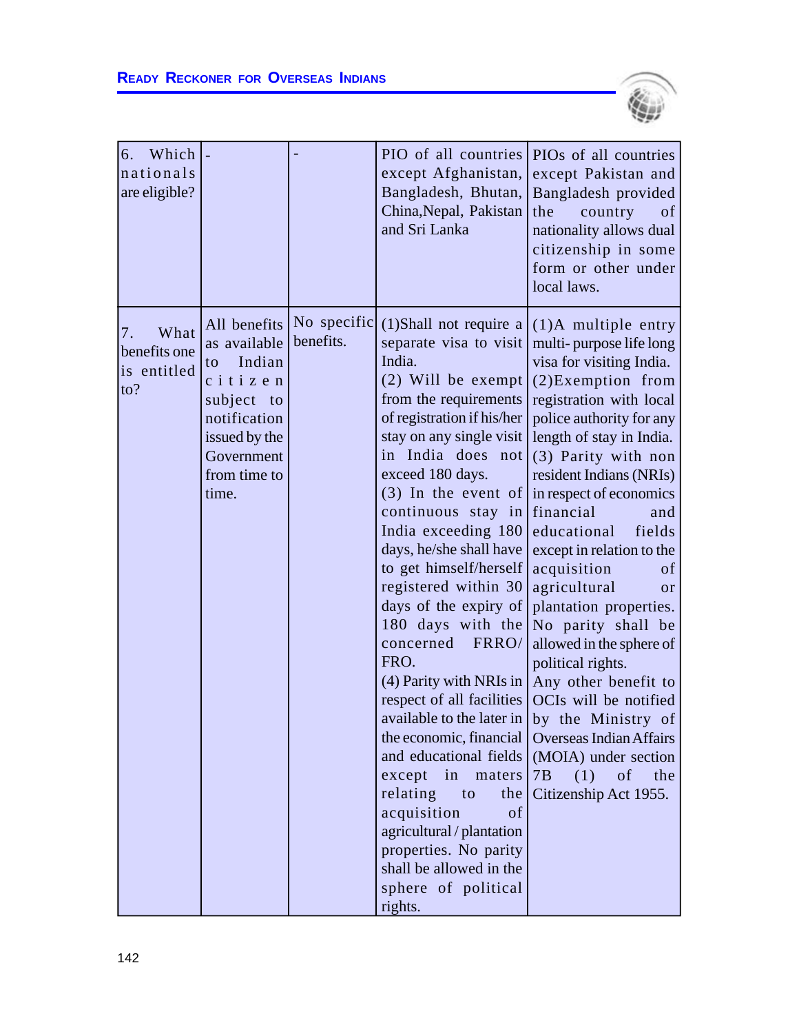| | | | | |
|---|---|---|---|---|
| 6. Which nationals are eligible? | - | - | PIO of all countries except Afghanistan, Bangladesh, Bhutan, China,Nepal, Pakistan and Sri Lanka | PIOs of all countries except Pakistan and Bangladesh provided the country of nationality allows dual citizenship in some form or other under local laws. |
| 7. What benefits one is entitled to? | All benefits as available to Indian citizen subject to notification issued by the Government from time to time. | No specific benefits. | (1)Shall not require a separate visa to visit India. (2) Will be exempt from the requirements of registration if his/her stay on any single visit in India does not exceed 180 days. (3) In the event of continuous stay in India exceeding 180 days, he/she shall have to get himself/herself registered within 30 days of the expiry of 180 days with the concerned FRRO/ FRO. (4) Parity with NRIs in respect of all facilities available to the later in the economic, financial and educational fields except in maters relating to the acquisition of agricultural / plantation properties. No parity shall be allowed in the sphere of political rights. | (1)A multiple entry multi- purpose life long visa for visiting India. (2)Exemption from registration with local police authority for any length of stay in India. (3) Parity with non resident Indians (NRIs) in respect of economics financial and educational fields except in relation to the acquisition of agricultural or plantation properties. No parity shall be allowed in the sphere of political rights. Any other benefit to OCIs will be notified by the Ministry of Overseas Indian Affairs (MOIA) under section 7B (1) of the Citizenship Act 1955. |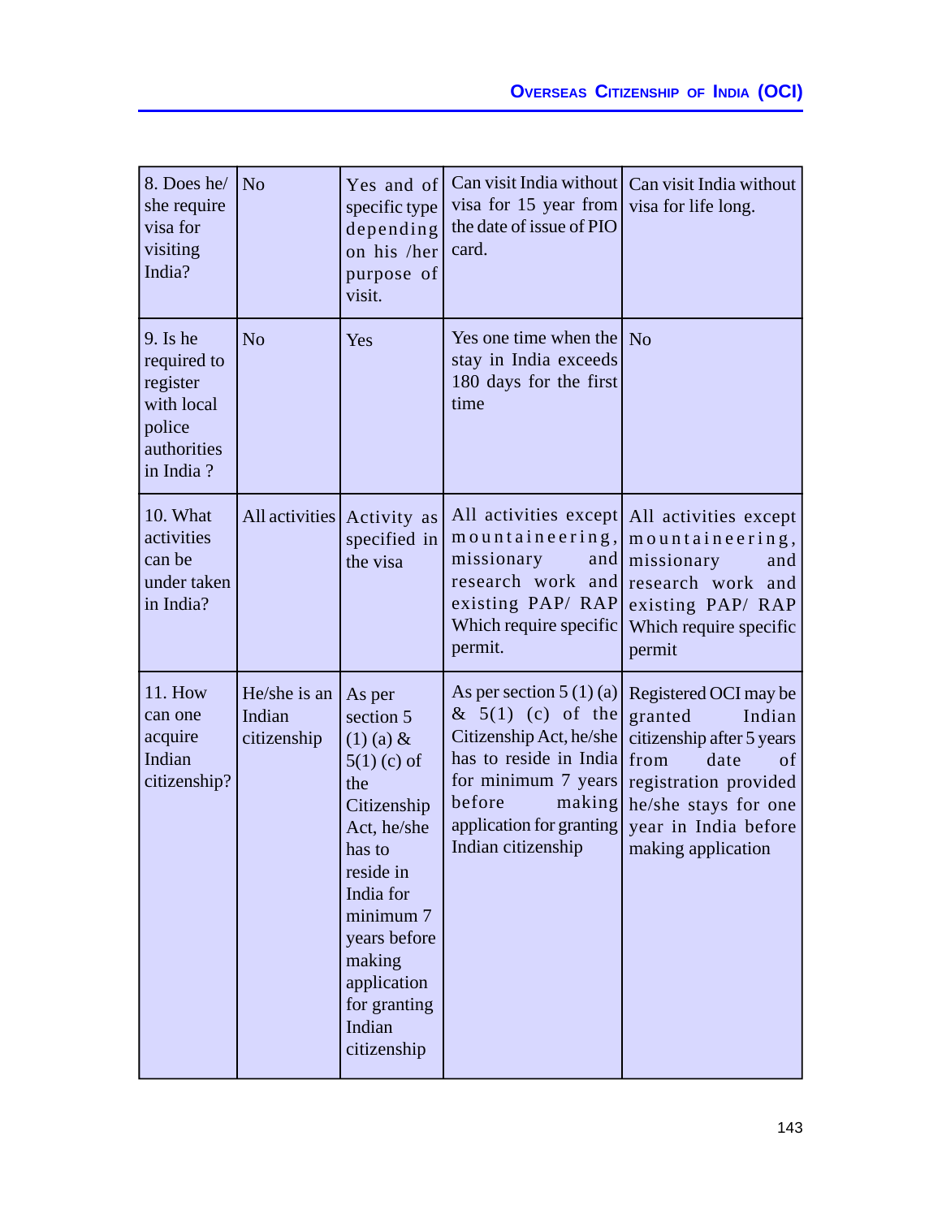| 8. Does he/ she require visa for visiting India? | No | Yes and of specific type depending on his /her purpose of visit. | Can visit India without visa for 15 year from the date of issue of PIO card. | Can visit India without visa for life long. |
|---|---|---|---|---|
| 9. Is he required to register with local police authorities in India ? | No | Yes | Yes one time when the stay in India exceeds 180 days for the first time | No |
| 10. What activities can be under taken in India? | All activities | Activity as specified in the visa | All activities except mountaineering, missionary and research work and existing PAP/ RAP Which require specific permit. | All activities except mountaineering, missionary and research work and existing PAP/ RAP Which require specific permit |
| 11. How can one acquire Indian citizenship? | He/she is an Indian citizenship | As per section 5 (1) (a) & 5(1) (c) of the Citizenship Act, he/she has to reside in India for minimum 7 years before making application for granting Indian citizenship | As per section 5 (1) (a) & 5(1) (c) of the Citizenship Act, he/she has to reside in India for minimum 7 years before making application for granting Indian citizenship | Registered OCI may be granted Indian citizenship after 5 years from date of registration provided he/she stays for one year in India before making application |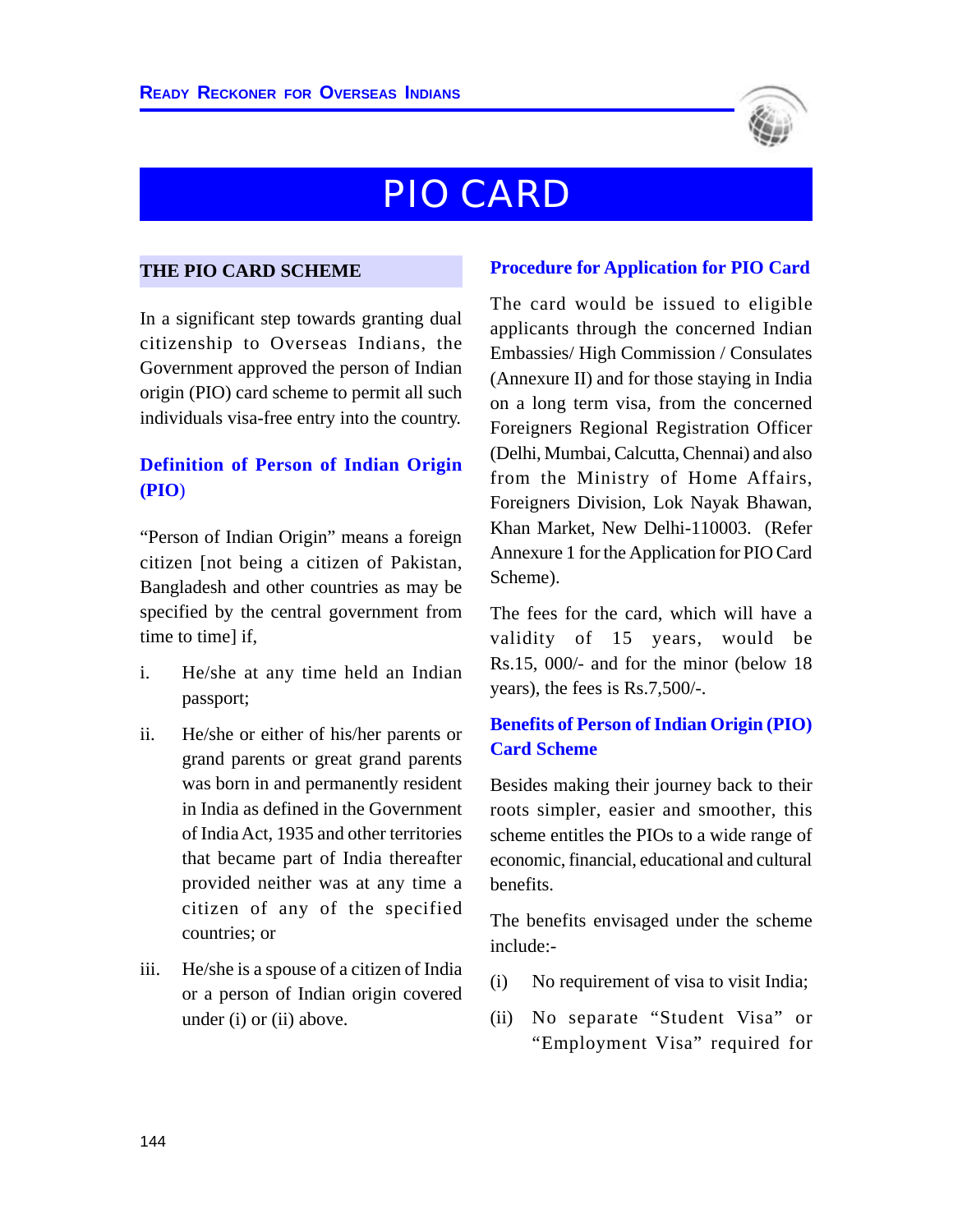# PIO CARD

## THE PIO CARD SCHEME

In a significant step towards granting dual citizenship to Overseas Indians, the Government approved the person of Indian origin (PIO) card scheme to permit all such individuals visa-free entry into the country.

### Definition of Person of Indian Origin (PIO)

"Person of Indian Origin" means a foreign citizen [not being a citizen of Pakistan, Bangladesh and other countries as may be specified by the central government from time to time] if,

i. He/she at any time held an Indian passport;

ii. He/she or either of his/her parents or grand parents or great grand parents was born in and permanently resident in India as defined in the Government of India Act, 1935 and other territories that became part of India thereafter provided neither was at any time a citizen of any of the specified countries; or

iii. He/she is a spouse of a citizen of India or a person of Indian origin covered under (i) or (ii) above.

### Procedure for Application for PIO Card

The card would be issued to eligible applicants through the concerned Indian Embassies/ High Commission / Consulates (Annexure II) and for those staying in India on a long term visa, from the concerned Foreigners Regional Registration Officer (Delhi, Mumbai, Calcutta, Chennai) and also from the Ministry of Home Affairs, Foreigners Division, Lok Nayak Bhawan, Khan Market, New Delhi-110003. (Refer Annexure 1 for the Application for PIO Card Scheme).

The fees for the card, which will have a validity of 15 years, would be Rs.15, 000/- and for the minor (below 18 years), the fees is Rs.7,500/-.

### Benefits of Person of Indian Origin (PIO) Card Scheme

Besides making their journey back to their roots simpler, easier and smoother, this scheme entitles the PIOs to a wide range of economic, financial, educational and cultural benefits.

The benefits envisaged under the scheme include:-

(i) No requirement of visa to visit India;

(ii) No separate "Student Visa" or "Employment Visa" required for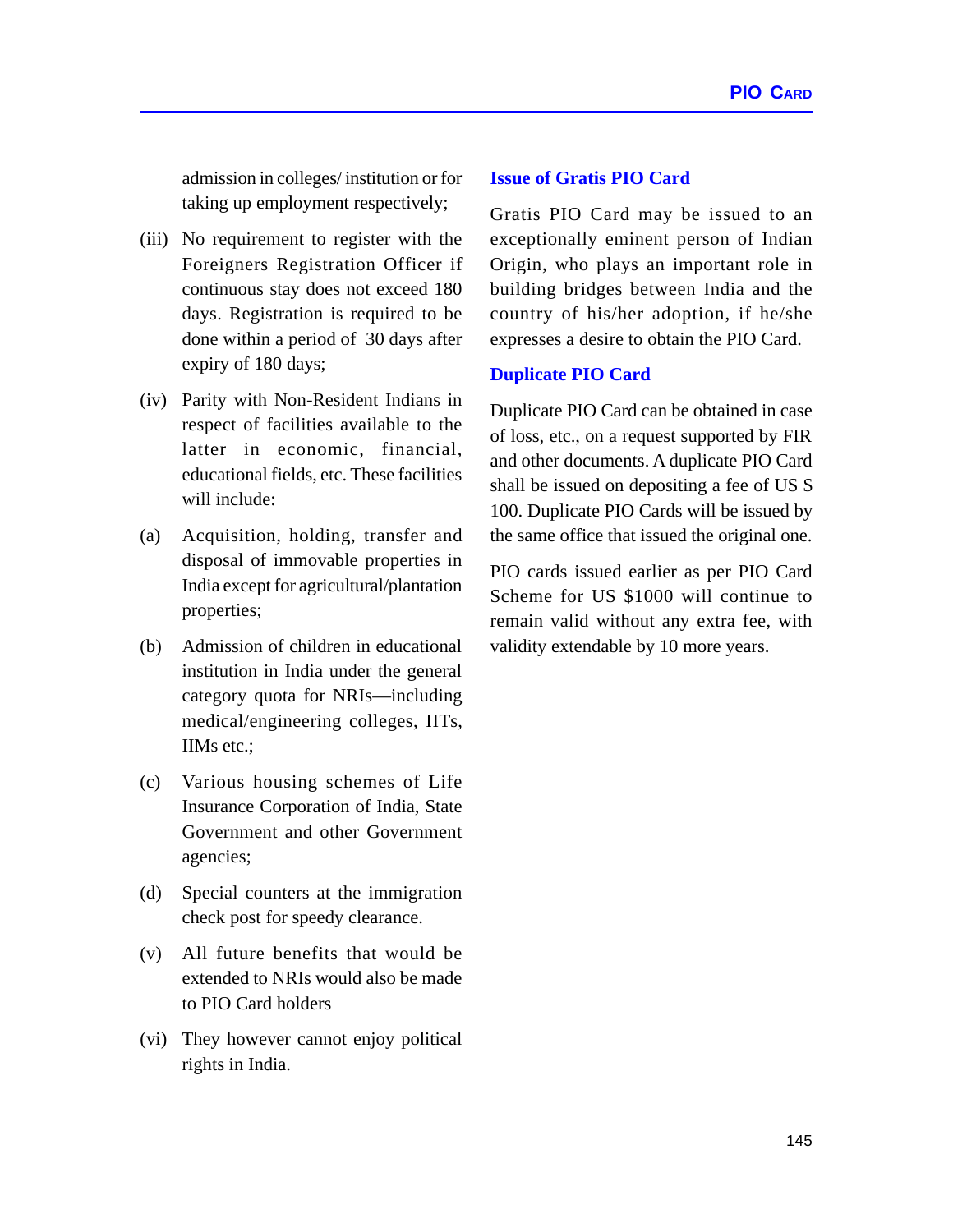admission in colleges/ institution or for taking up employment respectively;

(iii) No requirement to register with the Foreigners Registration Officer if continuous stay does not exceed 180 days. Registration is required to be done within a period of 30 days after expiry of 180 days;

(iv) Parity with Non-Resident Indians in respect of facilities available to the latter in economic, financial, educational fields, etc. These facilities will include:

(a) Acquisition, holding, transfer and disposal of immovable properties in India except for agricultural/plantation properties;

(b) Admission of children in educational institution in India under the general category quota for NRIs—including medical/engineering colleges, IITs, IIMs etc.;

(c) Various housing schemes of Life Insurance Corporation of India, State Government and other Government agencies;

(d) Special counters at the immigration check post for speedy clearance.

(v) All future benefits that would be extended to NRIs would also be made to PIO Card holders

(vi) They however cannot enjoy political rights in India.

### Issue of Gratis PIO Card

Gratis PIO Card may be issued to an exceptionally eminent person of Indian Origin, who plays an important role in building bridges between India and the country of his/her adoption, if he/she expresses a desire to obtain the PIO Card.

### Duplicate PIO Card

Duplicate PIO Card can be obtained in case of loss, etc., on a request supported by FIR and other documents. A duplicate PIO Card shall be issued on depositing a fee of US $ 100. Duplicate PIO Cards will be issued by the same office that issued the original one.

PIO cards issued earlier as per PIO Card Scheme for US $1000 will continue to remain valid without any extra fee, with validity extendable by 10 more years.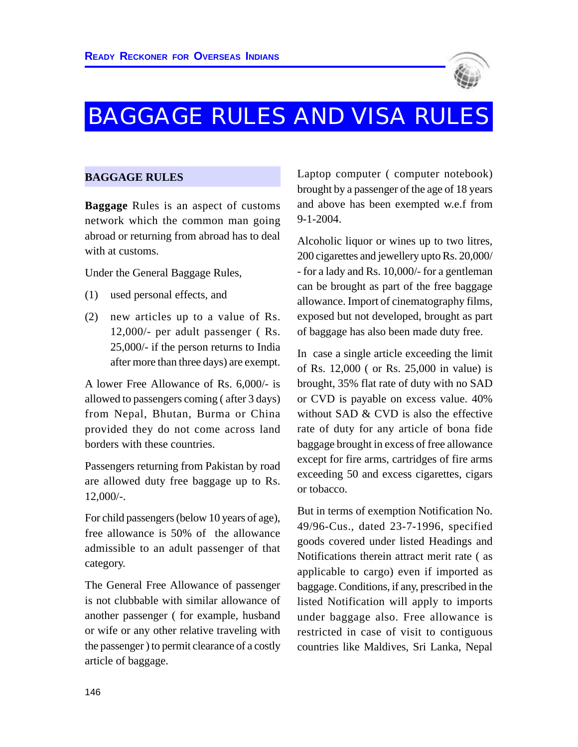# BAGGAGE RULES AND VISA RULES

## BAGGAGE RULES

**Baggage** Rules is an aspect of customs network which the common man going abroad or returning from abroad has to deal with at customs.

Under the General Baggage Rules,

(1) used personal effects, and

(2) new articles up to a value of Rs. 12,000/- per adult passenger ( Rs. 25,000/- if the person returns to India after more than three days) are exempt.

A lower Free Allowance of Rs. 6,000/- is allowed to passengers coming ( after 3 days) from Nepal, Bhutan, Burma or China provided they do not come across land borders with these countries.

Passengers returning from Pakistan by road are allowed duty free baggage up to Rs. 12,000/-.

For child passengers (below 10 years of age), free allowance is 50% of the allowance admissible to an adult passenger of that category.

The General Free Allowance of passenger is not clubbable with similar allowance of another passenger ( for example, husband or wife or any other relative traveling with the passenger ) to permit clearance of a costly article of baggage.

Laptop computer ( computer notebook) brought by a passenger of the age of 18 years and above has been exempted w.e.f from 9-1-2004.

Alcoholic liquor or wines up to two litres, 200 cigarettes and jewellery upto Rs. 20,000/- for a lady and Rs. 10,000/- for a gentleman can be brought as part of the free baggage allowance. Import of cinematography films, exposed but not developed, brought as part of baggage has also been made duty free.

In case a single article exceeding the limit of Rs. 12,000 ( or Rs. 25,000 in value) is brought, 35% flat rate of duty with no SAD or CVD is payable on excess value. 40% without SAD & CVD is also the effective rate of duty for any article of bona fide baggage brought in excess of free allowance except for fire arms, cartridges of fire arms exceeding 50 and excess cigarettes, cigars or tobacco.

But in terms of exemption Notification No. 49/96-Cus., dated 23-7-1996, specified goods covered under listed Headings and Notifications therein attract merit rate ( as applicable to cargo) even if imported as baggage. Conditions, if any, prescribed in the listed Notification will apply to imports under baggage also. Free allowance is restricted in case of visit to contiguous countries like Maldives, Sri Lanka, Nepal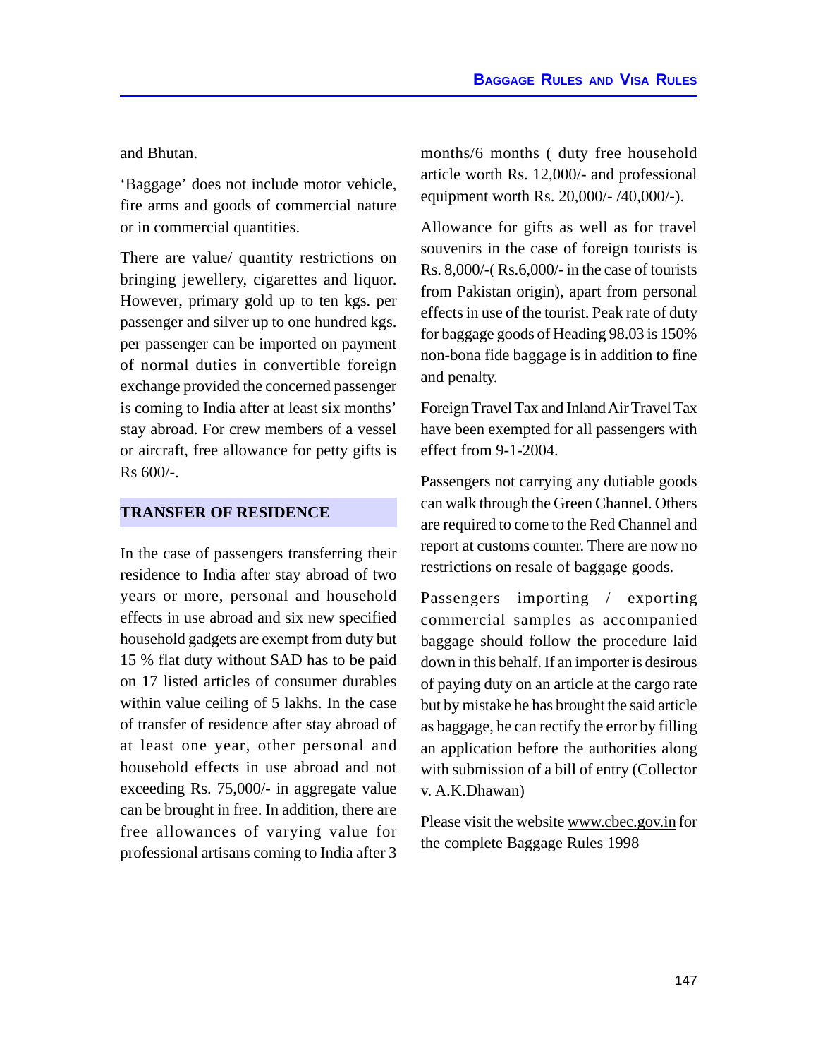and Bhutan.

'Baggage' does not include motor vehicle, fire arms and goods of commercial nature or in commercial quantities.

There are value/ quantity restrictions on bringing jewellery, cigarettes and liquor. However, primary gold up to ten kgs. per passenger and silver up to one hundred kgs. per passenger can be imported on payment of normal duties in convertible foreign exchange provided the concerned passenger is coming to India after at least six months' stay abroad. For crew members of a vessel or aircraft, free allowance for petty gifts is Rs 600/-.

## TRANSFER OF RESIDENCE

In the case of passengers transferring their residence to India after stay abroad of two years or more, personal and household effects in use abroad and six new specified household gadgets are exempt from duty but 15 % flat duty without SAD has to be paid on 17 listed articles of consumer durables within value ceiling of 5 lakhs. In the case of transfer of residence after stay abroad of at least one year, other personal and household effects in use abroad and not exceeding Rs. 75,000/- in aggregate value can be brought in free. In addition, there are free allowances of varying value for professional artisans coming to India after 3 months/6 months ( duty free household article worth Rs. 12,000/- and professional equipment worth Rs. 20,000/- /40,000/-).

Allowance for gifts as well as for travel souvenirs in the case of foreign tourists is Rs. 8,000/-( Rs.6,000/- in the case of tourists from Pakistan origin), apart from personal effects in use of the tourist. Peak rate of duty for baggage goods of Heading 98.03 is 150% non-bona fide baggage is in addition to fine and penalty.

Foreign Travel Tax and Inland Air Travel Tax have been exempted for all passengers with effect from 9-1-2004.

Passengers not carrying any dutiable goods can walk through the Green Channel. Others are required to come to the Red Channel and report at customs counter. There are now no restrictions on resale of baggage goods.

Passengers importing / exporting commercial samples as accompanied baggage should follow the procedure laid down in this behalf. If an importer is desirous of paying duty on an article at the cargo rate but by mistake he has brought the said article as baggage, he can rectify the error by filling an application before the authorities along with submission of a bill of entry (Collector v. A.K.Dhawan)

Please visit the website www.cbec.gov.in for the complete Baggage Rules 1998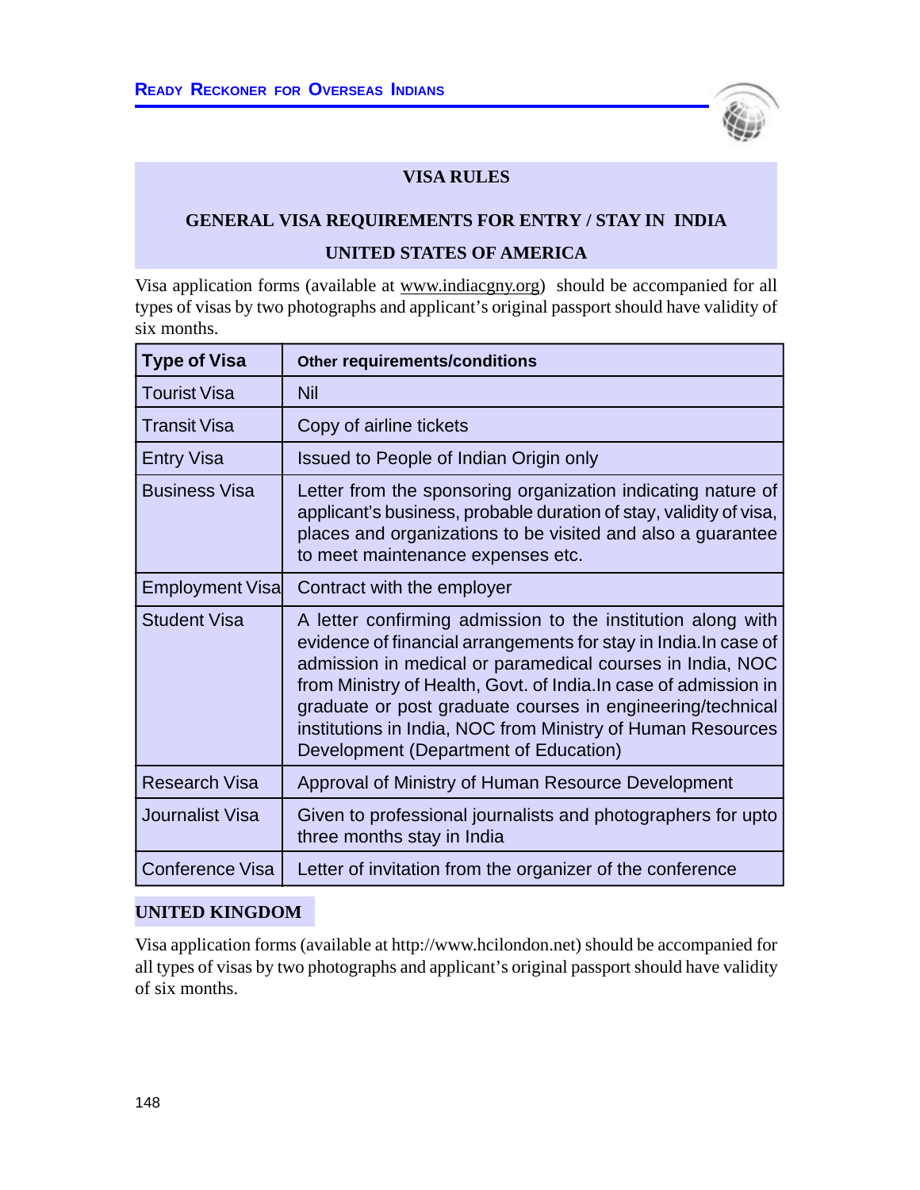## VISA RULES

## GENERAL VISA REQUIREMENTS FOR ENTRY / STAY IN INDIA

### UNITED STATES OF AMERICA

Visa application forms (available at www.indiacgny.org) should be accompanied for all types of visas by two photographs and applicant's original passport should have validity of six months.

| Type of Visa | Other requirements/conditions |
|---|---|
| Tourist Visa | Nil |
| Transit Visa | Copy of airline tickets |
| Entry Visa | Issued to People of Indian Origin only |
| Business Visa | Letter from the sponsoring organization indicating nature of applicant's business, probable duration of stay, validity of visa, places and organizations to be visited and also a guarantee to meet maintenance expenses etc. |
| Employment Visa | Contract with the employer |
| Student Visa | A letter confirming admission to the institution along with evidence of financial arrangements for stay in India.In case of admission in medical or paramedical courses in India, NOC from Ministry of Health, Govt. of India.In case of admission in graduate or post graduate courses in engineering/technical institutions in India, NOC from Ministry of Human Resources Development (Department of Education) |
| Research Visa | Approval of Ministry of Human Resource Development |
| Journalist Visa | Given to professional journalists and photographers for upto three months stay in India |
| Conference Visa | Letter of invitation from the organizer of the conference |

### UNITED KINGDOM

Visa application forms (available at http://www.hcilondon.net) should be accompanied for all types of visas by two photographs and applicant's original passport should have validity of six months.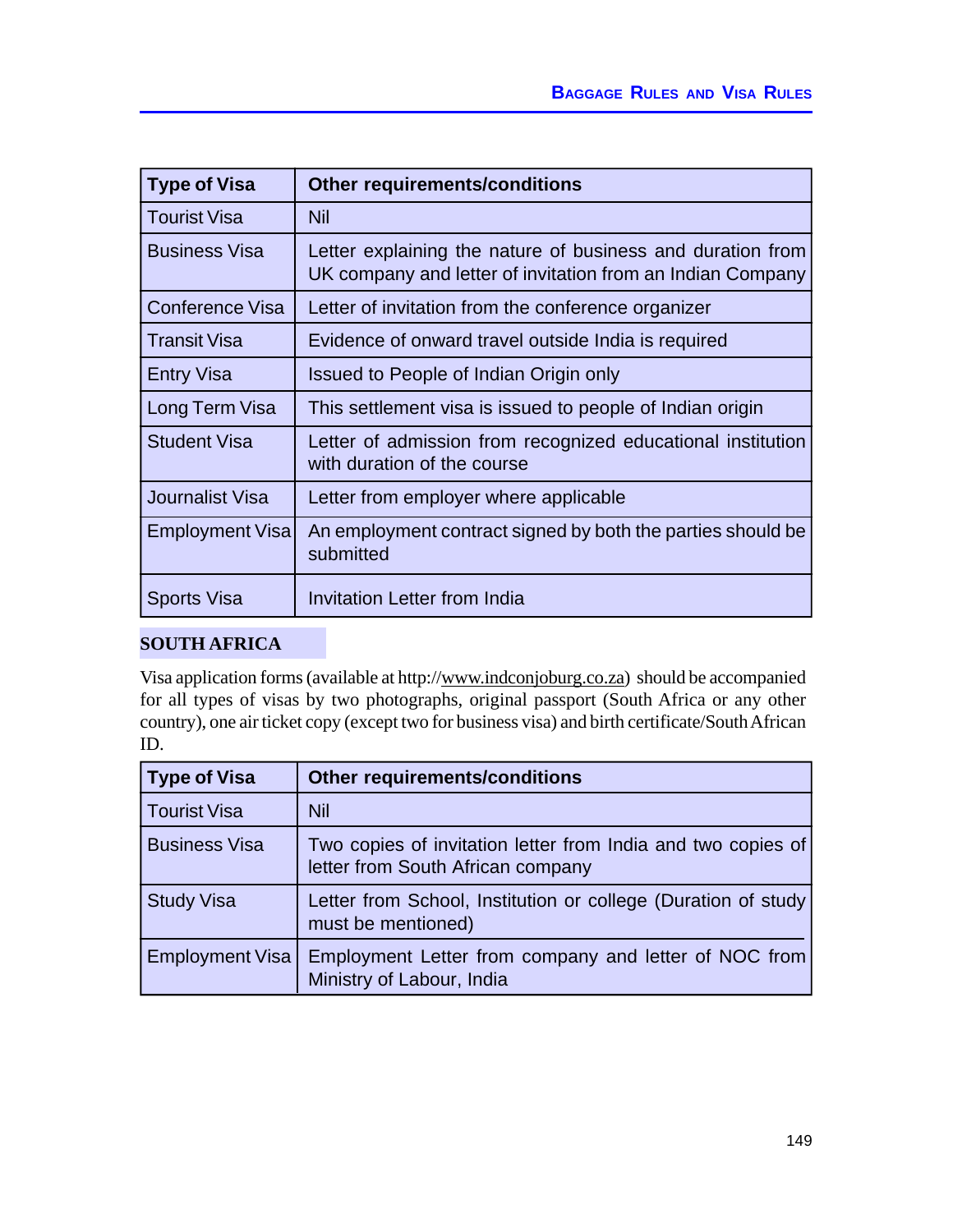| Type of Visa | Other requirements/conditions |
|---|---|
| Tourist Visa | Nil |
| Business Visa | Letter explaining the nature of business and duration from UK company and letter of invitation from an Indian Company |
| Conference Visa | Letter of invitation from the conference organizer |
| Transit Visa | Evidence of onward travel outside India is required |
| Entry Visa | Issued to People of Indian Origin only |
| Long Term Visa | This settlement visa is issued to people of Indian origin |
| Student Visa | Letter of admission from recognized educational institution with duration of the course |
| Journalist Visa | Letter from employer where applicable |
| Employment Visa | An employment contract signed by both the parties should be submitted |
| Sports Visa | Invitation Letter from India |

## SOUTH AFRICA

Visa application forms (available at http://www.indconjoburg.co.za) should be accompanied for all types of visas by two photographs, original passport (South Africa or any other country), one air ticket copy (except two for business visa) and birth certificate/South African ID.

| Type of Visa | Other requirements/conditions |
|---|---|
| Tourist Visa | Nil |
| Business Visa | Two copies of invitation letter from India and two copies of letter from South African company |
| Study Visa | Letter from School, Institution or college (Duration of study must be mentioned) |
| Employment Visa | Employment Letter from company and letter of NOC from Ministry of Labour, India |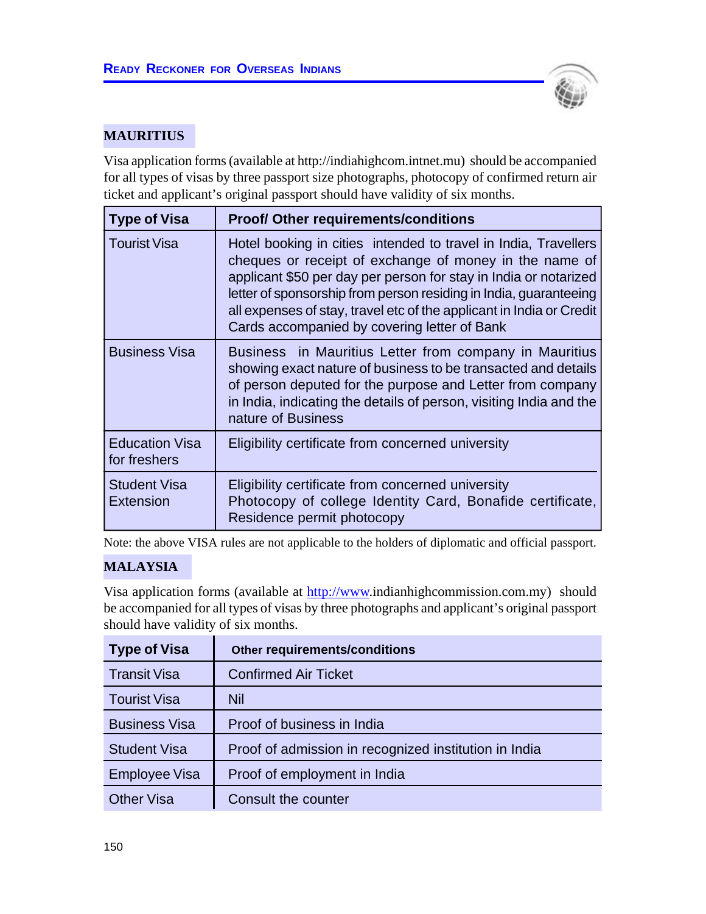## MAURITIUS

Visa application forms (available at http://indiahighcom.intnet.mu) should be accompanied for all types of visas by three passport size photographs, photocopy of confirmed return air ticket and applicant's original passport should have validity of six months.

| Type of Visa | Proof/ Other requirements/conditions |
|---|---|
| Tourist Visa | Hotel booking in cities intended to travel in India, Travellers cheques or receipt of exchange of money in the name of applicant $50 per day per person for stay in India or notarized letter of sponsorship from person residing in India, guaranteeing all expenses of stay, travel etc of the applicant in India or Credit Cards accompanied by covering letter of Bank |
| Business Visa | Business in Mauritius Letter from company in Mauritius showing exact nature of business to be transacted and details of person deputed for the purpose and Letter from company in India, indicating the details of person, visiting India and the nature of Business |
| Education Visa for freshers | Eligibility certificate from concerned university |
| Student Visa Extension | Eligibility certificate from concerned university Photocopy of college Identity Card, Bonafide certificate, Residence permit photocopy |

Note: the above VISA rules are not applicable to the holders of diplomatic and official passport.

## MALAYSIA

Visa application forms (available at http://www.indianhighcommission.com.my) should be accompanied for all types of visas by three photographs and applicant's original passport should have validity of six months.

| Type of Visa | Other requirements/conditions |
|---|---|
| Transit Visa | Confirmed Air Ticket |
| Tourist Visa | Nil |
| Business Visa | Proof of business in India |
| Student Visa | Proof of admission in recognized institution in India |
| Employee Visa | Proof of employment in India |
| Other Visa | Consult the counter |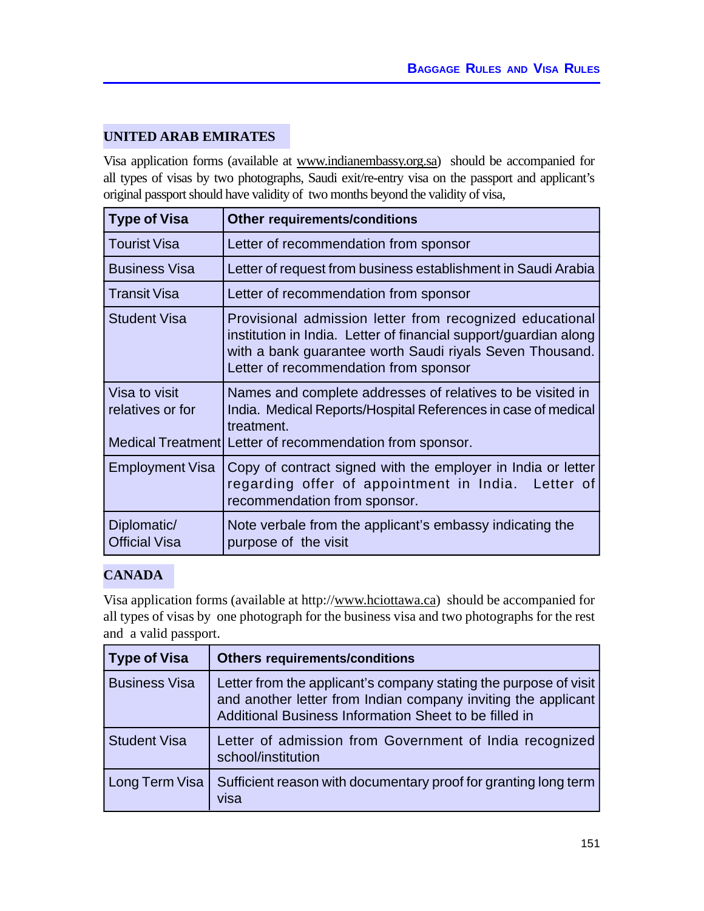## UNITED ARAB EMIRATES

Visa application forms (available at www.indianembassy.org.sa) should be accompanied for all types of visas by two photographs, Saudi exit/re-entry visa on the passport and applicant's original passport should have validity of two months beyond the validity of visa,

| Type of Visa | Other requirements/conditions |
|---|---|
| Tourist Visa | Letter of recommendation from sponsor |
| Business Visa | Letter of request from business establishment in Saudi Arabia |
| Transit Visa | Letter of recommendation from sponsor |
| Student Visa | Provisional admission letter from recognized educational institution in India. Letter of financial support/guardian along with a bank guarantee worth Saudi riyals Seven Thousand. Letter of recommendation from sponsor |
| Visa to visit relatives or for Medical Treatment | Names and complete addresses of relatives to be visited in India. Medical Reports/Hospital References in case of medical treatment. Letter of recommendation from sponsor. |
| Employment Visa | Copy of contract signed with the employer in India or letter regarding offer of appointment in India. Letter of recommendation from sponsor. |
| Diplomatic/ Official Visa | Note verbale from the applicant's embassy indicating the purpose of the visit |

## CANADA

Visa application forms (available at http://www.hciottawa.ca) should be accompanied for all types of visas by one photograph for the business visa and two photographs for the rest and a valid passport.

| Type of Visa | Others requirements/conditions |
|---|---|
| Business Visa | Letter from the applicant's company stating the purpose of visit and another letter from Indian company inviting the applicant Additional Business Information Sheet to be filled in |
| Student Visa | Letter of admission from Government of India recognized school/institution |
| Long Term Visa | Sufficient reason with documentary proof for granting long term visa |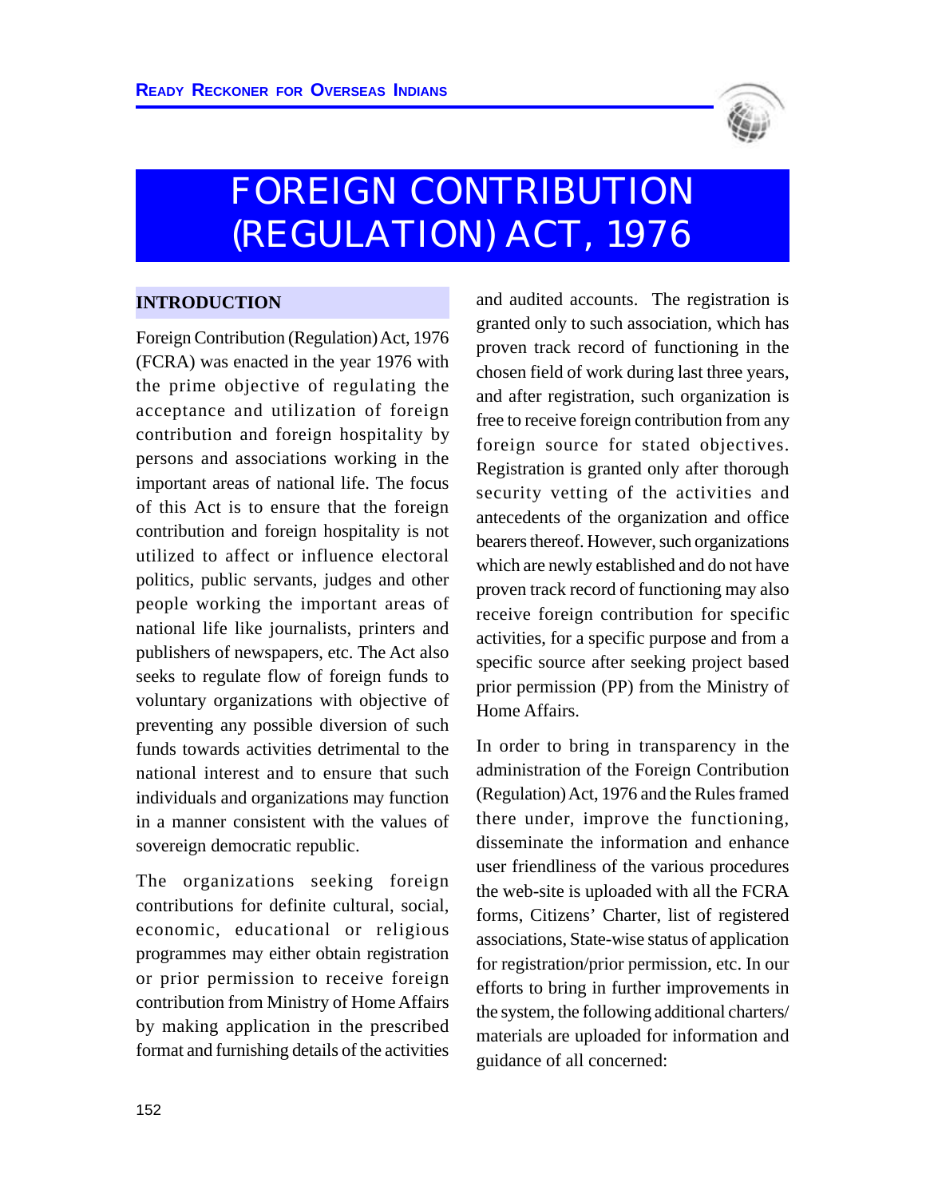# FOREIGN CONTRIBUTION (REGULATION) ACT, 1976

## INTRODUCTION

Foreign Contribution (Regulation) Act, 1976 (FCRA) was enacted in the year 1976 with the prime objective of regulating the acceptance and utilization of foreign contribution and foreign hospitality by persons and associations working in the important areas of national life. The focus of this Act is to ensure that the foreign contribution and foreign hospitality is not utilized to affect or influence electoral politics, public servants, judges and other people working the important areas of national life like journalists, printers and publishers of newspapers, etc. The Act also seeks to regulate flow of foreign funds to voluntary organizations with objective of preventing any possible diversion of such funds towards activities detrimental to the national interest and to ensure that such individuals and organizations may function in a manner consistent with the values of sovereign democratic republic.

The organizations seeking foreign contributions for definite cultural, social, economic, educational or religious programmes may either obtain registration or prior permission to receive foreign contribution from Ministry of Home Affairs by making application in the prescribed format and furnishing details of the activities and audited accounts. The registration is granted only to such association, which has proven track record of functioning in the chosen field of work during last three years, and after registration, such organization is free to receive foreign contribution from any foreign source for stated objectives. Registration is granted only after thorough security vetting of the activities and antecedents of the organization and office bearers thereof. However, such organizations which are newly established and do not have proven track record of functioning may also receive foreign contribution for specific activities, for a specific purpose and from a specific source after seeking project based prior permission (PP) from the Ministry of Home Affairs.

In order to bring in transparency in the administration of the Foreign Contribution (Regulation) Act, 1976 and the Rules framed there under, improve the functioning, disseminate the information and enhance user friendliness of the various procedures the web-site is uploaded with all the FCRA forms, Citizens' Charter, list of registered associations, State-wise status of application for registration/prior permission, etc. In our efforts to bring in further improvements in the system, the following additional charters/ materials are uploaded for information and guidance of all concerned: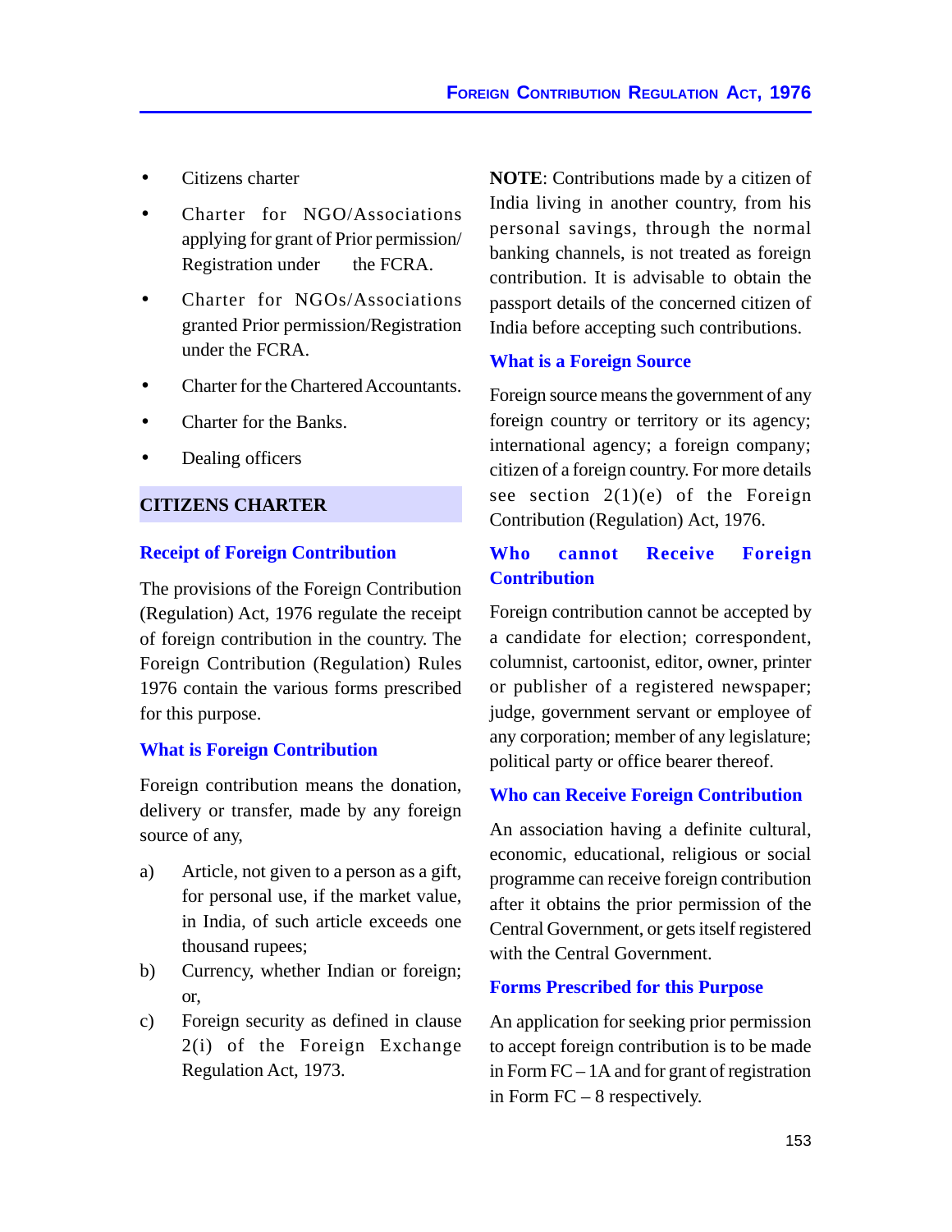- Citizens charter
- Charter for NGO/Associations applying for grant of Prior permission/ Registration under the FCRA.
- Charter for NGOs/Associations granted Prior permission/Registration under the FCRA.
- Charter for the Chartered Accountants.
- Charter for the Banks.
- Dealing officers

## CITIZENS CHARTER

### Receipt of Foreign Contribution

The provisions of the Foreign Contribution (Regulation) Act, 1976 regulate the receipt of foreign contribution in the country. The Foreign Contribution (Regulation) Rules 1976 contain the various forms prescribed for this purpose.

### What is Foreign Contribution

Foreign contribution means the donation, delivery or transfer, made by any foreign source of any,

a) Article, not given to a person as a gift, for personal use, if the market value, in India, of such article exceeds one thousand rupees;

b) Currency, whether Indian or foreign; or,

c) Foreign security as defined in clause 2(i) of the Foreign Exchange Regulation Act, 1973.

**NOTE**: Contributions made by a citizen of India living in another country, from his personal savings, through the normal banking channels, is not treated as foreign contribution. It is advisable to obtain the passport details of the concerned citizen of India before accepting such contributions.

### What is a Foreign Source

Foreign source means the government of any foreign country or territory or its agency; international agency; a foreign company; citizen of a foreign country. For more details see section 2(1)(e) of the Foreign Contribution (Regulation) Act, 1976.

### Who cannot Receive Foreign Contribution

Foreign contribution cannot be accepted by a candidate for election; correspondent, columnist, cartoonist, editor, owner, printer or publisher of a registered newspaper; judge, government servant or employee of any corporation; member of any legislature; political party or office bearer thereof.

### Who can Receive Foreign Contribution

An association having a definite cultural, economic, educational, religious or social programme can receive foreign contribution after it obtains the prior permission of the Central Government, or gets itself registered with the Central Government.

### Forms Prescribed for this Purpose

An application for seeking prior permission to accept foreign contribution is to be made in Form FC – 1A and for grant of registration in Form FC – 8 respectively.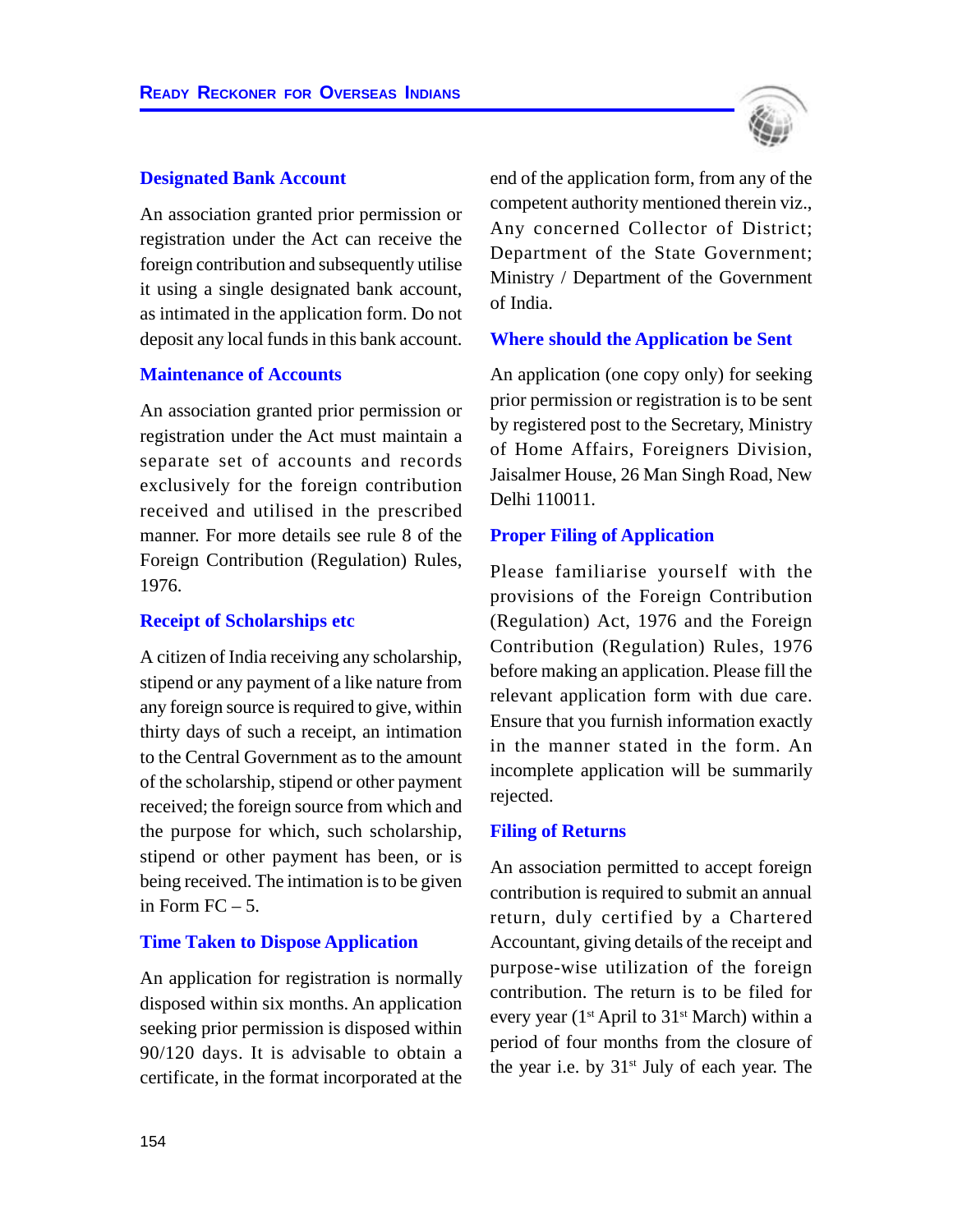### Designated Bank Account

An association granted prior permission or registration under the Act can receive the foreign contribution and subsequently utilise it using a single designated bank account, as intimated in the application form. Do not deposit any local funds in this bank account.

### Maintenance of Accounts

An association granted prior permission or registration under the Act must maintain a separate set of accounts and records exclusively for the foreign contribution received and utilised in the prescribed manner. For more details see rule 8 of the Foreign Contribution (Regulation) Rules, 1976.

### Receipt of Scholarships etc

A citizen of India receiving any scholarship, stipend or any payment of a like nature from any foreign source is required to give, within thirty days of such a receipt, an intimation to the Central Government as to the amount of the scholarship, stipend or other payment received; the foreign source from which and the purpose for which, such scholarship, stipend or other payment has been, or is being received. The intimation is to be given in Form FC – 5.

### Time Taken to Dispose Application

An application for registration is normally disposed within six months. An application seeking prior permission is disposed within 90/120 days. It is advisable to obtain a certificate, in the format incorporated at the end of the application form, from any of the competent authority mentioned therein viz., Any concerned Collector of District; Department of the State Government; Ministry / Department of the Government of India.

### Where should the Application be Sent

An application (one copy only) for seeking prior permission or registration is to be sent by registered post to the Secretary, Ministry of Home Affairs, Foreigners Division, Jaisalmer House, 26 Man Singh Road, New Delhi 110011.

### Proper Filing of Application

Please familiarise yourself with the provisions of the Foreign Contribution (Regulation) Act, 1976 and the Foreign Contribution (Regulation) Rules, 1976 before making an application. Please fill the relevant application form with due care. Ensure that you furnish information exactly in the manner stated in the form. An incomplete application will be summarily rejected.

### Filing of Returns

An association permitted to accept foreign contribution is required to submit an annual return, duly certified by a Chartered Accountant, giving details of the receipt and purpose-wise utilization of the foreign contribution. The return is to be filed for every year (1st April to 31st March) within a period of four months from the closure of the year i.e. by 31st July of each year. The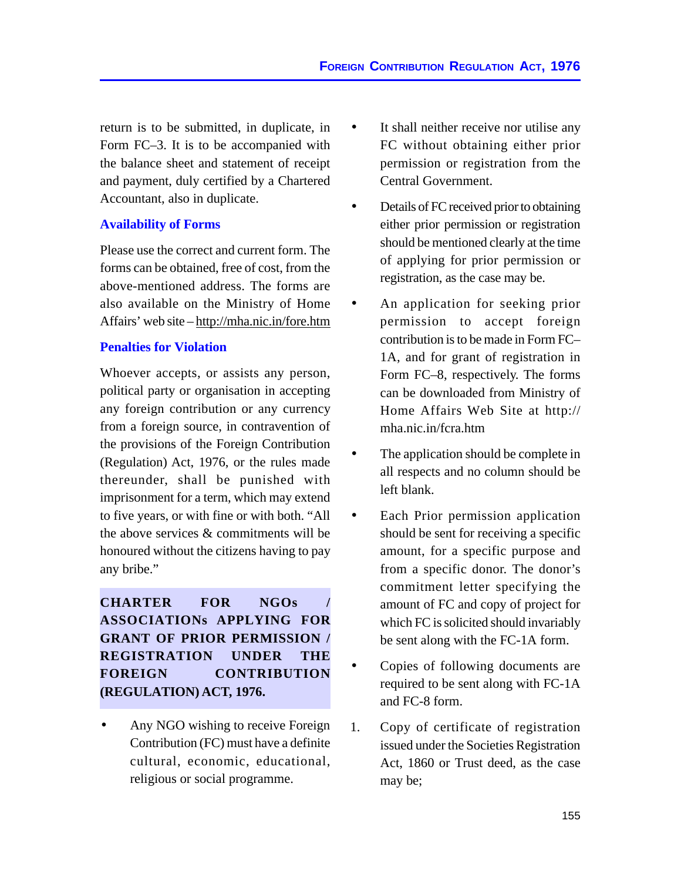return is to be submitted, in duplicate, in Form FC–3. It is to be accompanied with the balance sheet and statement of receipt and payment, duly certified by a Chartered Accountant, also in duplicate.

### Availability of Forms

Please use the correct and current form. The forms can be obtained, free of cost, from the above-mentioned address. The forms are also available on the Ministry of Home Affairs' web site – http://mha.nic.in/fore.htm

### Penalties for Violation

Whoever accepts, or assists any person, political party or organisation in accepting any foreign contribution or any currency from a foreign source, in contravention of the provisions of the Foreign Contribution (Regulation) Act, 1976, or the rules made thereunder, shall be punished with imprisonment for a term, which may extend to five years, or with fine or with both. "All the above services & commitments will be honoured without the citizens having to pay any bribe."

## CHARTER FOR NGOs / ASSOCIATIONs APPLYING FOR GRANT OF PRIOR PERMISSION / REGISTRATION UNDER THE FOREIGN CONTRIBUTION (REGULATION) ACT, 1976.

- Any NGO wishing to receive Foreign Contribution (FC) must have a definite cultural, economic, educational, religious or social programme.
- It shall neither receive nor utilise any FC without obtaining either prior permission or registration from the Central Government.
- Details of FC received prior to obtaining either prior permission or registration should be mentioned clearly at the time of applying for prior permission or registration, as the case may be.
- An application for seeking prior permission to accept foreign contribution is to be made in Form FC–1A, and for grant of registration in Form FC–8, respectively. The forms can be downloaded from Ministry of Home Affairs Web Site at http://mha.nic.in/fcra.htm
- The application should be complete in all respects and no column should be left blank.
- Each Prior permission application should be sent for receiving a specific amount, for a specific purpose and from a specific donor. The donor's commitment letter specifying the amount of FC and copy of project for which FC is solicited should invariably be sent along with the FC-1A form.
- Copies of following documents are required to be sent along with FC-1A and FC-8 form.

1. Copy of certificate of registration issued under the Societies Registration Act, 1860 or Trust deed, as the case may be;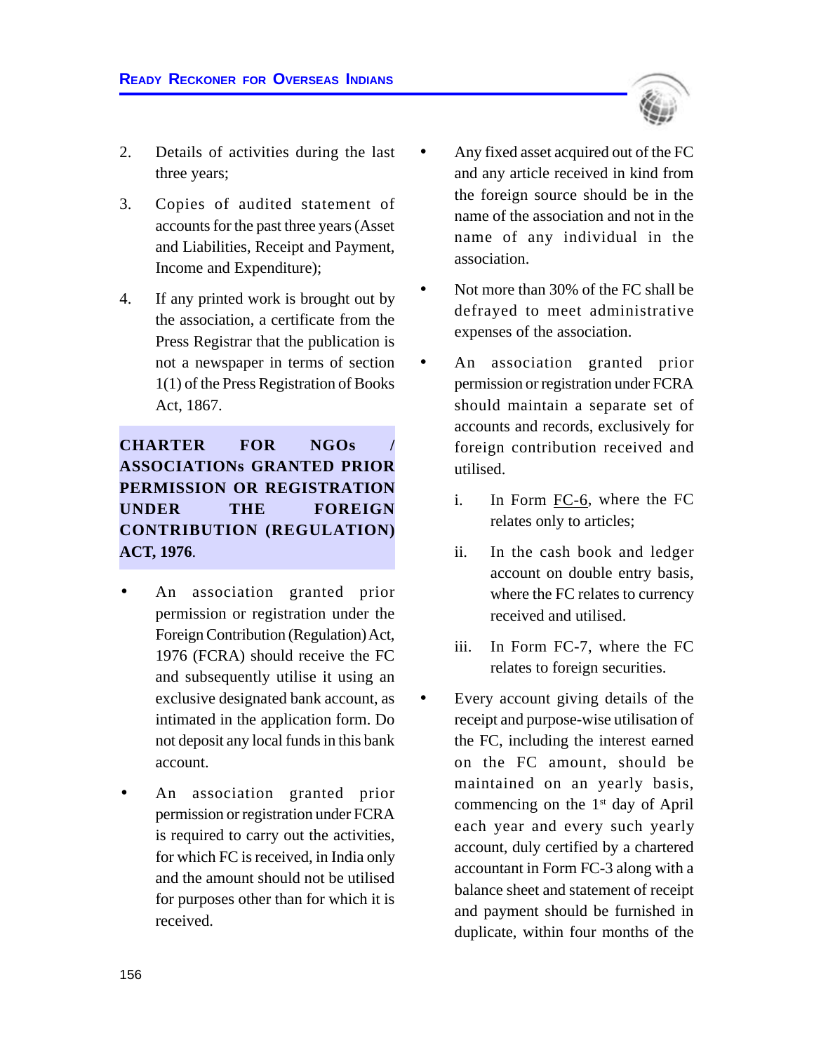2. Details of activities during the last three years;

3. Copies of audited statement of accounts for the past three years (Asset and Liabilities, Receipt and Payment, Income and Expenditure);

4. If any printed work is brought out by the association, a certificate from the Press Registrar that the publication is not a newspaper in terms of section 1(1) of the Press Registration of Books Act, 1867.

## CHARTER FOR NGOs / ASSOCIATIONs GRANTED PRIOR PERMISSION OR REGISTRATION UNDER THE FOREIGN CONTRIBUTION (REGULATION) ACT, 1976.

- An association granted prior permission or registration under the Foreign Contribution (Regulation) Act, 1976 (FCRA) should receive the FC and subsequently utilise it using an exclusive designated bank account, as intimated in the application form. Do not deposit any local funds in this bank account.

- An association granted prior permission or registration under FCRA is required to carry out the activities, for which FC is received, in India only and the amount should not be utilised for purposes other than for which it is received.

- Any fixed asset acquired out of the FC and any article received in kind from the foreign source should be in the name of the association and not in the name of any individual in the association.

- Not more than 30% of the FC shall be defrayed to meet administrative expenses of the association.

- An association granted prior permission or registration under FCRA should maintain a separate set of accounts and records, exclusively for foreign contribution received and utilised.

  i. In Form FC-6, where the FC relates only to articles;

  ii. In the cash book and ledger account on double entry basis, where the FC relates to currency received and utilised.

  iii. In Form FC-7, where the FC relates to foreign securities.

- Every account giving details of the receipt and purpose-wise utilisation of the FC, including the interest earned on the FC amount, should be maintained on an yearly basis, commencing on the 1st day of April each year and every such yearly account, duly certified by a chartered accountant in Form FC-3 along with a balance sheet and statement of receipt and payment should be furnished in duplicate, within four months of the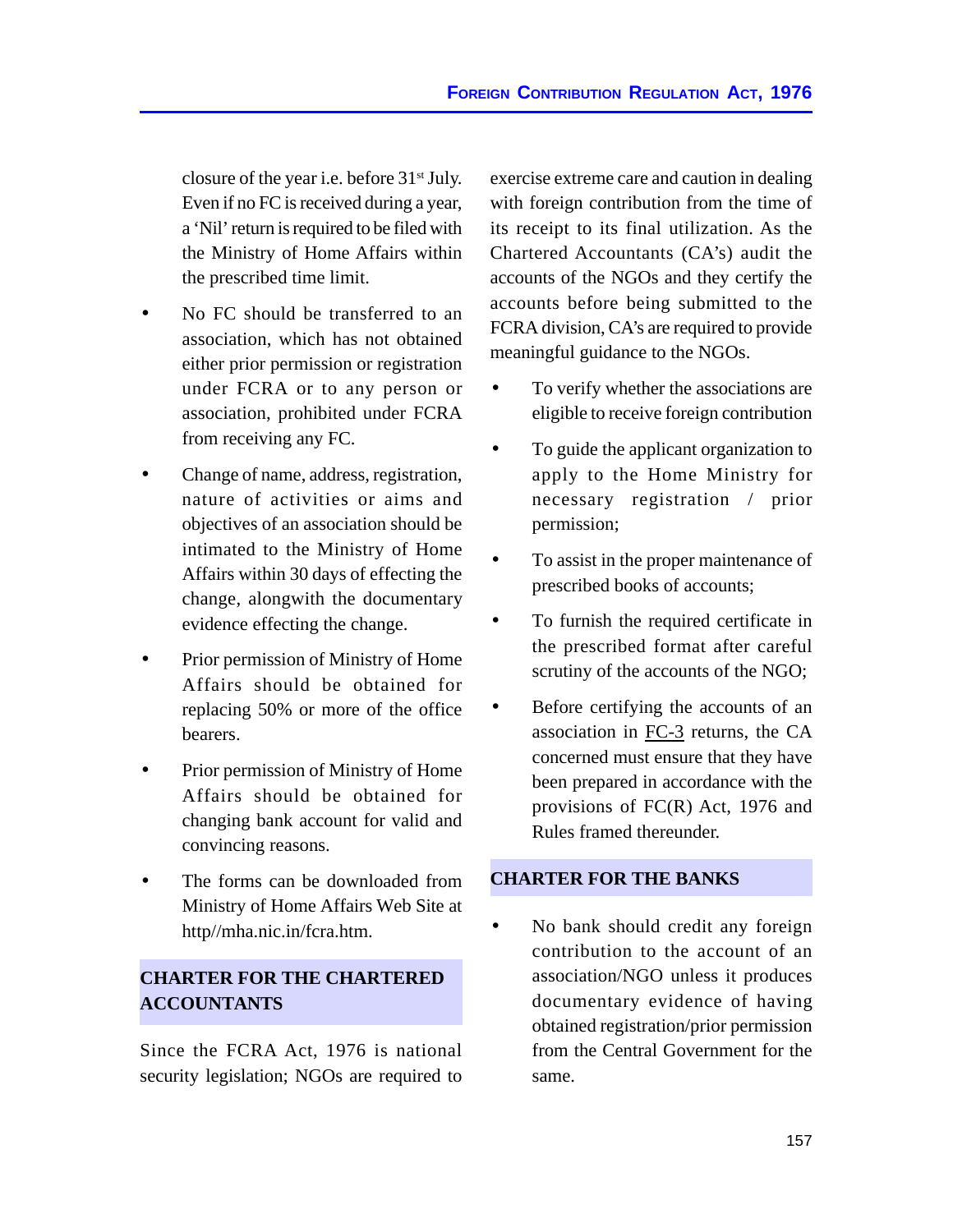closure of the year i.e. before 31st July. Even if no FC is received during a year, a 'Nil' return is required to be filed with the Ministry of Home Affairs within the prescribed time limit.

- No FC should be transferred to an association, which has not obtained either prior permission or registration under FCRA or to any person or association, prohibited under FCRA from receiving any FC.
- Change of name, address, registration, nature of activities or aims and objectives of an association should be intimated to the Ministry of Home Affairs within 30 days of effecting the change, alongwith the documentary evidence effecting the change.
- Prior permission of Ministry of Home Affairs should be obtained for replacing 50% or more of the office bearers.
- Prior permission of Ministry of Home Affairs should be obtained for changing bank account for valid and convincing reasons.
- The forms can be downloaded from Ministry of Home Affairs Web Site at http//mha.nic.in/fcra.htm.

## CHARTER FOR THE CHARTERED ACCOUNTANTS

Since the FCRA Act, 1976 is national security legislation; NGOs are required to exercise extreme care and caution in dealing with foreign contribution from the time of its receipt to its final utilization. As the Chartered Accountants (CA's) audit the accounts of the NGOs and they certify the accounts before being submitted to the FCRA division, CA's are required to provide meaningful guidance to the NGOs.

- To verify whether the associations are eligible to receive foreign contribution
- To guide the applicant organization to apply to the Home Ministry for necessary registration / prior permission;
- To assist in the proper maintenance of prescribed books of accounts;
- To furnish the required certificate in the prescribed format after careful scrutiny of the accounts of the NGO;
- Before certifying the accounts of an association in FC-3 returns, the CA concerned must ensure that they have been prepared in accordance with the provisions of FC(R) Act, 1976 and Rules framed thereunder.

## CHARTER FOR THE BANKS

- No bank should credit any foreign contribution to the account of an association/NGO unless it produces documentary evidence of having obtained registration/prior permission from the Central Government for the same.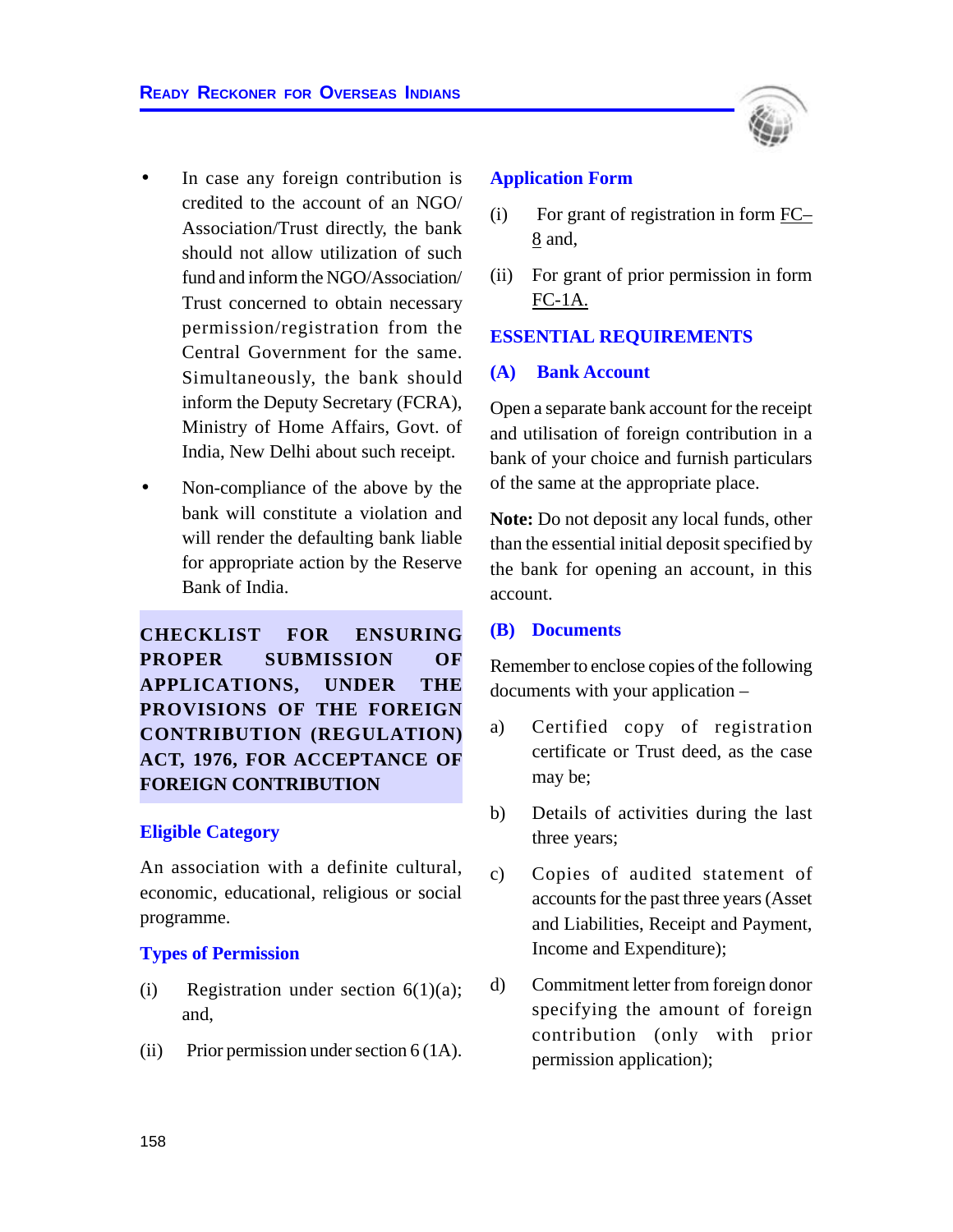- In case any foreign contribution is credited to the account of an NGO/ Association/Trust directly, the bank should not allow utilization of such fund and inform the NGO/Association/ Trust concerned to obtain necessary permission/registration from the Central Government for the same. Simultaneously, the bank should inform the Deputy Secretary (FCRA), Ministry of Home Affairs, Govt. of India, New Delhi about such receipt.
- Non-compliance of the above by the bank will constitute a violation and will render the defaulting bank liable for appropriate action by the Reserve Bank of India.

## CHECKLIST FOR ENSURING PROPER SUBMISSION OF APPLICATIONS, UNDER THE PROVISIONS OF THE FOREIGN CONTRIBUTION (REGULATION) ACT, 1976, FOR ACCEPTANCE OF FOREIGN CONTRIBUTION

### Eligible Category

An association with a definite cultural, economic, educational, religious or social programme.

### Types of Permission

(i) Registration under section 6(1)(a); and,

(ii) Prior permission under section 6 (1A).

### Application Form

(i) For grant of registration in form FC–8 and,

(ii) For grant of prior permission in form FC-1A.

### ESSENTIAL REQUIREMENTS

### (A) Bank Account

Open a separate bank account for the receipt and utilisation of foreign contribution in a bank of your choice and furnish particulars of the same at the appropriate place.

**Note:** Do not deposit any local funds, other than the essential initial deposit specified by the bank for opening an account, in this account.

### (B) Documents

Remember to enclose copies of the following documents with your application –

a) Certified copy of registration certificate or Trust deed, as the case may be;

b) Details of activities during the last three years;

c) Copies of audited statement of accounts for the past three years (Asset and Liabilities, Receipt and Payment, Income and Expenditure);

d) Commitment letter from foreign donor specifying the amount of foreign contribution (only with prior permission application);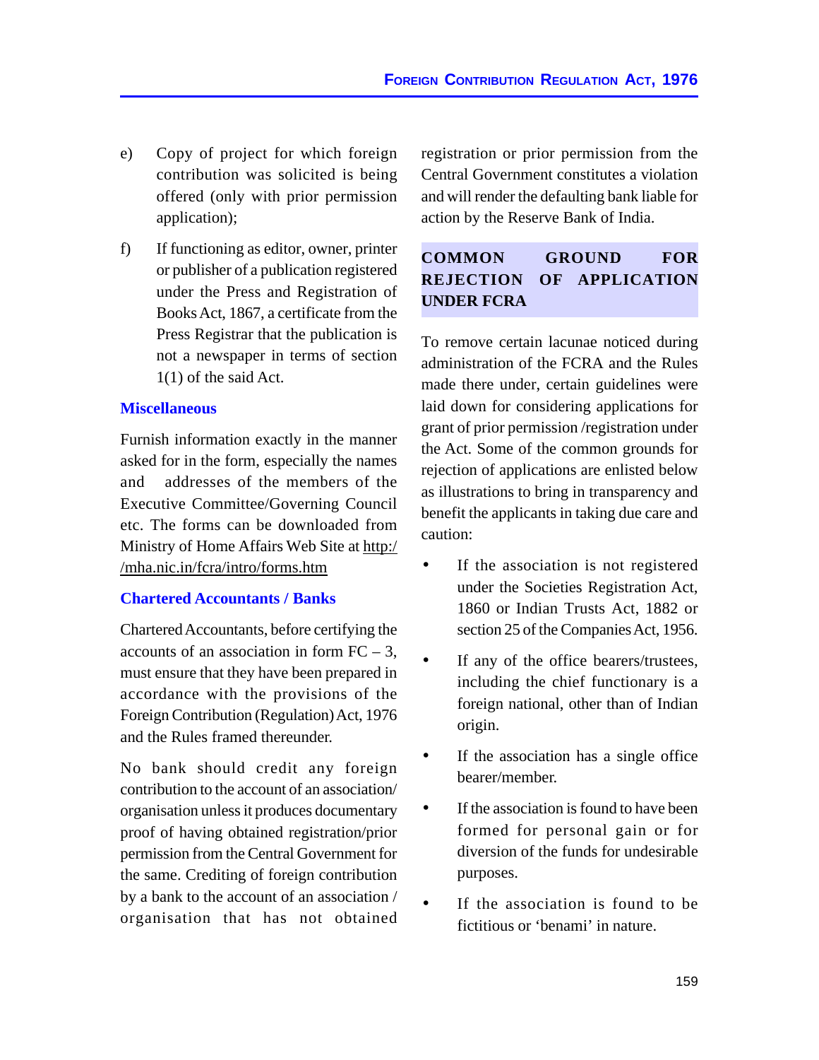e) Copy of project for which foreign contribution was solicited is being offered (only with prior permission application);

f) If functioning as editor, owner, printer or publisher of a publication registered under the Press and Registration of Books Act, 1867, a certificate from the Press Registrar that the publication is not a newspaper in terms of section 1(1) of the said Act.

### Miscellaneous

Furnish information exactly in the manner asked for in the form, especially the names and addresses of the members of the Executive Committee/Governing Council etc. The forms can be downloaded from Ministry of Home Affairs Web Site at http://mha.nic.in/fcra/intro/forms.htm

### Chartered Accountants / Banks

Chartered Accountants, before certifying the accounts of an association in form FC – 3, must ensure that they have been prepared in accordance with the provisions of the Foreign Contribution (Regulation) Act, 1976 and the Rules framed thereunder.

No bank should credit any foreign contribution to the account of an association/organisation unless it produces documentary proof of having obtained registration/prior permission from the Central Government for the same. Crediting of foreign contribution by a bank to the account of an association / organisation that has not obtained registration or prior permission from the Central Government constitutes a violation and will render the defaulting bank liable for action by the Reserve Bank of India.

## COMMON GROUND FOR REJECTION OF APPLICATION UNDER FCRA

To remove certain lacunae noticed during administration of the FCRA and the Rules made there under, certain guidelines were laid down for considering applications for grant of prior permission /registration under the Act. Some of the common grounds for rejection of applications are enlisted below as illustrations to bring in transparency and benefit the applicants in taking due care and caution:

- If the association is not registered under the Societies Registration Act, 1860 or Indian Trusts Act, 1882 or section 25 of the Companies Act, 1956.
- If any of the office bearers/trustees, including the chief functionary is a foreign national, other than of Indian origin.
- If the association has a single office bearer/member.
- If the association is found to have been formed for personal gain or for diversion of the funds for undesirable purposes.
- If the association is found to be fictitious or 'benami' in nature.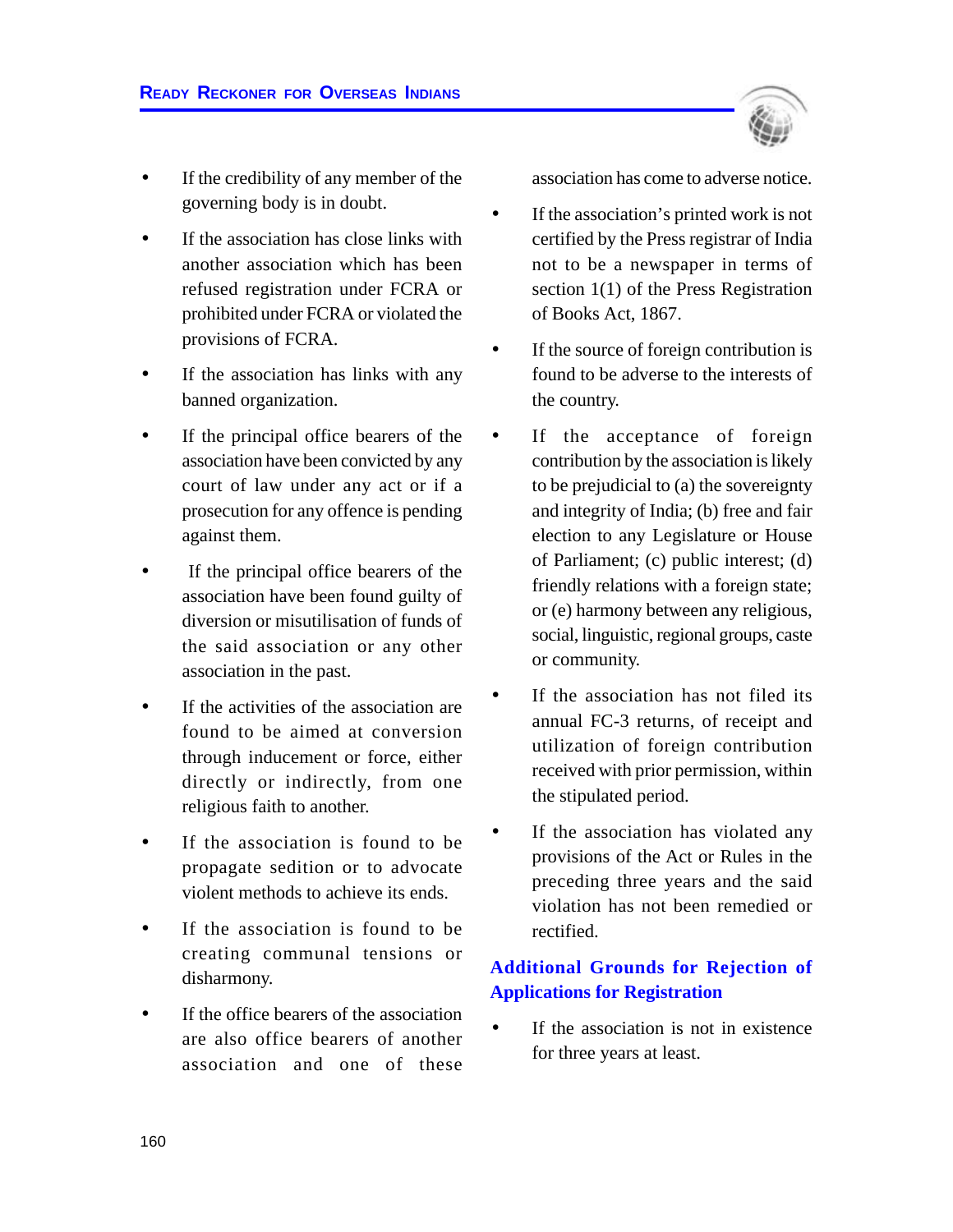- If the credibility of any member of the governing body is in doubt.
- If the association has close links with another association which has been refused registration under FCRA or prohibited under FCRA or violated the provisions of FCRA.
- If the association has links with any banned organization.
- If the principal office bearers of the association have been convicted by any court of law under any act or if a prosecution for any offence is pending against them.
- If the principal office bearers of the association have been found guilty of diversion or misutilisation of funds of the said association or any other association in the past.
- If the activities of the association are found to be aimed at conversion through inducement or force, either directly or indirectly, from one religious faith to another.
- If the association is found to be propagate sedition or to advocate violent methods to achieve its ends.
- If the association is found to be creating communal tensions or disharmony.
- If the office bearers of the association are also office bearers of another association and one of these association has come to adverse notice.
- If the association's printed work is not certified by the Press registrar of India not to be a newspaper in terms of section 1(1) of the Press Registration of Books Act, 1867.
- If the source of foreign contribution is found to be adverse to the interests of the country.
- If the acceptance of foreign contribution by the association is likely to be prejudicial to (a) the sovereignty and integrity of India; (b) free and fair election to any Legislature or House of Parliament; (c) public interest; (d) friendly relations with a foreign state; or (e) harmony between any religious, social, linguistic, regional groups, caste or community.
- If the association has not filed its annual FC-3 returns, of receipt and utilization of foreign contribution received with prior permission, within the stipulated period.
- If the association has violated any provisions of the Act or Rules in the preceding three years and the said violation has not been remedied or rectified.

## Additional Grounds for Rejection of Applications for Registration

- If the association is not in existence for three years at least.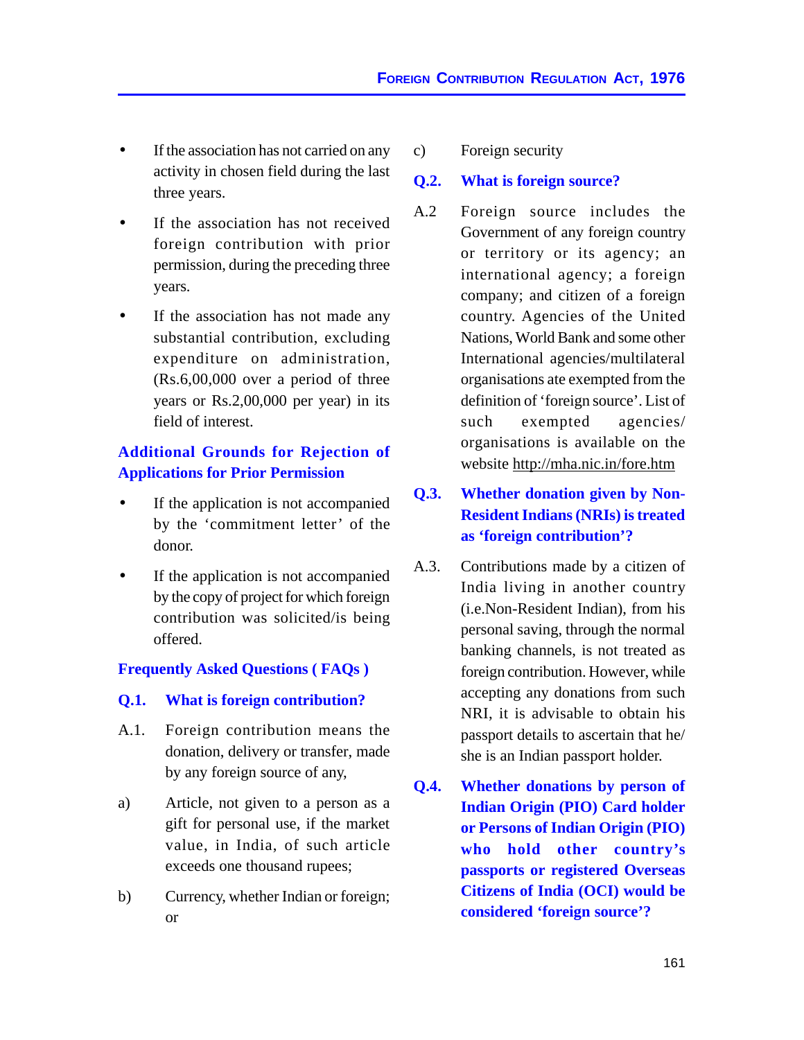- If the association has not carried on any activity in chosen field during the last three years.
- If the association has not received foreign contribution with prior permission, during the preceding three years.
- If the association has not made any substantial contribution, excluding expenditure on administration, (Rs.6,00,000 over a period of three years or Rs.2,00,000 per year) in its field of interest.

## Additional Grounds for Rejection of Applications for Prior Permission

- If the application is not accompanied by the 'commitment letter' of the donor.
- If the application is not accompanied by the copy of project for which foreign contribution was solicited/is being offered.

## Frequently Asked Questions ( FAQs )

**Q.1. What is foreign contribution?**

A.1. Foreign contribution means the donation, delivery or transfer, made by any foreign source of any,

a) Article, not given to a person as a gift for personal use, if the market value, in India, of such article exceeds one thousand rupees;

b) Currency, whether Indian or foreign; or

c) Foreign security

**Q.2. What is foreign source?**

A.2 Foreign source includes the Government of any foreign country or territory or its agency; an international agency; a foreign company; and citizen of a foreign country. Agencies of the United Nations, World Bank and some other International agencies/multilateral organisations ate exempted from the definition of 'foreign source'. List of such exempted agencies/ organisations is available on the website http://mha.nic.in/fore.htm

**Q.3. Whether donation given by Non-Resident Indians (NRIs) is treated as 'foreign contribution'?**

A.3. Contributions made by a citizen of India living in another country (i.e.Non-Resident Indian), from his personal saving, through the normal banking channels, is not treated as foreign contribution. However, while accepting any donations from such NRI, it is advisable to obtain his passport details to ascertain that he/ she is an Indian passport holder.

**Q.4. Whether donations by person of Indian Origin (PIO) Card holder or Persons of Indian Origin (PIO) who hold other country's passports or registered Overseas Citizens of India (OCI) would be considered 'foreign source'?**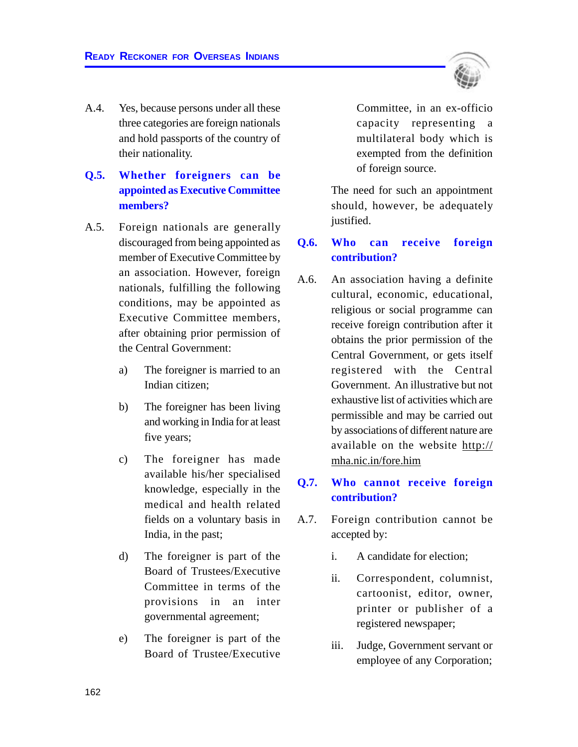A.4. Yes, because persons under all these three categories are foreign nationals and hold passports of the country of their nationality.

**Q.5. Whether foreigners can be appointed as Executive Committee members?**

A.5. Foreign nationals are generally discouraged from being appointed as member of Executive Committee by an association. However, foreign nationals, fulfilling the following conditions, may be appointed as Executive Committee members, after obtaining prior permission of the Central Government:

a) The foreigner is married to an Indian citizen;

b) The foreigner has been living and working in India for at least five years;

c) The foreigner has made available his/her specialised knowledge, especially in the medical and health related fields on a voluntary basis in India, in the past;

d) The foreigner is part of the Board of Trustees/Executive Committee in terms of the provisions in an inter governmental agreement;

e) The foreigner is part of the Board of Trustee/Executive Committee, in an ex-officio capacity representing a multilateral body which is exempted from the definition of foreign source.

The need for such an appointment should, however, be adequately justified.

**Q.6. Who can receive foreign contribution?**

A.6. An association having a definite cultural, economic, educational, religious or social programme can receive foreign contribution after it obtains the prior permission of the Central Government, or gets itself registered with the Central Government. An illustrative but not exhaustive list of activities which are permissible and may be carried out by associations of different nature are available on the website http://mha.nic.in/fore.him

**Q.7. Who cannot receive foreign contribution?**

A.7. Foreign contribution cannot be accepted by:

i. A candidate for election;

ii. Correspondent, columnist, cartoonist, editor, owner, printer or publisher of a registered newspaper;

iii. Judge, Government servant or employee of any Corporation;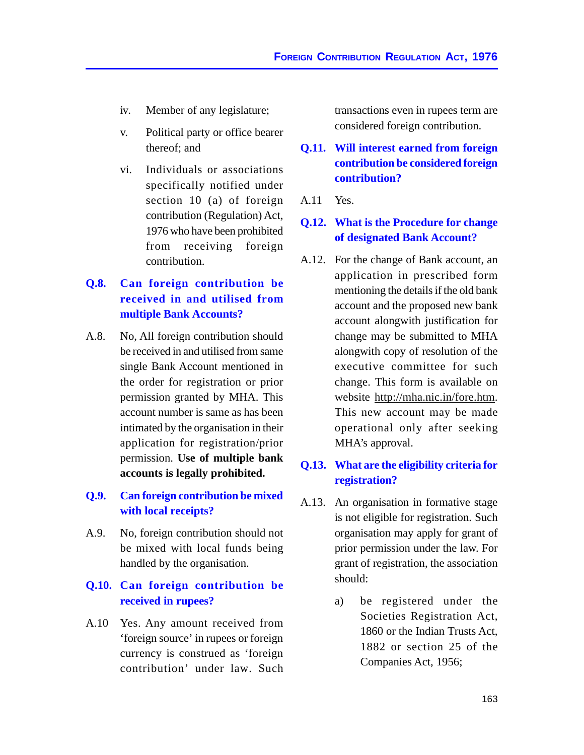iv. Member of any legislature;

v. Political party or office bearer thereof; and

vi. Individuals or associations specifically notified under section 10 (a) of foreign contribution (Regulation) Act, 1976 who have been prohibited from receiving foreign contribution.

**Q.8. Can foreign contribution be received in and utilised from multiple Bank Accounts?**

A.8. No, All foreign contribution should be received in and utilised from same single Bank Account mentioned in the order for registration or prior permission granted by MHA. This account number is same as has been intimated by the organisation in their application for registration/prior permission. **Use of multiple bank accounts is legally prohibited.**

**Q.9. Can foreign contribution be mixed with local receipts?**

A.9. No, foreign contribution should not be mixed with local funds being handled by the organisation.

**Q.10. Can foreign contribution be received in rupees?**

A.10 Yes. Any amount received from 'foreign source' in rupees or foreign currency is construed as 'foreign contribution' under law. Such transactions even in rupees term are considered foreign contribution.

**Q.11. Will interest earned from foreign contribution be considered foreign contribution?**

A.11 Yes.

**Q.12. What is the Procedure for change of designated Bank Account?**

A.12. For the change of Bank account, an application in prescribed form mentioning the details if the old bank account and the proposed new bank account alongwith justification for change may be submitted to MHA alongwith copy of resolution of the executive committee for such change. This form is available on website http://mha.nic.in/fore.htm. This new account may be made operational only after seeking MHA's approval.

**Q.13. What are the eligibility criteria for registration?**

A.13. An organisation in formative stage is not eligible for registration. Such organisation may apply for grant of prior permission under the law. For grant of registration, the association should:

a) be registered under the Societies Registration Act, 1860 or the Indian Trusts Act, 1882 or section 25 of the Companies Act, 1956;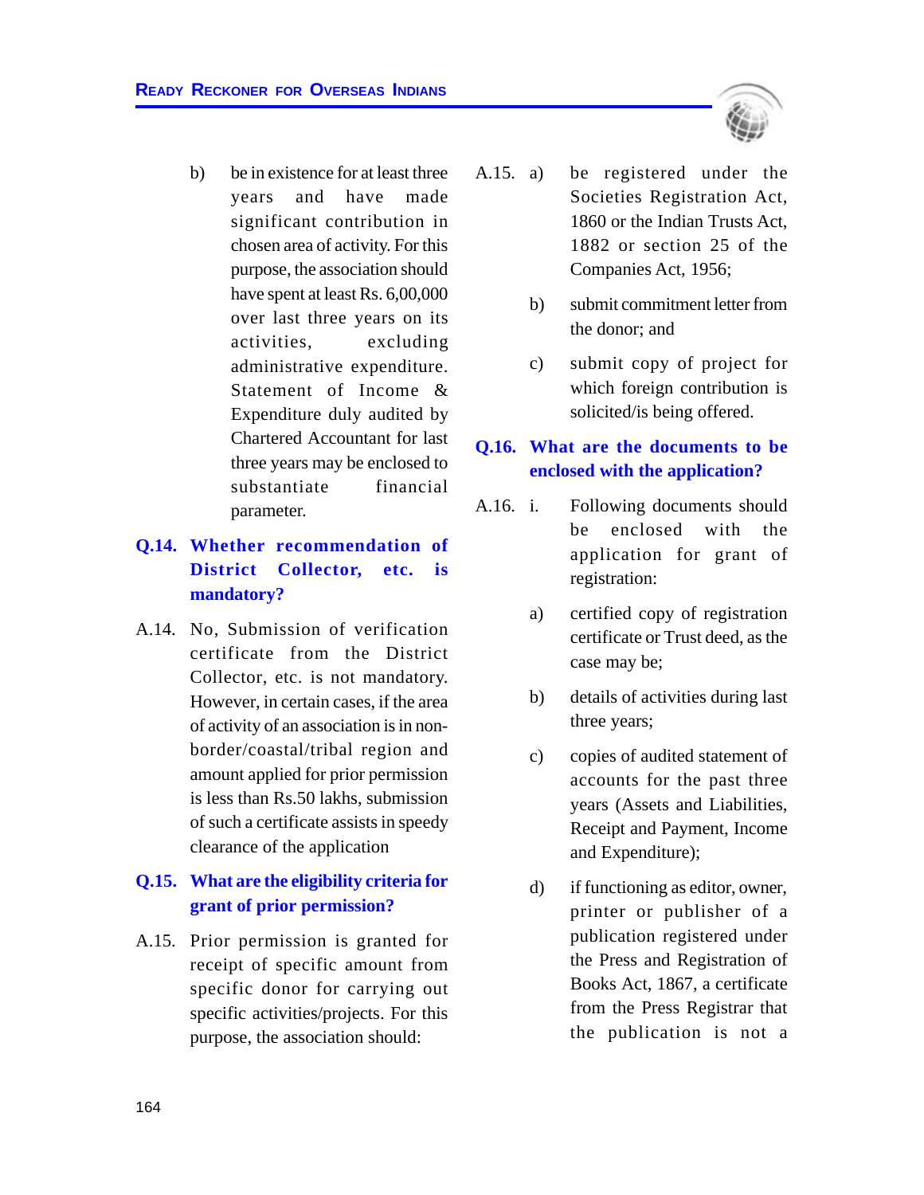b) be in existence for at least three years and have made significant contribution in chosen area of activity. For this purpose, the association should have spent at least Rs. 6,00,000 over last three years on its activities, excluding administrative expenditure. Statement of Income & Expenditure duly audited by Chartered Accountant for last three years may be enclosed to substantiate financial parameter.

**Q.14. Whether recommendation of District Collector, etc. is mandatory?**

A.14. No, Submission of verification certificate from the District Collector, etc. is not mandatory. However, in certain cases, if the area of activity of an association is in non-border/coastal/tribal region and amount applied for prior permission is less than Rs.50 lakhs, submission of such a certificate assists in speedy clearance of the application

**Q.15. What are the eligibility criteria for grant of prior permission?**

A.15. Prior permission is granted for receipt of specific amount from specific donor for carrying out specific activities/projects. For this purpose, the association should:

A.15. a) be registered under the Societies Registration Act, 1860 or the Indian Trusts Act, 1882 or section 25 of the Companies Act, 1956;

b) submit commitment letter from the donor; and

c) submit copy of project for which foreign contribution is solicited/is being offered.

**Q.16. What are the documents to be enclosed with the application?**

A.16. i. Following documents should be enclosed with the application for grant of registration:

a) certified copy of registration certificate or Trust deed, as the case may be;

b) details of activities during last three years;

c) copies of audited statement of accounts for the past three years (Assets and Liabilities, Receipt and Payment, Income and Expenditure);

d) if functioning as editor, owner, printer or publisher of a publication registered under the Press and Registration of Books Act, 1867, a certificate from the Press Registrar that the publication is not a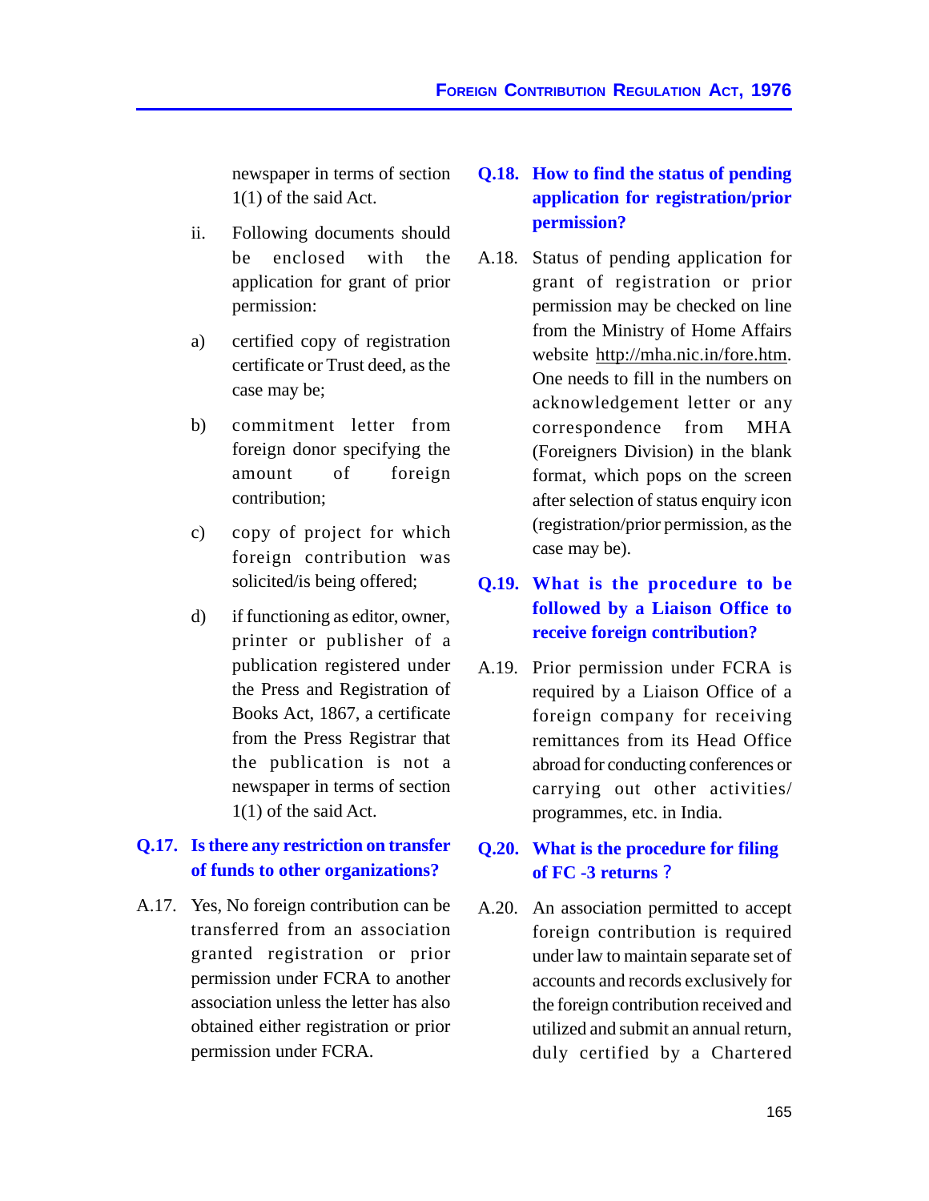newspaper in terms of section 1(1) of the said Act.

ii. Following documents should be enclosed with the application for grant of prior permission:

a) certified copy of registration certificate or Trust deed, as the case may be;

b) commitment letter from foreign donor specifying the amount of foreign contribution;

c) copy of project for which foreign contribution was solicited/is being offered;

d) if functioning as editor, owner, printer or publisher of a publication registered under the Press and Registration of Books Act, 1867, a certificate from the Press Registrar that the publication is not a newspaper in terms of section 1(1) of the said Act.

**Q.17. Is there any restriction on transfer of funds to other organizations?**

A.17. Yes, No foreign contribution can be transferred from an association granted registration or prior permission under FCRA to another association unless the letter has also obtained either registration or prior permission under FCRA.

**Q.18. How to find the status of pending application for registration/prior permission?**

A.18. Status of pending application for grant of registration or prior permission may be checked on line from the Ministry of Home Affairs website http://mha.nic.in/fore.htm. One needs to fill in the numbers on acknowledgement letter or any correspondence from MHA (Foreigners Division) in the blank format, which pops on the screen after selection of status enquiry icon (registration/prior permission, as the case may be).

**Q.19. What is the procedure to be followed by a Liaison Office to receive foreign contribution?**

A.19. Prior permission under FCRA is required by a Liaison Office of a foreign company for receiving remittances from its Head Office abroad for conducting conferences or carrying out other activities/ programmes, etc. in India.

**Q.20. What is the procedure for filing of FC -3 returns ?**

A.20. An association permitted to accept foreign contribution is required under law to maintain separate set of accounts and records exclusively for the foreign contribution received and utilized and submit an annual return, duly certified by a Chartered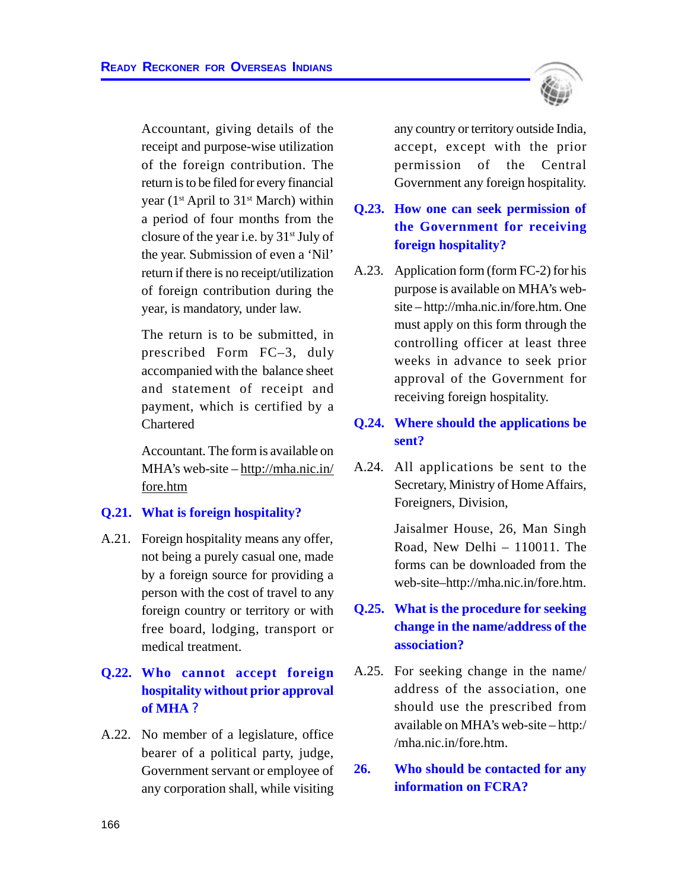Accountant, giving details of the receipt and purpose-wise utilization of the foreign contribution. The return is to be filed for every financial year (1st April to 31st March) within a period of four months from the closure of the year i.e. by 31st July of the year. Submission of even a 'Nil' return if there is no receipt/utilization of foreign contribution during the year, is mandatory, under law.

The return is to be submitted, in prescribed Form FC–3, duly accompanied with the balance sheet and statement of receipt and payment, which is certified by a Chartered

Accountant. The form is available on MHA's web-site – http://mha.nic.in/fore.htm

**Q.21. What is foreign hospitality?**

A.21. Foreign hospitality means any offer, not being a purely casual one, made by a foreign source for providing a person with the cost of travel to any foreign country or territory or with free board, lodging, transport or medical treatment.

**Q.22. Who cannot accept foreign hospitality without prior approval of MHA ?**

A.22. No member of a legislature, office bearer of a political party, judge, Government servant or employee of any corporation shall, while visiting any country or territory outside India, accept, except with the prior permission of the Central Government any foreign hospitality.

**Q.23. How one can seek permission of the Government for receiving foreign hospitality?**

A.23. Application form (form FC-2) for his purpose is available on MHA's web-site – http://mha.nic.in/fore.htm. One must apply on this form through the controlling officer at least three weeks in advance to seek prior approval of the Government for receiving foreign hospitality.

**Q.24. Where should the applications be sent?**

A.24. All applications be sent to the Secretary, Ministry of Home Affairs, Foreigners, Division,

Jaisalmer House, 26, Man Singh Road, New Delhi – 110011. The forms can be downloaded from the web-site–http://mha.nic.in/fore.htm.

**Q.25. What is the procedure for seeking change in the name/address of the association?**

A.25. For seeking change in the name/ address of the association, one should use the prescribed from available on MHA's web-site – http://mha.nic.in/fore.htm.

**26. Who should be contacted for any information on FCRA?**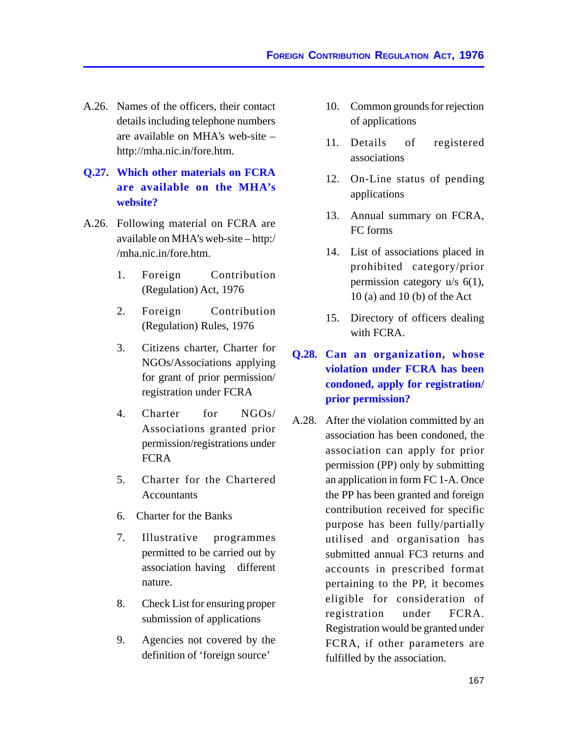A.26. Names of the officers, their contact details including telephone numbers are available on MHA's web-site – http://mha.nic.in/fore.htm.

**Q.27. Which other materials on FCRA are available on the MHA's website?**

A.26. Following material on FCRA are available on MHA's web-site – http://mha.nic.in/fore.htm.

1. Foreign Contribution (Regulation) Act, 1976
2. Foreign Contribution (Regulation) Rules, 1976
3. Citizens charter, Charter for NGOs/Associations applying for grant of prior permission/ registration under FCRA
4. Charter for NGOs/ Associations granted prior permission/registrations under FCRA
5. Charter for the Chartered Accountants
6. Charter for the Banks
7. Illustrative programmes permitted to be carried out by association having different nature.
8. Check List for ensuring proper submission of applications
9. Agencies not covered by the definition of 'foreign source'
10. Common grounds for rejection of applications
11. Details of registered associations
12. On-Line status of pending applications
13. Annual summary on FCRA, FC forms
14. List of associations placed in prohibited category/prior permission category u/s 6(1), 10 (a) and 10 (b) of the Act
15. Directory of officers dealing with FCRA.

**Q.28. Can an organization, whose violation under FCRA has been condoned, apply for registration/ prior permission?**

A.28. After the violation committed by an association has been condoned, the association can apply for prior permission (PP) only by submitting an application in form FC 1-A. Once the PP has been granted and foreign contribution received for specific purpose has been fully/partially utilised and organisation has submitted annual FC3 returns and accounts in prescribed format pertaining to the PP, it becomes eligible for consideration of registration under FCRA. Registration would be granted under FCRA, if other parameters are fulfilled by the association.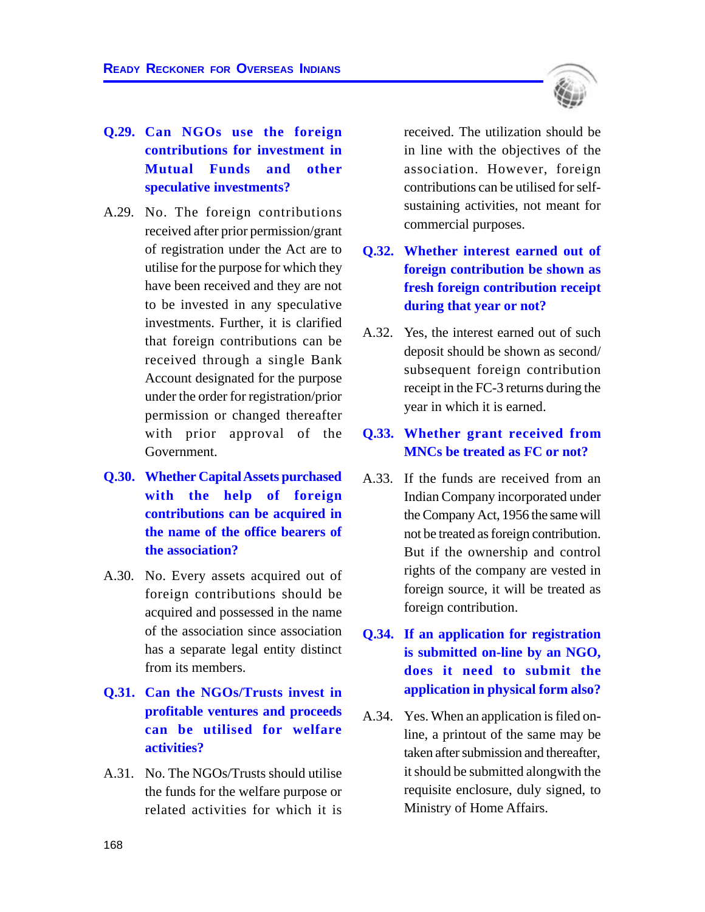**Q.29. Can NGOs use the foreign contributions for investment in Mutual Funds and other speculative investments?**

A.29. No. The foreign contributions received after prior permission/grant of registration under the Act are to utilise for the purpose for which they have been received and they are not to be invested in any speculative investments. Further, it is clarified that foreign contributions can be received through a single Bank Account designated for the purpose under the order for registration/prior permission or changed thereafter with prior approval of the Government.

**Q.30. Whether Capital Assets purchased with the help of foreign contributions can be acquired in the name of the office bearers of the association?**

A.30. No. Every assets acquired out of foreign contributions should be acquired and possessed in the name of the association since association has a separate legal entity distinct from its members.

**Q.31. Can the NGOs/Trusts invest in profitable ventures and proceeds can be utilised for welfare activities?**

A.31. No. The NGOs/Trusts should utilise the funds for the welfare purpose or related activities for which it is received. The utilization should be in line with the objectives of the association. However, foreign contributions can be utilised for self-sustaining activities, not meant for commercial purposes.

**Q.32. Whether interest earned out of foreign contribution be shown as fresh foreign contribution receipt during that year or not?**

A.32. Yes, the interest earned out of such deposit should be shown as second/ subsequent foreign contribution receipt in the FC-3 returns during the year in which it is earned.

**Q.33. Whether grant received from MNCs be treated as FC or not?**

A.33. If the funds are received from an Indian Company incorporated under the Company Act, 1956 the same will not be treated as foreign contribution. But if the ownership and control rights of the company are vested in foreign source, it will be treated as foreign contribution.

**Q.34. If an application for registration is submitted on-line by an NGO, does it need to submit the application in physical form also?**

A.34. Yes. When an application is filed on-line, a printout of the same may be taken after submission and thereafter, it should be submitted alongwith the requisite enclosure, duly signed, to Ministry of Home Affairs.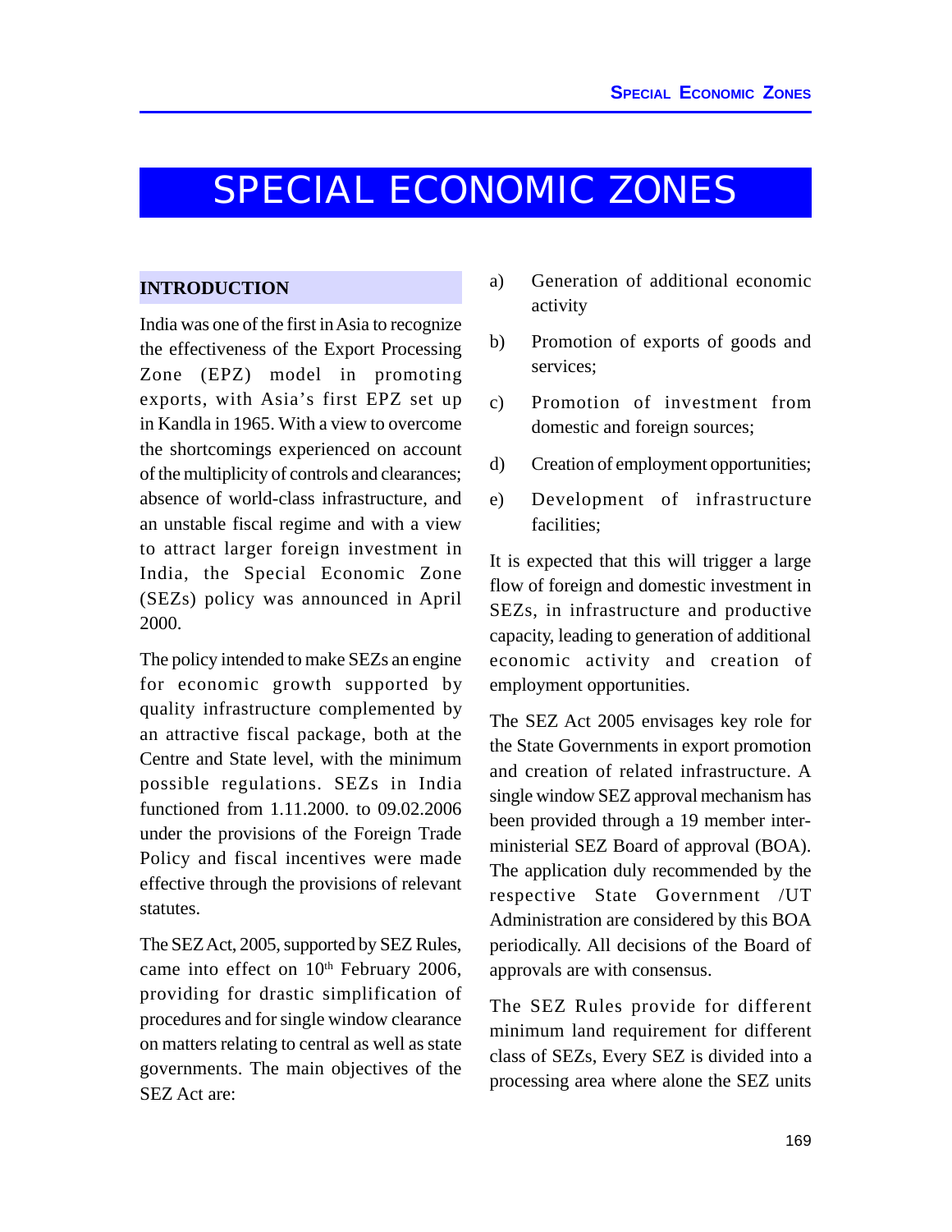# SPECIAL ECONOMIC ZONES

## INTRODUCTION

India was one of the first in Asia to recognize the effectiveness of the Export Processing Zone (EPZ) model in promoting exports, with Asia's first EPZ set up in Kandla in 1965. With a view to overcome the shortcomings experienced on account of the multiplicity of controls and clearances; absence of world-class infrastructure, and an unstable fiscal regime and with a view to attract larger foreign investment in India, the Special Economic Zone (SEZs) policy was announced in April 2000.

The policy intended to make SEZs an engine for economic growth supported by quality infrastructure complemented by an attractive fiscal package, both at the Centre and State level, with the minimum possible regulations. SEZs in India functioned from 1.11.2000. to 09.02.2006 under the provisions of the Foreign Trade Policy and fiscal incentives were made effective through the provisions of relevant statutes.

The SEZ Act, 2005, supported by SEZ Rules, came into effect on 10th February 2006, providing for drastic simplification of procedures and for single window clearance on matters relating to central as well as state governments. The main objectives of the SEZ Act are:

a) Generation of additional economic activity

b) Promotion of exports of goods and services;

c) Promotion of investment from domestic and foreign sources;

d) Creation of employment opportunities;

e) Development of infrastructure facilities;

It is expected that this will trigger a large flow of foreign and domestic investment in SEZs, in infrastructure and productive capacity, leading to generation of additional economic activity and creation of employment opportunities.

The SEZ Act 2005 envisages key role for the State Governments in export promotion and creation of related infrastructure. A single window SEZ approval mechanism has been provided through a 19 member inter-ministerial SEZ Board of approval (BOA). The application duly recommended by the respective State Government /UT Administration are considered by this BOA periodically. All decisions of the Board of approvals are with consensus.

The SEZ Rules provide for different minimum land requirement for different class of SEZs, Every SEZ is divided into a processing area where alone the SEZ units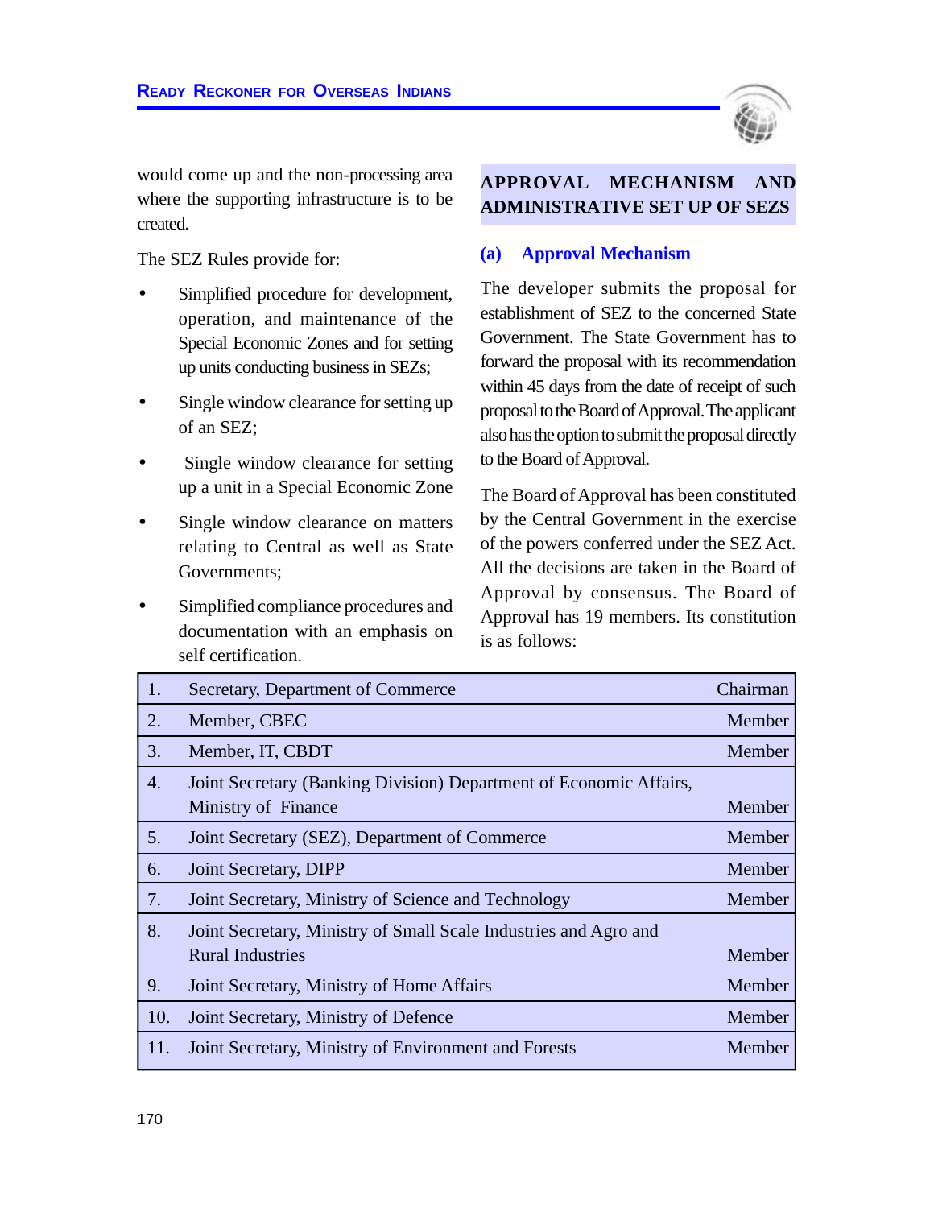would come up and the non-processing area where the supporting infrastructure is to be created.

The SEZ Rules provide for:

- Simplified procedure for development, operation, and maintenance of the Special Economic Zones and for setting up units conducting business in SEZs;
- Single window clearance for setting up of an SEZ;
- Single window clearance for setting up a unit in a Special Economic Zone
- Single window clearance on matters relating to Central as well as State Governments;
- Simplified compliance procedures and documentation with an emphasis on self certification.

## APPROVAL MECHANISM AND ADMINISTRATIVE SET UP OF SEZS

### (a) Approval Mechanism

The developer submits the proposal for establishment of SEZ to the concerned State Government. The State Government has to forward the proposal with its recommendation within 45 days from the date of receipt of such proposal to the Board of Approval. The applicant also has the option to submit the proposal directly to the Board of Approval.

The Board of Approval has been constituted by the Central Government in the exercise of the powers conferred under the SEZ Act. All the decisions are taken in the Board of Approval by consensus. The Board of Approval has 19 members. Its constitution is as follows:

| | | |
|---|---|---|
| 1. | Secretary, Department of Commerce | Chairman |
| 2. | Member, CBEC | Member |
| 3. | Member, IT, CBDT | Member |
| 4. | Joint Secretary (Banking Division) Department of Economic Affairs, Ministry of Finance | Member |
| 5. | Joint Secretary (SEZ), Department of Commerce | Member |
| 6. | Joint Secretary, DIPP | Member |
| 7. | Joint Secretary, Ministry of Science and Technology | Member |
| 8. | Joint Secretary, Ministry of Small Scale Industries and Agro and Rural Industries | Member |
| 9. | Joint Secretary, Ministry of Home Affairs | Member |
| 10. | Joint Secretary, Ministry of Defence | Member |
| 11. | Joint Secretary, Ministry of Environment and Forests | Member |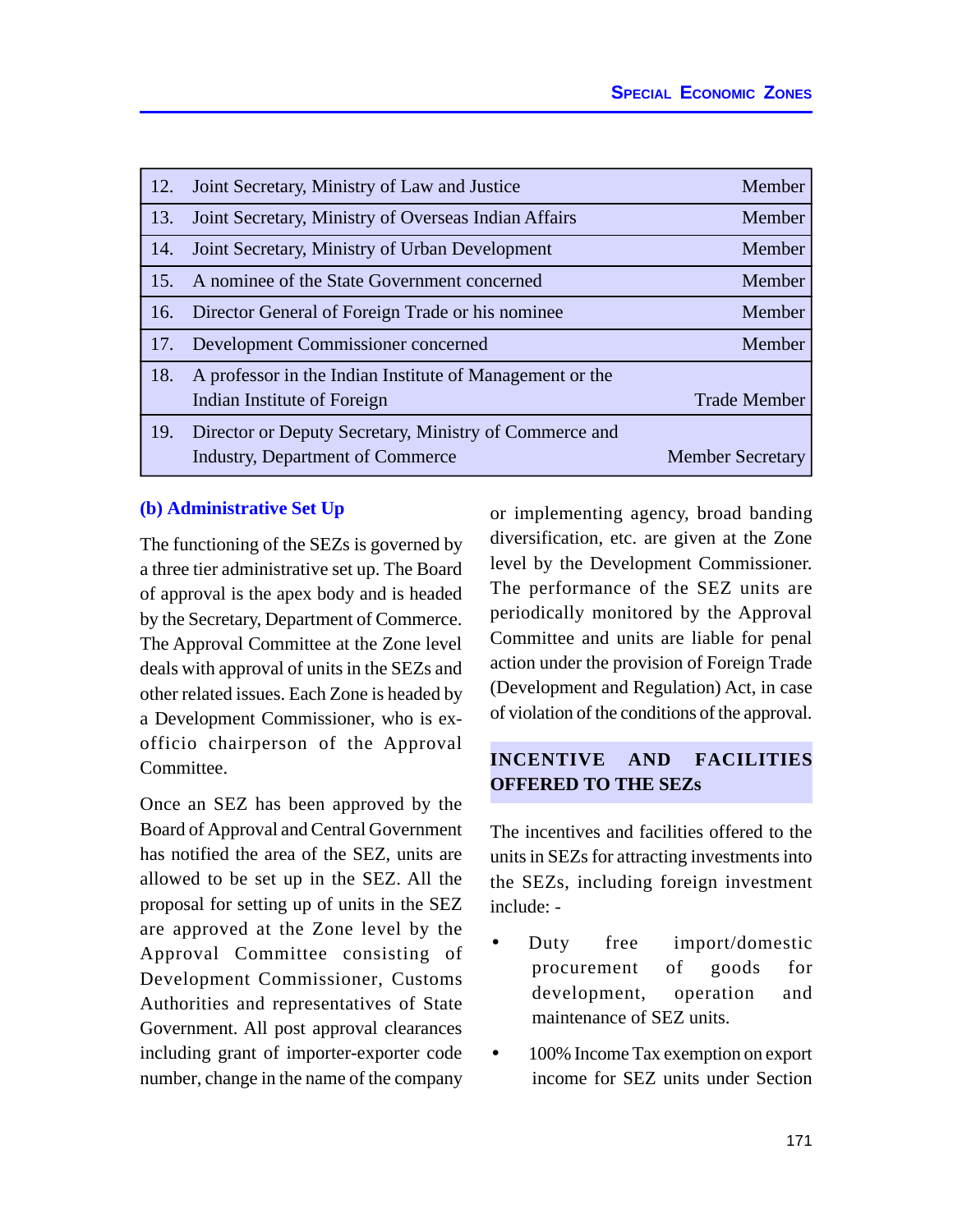| | | |
|---|---|---|
| 12. | Joint Secretary, Ministry of Law and Justice | Member |
| 13. | Joint Secretary, Ministry of Overseas Indian Affairs | Member |
| 14. | Joint Secretary, Ministry of Urban Development | Member |
| 15. | A nominee of the State Government concerned | Member |
| 16. | Director General of Foreign Trade or his nominee | Member |
| 17. | Development Commissioner concerned | Member |
| 18. | A professor in the Indian Institute of Management or the Indian Institute of Foreign | Trade Member |
| 19. | Director or Deputy Secretary, Ministry of Commerce and Industry, Department of Commerce | Member Secretary |

### (b) Administrative Set Up

The functioning of the SEZs is governed by a three tier administrative set up. The Board of approval is the apex body and is headed by the Secretary, Department of Commerce. The Approval Committee at the Zone level deals with approval of units in the SEZs and other related issues. Each Zone is headed by a Development Commissioner, who is ex-officio chairperson of the Approval Committee.

Once an SEZ has been approved by the Board of Approval and Central Government has notified the area of the SEZ, units are allowed to be set up in the SEZ. All the proposal for setting up of units in the SEZ are approved at the Zone level by the Approval Committee consisting of Development Commissioner, Customs Authorities and representatives of State Government. All post approval clearances including grant of importer-exporter code number, change in the name of the company or implementing agency, broad banding diversification, etc. are given at the Zone level by the Development Commissioner. The performance of the SEZ units are periodically monitored by the Approval Committee and units are liable for penal action under the provision of Foreign Trade (Development and Regulation) Act, in case of violation of the conditions of the approval.

## INCENTIVE AND FACILITIES OFFERED TO THE SEZs

The incentives and facilities offered to the units in SEZs for attracting investments into the SEZs, including foreign investment include: -

- Duty free import/domestic procurement of goods for development, operation and maintenance of SEZ units.
- 100% Income Tax exemption on export income for SEZ units under Section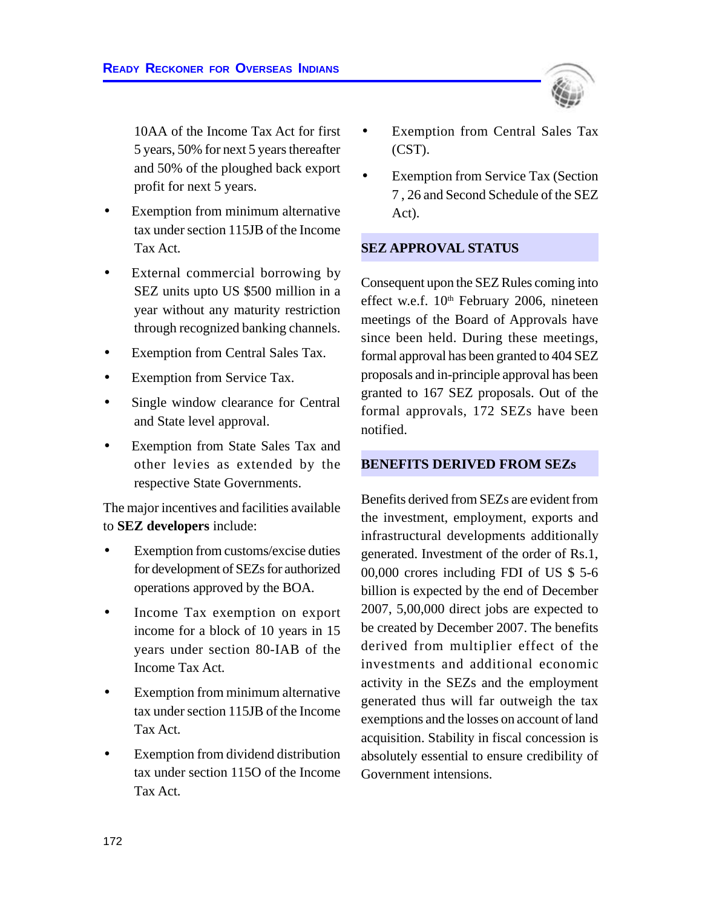10AA of the Income Tax Act for first 5 years, 50% for next 5 years thereafter and 50% of the ploughed back export profit for next 5 years.

- Exemption from minimum alternative tax under section 115JB of the Income Tax Act.
- External commercial borrowing by SEZ units upto US $500 million in a year without any maturity restriction through recognized banking channels.
- Exemption from Central Sales Tax.
- Exemption from Service Tax.
- Single window clearance for Central and State level approval.
- Exemption from State Sales Tax and other levies as extended by the respective State Governments.

The major incentives and facilities available to **SEZ developers** include:

- Exemption from customs/excise duties for development of SEZs for authorized operations approved by the BOA.
- Income Tax exemption on export income for a block of 10 years in 15 years under section 80-IAB of the Income Tax Act.
- Exemption from minimum alternative tax under section 115JB of the Income Tax Act.
- Exemption from dividend distribution tax under section 115O of the Income Tax Act.
- Exemption from Central Sales Tax (CST).
- Exemption from Service Tax (Section 7 , 26 and Second Schedule of the SEZ Act).

## SEZ APPROVAL STATUS

Consequent upon the SEZ Rules coming into effect w.e.f. 10th February 2006, nineteen meetings of the Board of Approvals have since been held. During these meetings, formal approval has been granted to 404 SEZ proposals and in-principle approval has been granted to 167 SEZ proposals. Out of the formal approvals, 172 SEZs have been notified.

## BENEFITS DERIVED FROM SEZs

Benefits derived from SEZs are evident from the investment, employment, exports and infrastructural developments additionally generated. Investment of the order of Rs.1, 00,000 crores including FDI of US $ 5-6 billion is expected by the end of December 2007, 5,00,000 direct jobs are expected to be created by December 2007. The benefits derived from multiplier effect of the investments and additional economic activity in the SEZs and the employment generated thus will far outweigh the tax exemptions and the losses on account of land acquisition. Stability in fiscal concession is absolutely essential to ensure credibility of Government intensions.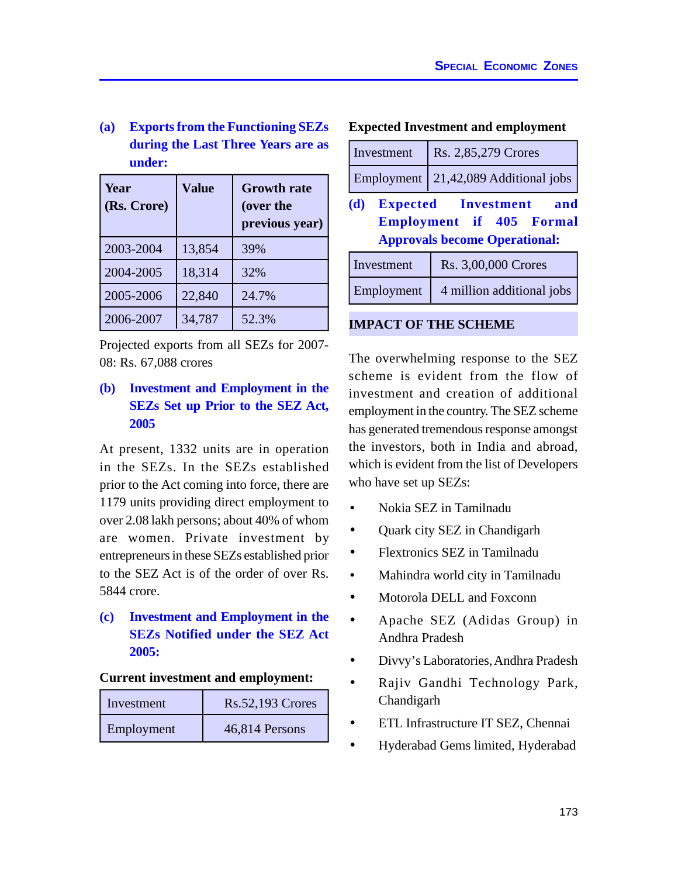**(a) Exports from the Functioning SEZs during the Last Three Years are as under:**

| Year (Rs. Crore) | Value | Growth rate (over the previous year) |
|---|---|---|
| 2003-2004 | 13,854 | 39% |
| 2004-2005 | 18,314 | 32% |
| 2005-2006 | 22,840 | 24.7% |
| 2006-2007 | 34,787 | 52.3% |

Projected exports from all SEZs for 2007-08: Rs. 67,088 crores

**(b) Investment and Employment in the SEZs Set up Prior to the SEZ Act, 2005**

At present, 1332 units are in operation in the SEZs. In the SEZs established prior to the Act coming into force, there are 1179 units providing direct employment to over 2.08 lakh persons; about 40% of whom are women. Private investment by entrepreneurs in these SEZs established prior to the SEZ Act is of the order of over Rs. 5844 crore.

**(c) Investment and Employment in the SEZs Notified under the SEZ Act 2005:**

**Current investment and employment:**

| Investment | Rs.52,193 Crores |
|---|---|
| Employment | 46,814 Persons |

**Expected Investment and employment**

| Investment | Rs. 2,85,279 Crores |
|---|---|
| Employment | 21,42,089 Additional jobs |

**(d) Expected Investment and Employment if 405 Formal Approvals become Operational:**

| Investment | Rs. 3,00,000 Crores |
|---|---|
| Employment | 4 million additional jobs |

## IMPACT OF THE SCHEME

The overwhelming response to the SEZ scheme is evident from the flow of investment and creation of additional employment in the country. The SEZ scheme has generated tremendous response amongst the investors, both in India and abroad, which is evident from the list of Developers who have set up SEZs:

- Nokia SEZ in Tamilnadu
- Quark city SEZ in Chandigarh
- Flextronics SEZ in Tamilnadu
- Mahindra world city in Tamilnadu
- Motorola DELL and Foxconn
- Apache SEZ (Adidas Group) in Andhra Pradesh
- Divvy's Laboratories, Andhra Pradesh
- Rajiv Gandhi Technology Park, Chandigarh
- ETL Infrastructure IT SEZ, Chennai
- Hyderabad Gems limited, Hyderabad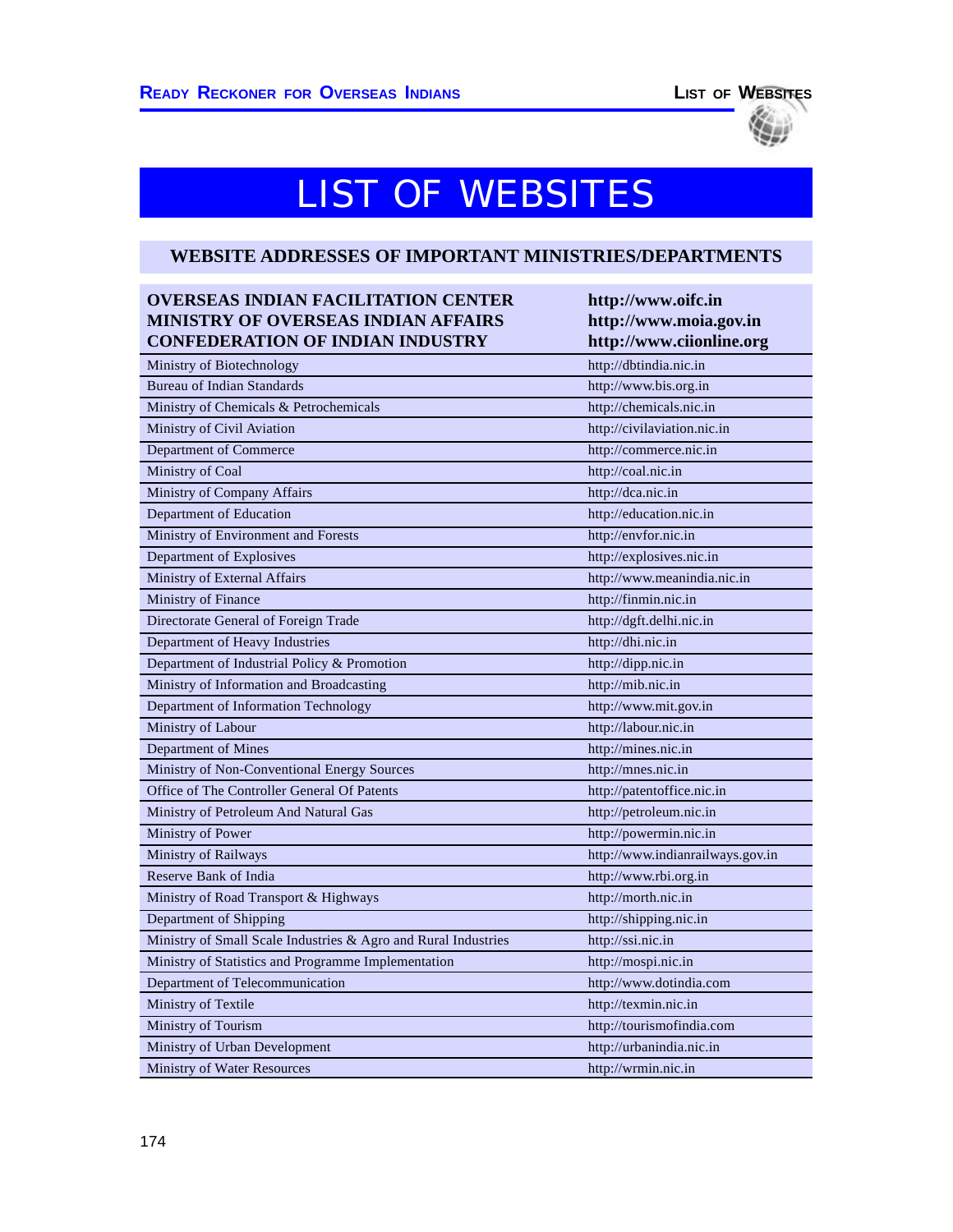# LIST OF WEBSITES

## WEBSITE ADDRESSES OF IMPORTANT MINISTRIES/DEPARTMENTS

| **OVERSEAS INDIAN FACILITATION CENTER**<br>**MINISTRY OF OVERSEAS INDIAN AFFAIRS**<br>**CONFEDERATION OF INDIAN INDUSTRY** | **http://www.oifc.in**<br>**http://www.moia.gov.in**<br>**http://www.ciionline.org** |
|---|---|
| Ministry of Biotechnology | http://dbtindia.nic.in |
| Bureau of Indian Standards | http://www.bis.org.in |
| Ministry of Chemicals & Petrochemicals | http://chemicals.nic.in |
| Ministry of Civil Aviation | http://civilaviation.nic.in |
| Department of Commerce | http://commerce.nic.in |
| Ministry of Coal | http://coal.nic.in |
| Ministry of Company Affairs | http://dca.nic.in |
| Department of Education | http://education.nic.in |
| Ministry of Environment and Forests | http://envfor.nic.in |
| Department of Explosives | http://explosives.nic.in |
| Ministry of External Affairs | http://www.meanindia.nic.in |
| Ministry of Finance | http://finmin.nic.in |
| Directorate General of Foreign Trade | http://dgft.delhi.nic.in |
| Department of Heavy Industries | http://dhi.nic.in |
| Department of Industrial Policy & Promotion | http://dipp.nic.in |
| Ministry of Information and Broadcasting | http://mib.nic.in |
| Department of Information Technology | http://www.mit.gov.in |
| Ministry of Labour | http://labour.nic.in |
| Department of Mines | http://mines.nic.in |
| Ministry of Non-Conventional Energy Sources | http://mnes.nic.in |
| Office of The Controller General Of Patents | http://patentoffice.nic.in |
| Ministry of Petroleum And Natural Gas | http://petroleum.nic.in |
| Ministry of Power | http://powermin.nic.in |
| Ministry of Railways | http://www.indianrailways.gov.in |
| Reserve Bank of India | http://www.rbi.org.in |
| Ministry of Road Transport & Highways | http://morth.nic.in |
| Department of Shipping | http://shipping.nic.in |
| Ministry of Small Scale Industries & Agro and Rural Industries | http://ssi.nic.in |
| Ministry of Statistics and Programme Implementation | http://mospi.nic.in |
| Department of Telecommunication | http://www.dotindia.com |
| Ministry of Textile | http://texmin.nic.in |
| Ministry of Tourism | http://tourismofindia.com |
| Ministry of Urban Development | http://urbanindia.nic.in |
| Ministry of Water Resources | http://wrmin.nic.in |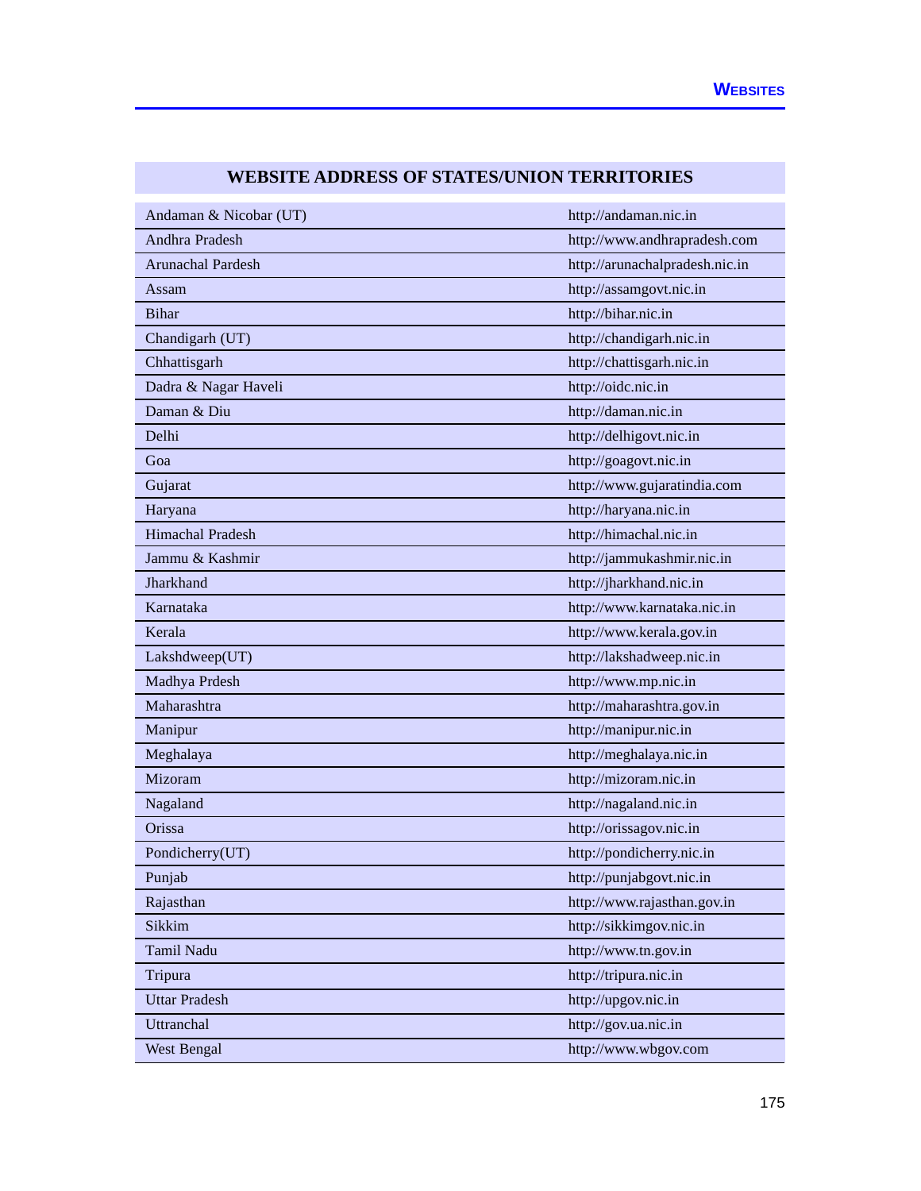## WEBSITE ADDRESS OF STATES/UNION TERRITORIES

| State/UT | Website |
|---|---|
| Andaman & Nicobar (UT) | http://andaman.nic.in |
| Andhra Pradesh | http://www.andhrapradesh.com |
| Arunachal Pardesh | http://arunachalpradesh.nic.in |
| Assam | http://assamgovt.nic.in |
| Bihar | http://bihar.nic.in |
| Chandigarh (UT) | http://chandigarh.nic.in |
| Chhattisgarh | http://chattisgarh.nic.in |
| Dadra & Nagar Haveli | http://oidc.nic.in |
| Daman & Diu | http://daman.nic.in |
| Delhi | http://delhigovt.nic.in |
| Goa | http://goagovt.nic.in |
| Gujarat | http://www.gujaratindia.com |
| Haryana | http://haryana.nic.in |
| Himachal Pradesh | http://himachal.nic.in |
| Jammu & Kashmir | http://jammukashmir.nic.in |
| Jharkhand | http://jharkhand.nic.in |
| Karnataka | http://www.karnataka.nic.in |
| Kerala | http://www.kerala.gov.in |
| Lakshdweep(UT) | http://lakshadweep.nic.in |
| Madhya Prdesh | http://www.mp.nic.in |
| Maharashtra | http://maharashtra.gov.in |
| Manipur | http://manipur.nic.in |
| Meghalaya | http://meghalaya.nic.in |
| Mizoram | http://mizoram.nic.in |
| Nagaland | http://nagaland.nic.in |
| Orissa | http://orissagov.nic.in |
| Pondicherry(UT) | http://pondicherry.nic.in |
| Punjab | http://punjabgovt.nic.in |
| Rajasthan | http://www.rajasthan.gov.in |
| Sikkim | http://sikkimgov.nic.in |
| Tamil Nadu | http://www.tn.gov.in |
| Tripura | http://tripura.nic.in |
| Uttar Pradesh | http://upgov.nic.in |
| Uttranchal | http://gov.ua.nic.in |
| West Bengal | http://www.wbgov.com |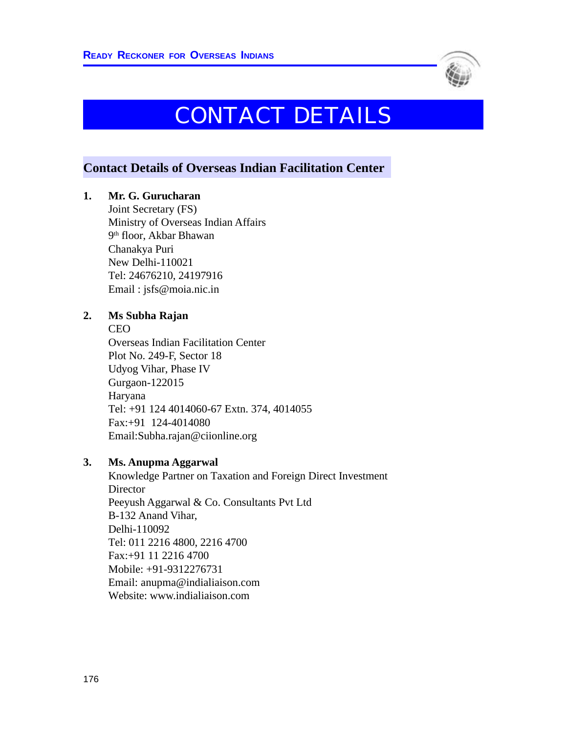# CONTACT DETAILS

## Contact Details of Overseas Indian Facilitation Center

1. **Mr. G. Gurucharan**
   Joint Secretary (FS)
   Ministry of Overseas Indian Affairs
   9th floor, Akbar Bhawan
   Chanakya Puri
   New Delhi-110021
   Tel: 24676210, 24197916
   Email : jsfs@moia.nic.in

2. **Ms Subha Rajan**
   CEO
   Overseas Indian Facilitation Center
   Plot No. 249-F, Sector 18
   Udyog Vihar, Phase IV
   Gurgaon-122015
   Haryana
   Tel: +91 124 4014060-67 Extn. 374, 4014055
   Fax:+91 124-4014080
   Email:Subha.rajan@ciionline.org

3. **Ms. Anupma Aggarwal**
   Knowledge Partner on Taxation and Foreign Direct Investment
   Director
   Peeyush Aggarwal & Co. Consultants Pvt Ltd
   B-132 Anand Vihar,
   Delhi-110092
   Tel: 011 2216 4800, 2216 4700
   Fax:+91 11 2216 4700
   Mobile: +91-9312276731
   Email: anupma@indialiaison.com
   Website: www.indialiaison.com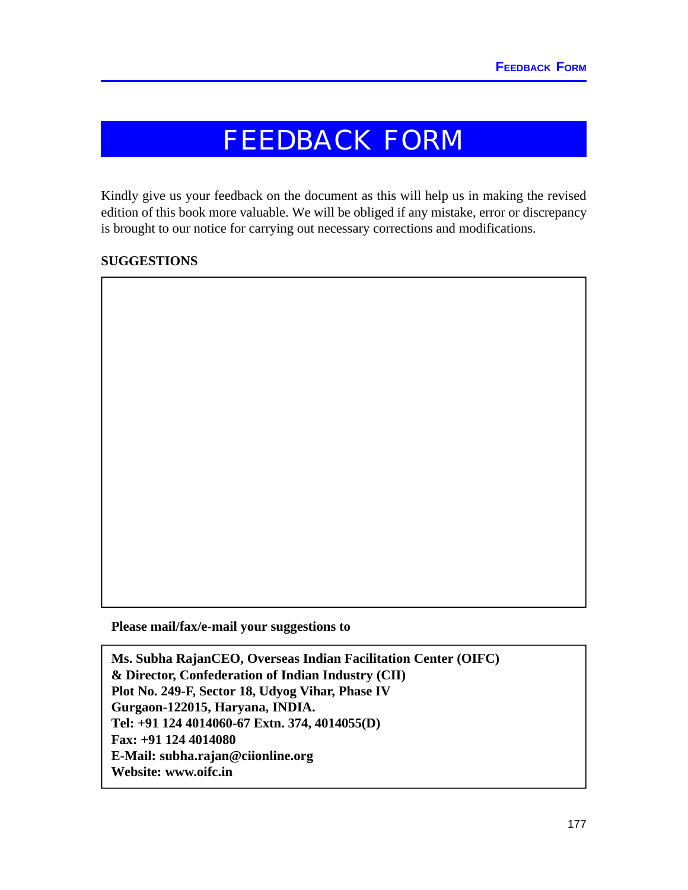# FEEDBACK FORM

Kindly give us your feedback on the document as this will help us in making the revised edition of this book more valuable. We will be obliged if any mistake, error or discrepancy is brought to our notice for carrying out necessary corrections and modifications.

**SUGGESTIONS**

**Please mail/fax/e-mail your suggestions to**

**Ms. Subha RajanCEO, Overseas Indian Facilitation Center (OIFC)**
**& Director, Confederation of Indian Industry (CII)**
**Plot No. 249-F, Sector 18, Udyog Vihar, Phase IV**
**Gurgaon-122015, Haryana, INDIA.**
**Tel: +91 124 4014060-67 Extn. 374, 4014055(D)**
**Fax: +91 124 4014080**
**E-Mail: subha.rajan@ciionline.org**
**Website: www.oifc.in**